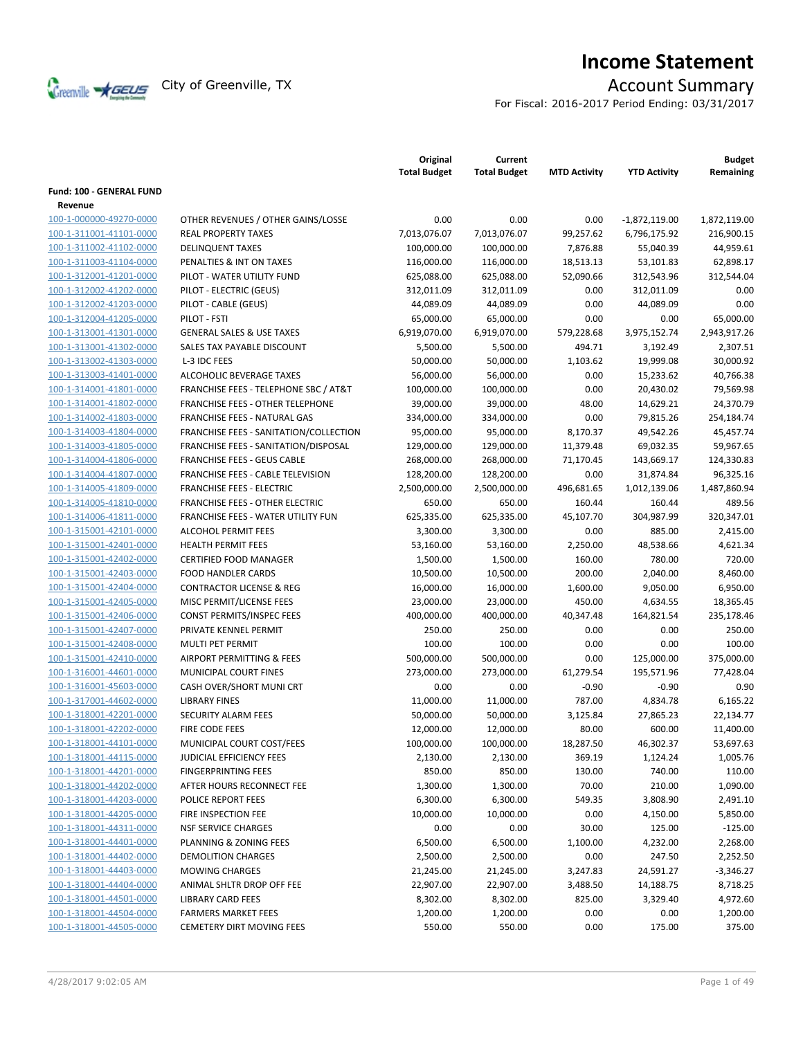# Income Statement

City of Greenville, TX

## Account Summary

For Fiscal: 2016-2017 Period Ending: 03/31/2017

| | | Original Total Budget | Current Total Budget | MTD Activity | YTD Activity | Budget Remaining |
|---|---|---|---|---|---|---|
| **Fund: 100 - GENERAL FUND** | | | | | | |
| **Revenue** | | | | | | |
| 100-1-000000-49270-0000 | OTHER REVENUES / OTHER GAINS/LOSSE | 0.00 | 0.00 | 0.00 | -1,872,119.00 | 1,872,119.00 |
| 100-1-311001-41101-0000 | REAL PROPERTY TAXES | 7,013,076.07 | 7,013,076.07 | 99,257.62 | 6,796,175.92 | 216,900.15 |
| 100-1-311002-41102-0000 | DELINQUENT TAXES | 100,000.00 | 100,000.00 | 7,876.88 | 55,040.39 | 44,959.61 |
| 100-1-311003-41104-0000 | PENALTIES & INT ON TAXES | 116,000.00 | 116,000.00 | 18,513.13 | 53,101.83 | 62,898.17 |
| 100-1-312001-41201-0000 | PILOT - WATER UTILITY FUND | 625,088.00 | 625,088.00 | 52,090.66 | 312,543.96 | 312,544.04 |
| 100-1-312002-41202-0000 | PILOT - ELECTRIC (GEUS) | 312,011.09 | 312,011.09 | 0.00 | 312,011.09 | 0.00 |
| 100-1-312002-41203-0000 | PILOT - CABLE (GEUS) | 44,089.09 | 44,089.09 | 0.00 | 44,089.09 | 0.00 |
| 100-1-312004-41205-0000 | PILOT - FSTI | 65,000.00 | 65,000.00 | 0.00 | 0.00 | 65,000.00 |
| 100-1-313001-41301-0000 | GENERAL SALES & USE TAXES | 6,919,070.00 | 6,919,070.00 | 579,228.68 | 3,975,152.74 | 2,943,917.26 |
| 100-1-313001-41302-0000 | SALES TAX PAYABLE DISCOUNT | 5,500.00 | 5,500.00 | 494.71 | 3,192.49 | 2,307.51 |
| 100-1-313002-41303-0000 | L-3 IDC FEES | 50,000.00 | 50,000.00 | 1,103.62 | 19,999.08 | 30,000.92 |
| 100-1-313003-41401-0000 | ALCOHOLIC BEVERAGE TAXES | 56,000.00 | 56,000.00 | 0.00 | 15,233.62 | 40,766.38 |
| 100-1-314001-41801-0000 | FRANCHISE FEES - TELEPHONE SBC / AT&T | 100,000.00 | 100,000.00 | 0.00 | 20,430.02 | 79,569.98 |
| 100-1-314001-41802-0000 | FRANCHISE FEES - OTHER TELEPHONE | 39,000.00 | 39,000.00 | 48.00 | 14,629.21 | 24,370.79 |
| 100-1-314002-41803-0000 | FRANCHISE FEES - NATURAL GAS | 334,000.00 | 334,000.00 | 0.00 | 79,815.26 | 254,184.74 |
| 100-1-314003-41804-0000 | FRANCHISE FEES - SANITATION/COLLECTION | 95,000.00 | 95,000.00 | 8,170.37 | 49,542.26 | 45,457.74 |
| 100-1-314003-41805-0000 | FRANCHISE FEES - SANITATION/DISPOSAL | 129,000.00 | 129,000.00 | 11,379.48 | 69,032.35 | 59,967.65 |
| 100-1-314004-41806-0000 | FRANCHISE FEES - GEUS CABLE | 268,000.00 | 268,000.00 | 71,170.45 | 143,669.17 | 124,330.83 |
| 100-1-314004-41807-0000 | FRANCHISE FEES - CABLE TELEVISION | 128,200.00 | 128,200.00 | 0.00 | 31,874.84 | 96,325.16 |
| 100-1-314005-41809-0000 | FRANCHISE FEES - ELECTRIC | 2,500,000.00 | 2,500,000.00 | 496,681.65 | 1,012,139.06 | 1,487,860.94 |
| 100-1-314005-41810-0000 | FRANCHISE FEES - OTHER ELECTRIC | 650.00 | 650.00 | 160.44 | 160.44 | 489.56 |
| 100-1-314006-41811-0000 | FRANCHISE FEES - WATER UTILITY FUN | 625,335.00 | 625,335.00 | 45,107.70 | 304,987.99 | 320,347.01 |
| 100-1-315001-42101-0000 | ALCOHOL PERMIT FEES | 3,300.00 | 3,300.00 | 0.00 | 885.00 | 2,415.00 |
| 100-1-315001-42401-0000 | HEALTH PERMIT FEES | 53,160.00 | 53,160.00 | 2,250.00 | 48,538.66 | 4,621.34 |
| 100-1-315001-42402-0000 | CERTIFIED FOOD MANAGER | 1,500.00 | 1,500.00 | 160.00 | 780.00 | 720.00 |
| 100-1-315001-42403-0000 | FOOD HANDLER CARDS | 10,500.00 | 10,500.00 | 200.00 | 2,040.00 | 8,460.00 |
| 100-1-315001-42404-0000 | CONTRACTOR LICENSE & REG | 16,000.00 | 16,000.00 | 1,600.00 | 9,050.00 | 6,950.00 |
| 100-1-315001-42405-0000 | MISC PERMIT/LICENSE FEES | 23,000.00 | 23,000.00 | 450.00 | 4,634.55 | 18,365.45 |
| 100-1-315001-42406-0000 | CONST PERMITS/INSPEC FEES | 400,000.00 | 400,000.00 | 40,347.48 | 164,821.54 | 235,178.46 |
| 100-1-315001-42407-0000 | PRIVATE KENNEL PERMIT | 250.00 | 250.00 | 0.00 | 0.00 | 250.00 |
| 100-1-315001-42408-0000 | MULTI PET PERMIT | 100.00 | 100.00 | 0.00 | 0.00 | 100.00 |
| 100-1-315001-42410-0000 | AIRPORT PERMITTING & FEES | 500,000.00 | 500,000.00 | 0.00 | 125,000.00 | 375,000.00 |
| 100-1-316001-44601-0000 | MUNICIPAL COURT FINES | 273,000.00 | 273,000.00 | 61,279.54 | 195,571.96 | 77,428.04 |
| 100-1-316001-45603-0000 | CASH OVER/SHORT MUNI CRT | 0.00 | 0.00 | -0.90 | -0.90 | 0.90 |
| 100-1-317001-44602-0000 | LIBRARY FINES | 11,000.00 | 11,000.00 | 787.00 | 4,834.78 | 6,165.22 |
| 100-1-318001-42201-0000 | SECURITY ALARM FEES | 50,000.00 | 50,000.00 | 3,125.84 | 27,865.23 | 22,134.77 |
| 100-1-318001-42202-0000 | FIRE CODE FEES | 12,000.00 | 12,000.00 | 80.00 | 600.00 | 11,400.00 |
| 100-1-318001-44101-0000 | MUNICIPAL COURT COST/FEES | 100,000.00 | 100,000.00 | 18,287.50 | 46,302.37 | 53,697.63 |
| 100-1-318001-44115-0000 | JUDICIAL EFFICIENCY FEES | 2,130.00 | 2,130.00 | 369.19 | 1,124.24 | 1,005.76 |
| 100-1-318001-44201-0000 | FINGERPRINTING FEES | 850.00 | 850.00 | 130.00 | 740.00 | 110.00 |
| 100-1-318001-44202-0000 | AFTER HOURS RECONNECT FEE | 1,300.00 | 1,300.00 | 70.00 | 210.00 | 1,090.00 |
| 100-1-318001-44203-0000 | POLICE REPORT FEES | 6,300.00 | 6,300.00 | 549.35 | 3,808.90 | 2,491.10 |
| 100-1-318001-44205-0000 | FIRE INSPECTION FEE | 10,000.00 | 10,000.00 | 0.00 | 4,150.00 | 5,850.00 |
| 100-1-318001-44311-0000 | NSF SERVICE CHARGES | 0.00 | 0.00 | 30.00 | 125.00 | -125.00 |
| 100-1-318001-44401-0000 | PLANNING & ZONING FEES | 6,500.00 | 6,500.00 | 1,100.00 | 4,232.00 | 2,268.00 |
| 100-1-318001-44402-0000 | DEMOLITION CHARGES | 2,500.00 | 2,500.00 | 0.00 | 247.50 | 2,252.50 |
| 100-1-318001-44403-0000 | MOWING CHARGES | 21,245.00 | 21,245.00 | 3,247.83 | 24,591.27 | -3,346.27 |
| 100-1-318001-44404-0000 | ANIMAL SHLTR DROP OFF FEE | 22,907.00 | 22,907.00 | 3,488.50 | 14,188.75 | 8,718.25 |
| 100-1-318001-44501-0000 | LIBRARY CARD FEES | 8,302.00 | 8,302.00 | 825.00 | 3,329.40 | 4,972.60 |
| 100-1-318001-44504-0000 | FARMERS MARKET FEES | 1,200.00 | 1,200.00 | 0.00 | 0.00 | 1,200.00 |
| 100-1-318001-44505-0000 | CEMETERY DIRT MOVING FEES | 550.00 | 550.00 | 0.00 | 175.00 | 375.00 |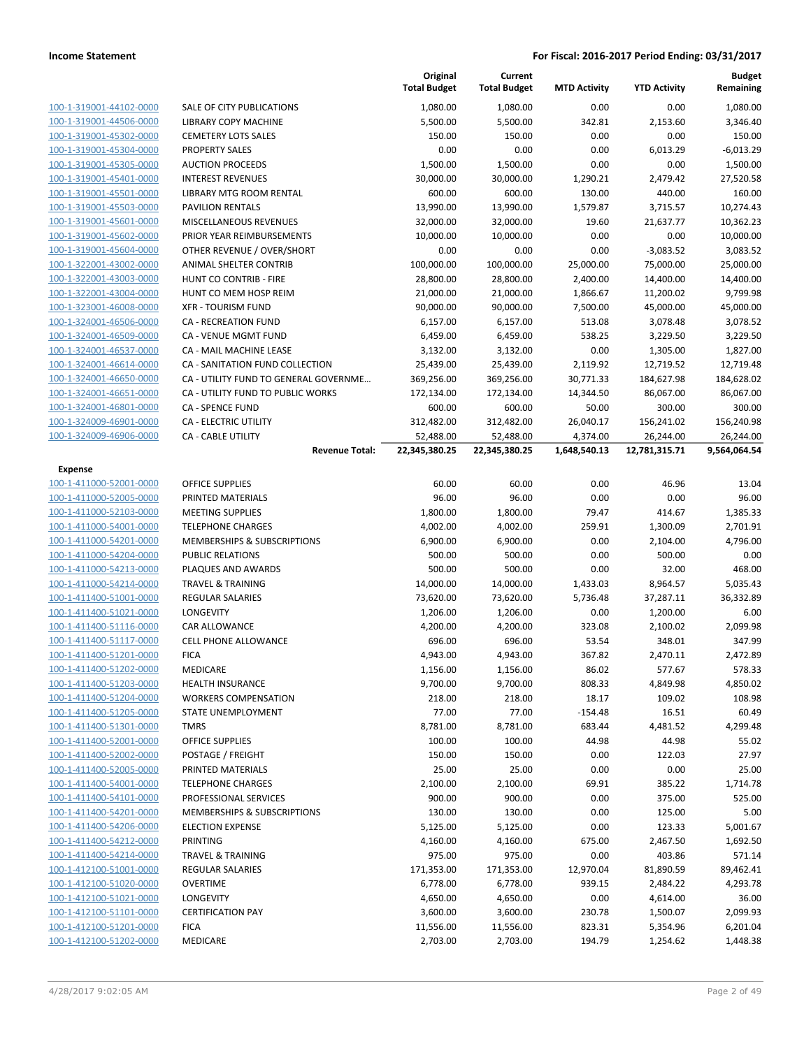|  |  | Original Total Budget | Current Total Budget | MTD Activity | YTD Activity | Budget Remaining |
|---|---|---|---|---|---|---|
| 100-1-319001-44102-0000 | SALE OF CITY PUBLICATIONS | 1,080.00 | 1,080.00 | 0.00 | 0.00 | 1,080.00 |
| 100-1-319001-44506-0000 | LIBRARY COPY MACHINE | 5,500.00 | 5,500.00 | 342.81 | 2,153.60 | 3,346.40 |
| 100-1-319001-45302-0000 | CEMETERY LOTS SALES | 150.00 | 150.00 | 0.00 | 0.00 | 150.00 |
| 100-1-319001-45304-0000 | PROPERTY SALES | 0.00 | 0.00 | 0.00 | 6,013.29 | -6,013.29 |
| 100-1-319001-45305-0000 | AUCTION PROCEEDS | 1,500.00 | 1,500.00 | 0.00 | 0.00 | 1,500.00 |
| 100-1-319001-45401-0000 | INTEREST REVENUES | 30,000.00 | 30,000.00 | 1,290.21 | 2,479.42 | 27,520.58 |
| 100-1-319001-45501-0000 | LIBRARY MTG ROOM RENTAL | 600.00 | 600.00 | 130.00 | 440.00 | 160.00 |
| 100-1-319001-45503-0000 | PAVILION RENTALS | 13,990.00 | 13,990.00 | 1,579.87 | 3,715.57 | 10,274.43 |
| 100-1-319001-45601-0000 | MISCELLANEOUS REVENUES | 32,000.00 | 32,000.00 | 19.60 | 21,637.77 | 10,362.23 |
| 100-1-319001-45602-0000 | PRIOR YEAR REIMBURSEMENTS | 10,000.00 | 10,000.00 | 0.00 | 0.00 | 10,000.00 |
| 100-1-319001-45604-0000 | OTHER REVENUE / OVER/SHORT | 0.00 | 0.00 | 0.00 | -3,083.52 | 3,083.52 |
| 100-1-322001-43002-0000 | ANIMAL SHELTER CONTRIB | 100,000.00 | 100,000.00 | 25,000.00 | 75,000.00 | 25,000.00 |
| 100-1-322001-43003-0000 | HUNT CO CONTRIB - FIRE | 28,800.00 | 28,800.00 | 2,400.00 | 14,400.00 | 14,400.00 |
| 100-1-322001-43004-0000 | HUNT CO MEM HOSP REIM | 21,000.00 | 21,000.00 | 1,866.67 | 11,200.02 | 9,799.98 |
| 100-1-323001-46008-0000 | XFR - TOURISM FUND | 90,000.00 | 90,000.00 | 7,500.00 | 45,000.00 | 45,000.00 |
| 100-1-324001-46506-0000 | CA - RECREATION FUND | 6,157.00 | 6,157.00 | 513.08 | 3,078.48 | 3,078.52 |
| 100-1-324001-46509-0000 | CA - VENUE MGMT FUND | 6,459.00 | 6,459.00 | 538.25 | 3,229.50 | 3,229.50 |
| 100-1-324001-46537-0000 | CA - MAIL MACHINE LEASE | 3,132.00 | 3,132.00 | 0.00 | 1,305.00 | 1,827.00 |
| 100-1-324001-46614-0000 | CA - SANITATION FUND COLLECTION | 25,439.00 | 25,439.00 | 2,119.92 | 12,719.52 | 12,719.48 |
| 100-1-324001-46650-0000 | CA - UTILITY FUND TO GENERAL GOVERNME... | 369,256.00 | 369,256.00 | 30,771.33 | 184,627.98 | 184,628.02 |
| 100-1-324001-46651-0000 | CA - UTILITY FUND TO PUBLIC WORKS | 172,134.00 | 172,134.00 | 14,344.50 | 86,067.00 | 86,067.00 |
| 100-1-324001-46801-0000 | CA - SPENCE FUND | 600.00 | 600.00 | 50.00 | 300.00 | 300.00 |
| 100-1-324009-46901-0000 | CA - ELECTRIC UTILITY | 312,482.00 | 312,482.00 | 26,040.17 | 156,241.02 | 156,240.98 |
| 100-1-324009-46906-0000 | CA - CABLE UTILITY | 52,488.00 | 52,488.00 | 4,374.00 | 26,244.00 | 26,244.00 |
|  | **Revenue Total:** | **22,345,380.25** | **22,345,380.25** | **1,648,540.13** | **12,781,315.71** | **9,564,064.54** |
| **Expense** |  |  |  |  |  |  |
| 100-1-411000-52001-0000 | OFFICE SUPPLIES | 60.00 | 60.00 | 0.00 | 46.96 | 13.04 |
| 100-1-411000-52005-0000 | PRINTED MATERIALS | 96.00 | 96.00 | 0.00 | 0.00 | 96.00 |
| 100-1-411000-52103-0000 | MEETING SUPPLIES | 1,800.00 | 1,800.00 | 79.47 | 414.67 | 1,385.33 |
| 100-1-411000-54001-0000 | TELEPHONE CHARGES | 4,002.00 | 4,002.00 | 259.91 | 1,300.09 | 2,701.91 |
| 100-1-411000-54201-0000 | MEMBERSHIPS & SUBSCRIPTIONS | 6,900.00 | 6,900.00 | 0.00 | 2,104.00 | 4,796.00 |
| 100-1-411000-54204-0000 | PUBLIC RELATIONS | 500.00 | 500.00 | 0.00 | 500.00 | 0.00 |
| 100-1-411000-54213-0000 | PLAQUES AND AWARDS | 500.00 | 500.00 | 0.00 | 32.00 | 468.00 |
| 100-1-411000-54214-0000 | TRAVEL & TRAINING | 14,000.00 | 14,000.00 | 1,433.03 | 8,964.57 | 5,035.43 |
| 100-1-411400-51001-0000 | REGULAR SALARIES | 73,620.00 | 73,620.00 | 5,736.48 | 37,287.11 | 36,332.89 |
| 100-1-411400-51021-0000 | LONGEVITY | 1,206.00 | 1,206.00 | 0.00 | 1,200.00 | 6.00 |
| 100-1-411400-51116-0000 | CAR ALLOWANCE | 4,200.00 | 4,200.00 | 323.08 | 2,100.02 | 2,099.98 |
| 100-1-411400-51117-0000 | CELL PHONE ALLOWANCE | 696.00 | 696.00 | 53.54 | 348.01 | 347.99 |
| 100-1-411400-51201-0000 | FICA | 4,943.00 | 4,943.00 | 367.82 | 2,470.11 | 2,472.89 |
| 100-1-411400-51202-0000 | MEDICARE | 1,156.00 | 1,156.00 | 86.02 | 577.67 | 578.33 |
| 100-1-411400-51203-0000 | HEALTH INSURANCE | 9,700.00 | 9,700.00 | 808.33 | 4,849.98 | 4,850.02 |
| 100-1-411400-51204-0000 | WORKERS COMPENSATION | 218.00 | 218.00 | 18.17 | 109.02 | 108.98 |
| 100-1-411400-51205-0000 | STATE UNEMPLOYMENT | 77.00 | 77.00 | -154.48 | 16.51 | 60.49 |
| 100-1-411400-51301-0000 | TMRS | 8,781.00 | 8,781.00 | 683.44 | 4,481.52 | 4,299.48 |
| 100-1-411400-52001-0000 | OFFICE SUPPLIES | 100.00 | 100.00 | 44.98 | 44.98 | 55.02 |
| 100-1-411400-52002-0000 | POSTAGE / FREIGHT | 150.00 | 150.00 | 0.00 | 122.03 | 27.97 |
| 100-1-411400-52005-0000 | PRINTED MATERIALS | 25.00 | 25.00 | 0.00 | 0.00 | 25.00 |
| 100-1-411400-54001-0000 | TELEPHONE CHARGES | 2,100.00 | 2,100.00 | 69.91 | 385.22 | 1,714.78 |
| 100-1-411400-54101-0000 | PROFESSIONAL SERVICES | 900.00 | 900.00 | 0.00 | 375.00 | 525.00 |
| 100-1-411400-54201-0000 | MEMBERSHIPS & SUBSCRIPTIONS | 130.00 | 130.00 | 0.00 | 125.00 | 5.00 |
| 100-1-411400-54206-0000 | ELECTION EXPENSE | 5,125.00 | 5,125.00 | 0.00 | 123.33 | 5,001.67 |
| 100-1-411400-54212-0000 | PRINTING | 4,160.00 | 4,160.00 | 675.00 | 2,467.50 | 1,692.50 |
| 100-1-411400-54214-0000 | TRAVEL & TRAINING | 975.00 | 975.00 | 0.00 | 403.86 | 571.14 |
| 100-1-412100-51001-0000 | REGULAR SALARIES | 171,353.00 | 171,353.00 | 12,970.04 | 81,890.59 | 89,462.41 |
| 100-1-412100-51020-0000 | OVERTIME | 6,778.00 | 6,778.00 | 939.15 | 2,484.22 | 4,293.78 |
| 100-1-412100-51021-0000 | LONGEVITY | 4,650.00 | 4,650.00 | 0.00 | 4,614.00 | 36.00 |
| 100-1-412100-51101-0000 | CERTIFICATION PAY | 3,600.00 | 3,600.00 | 230.78 | 1,500.07 | 2,099.93 |
| 100-1-412100-51201-0000 | FICA | 11,556.00 | 11,556.00 | 823.31 | 5,354.96 | 6,201.04 |
| 100-1-412100-51202-0000 | MEDICARE | 2,703.00 | 2,703.00 | 194.79 | 1,254.62 | 1,448.38 |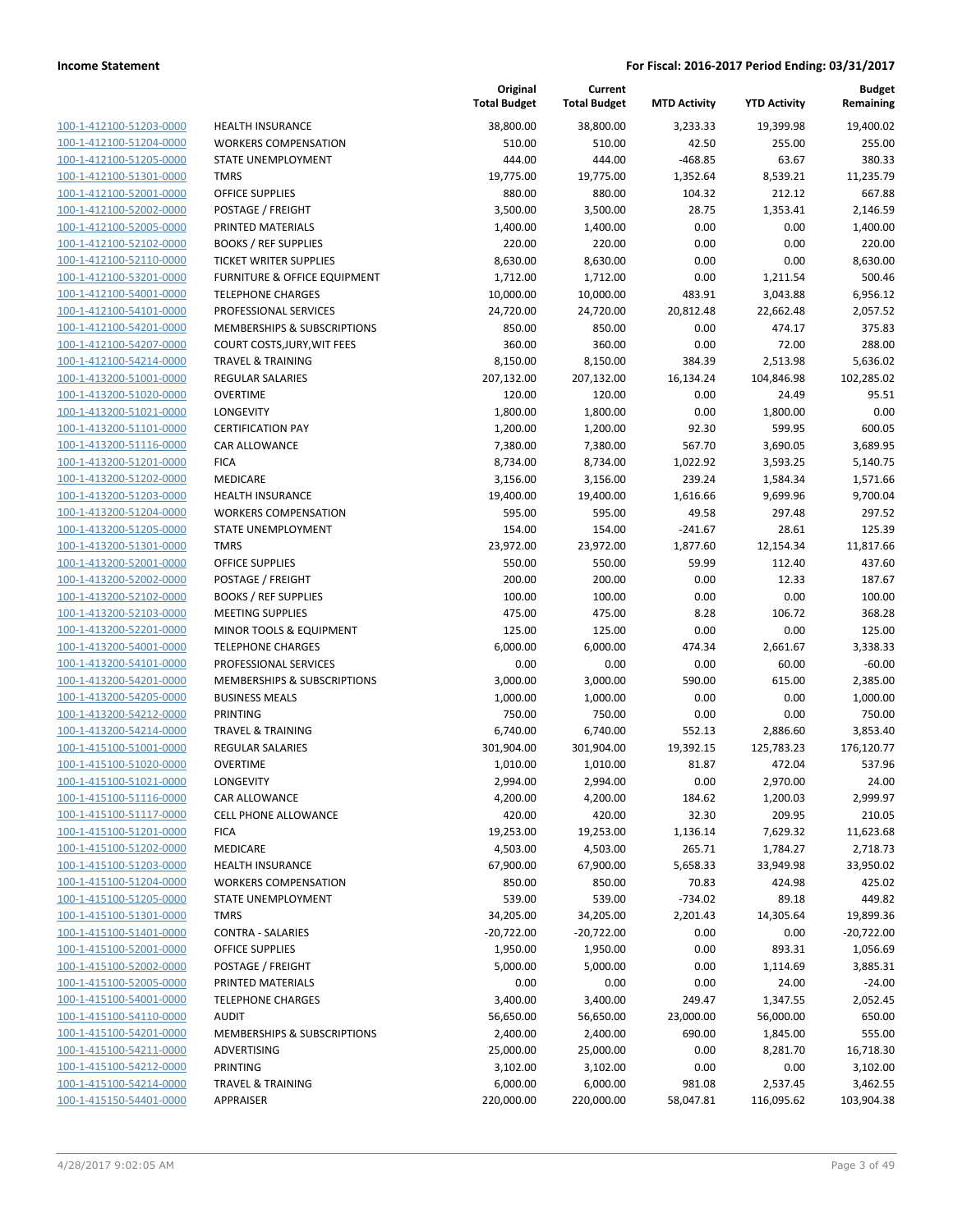| | | Original Total Budget | Current Total Budget | MTD Activity | YTD Activity | Budget Remaining |
|---|---|---|---|---|---|---|
| 100-1-412100-51203-0000 | HEALTH INSURANCE | 38,800.00 | 38,800.00 | 3,233.33 | 19,399.98 | 19,400.02 |
| 100-1-412100-51204-0000 | WORKERS COMPENSATION | 510.00 | 510.00 | 42.50 | 255.00 | 255.00 |
| 100-1-412100-51205-0000 | STATE UNEMPLOYMENT | 444.00 | 444.00 | -468.85 | 63.67 | 380.33 |
| 100-1-412100-51301-0000 | TMRS | 19,775.00 | 19,775.00 | 1,352.64 | 8,539.21 | 11,235.79 |
| 100-1-412100-52001-0000 | OFFICE SUPPLIES | 880.00 | 880.00 | 104.32 | 212.12 | 667.88 |
| 100-1-412100-52002-0000 | POSTAGE / FREIGHT | 3,500.00 | 3,500.00 | 28.75 | 1,353.41 | 2,146.59 |
| 100-1-412100-52005-0000 | PRINTED MATERIALS | 1,400.00 | 1,400.00 | 0.00 | 0.00 | 1,400.00 |
| 100-1-412100-52102-0000 | BOOKS / REF SUPPLIES | 220.00 | 220.00 | 0.00 | 0.00 | 220.00 |
| 100-1-412100-52110-0000 | TICKET WRITER SUPPLIES | 8,630.00 | 8,630.00 | 0.00 | 0.00 | 8,630.00 |
| 100-1-412100-53201-0000 | FURNITURE & OFFICE EQUIPMENT | 1,712.00 | 1,712.00 | 0.00 | 1,211.54 | 500.46 |
| 100-1-412100-54001-0000 | TELEPHONE CHARGES | 10,000.00 | 10,000.00 | 483.91 | 3,043.88 | 6,956.12 |
| 100-1-412100-54101-0000 | PROFESSIONAL SERVICES | 24,720.00 | 24,720.00 | 20,812.48 | 22,662.48 | 2,057.52 |
| 100-1-412100-54201-0000 | MEMBERSHIPS & SUBSCRIPTIONS | 850.00 | 850.00 | 0.00 | 474.17 | 375.83 |
| 100-1-412100-54207-0000 | COURT COSTS,JURY,WIT FEES | 360.00 | 360.00 | 0.00 | 72.00 | 288.00 |
| 100-1-412100-54214-0000 | TRAVEL & TRAINING | 8,150.00 | 8,150.00 | 384.39 | 2,513.98 | 5,636.02 |
| 100-1-413200-51001-0000 | REGULAR SALARIES | 207,132.00 | 207,132.00 | 16,134.24 | 104,846.98 | 102,285.02 |
| 100-1-413200-51020-0000 | OVERTIME | 120.00 | 120.00 | 0.00 | 24.49 | 95.51 |
| 100-1-413200-51021-0000 | LONGEVITY | 1,800.00 | 1,800.00 | 0.00 | 1,800.00 | 0.00 |
| 100-1-413200-51101-0000 | CERTIFICATION PAY | 1,200.00 | 1,200.00 | 92.30 | 599.95 | 600.05 |
| 100-1-413200-51116-0000 | CAR ALLOWANCE | 7,380.00 | 7,380.00 | 567.70 | 3,690.05 | 3,689.95 |
| 100-1-413200-51201-0000 | FICA | 8,734.00 | 8,734.00 | 1,022.92 | 3,593.25 | 5,140.75 |
| 100-1-413200-51202-0000 | MEDICARE | 3,156.00 | 3,156.00 | 239.24 | 1,584.34 | 1,571.66 |
| 100-1-413200-51203-0000 | HEALTH INSURANCE | 19,400.00 | 19,400.00 | 1,616.66 | 9,699.96 | 9,700.04 |
| 100-1-413200-51204-0000 | WORKERS COMPENSATION | 595.00 | 595.00 | 49.58 | 297.48 | 297.52 |
| 100-1-413200-51205-0000 | STATE UNEMPLOYMENT | 154.00 | 154.00 | -241.67 | 28.61 | 125.39 |
| 100-1-413200-51301-0000 | TMRS | 23,972.00 | 23,972.00 | 1,877.60 | 12,154.34 | 11,817.66 |
| 100-1-413200-52001-0000 | OFFICE SUPPLIES | 550.00 | 550.00 | 59.99 | 112.40 | 437.60 |
| 100-1-413200-52002-0000 | POSTAGE / FREIGHT | 200.00 | 200.00 | 0.00 | 12.33 | 187.67 |
| 100-1-413200-52102-0000 | BOOKS / REF SUPPLIES | 100.00 | 100.00 | 0.00 | 0.00 | 100.00 |
| 100-1-413200-52103-0000 | MEETING SUPPLIES | 475.00 | 475.00 | 8.28 | 106.72 | 368.28 |
| 100-1-413200-52201-0000 | MINOR TOOLS & EQUIPMENT | 125.00 | 125.00 | 0.00 | 0.00 | 125.00 |
| 100-1-413200-54001-0000 | TELEPHONE CHARGES | 6,000.00 | 6,000.00 | 474.34 | 2,661.67 | 3,338.33 |
| 100-1-413200-54101-0000 | PROFESSIONAL SERVICES | 0.00 | 0.00 | 0.00 | 60.00 | -60.00 |
| 100-1-413200-54201-0000 | MEMBERSHIPS & SUBSCRIPTIONS | 3,000.00 | 3,000.00 | 590.00 | 615.00 | 2,385.00 |
| 100-1-413200-54205-0000 | BUSINESS MEALS | 1,000.00 | 1,000.00 | 0.00 | 0.00 | 1,000.00 |
| 100-1-413200-54212-0000 | PRINTING | 750.00 | 750.00 | 0.00 | 0.00 | 750.00 |
| 100-1-413200-54214-0000 | TRAVEL & TRAINING | 6,740.00 | 6,740.00 | 552.13 | 2,886.60 | 3,853.40 |
| 100-1-415100-51001-0000 | REGULAR SALARIES | 301,904.00 | 301,904.00 | 19,392.15 | 125,783.23 | 176,120.77 |
| 100-1-415100-51020-0000 | OVERTIME | 1,010.00 | 1,010.00 | 81.87 | 472.04 | 537.96 |
| 100-1-415100-51021-0000 | LONGEVITY | 2,994.00 | 2,994.00 | 0.00 | 2,970.00 | 24.00 |
| 100-1-415100-51116-0000 | CAR ALLOWANCE | 4,200.00 | 4,200.00 | 184.62 | 1,200.03 | 2,999.97 |
| 100-1-415100-51117-0000 | CELL PHONE ALLOWANCE | 420.00 | 420.00 | 32.30 | 209.95 | 210.05 |
| 100-1-415100-51201-0000 | FICA | 19,253.00 | 19,253.00 | 1,136.14 | 7,629.32 | 11,623.68 |
| 100-1-415100-51202-0000 | MEDICARE | 4,503.00 | 4,503.00 | 265.71 | 1,784.27 | 2,718.73 |
| 100-1-415100-51203-0000 | HEALTH INSURANCE | 67,900.00 | 67,900.00 | 5,658.33 | 33,949.98 | 33,950.02 |
| 100-1-415100-51204-0000 | WORKERS COMPENSATION | 850.00 | 850.00 | 70.83 | 424.98 | 425.02 |
| 100-1-415100-51205-0000 | STATE UNEMPLOYMENT | 539.00 | 539.00 | -734.02 | 89.18 | 449.82 |
| 100-1-415100-51301-0000 | TMRS | 34,205.00 | 34,205.00 | 2,201.43 | 14,305.64 | 19,899.36 |
| 100-1-415100-51401-0000 | CONTRA - SALARIES | -20,722.00 | -20,722.00 | 0.00 | 0.00 | -20,722.00 |
| 100-1-415100-52001-0000 | OFFICE SUPPLIES | 1,950.00 | 1,950.00 | 0.00 | 893.31 | 1,056.69 |
| 100-1-415100-52002-0000 | POSTAGE / FREIGHT | 5,000.00 | 5,000.00 | 0.00 | 1,114.69 | 3,885.31 |
| 100-1-415100-52005-0000 | PRINTED MATERIALS | 0.00 | 0.00 | 0.00 | 24.00 | -24.00 |
| 100-1-415100-54001-0000 | TELEPHONE CHARGES | 3,400.00 | 3,400.00 | 249.47 | 1,347.55 | 2,052.45 |
| 100-1-415100-54110-0000 | AUDIT | 56,650.00 | 56,650.00 | 23,000.00 | 56,000.00 | 650.00 |
| 100-1-415100-54201-0000 | MEMBERSHIPS & SUBSCRIPTIONS | 2,400.00 | 2,400.00 | 690.00 | 1,845.00 | 555.00 |
| 100-1-415100-54211-0000 | ADVERTISING | 25,000.00 | 25,000.00 | 0.00 | 8,281.70 | 16,718.30 |
| 100-1-415100-54212-0000 | PRINTING | 3,102.00 | 3,102.00 | 0.00 | 0.00 | 3,102.00 |
| 100-1-415100-54214-0000 | TRAVEL & TRAINING | 6,000.00 | 6,000.00 | 981.08 | 2,537.45 | 3,462.55 |
| 100-1-415150-54401-0000 | APPRAISER | 220,000.00 | 220,000.00 | 58,047.81 | 116,095.62 | 103,904.38 |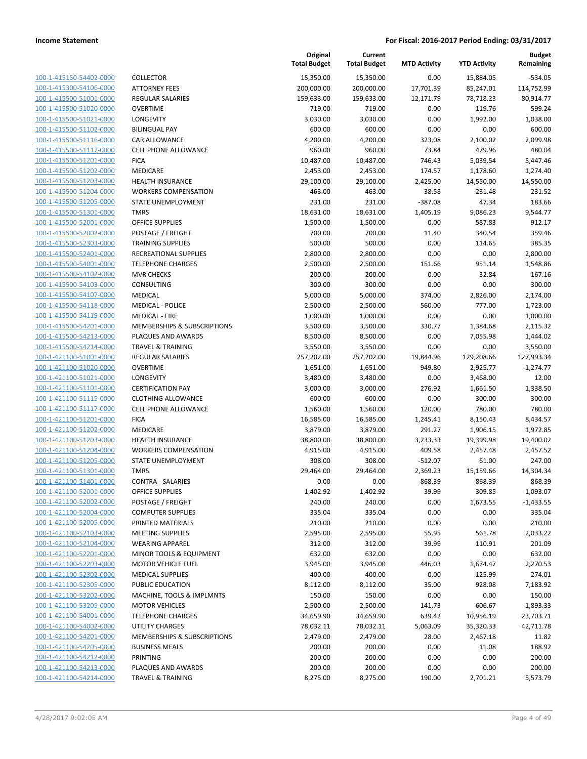**Income Statement** **For Fiscal: 2016-2017 Period Ending: 03/31/2017**

| | | Original Total Budget | Current Total Budget | MTD Activity | YTD Activity | Budget Remaining |
|---|---|---|---|---|---|---|
| 100-1-415150-54402-0000 | COLLECTOR | 15,350.00 | 15,350.00 | 0.00 | 15,884.05 | -534.05 |
| 100-1-415300-54106-0000 | ATTORNEY FEES | 200,000.00 | 200,000.00 | 17,701.39 | 85,247.01 | 114,752.99 |
| 100-1-415500-51001-0000 | REGULAR SALARIES | 159,633.00 | 159,633.00 | 12,171.79 | 78,718.23 | 80,914.77 |
| 100-1-415500-51020-0000 | OVERTIME | 719.00 | 719.00 | 0.00 | 119.76 | 599.24 |
| 100-1-415500-51021-0000 | LONGEVITY | 3,030.00 | 3,030.00 | 0.00 | 1,992.00 | 1,038.00 |
| 100-1-415500-51102-0000 | BILINGUAL PAY | 600.00 | 600.00 | 0.00 | 0.00 | 600.00 |
| 100-1-415500-51116-0000 | CAR ALLOWANCE | 4,200.00 | 4,200.00 | 323.08 | 2,100.02 | 2,099.98 |
| 100-1-415500-51117-0000 | CELL PHONE ALLOWANCE | 960.00 | 960.00 | 73.84 | 479.96 | 480.04 |
| 100-1-415500-51201-0000 | FICA | 10,487.00 | 10,487.00 | 746.43 | 5,039.54 | 5,447.46 |
| 100-1-415500-51202-0000 | MEDICARE | 2,453.00 | 2,453.00 | 174.57 | 1,178.60 | 1,274.40 |
| 100-1-415500-51203-0000 | HEALTH INSURANCE | 29,100.00 | 29,100.00 | 2,425.00 | 14,550.00 | 14,550.00 |
| 100-1-415500-51204-0000 | WORKERS COMPENSATION | 463.00 | 463.00 | 38.58 | 231.48 | 231.52 |
| 100-1-415500-51205-0000 | STATE UNEMPLOYMENT | 231.00 | 231.00 | -387.08 | 47.34 | 183.66 |
| 100-1-415500-51301-0000 | TMRS | 18,631.00 | 18,631.00 | 1,405.19 | 9,086.23 | 9,544.77 |
| 100-1-415500-52001-0000 | OFFICE SUPPLIES | 1,500.00 | 1,500.00 | 0.00 | 587.83 | 912.17 |
| 100-1-415500-52002-0000 | POSTAGE / FREIGHT | 700.00 | 700.00 | 11.40 | 340.54 | 359.46 |
| 100-1-415500-52303-0000 | TRAINING SUPPLIES | 500.00 | 500.00 | 0.00 | 114.65 | 385.35 |
| 100-1-415500-52401-0000 | RECREATIONAL SUPPLIES | 2,800.00 | 2,800.00 | 0.00 | 0.00 | 2,800.00 |
| 100-1-415500-54001-0000 | TELEPHONE CHARGES | 2,500.00 | 2,500.00 | 151.66 | 951.14 | 1,548.86 |
| 100-1-415500-54102-0000 | MVR CHECKS | 200.00 | 200.00 | 0.00 | 32.84 | 167.16 |
| 100-1-415500-54103-0000 | CONSULTING | 300.00 | 300.00 | 0.00 | 0.00 | 300.00 |
| 100-1-415500-54107-0000 | MEDICAL | 5,000.00 | 5,000.00 | 374.00 | 2,826.00 | 2,174.00 |
| 100-1-415500-54118-0000 | MEDICAL - POLICE | 2,500.00 | 2,500.00 | 560.00 | 777.00 | 1,723.00 |
| 100-1-415500-54119-0000 | MEDICAL - FIRE | 1,000.00 | 1,000.00 | 0.00 | 0.00 | 1,000.00 |
| 100-1-415500-54201-0000 | MEMBERSHIPS & SUBSCRIPTIONS | 3,500.00 | 3,500.00 | 330.77 | 1,384.68 | 2,115.32 |
| 100-1-415500-54213-0000 | PLAQUES AND AWARDS | 8,500.00 | 8,500.00 | 0.00 | 7,055.98 | 1,444.02 |
| 100-1-415500-54214-0000 | TRAVEL & TRAINING | 3,550.00 | 3,550.00 | 0.00 | 0.00 | 3,550.00 |
| 100-1-421100-51001-0000 | REGULAR SALARIES | 257,202.00 | 257,202.00 | 19,844.96 | 129,208.66 | 127,993.34 |
| 100-1-421100-51020-0000 | OVERTIME | 1,651.00 | 1,651.00 | 949.80 | 2,925.77 | -1,274.77 |
| 100-1-421100-51021-0000 | LONGEVITY | 3,480.00 | 3,480.00 | 0.00 | 3,468.00 | 12.00 |
| 100-1-421100-51101-0000 | CERTIFICATION PAY | 3,000.00 | 3,000.00 | 276.92 | 1,661.50 | 1,338.50 |
| 100-1-421100-51115-0000 | CLOTHING ALLOWANCE | 600.00 | 600.00 | 0.00 | 300.00 | 300.00 |
| 100-1-421100-51117-0000 | CELL PHONE ALLOWANCE | 1,560.00 | 1,560.00 | 120.00 | 780.00 | 780.00 |
| 100-1-421100-51201-0000 | FICA | 16,585.00 | 16,585.00 | 1,245.41 | 8,150.43 | 8,434.57 |
| 100-1-421100-51202-0000 | MEDICARE | 3,879.00 | 3,879.00 | 291.27 | 1,906.15 | 1,972.85 |
| 100-1-421100-51203-0000 | HEALTH INSURANCE | 38,800.00 | 38,800.00 | 3,233.33 | 19,399.98 | 19,400.02 |
| 100-1-421100-51204-0000 | WORKERS COMPENSATION | 4,915.00 | 4,915.00 | 409.58 | 2,457.48 | 2,457.52 |
| 100-1-421100-51205-0000 | STATE UNEMPLOYMENT | 308.00 | 308.00 | -512.07 | 61.00 | 247.00 |
| 100-1-421100-51301-0000 | TMRS | 29,464.00 | 29,464.00 | 2,369.23 | 15,159.66 | 14,304.34 |
| 100-1-421100-51401-0000 | CONTRA - SALARIES | 0.00 | 0.00 | -868.39 | -868.39 | 868.39 |
| 100-1-421100-52001-0000 | OFFICE SUPPLIES | 1,402.92 | 1,402.92 | 39.99 | 309.85 | 1,093.07 |
| 100-1-421100-52002-0000 | POSTAGE / FREIGHT | 240.00 | 240.00 | 0.00 | 1,673.55 | -1,433.55 |
| 100-1-421100-52004-0000 | COMPUTER SUPPLIES | 335.04 | 335.04 | 0.00 | 0.00 | 335.04 |
| 100-1-421100-52005-0000 | PRINTED MATERIALS | 210.00 | 210.00 | 0.00 | 0.00 | 210.00 |
| 100-1-421100-52103-0000 | MEETING SUPPLIES | 2,595.00 | 2,595.00 | 55.95 | 561.78 | 2,033.22 |
| 100-1-421100-52104-0000 | WEARING APPAREL | 312.00 | 312.00 | 39.99 | 110.91 | 201.09 |
| 100-1-421100-52201-0000 | MINOR TOOLS & EQUIPMENT | 632.00 | 632.00 | 0.00 | 0.00 | 632.00 |
| 100-1-421100-52203-0000 | MOTOR VEHICLE FUEL | 3,945.00 | 3,945.00 | 446.03 | 1,674.47 | 2,270.53 |
| 100-1-421100-52302-0000 | MEDICAL SUPPLIES | 400.00 | 400.00 | 0.00 | 125.99 | 274.01 |
| 100-1-421100-52305-0000 | PUBLIC EDUCATION | 8,112.00 | 8,112.00 | 35.00 | 928.08 | 7,183.92 |
| 100-1-421100-53202-0000 | MACHINE, TOOLS & IMPLMNTS | 150.00 | 150.00 | 0.00 | 0.00 | 150.00 |
| 100-1-421100-53205-0000 | MOTOR VEHICLES | 2,500.00 | 2,500.00 | 141.73 | 606.67 | 1,893.33 |
| 100-1-421100-54001-0000 | TELEPHONE CHARGES | 34,659.90 | 34,659.90 | 639.42 | 10,956.19 | 23,703.71 |
| 100-1-421100-54002-0000 | UTILITY CHARGES | 78,032.11 | 78,032.11 | 5,063.09 | 35,320.33 | 42,711.78 |
| 100-1-421100-54201-0000 | MEMBERSHIPS & SUBSCRIPTIONS | 2,479.00 | 2,479.00 | 28.00 | 2,467.18 | 11.82 |
| 100-1-421100-54205-0000 | BUSINESS MEALS | 200.00 | 200.00 | 0.00 | 11.08 | 188.92 |
| 100-1-421100-54212-0000 | PRINTING | 200.00 | 200.00 | 0.00 | 0.00 | 200.00 |
| 100-1-421100-54213-0000 | PLAQUES AND AWARDS | 200.00 | 200.00 | 0.00 | 0.00 | 200.00 |
| 100-1-421100-54214-0000 | TRAVEL & TRAINING | 8,275.00 | 8,275.00 | 190.00 | 2,701.21 | 5,573.79 |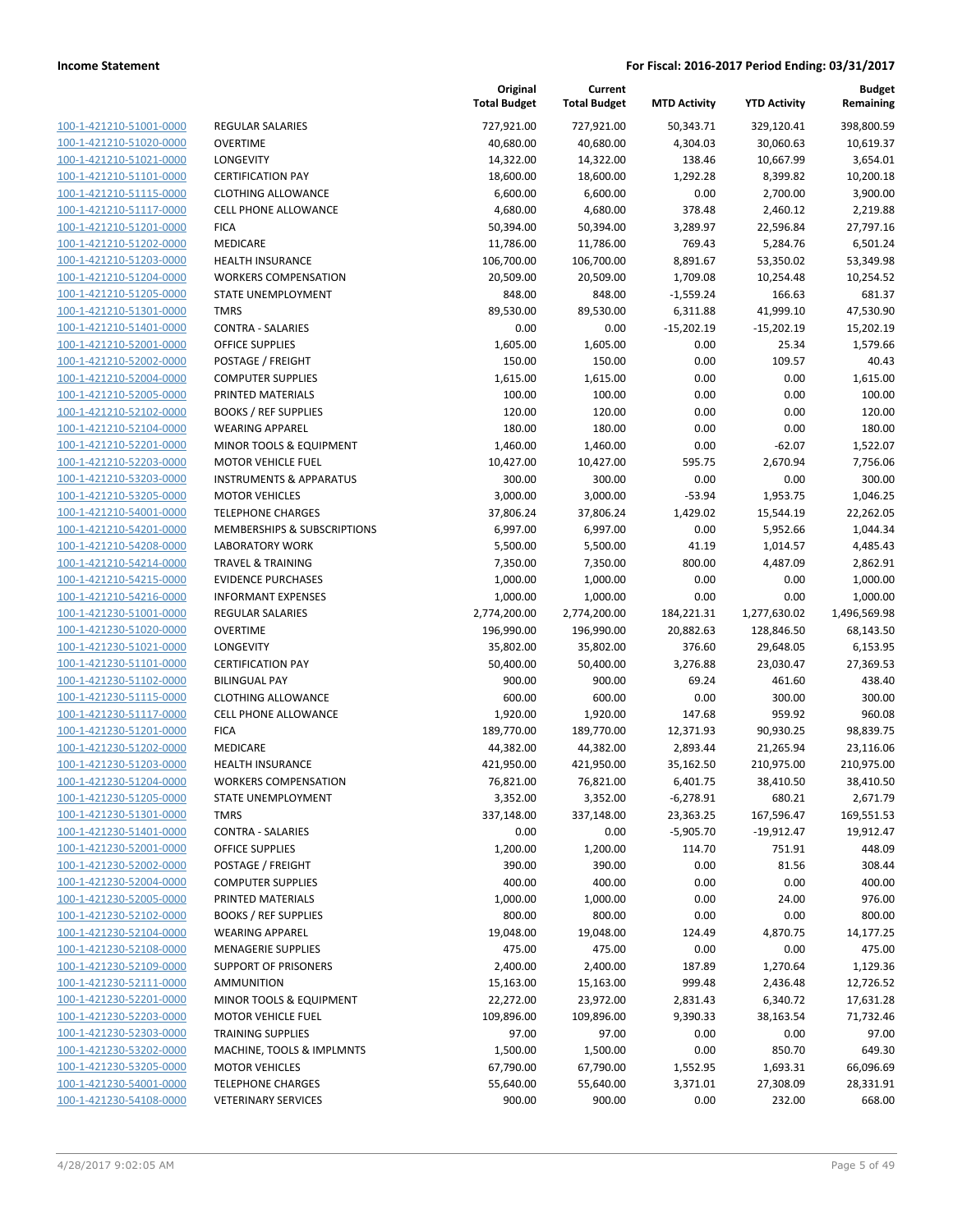**Income Statement** — **For Fiscal: 2016-2017 Period Ending: 03/31/2017**

| | | Original Total Budget | Current Total Budget | MTD Activity | YTD Activity | Budget Remaining |
|---|---|---|---|---|---|---|
| 100-1-421210-51001-0000 | REGULAR SALARIES | 727,921.00 | 727,921.00 | 50,343.71 | 329,120.41 | 398,800.59 |
| 100-1-421210-51020-0000 | OVERTIME | 40,680.00 | 40,680.00 | 4,304.03 | 30,060.63 | 10,619.37 |
| 100-1-421210-51021-0000 | LONGEVITY | 14,322.00 | 14,322.00 | 138.46 | 10,667.99 | 3,654.01 |
| 100-1-421210-51101-0000 | CERTIFICATION PAY | 18,600.00 | 18,600.00 | 1,292.28 | 8,399.82 | 10,200.18 |
| 100-1-421210-51115-0000 | CLOTHING ALLOWANCE | 6,600.00 | 6,600.00 | 0.00 | 2,700.00 | 3,900.00 |
| 100-1-421210-51117-0000 | CELL PHONE ALLOWANCE | 4,680.00 | 4,680.00 | 378.48 | 2,460.12 | 2,219.88 |
| 100-1-421210-51201-0000 | FICA | 50,394.00 | 50,394.00 | 3,289.97 | 22,596.84 | 27,797.16 |
| 100-1-421210-51202-0000 | MEDICARE | 11,786.00 | 11,786.00 | 769.43 | 5,284.76 | 6,501.24 |
| 100-1-421210-51203-0000 | HEALTH INSURANCE | 106,700.00 | 106,700.00 | 8,891.67 | 53,350.02 | 53,349.98 |
| 100-1-421210-51204-0000 | WORKERS COMPENSATION | 20,509.00 | 20,509.00 | 1,709.08 | 10,254.48 | 10,254.52 |
| 100-1-421210-51205-0000 | STATE UNEMPLOYMENT | 848.00 | 848.00 | -1,559.24 | 166.63 | 681.37 |
| 100-1-421210-51301-0000 | TMRS | 89,530.00 | 89,530.00 | 6,311.88 | 41,999.10 | 47,530.90 |
| 100-1-421210-51401-0000 | CONTRA - SALARIES | 0.00 | 0.00 | -15,202.19 | -15,202.19 | 15,202.19 |
| 100-1-421210-52001-0000 | OFFICE SUPPLIES | 1,605.00 | 1,605.00 | 0.00 | 25.34 | 1,579.66 |
| 100-1-421210-52002-0000 | POSTAGE / FREIGHT | 150.00 | 150.00 | 0.00 | 109.57 | 40.43 |
| 100-1-421210-52004-0000 | COMPUTER SUPPLIES | 1,615.00 | 1,615.00 | 0.00 | 0.00 | 1,615.00 |
| 100-1-421210-52005-0000 | PRINTED MATERIALS | 100.00 | 100.00 | 0.00 | 0.00 | 100.00 |
| 100-1-421210-52102-0000 | BOOKS / REF SUPPLIES | 120.00 | 120.00 | 0.00 | 0.00 | 120.00 |
| 100-1-421210-52104-0000 | WEARING APPAREL | 180.00 | 180.00 | 0.00 | 0.00 | 180.00 |
| 100-1-421210-52201-0000 | MINOR TOOLS & EQUIPMENT | 1,460.00 | 1,460.00 | 0.00 | -62.07 | 1,522.07 |
| 100-1-421210-52203-0000 | MOTOR VEHICLE FUEL | 10,427.00 | 10,427.00 | 595.75 | 2,670.94 | 7,756.06 |
| 100-1-421210-53203-0000 | INSTRUMENTS & APPARATUS | 300.00 | 300.00 | 0.00 | 0.00 | 300.00 |
| 100-1-421210-53205-0000 | MOTOR VEHICLES | 3,000.00 | 3,000.00 | -53.94 | 1,953.75 | 1,046.25 |
| 100-1-421210-54001-0000 | TELEPHONE CHARGES | 37,806.24 | 37,806.24 | 1,429.02 | 15,544.19 | 22,262.05 |
| 100-1-421210-54201-0000 | MEMBERSHIPS & SUBSCRIPTIONS | 6,997.00 | 6,997.00 | 0.00 | 5,952.66 | 1,044.34 |
| 100-1-421210-54208-0000 | LABORATORY WORK | 5,500.00 | 5,500.00 | 41.19 | 1,014.57 | 4,485.43 |
| 100-1-421210-54214-0000 | TRAVEL & TRAINING | 7,350.00 | 7,350.00 | 800.00 | 4,487.09 | 2,862.91 |
| 100-1-421210-54215-0000 | EVIDENCE PURCHASES | 1,000.00 | 1,000.00 | 0.00 | 0.00 | 1,000.00 |
| 100-1-421210-54216-0000 | INFORMANT EXPENSES | 1,000.00 | 1,000.00 | 0.00 | 0.00 | 1,000.00 |
| 100-1-421230-51001-0000 | REGULAR SALARIES | 2,774,200.00 | 2,774,200.00 | 184,221.31 | 1,277,630.02 | 1,496,569.98 |
| 100-1-421230-51020-0000 | OVERTIME | 196,990.00 | 196,990.00 | 20,882.63 | 128,846.50 | 68,143.50 |
| 100-1-421230-51021-0000 | LONGEVITY | 35,802.00 | 35,802.00 | 376.60 | 29,648.05 | 6,153.95 |
| 100-1-421230-51101-0000 | CERTIFICATION PAY | 50,400.00 | 50,400.00 | 3,276.88 | 23,030.47 | 27,369.53 |
| 100-1-421230-51102-0000 | BILINGUAL PAY | 900.00 | 900.00 | 69.24 | 461.60 | 438.40 |
| 100-1-421230-51115-0000 | CLOTHING ALLOWANCE | 600.00 | 600.00 | 0.00 | 300.00 | 300.00 |
| 100-1-421230-51117-0000 | CELL PHONE ALLOWANCE | 1,920.00 | 1,920.00 | 147.68 | 959.92 | 960.08 |
| 100-1-421230-51201-0000 | FICA | 189,770.00 | 189,770.00 | 12,371.93 | 90,930.25 | 98,839.75 |
| 100-1-421230-51202-0000 | MEDICARE | 44,382.00 | 44,382.00 | 2,893.44 | 21,265.94 | 23,116.06 |
| 100-1-421230-51203-0000 | HEALTH INSURANCE | 421,950.00 | 421,950.00 | 35,162.50 | 210,975.00 | 210,975.00 |
| 100-1-421230-51204-0000 | WORKERS COMPENSATION | 76,821.00 | 76,821.00 | 6,401.75 | 38,410.50 | 38,410.50 |
| 100-1-421230-51205-0000 | STATE UNEMPLOYMENT | 3,352.00 | 3,352.00 | -6,278.91 | 680.21 | 2,671.79 |
| 100-1-421230-51301-0000 | TMRS | 337,148.00 | 337,148.00 | 23,363.25 | 167,596.47 | 169,551.53 |
| 100-1-421230-51401-0000 | CONTRA - SALARIES | 0.00 | 0.00 | -5,905.70 | -19,912.47 | 19,912.47 |
| 100-1-421230-52001-0000 | OFFICE SUPPLIES | 1,200.00 | 1,200.00 | 114.70 | 751.91 | 448.09 |
| 100-1-421230-52002-0000 | POSTAGE / FREIGHT | 390.00 | 390.00 | 0.00 | 81.56 | 308.44 |
| 100-1-421230-52004-0000 | COMPUTER SUPPLIES | 400.00 | 400.00 | 0.00 | 0.00 | 400.00 |
| 100-1-421230-52005-0000 | PRINTED MATERIALS | 1,000.00 | 1,000.00 | 0.00 | 24.00 | 976.00 |
| 100-1-421230-52102-0000 | BOOKS / REF SUPPLIES | 800.00 | 800.00 | 0.00 | 0.00 | 800.00 |
| 100-1-421230-52104-0000 | WEARING APPAREL | 19,048.00 | 19,048.00 | 124.49 | 4,870.75 | 14,177.25 |
| 100-1-421230-52108-0000 | MENAGERIE SUPPLIES | 475.00 | 475.00 | 0.00 | 0.00 | 475.00 |
| 100-1-421230-52109-0000 | SUPPORT OF PRISONERS | 2,400.00 | 2,400.00 | 187.89 | 1,270.64 | 1,129.36 |
| 100-1-421230-52111-0000 | AMMUNITION | 15,163.00 | 15,163.00 | 999.48 | 2,436.48 | 12,726.52 |
| 100-1-421230-52201-0000 | MINOR TOOLS & EQUIPMENT | 22,272.00 | 23,972.00 | 2,831.43 | 6,340.72 | 17,631.28 |
| 100-1-421230-52203-0000 | MOTOR VEHICLE FUEL | 109,896.00 | 109,896.00 | 9,390.33 | 38,163.54 | 71,732.46 |
| 100-1-421230-52303-0000 | TRAINING SUPPLIES | 97.00 | 97.00 | 0.00 | 0.00 | 97.00 |
| 100-1-421230-53202-0000 | MACHINE, TOOLS & IMPLMNTS | 1,500.00 | 1,500.00 | 0.00 | 850.70 | 649.30 |
| 100-1-421230-53205-0000 | MOTOR VEHICLES | 67,790.00 | 67,790.00 | 1,552.95 | 1,693.31 | 66,096.69 |
| 100-1-421230-54001-0000 | TELEPHONE CHARGES | 55,640.00 | 55,640.00 | 3,371.01 | 27,308.09 | 28,331.91 |
| 100-1-421230-54108-0000 | VETERINARY SERVICES | 900.00 | 900.00 | 0.00 | 232.00 | 668.00 |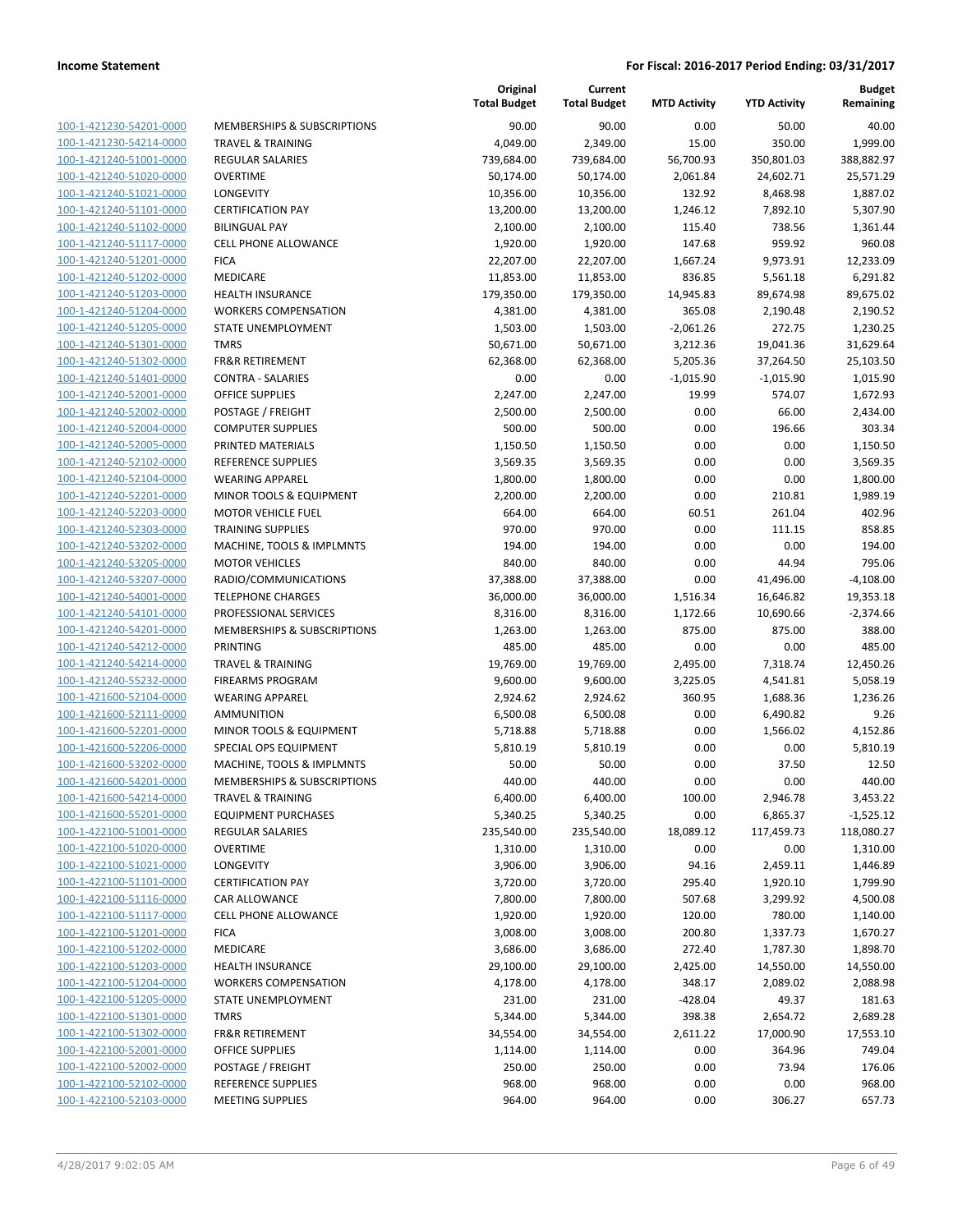**Income Statement** | **For Fiscal: 2016-2017 Period Ending: 03/31/2017**

| | | Original Total Budget | Current Total Budget | MTD Activity | YTD Activity | Budget Remaining |
|---|---|---|---|---|---|---|
| 100-1-421230-54201-0000 | MEMBERSHIPS & SUBSCRIPTIONS | 90.00 | 90.00 | 0.00 | 50.00 | 40.00 |
| 100-1-421230-54214-0000 | TRAVEL & TRAINING | 4,049.00 | 2,349.00 | 15.00 | 350.00 | 1,999.00 |
| 100-1-421240-51001-0000 | REGULAR SALARIES | 739,684.00 | 739,684.00 | 56,700.93 | 350,801.03 | 388,882.97 |
| 100-1-421240-51020-0000 | OVERTIME | 50,174.00 | 50,174.00 | 2,061.84 | 24,602.71 | 25,571.29 |
| 100-1-421240-51021-0000 | LONGEVITY | 10,356.00 | 10,356.00 | 132.92 | 8,468.98 | 1,887.02 |
| 100-1-421240-51101-0000 | CERTIFICATION PAY | 13,200.00 | 13,200.00 | 1,246.12 | 7,892.10 | 5,307.90 |
| 100-1-421240-51102-0000 | BILINGUAL PAY | 2,100.00 | 2,100.00 | 115.40 | 738.56 | 1,361.44 |
| 100-1-421240-51117-0000 | CELL PHONE ALLOWANCE | 1,920.00 | 1,920.00 | 147.68 | 959.92 | 960.08 |
| 100-1-421240-51201-0000 | FICA | 22,207.00 | 22,207.00 | 1,667.24 | 9,973.91 | 12,233.09 |
| 100-1-421240-51202-0000 | MEDICARE | 11,853.00 | 11,853.00 | 836.85 | 5,561.18 | 6,291.82 |
| 100-1-421240-51203-0000 | HEALTH INSURANCE | 179,350.00 | 179,350.00 | 14,945.83 | 89,674.98 | 89,675.02 |
| 100-1-421240-51204-0000 | WORKERS COMPENSATION | 4,381.00 | 4,381.00 | 365.08 | 2,190.48 | 2,190.52 |
| 100-1-421240-51205-0000 | STATE UNEMPLOYMENT | 1,503.00 | 1,503.00 | -2,061.26 | 272.75 | 1,230.25 |
| 100-1-421240-51301-0000 | TMRS | 50,671.00 | 50,671.00 | 3,212.36 | 19,041.36 | 31,629.64 |
| 100-1-421240-51302-0000 | FR&R RETIREMENT | 62,368.00 | 62,368.00 | 5,205.36 | 37,264.50 | 25,103.50 |
| 100-1-421240-51401-0000 | CONTRA - SALARIES | 0.00 | 0.00 | -1,015.90 | -1,015.90 | 1,015.90 |
| 100-1-421240-52001-0000 | OFFICE SUPPLIES | 2,247.00 | 2,247.00 | 19.99 | 574.07 | 1,672.93 |
| 100-1-421240-52002-0000 | POSTAGE / FREIGHT | 2,500.00 | 2,500.00 | 0.00 | 66.00 | 2,434.00 |
| 100-1-421240-52004-0000 | COMPUTER SUPPLIES | 500.00 | 500.00 | 0.00 | 196.66 | 303.34 |
| 100-1-421240-52005-0000 | PRINTED MATERIALS | 1,150.50 | 1,150.50 | 0.00 | 0.00 | 1,150.50 |
| 100-1-421240-52102-0000 | REFERENCE SUPPLIES | 3,569.35 | 3,569.35 | 0.00 | 0.00 | 3,569.35 |
| 100-1-421240-52104-0000 | WEARING APPAREL | 1,800.00 | 1,800.00 | 0.00 | 0.00 | 1,800.00 |
| 100-1-421240-52201-0000 | MINOR TOOLS & EQUIPMENT | 2,200.00 | 2,200.00 | 0.00 | 210.81 | 1,989.19 |
| 100-1-421240-52203-0000 | MOTOR VEHICLE FUEL | 664.00 | 664.00 | 60.51 | 261.04 | 402.96 |
| 100-1-421240-52303-0000 | TRAINING SUPPLIES | 970.00 | 970.00 | 0.00 | 111.15 | 858.85 |
| 100-1-421240-53202-0000 | MACHINE, TOOLS & IMPLMNTS | 194.00 | 194.00 | 0.00 | 0.00 | 194.00 |
| 100-1-421240-53205-0000 | MOTOR VEHICLES | 840.00 | 840.00 | 0.00 | 44.94 | 795.06 |
| 100-1-421240-53207-0000 | RADIO/COMMUNICATIONS | 37,388.00 | 37,388.00 | 0.00 | 41,496.00 | -4,108.00 |
| 100-1-421240-54001-0000 | TELEPHONE CHARGES | 36,000.00 | 36,000.00 | 1,516.34 | 16,646.82 | 19,353.18 |
| 100-1-421240-54101-0000 | PROFESSIONAL SERVICES | 8,316.00 | 8,316.00 | 1,172.66 | 10,690.66 | -2,374.66 |
| 100-1-421240-54201-0000 | MEMBERSHIPS & SUBSCRIPTIONS | 1,263.00 | 1,263.00 | 875.00 | 875.00 | 388.00 |
| 100-1-421240-54212-0000 | PRINTING | 485.00 | 485.00 | 0.00 | 0.00 | 485.00 |
| 100-1-421240-54214-0000 | TRAVEL & TRAINING | 19,769.00 | 19,769.00 | 2,495.00 | 7,318.74 | 12,450.26 |
| 100-1-421240-55232-0000 | FIREARMS PROGRAM | 9,600.00 | 9,600.00 | 3,225.05 | 4,541.81 | 5,058.19 |
| 100-1-421600-52104-0000 | WEARING APPAREL | 2,924.62 | 2,924.62 | 360.95 | 1,688.36 | 1,236.26 |
| 100-1-421600-52111-0000 | AMMUNITION | 6,500.08 | 6,500.08 | 0.00 | 6,490.82 | 9.26 |
| 100-1-421600-52201-0000 | MINOR TOOLS & EQUIPMENT | 5,718.88 | 5,718.88 | 0.00 | 1,566.02 | 4,152.86 |
| 100-1-421600-52206-0000 | SPECIAL OPS EQUIPMENT | 5,810.19 | 5,810.19 | 0.00 | 0.00 | 5,810.19 |
| 100-1-421600-53202-0000 | MACHINE, TOOLS & IMPLMNTS | 50.00 | 50.00 | 0.00 | 37.50 | 12.50 |
| 100-1-421600-54201-0000 | MEMBERSHIPS & SUBSCRIPTIONS | 440.00 | 440.00 | 0.00 | 0.00 | 440.00 |
| 100-1-421600-54214-0000 | TRAVEL & TRAINING | 6,400.00 | 6,400.00 | 100.00 | 2,946.78 | 3,453.22 |
| 100-1-421600-55201-0000 | EQUIPMENT PURCHASES | 5,340.25 | 5,340.25 | 0.00 | 6,865.37 | -1,525.12 |
| 100-1-422100-51001-0000 | REGULAR SALARIES | 235,540.00 | 235,540.00 | 18,089.12 | 117,459.73 | 118,080.27 |
| 100-1-422100-51020-0000 | OVERTIME | 1,310.00 | 1,310.00 | 0.00 | 0.00 | 1,310.00 |
| 100-1-422100-51021-0000 | LONGEVITY | 3,906.00 | 3,906.00 | 94.16 | 2,459.11 | 1,446.89 |
| 100-1-422100-51101-0000 | CERTIFICATION PAY | 3,720.00 | 3,720.00 | 295.40 | 1,920.10 | 1,799.90 |
| 100-1-422100-51116-0000 | CAR ALLOWANCE | 7,800.00 | 7,800.00 | 507.68 | 3,299.92 | 4,500.08 |
| 100-1-422100-51117-0000 | CELL PHONE ALLOWANCE | 1,920.00 | 1,920.00 | 120.00 | 780.00 | 1,140.00 |
| 100-1-422100-51201-0000 | FICA | 3,008.00 | 3,008.00 | 200.80 | 1,337.73 | 1,670.27 |
| 100-1-422100-51202-0000 | MEDICARE | 3,686.00 | 3,686.00 | 272.40 | 1,787.30 | 1,898.70 |
| 100-1-422100-51203-0000 | HEALTH INSURANCE | 29,100.00 | 29,100.00 | 2,425.00 | 14,550.00 | 14,550.00 |
| 100-1-422100-51204-0000 | WORKERS COMPENSATION | 4,178.00 | 4,178.00 | 348.17 | 2,089.02 | 2,088.98 |
| 100-1-422100-51205-0000 | STATE UNEMPLOYMENT | 231.00 | 231.00 | -428.04 | 49.37 | 181.63 |
| 100-1-422100-51301-0000 | TMRS | 5,344.00 | 5,344.00 | 398.38 | 2,654.72 | 2,689.28 |
| 100-1-422100-51302-0000 | FR&R RETIREMENT | 34,554.00 | 34,554.00 | 2,611.22 | 17,000.90 | 17,553.10 |
| 100-1-422100-52001-0000 | OFFICE SUPPLIES | 1,114.00 | 1,114.00 | 0.00 | 364.96 | 749.04 |
| 100-1-422100-52002-0000 | POSTAGE / FREIGHT | 250.00 | 250.00 | 0.00 | 73.94 | 176.06 |
| 100-1-422100-52102-0000 | REFERENCE SUPPLIES | 968.00 | 968.00 | 0.00 | 0.00 | 968.00 |
| 100-1-422100-52103-0000 | MEETING SUPPLIES | 964.00 | 964.00 | 0.00 | 306.27 | 657.73 |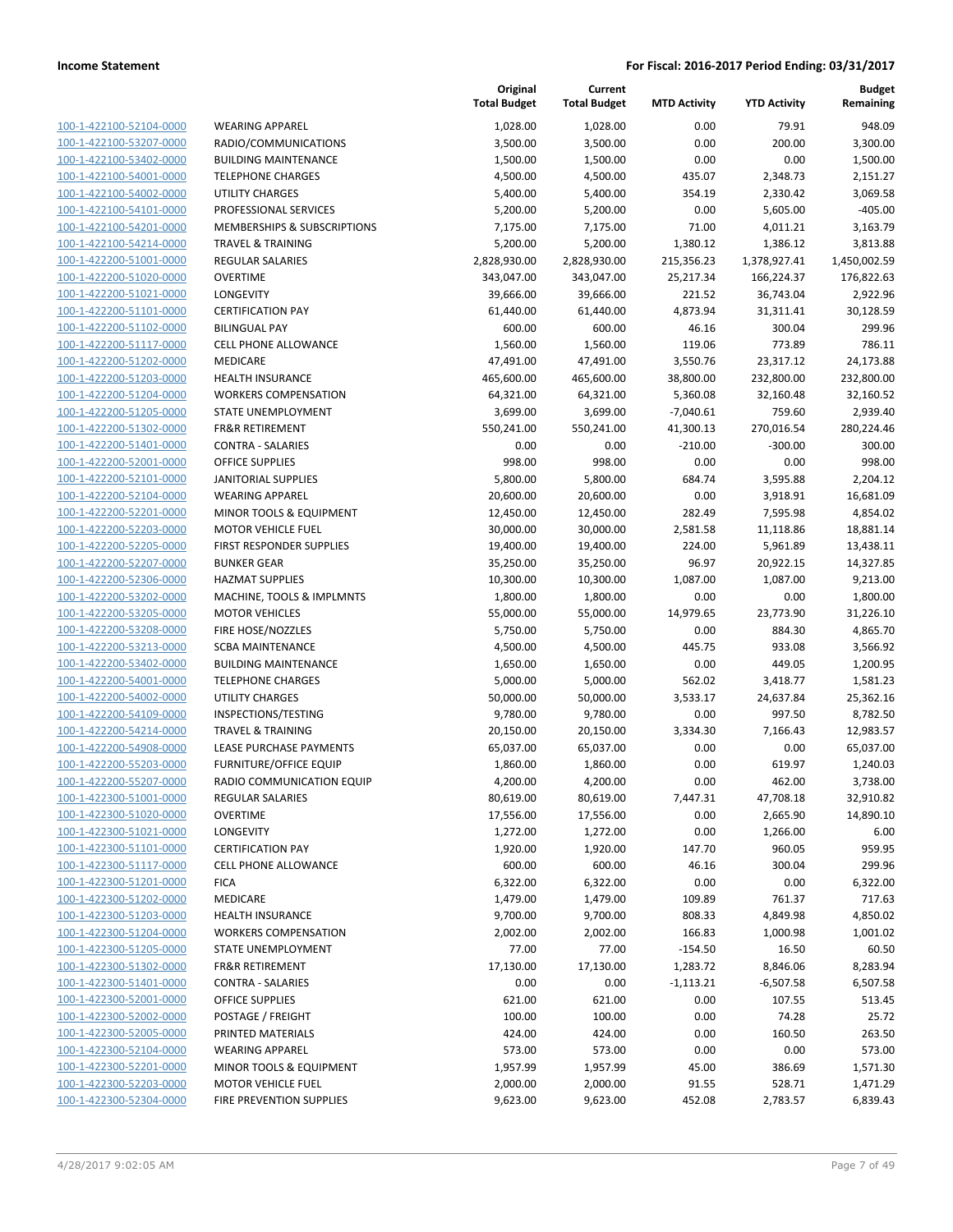| | | Original Total Budget | Current Total Budget | MTD Activity | YTD Activity | Budget Remaining |
|---|---|---|---|---|---|---|
| 100-1-422100-52104-0000 | WEARING APPAREL | 1,028.00 | 1,028.00 | 0.00 | 79.91 | 948.09 |
| 100-1-422100-53207-0000 | RADIO/COMMUNICATIONS | 3,500.00 | 3,500.00 | 0.00 | 200.00 | 3,300.00 |
| 100-1-422100-53402-0000 | BUILDING MAINTENANCE | 1,500.00 | 1,500.00 | 0.00 | 0.00 | 1,500.00 |
| 100-1-422100-54001-0000 | TELEPHONE CHARGES | 4,500.00 | 4,500.00 | 435.07 | 2,348.73 | 2,151.27 |
| 100-1-422100-54002-0000 | UTILITY CHARGES | 5,400.00 | 5,400.00 | 354.19 | 2,330.42 | 3,069.58 |
| 100-1-422100-54101-0000 | PROFESSIONAL SERVICES | 5,200.00 | 5,200.00 | 0.00 | 5,605.00 | -405.00 |
| 100-1-422100-54201-0000 | MEMBERSHIPS & SUBSCRIPTIONS | 7,175.00 | 7,175.00 | 71.00 | 4,011.21 | 3,163.79 |
| 100-1-422100-54214-0000 | TRAVEL & TRAINING | 5,200.00 | 5,200.00 | 1,380.12 | 1,386.12 | 3,813.88 |
| 100-1-422200-51001-0000 | REGULAR SALARIES | 2,828,930.00 | 2,828,930.00 | 215,356.23 | 1,378,927.41 | 1,450,002.59 |
| 100-1-422200-51020-0000 | OVERTIME | 343,047.00 | 343,047.00 | 25,217.34 | 166,224.37 | 176,822.63 |
| 100-1-422200-51021-0000 | LONGEVITY | 39,666.00 | 39,666.00 | 221.52 | 36,743.04 | 2,922.96 |
| 100-1-422200-51101-0000 | CERTIFICATION PAY | 61,440.00 | 61,440.00 | 4,873.94 | 31,311.41 | 30,128.59 |
| 100-1-422200-51102-0000 | BILINGUAL PAY | 600.00 | 600.00 | 46.16 | 300.04 | 299.96 |
| 100-1-422200-51117-0000 | CELL PHONE ALLOWANCE | 1,560.00 | 1,560.00 | 119.06 | 773.89 | 786.11 |
| 100-1-422200-51202-0000 | MEDICARE | 47,491.00 | 47,491.00 | 3,550.76 | 23,317.12 | 24,173.88 |
| 100-1-422200-51203-0000 | HEALTH INSURANCE | 465,600.00 | 465,600.00 | 38,800.00 | 232,800.00 | 232,800.00 |
| 100-1-422200-51204-0000 | WORKERS COMPENSATION | 64,321.00 | 64,321.00 | 5,360.08 | 32,160.48 | 32,160.52 |
| 100-1-422200-51205-0000 | STATE UNEMPLOYMENT | 3,699.00 | 3,699.00 | -7,040.61 | 759.60 | 2,939.40 |
| 100-1-422200-51302-0000 | FR&R RETIREMENT | 550,241.00 | 550,241.00 | 41,300.13 | 270,016.54 | 280,224.46 |
| 100-1-422200-51401-0000 | CONTRA - SALARIES | 0.00 | 0.00 | -210.00 | -300.00 | 300.00 |
| 100-1-422200-52001-0000 | OFFICE SUPPLIES | 998.00 | 998.00 | 0.00 | 0.00 | 998.00 |
| 100-1-422200-52101-0000 | JANITORIAL SUPPLIES | 5,800.00 | 5,800.00 | 684.74 | 3,595.88 | 2,204.12 |
| 100-1-422200-52104-0000 | WEARING APPAREL | 20,600.00 | 20,600.00 | 0.00 | 3,918.91 | 16,681.09 |
| 100-1-422200-52201-0000 | MINOR TOOLS & EQUIPMENT | 12,450.00 | 12,450.00 | 282.49 | 7,595.98 | 4,854.02 |
| 100-1-422200-52203-0000 | MOTOR VEHICLE FUEL | 30,000.00 | 30,000.00 | 2,581.58 | 11,118.86 | 18,881.14 |
| 100-1-422200-52205-0000 | FIRST RESPONDER SUPPLIES | 19,400.00 | 19,400.00 | 224.00 | 5,961.89 | 13,438.11 |
| 100-1-422200-52207-0000 | BUNKER GEAR | 35,250.00 | 35,250.00 | 96.97 | 20,922.15 | 14,327.85 |
| 100-1-422200-52306-0000 | HAZMAT SUPPLIES | 10,300.00 | 10,300.00 | 1,087.00 | 1,087.00 | 9,213.00 |
| 100-1-422200-53202-0000 | MACHINE, TOOLS & IMPLMNTS | 1,800.00 | 1,800.00 | 0.00 | 0.00 | 1,800.00 |
| 100-1-422200-53205-0000 | MOTOR VEHICLES | 55,000.00 | 55,000.00 | 14,979.65 | 23,773.90 | 31,226.10 |
| 100-1-422200-53208-0000 | FIRE HOSE/NOZZLES | 5,750.00 | 5,750.00 | 0.00 | 884.30 | 4,865.70 |
| 100-1-422200-53213-0000 | SCBA MAINTENANCE | 4,500.00 | 4,500.00 | 445.75 | 933.08 | 3,566.92 |
| 100-1-422200-53402-0000 | BUILDING MAINTENANCE | 1,650.00 | 1,650.00 | 0.00 | 449.05 | 1,200.95 |
| 100-1-422200-54001-0000 | TELEPHONE CHARGES | 5,000.00 | 5,000.00 | 562.02 | 3,418.77 | 1,581.23 |
| 100-1-422200-54002-0000 | UTILITY CHARGES | 50,000.00 | 50,000.00 | 3,533.17 | 24,637.84 | 25,362.16 |
| 100-1-422200-54109-0000 | INSPECTIONS/TESTING | 9,780.00 | 9,780.00 | 0.00 | 997.50 | 8,782.50 |
| 100-1-422200-54214-0000 | TRAVEL & TRAINING | 20,150.00 | 20,150.00 | 3,334.30 | 7,166.43 | 12,983.57 |
| 100-1-422200-54908-0000 | LEASE PURCHASE PAYMENTS | 65,037.00 | 65,037.00 | 0.00 | 0.00 | 65,037.00 |
| 100-1-422200-55203-0000 | FURNITURE/OFFICE EQUIP | 1,860.00 | 1,860.00 | 0.00 | 619.97 | 1,240.03 |
| 100-1-422200-55207-0000 | RADIO COMMUNICATION EQUIP | 4,200.00 | 4,200.00 | 0.00 | 462.00 | 3,738.00 |
| 100-1-422300-51001-0000 | REGULAR SALARIES | 80,619.00 | 80,619.00 | 7,447.31 | 47,708.18 | 32,910.82 |
| 100-1-422300-51020-0000 | OVERTIME | 17,556.00 | 17,556.00 | 0.00 | 2,665.90 | 14,890.10 |
| 100-1-422300-51021-0000 | LONGEVITY | 1,272.00 | 1,272.00 | 0.00 | 1,266.00 | 6.00 |
| 100-1-422300-51101-0000 | CERTIFICATION PAY | 1,920.00 | 1,920.00 | 147.70 | 960.05 | 959.95 |
| 100-1-422300-51117-0000 | CELL PHONE ALLOWANCE | 600.00 | 600.00 | 46.16 | 300.04 | 299.96 |
| 100-1-422300-51201-0000 | FICA | 6,322.00 | 6,322.00 | 0.00 | 0.00 | 6,322.00 |
| 100-1-422300-51202-0000 | MEDICARE | 1,479.00 | 1,479.00 | 109.89 | 761.37 | 717.63 |
| 100-1-422300-51203-0000 | HEALTH INSURANCE | 9,700.00 | 9,700.00 | 808.33 | 4,849.98 | 4,850.02 |
| 100-1-422300-51204-0000 | WORKERS COMPENSATION | 2,002.00 | 2,002.00 | 166.83 | 1,000.98 | 1,001.02 |
| 100-1-422300-51205-0000 | STATE UNEMPLOYMENT | 77.00 | 77.00 | -154.50 | 16.50 | 60.50 |
| 100-1-422300-51302-0000 | FR&R RETIREMENT | 17,130.00 | 17,130.00 | 1,283.72 | 8,846.06 | 8,283.94 |
| 100-1-422300-51401-0000 | CONTRA - SALARIES | 0.00 | 0.00 | -1,113.21 | -6,507.58 | 6,507.58 |
| 100-1-422300-52001-0000 | OFFICE SUPPLIES | 621.00 | 621.00 | 0.00 | 107.55 | 513.45 |
| 100-1-422300-52002-0000 | POSTAGE / FREIGHT | 100.00 | 100.00 | 0.00 | 74.28 | 25.72 |
| 100-1-422300-52005-0000 | PRINTED MATERIALS | 424.00 | 424.00 | 0.00 | 160.50 | 263.50 |
| 100-1-422300-52104-0000 | WEARING APPAREL | 573.00 | 573.00 | 0.00 | 0.00 | 573.00 |
| 100-1-422300-52201-0000 | MINOR TOOLS & EQUIPMENT | 1,957.99 | 1,957.99 | 45.00 | 386.69 | 1,571.30 |
| 100-1-422300-52203-0000 | MOTOR VEHICLE FUEL | 2,000.00 | 2,000.00 | 91.55 | 528.71 | 1,471.29 |
| 100-1-422300-52304-0000 | FIRE PREVENTION SUPPLIES | 9,623.00 | 9,623.00 | 452.08 | 2,783.57 | 6,839.43 |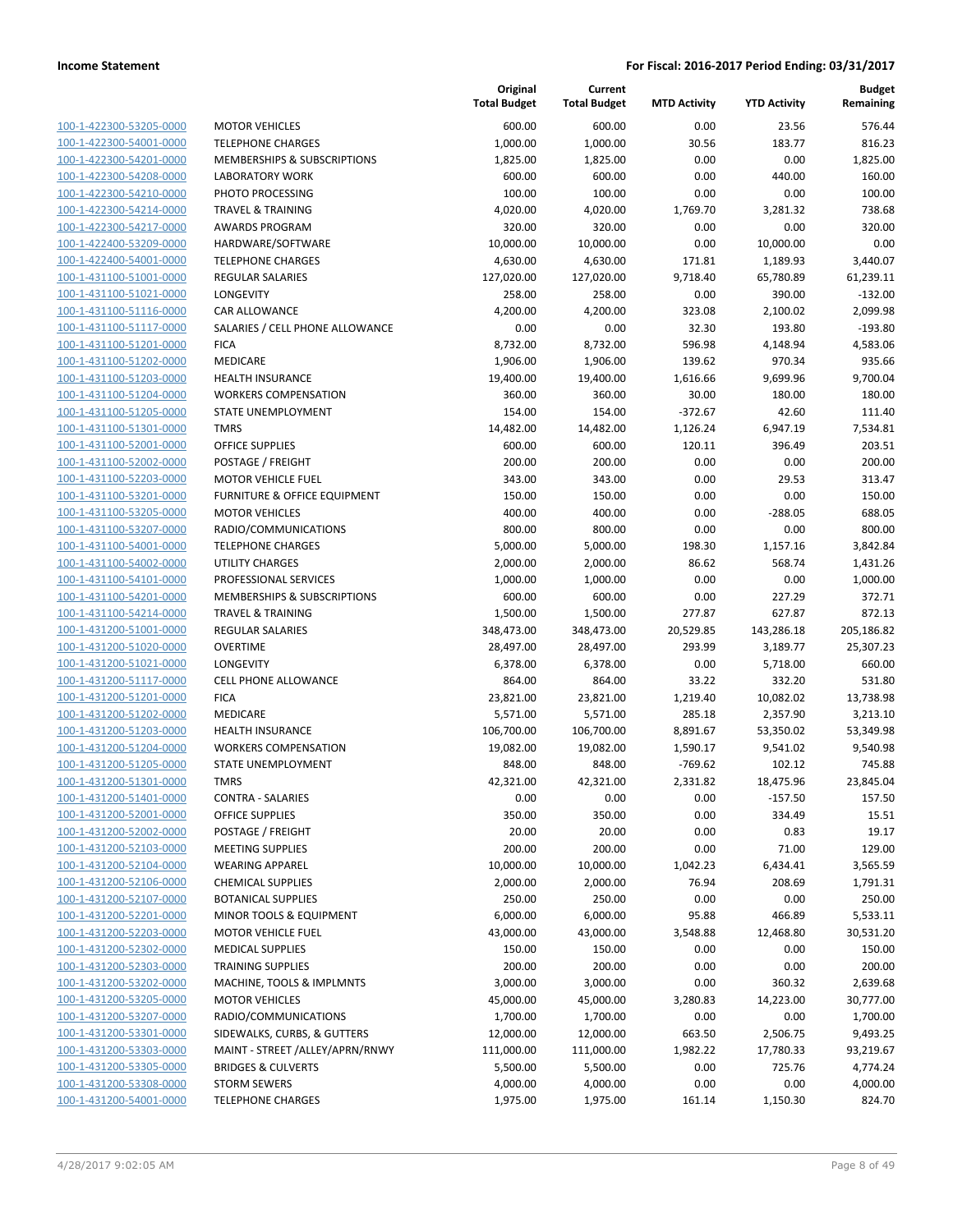**Income Statement** **For Fiscal: 2016-2017 Period Ending: 03/31/2017**

| | | Original Total Budget | Current Total Budget | MTD Activity | YTD Activity | Budget Remaining |
|---|---|---|---|---|---|---|
| 100-1-422300-53205-0000 | MOTOR VEHICLES | 600.00 | 600.00 | 0.00 | 23.56 | 576.44 |
| 100-1-422300-54001-0000 | TELEPHONE CHARGES | 1,000.00 | 1,000.00 | 30.56 | 183.77 | 816.23 |
| 100-1-422300-54201-0000 | MEMBERSHIPS & SUBSCRIPTIONS | 1,825.00 | 1,825.00 | 0.00 | 0.00 | 1,825.00 |
| 100-1-422300-54208-0000 | LABORATORY WORK | 600.00 | 600.00 | 0.00 | 440.00 | 160.00 |
| 100-1-422300-54210-0000 | PHOTO PROCESSING | 100.00 | 100.00 | 0.00 | 0.00 | 100.00 |
| 100-1-422300-54214-0000 | TRAVEL & TRAINING | 4,020.00 | 4,020.00 | 1,769.70 | 3,281.32 | 738.68 |
| 100-1-422300-54217-0000 | AWARDS PROGRAM | 320.00 | 320.00 | 0.00 | 0.00 | 320.00 |
| 100-1-422400-53209-0000 | HARDWARE/SOFTWARE | 10,000.00 | 10,000.00 | 0.00 | 10,000.00 | 0.00 |
| 100-1-422400-54001-0000 | TELEPHONE CHARGES | 4,630.00 | 4,630.00 | 171.81 | 1,189.93 | 3,440.07 |
| 100-1-431100-51001-0000 | REGULAR SALARIES | 127,020.00 | 127,020.00 | 9,718.40 | 65,780.89 | 61,239.11 |
| 100-1-431100-51021-0000 | LONGEVITY | 258.00 | 258.00 | 0.00 | 390.00 | -132.00 |
| 100-1-431100-51116-0000 | CAR ALLOWANCE | 4,200.00 | 4,200.00 | 323.08 | 2,100.02 | 2,099.98 |
| 100-1-431100-51117-0000 | SALARIES / CELL PHONE ALLOWANCE | 0.00 | 0.00 | 32.30 | 193.80 | -193.80 |
| 100-1-431100-51201-0000 | FICA | 8,732.00 | 8,732.00 | 596.98 | 4,148.94 | 4,583.06 |
| 100-1-431100-51202-0000 | MEDICARE | 1,906.00 | 1,906.00 | 139.62 | 970.34 | 935.66 |
| 100-1-431100-51203-0000 | HEALTH INSURANCE | 19,400.00 | 19,400.00 | 1,616.66 | 9,699.96 | 9,700.04 |
| 100-1-431100-51204-0000 | WORKERS COMPENSATION | 360.00 | 360.00 | 30.00 | 180.00 | 180.00 |
| 100-1-431100-51205-0000 | STATE UNEMPLOYMENT | 154.00 | 154.00 | -372.67 | 42.60 | 111.40 |
| 100-1-431100-51301-0000 | TMRS | 14,482.00 | 14,482.00 | 1,126.24 | 6,947.19 | 7,534.81 |
| 100-1-431100-52001-0000 | OFFICE SUPPLIES | 600.00 | 600.00 | 120.11 | 396.49 | 203.51 |
| 100-1-431100-52002-0000 | POSTAGE / FREIGHT | 200.00 | 200.00 | 0.00 | 0.00 | 200.00 |
| 100-1-431100-52203-0000 | MOTOR VEHICLE FUEL | 343.00 | 343.00 | 0.00 | 29.53 | 313.47 |
| 100-1-431100-53201-0000 | FURNITURE & OFFICE EQUIPMENT | 150.00 | 150.00 | 0.00 | 0.00 | 150.00 |
| 100-1-431100-53205-0000 | MOTOR VEHICLES | 400.00 | 400.00 | 0.00 | -288.05 | 688.05 |
| 100-1-431100-53207-0000 | RADIO/COMMUNICATIONS | 800.00 | 800.00 | 0.00 | 0.00 | 800.00 |
| 100-1-431100-54001-0000 | TELEPHONE CHARGES | 5,000.00 | 5,000.00 | 198.30 | 1,157.16 | 3,842.84 |
| 100-1-431100-54002-0000 | UTILITY CHARGES | 2,000.00 | 2,000.00 | 86.62 | 568.74 | 1,431.26 |
| 100-1-431100-54101-0000 | PROFESSIONAL SERVICES | 1,000.00 | 1,000.00 | 0.00 | 0.00 | 1,000.00 |
| 100-1-431100-54201-0000 | MEMBERSHIPS & SUBSCRIPTIONS | 600.00 | 600.00 | 0.00 | 227.29 | 372.71 |
| 100-1-431100-54214-0000 | TRAVEL & TRAINING | 1,500.00 | 1,500.00 | 277.87 | 627.87 | 872.13 |
| 100-1-431200-51001-0000 | REGULAR SALARIES | 348,473.00 | 348,473.00 | 20,529.85 | 143,286.18 | 205,186.82 |
| 100-1-431200-51020-0000 | OVERTIME | 28,497.00 | 28,497.00 | 293.99 | 3,189.77 | 25,307.23 |
| 100-1-431200-51021-0000 | LONGEVITY | 6,378.00 | 6,378.00 | 0.00 | 5,718.00 | 660.00 |
| 100-1-431200-51117-0000 | CELL PHONE ALLOWANCE | 864.00 | 864.00 | 33.22 | 332.20 | 531.80 |
| 100-1-431200-51201-0000 | FICA | 23,821.00 | 23,821.00 | 1,219.40 | 10,082.02 | 13,738.98 |
| 100-1-431200-51202-0000 | MEDICARE | 5,571.00 | 5,571.00 | 285.18 | 2,357.90 | 3,213.10 |
| 100-1-431200-51203-0000 | HEALTH INSURANCE | 106,700.00 | 106,700.00 | 8,891.67 | 53,350.02 | 53,349.98 |
| 100-1-431200-51204-0000 | WORKERS COMPENSATION | 19,082.00 | 19,082.00 | 1,590.17 | 9,541.02 | 9,540.98 |
| 100-1-431200-51205-0000 | STATE UNEMPLOYMENT | 848.00 | 848.00 | -769.62 | 102.12 | 745.88 |
| 100-1-431200-51301-0000 | TMRS | 42,321.00 | 42,321.00 | 2,331.82 | 18,475.96 | 23,845.04 |
| 100-1-431200-51401-0000 | CONTRA - SALARIES | 0.00 | 0.00 | 0.00 | -157.50 | 157.50 |
| 100-1-431200-52001-0000 | OFFICE SUPPLIES | 350.00 | 350.00 | 0.00 | 334.49 | 15.51 |
| 100-1-431200-52002-0000 | POSTAGE / FREIGHT | 20.00 | 20.00 | 0.00 | 0.83 | 19.17 |
| 100-1-431200-52103-0000 | MEETING SUPPLIES | 200.00 | 200.00 | 0.00 | 71.00 | 129.00 |
| 100-1-431200-52104-0000 | WEARING APPAREL | 10,000.00 | 10,000.00 | 1,042.23 | 6,434.41 | 3,565.59 |
| 100-1-431200-52106-0000 | CHEMICAL SUPPLIES | 2,000.00 | 2,000.00 | 76.94 | 208.69 | 1,791.31 |
| 100-1-431200-52107-0000 | BOTANICAL SUPPLIES | 250.00 | 250.00 | 0.00 | 0.00 | 250.00 |
| 100-1-431200-52201-0000 | MINOR TOOLS & EQUIPMENT | 6,000.00 | 6,000.00 | 95.88 | 466.89 | 5,533.11 |
| 100-1-431200-52203-0000 | MOTOR VEHICLE FUEL | 43,000.00 | 43,000.00 | 3,548.88 | 12,468.80 | 30,531.20 |
| 100-1-431200-52302-0000 | MEDICAL SUPPLIES | 150.00 | 150.00 | 0.00 | 0.00 | 150.00 |
| 100-1-431200-52303-0000 | TRAINING SUPPLIES | 200.00 | 200.00 | 0.00 | 0.00 | 200.00 |
| 100-1-431200-53202-0000 | MACHINE, TOOLS & IMPLMNTS | 3,000.00 | 3,000.00 | 0.00 | 360.32 | 2,639.68 |
| 100-1-431200-53205-0000 | MOTOR VEHICLES | 45,000.00 | 45,000.00 | 3,280.83 | 14,223.00 | 30,777.00 |
| 100-1-431200-53207-0000 | RADIO/COMMUNICATIONS | 1,700.00 | 1,700.00 | 0.00 | 0.00 | 1,700.00 |
| 100-1-431200-53301-0000 | SIDEWALKS, CURBS, & GUTTERS | 12,000.00 | 12,000.00 | 663.50 | 2,506.75 | 9,493.25 |
| 100-1-431200-53303-0000 | MAINT - STREET /ALLEY/APRN/RNWY | 111,000.00 | 111,000.00 | 1,982.22 | 17,780.33 | 93,219.67 |
| 100-1-431200-53305-0000 | BRIDGES & CULVERTS | 5,500.00 | 5,500.00 | 0.00 | 725.76 | 4,774.24 |
| 100-1-431200-53308-0000 | STORM SEWERS | 4,000.00 | 4,000.00 | 0.00 | 0.00 | 4,000.00 |
| 100-1-431200-54001-0000 | TELEPHONE CHARGES | 1,975.00 | 1,975.00 | 161.14 | 1,150.30 | 824.70 |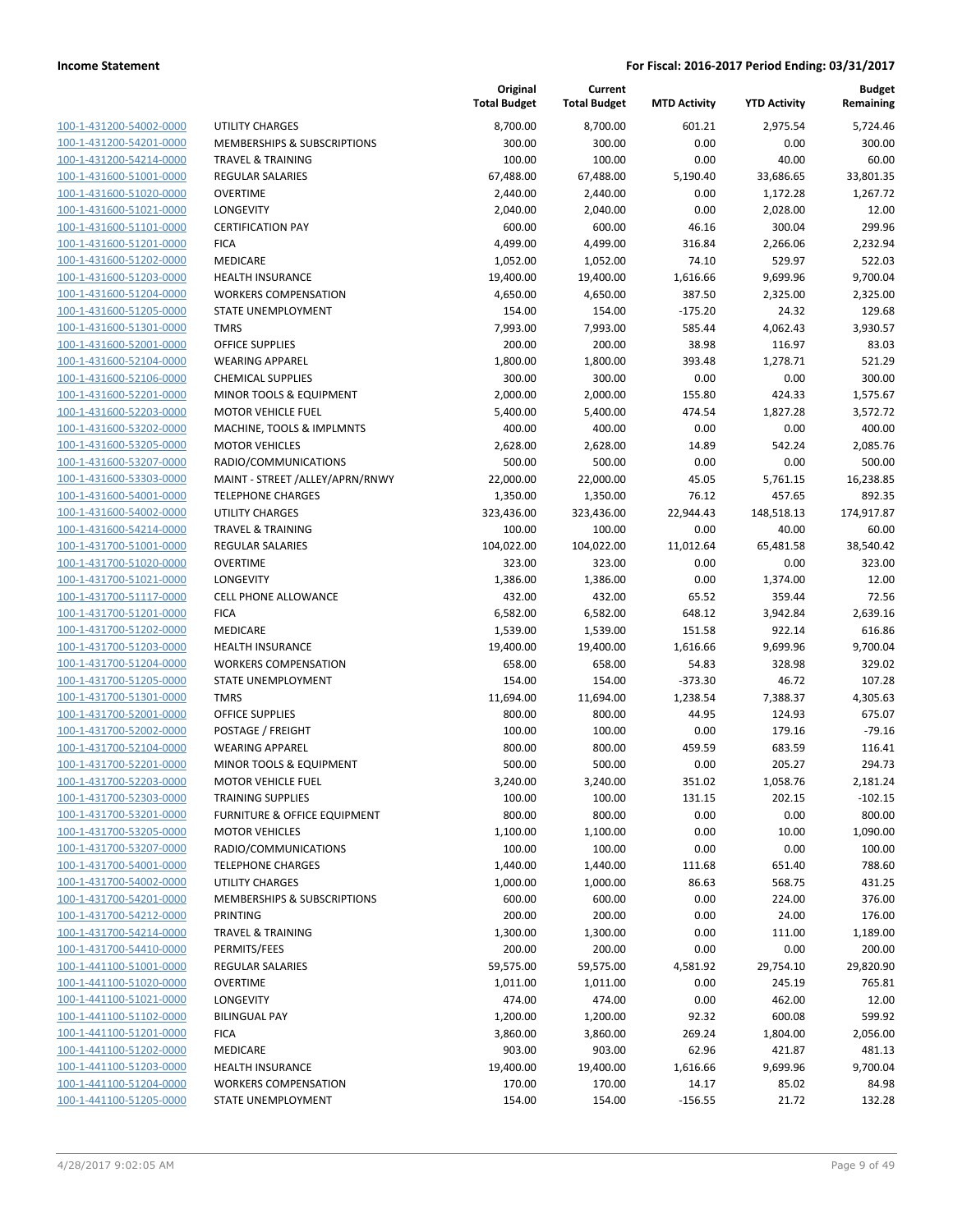| | | Original Total Budget | Current Total Budget | MTD Activity | YTD Activity | Budget Remaining |
|---|---|---|---|---|---|---|
| 100-1-431200-54002-0000 | UTILITY CHARGES | 8,700.00 | 8,700.00 | 601.21 | 2,975.54 | 5,724.46 |
| 100-1-431200-54201-0000 | MEMBERSHIPS & SUBSCRIPTIONS | 300.00 | 300.00 | 0.00 | 0.00 | 300.00 |
| 100-1-431200-54214-0000 | TRAVEL & TRAINING | 100.00 | 100.00 | 0.00 | 40.00 | 60.00 |
| 100-1-431600-51001-0000 | REGULAR SALARIES | 67,488.00 | 67,488.00 | 5,190.40 | 33,686.65 | 33,801.35 |
| 100-1-431600-51020-0000 | OVERTIME | 2,440.00 | 2,440.00 | 0.00 | 1,172.28 | 1,267.72 |
| 100-1-431600-51021-0000 | LONGEVITY | 2,040.00 | 2,040.00 | 0.00 | 2,028.00 | 12.00 |
| 100-1-431600-51101-0000 | CERTIFICATION PAY | 600.00 | 600.00 | 46.16 | 300.04 | 299.96 |
| 100-1-431600-51201-0000 | FICA | 4,499.00 | 4,499.00 | 316.84 | 2,266.06 | 2,232.94 |
| 100-1-431600-51202-0000 | MEDICARE | 1,052.00 | 1,052.00 | 74.10 | 529.97 | 522.03 |
| 100-1-431600-51203-0000 | HEALTH INSURANCE | 19,400.00 | 19,400.00 | 1,616.66 | 9,699.96 | 9,700.04 |
| 100-1-431600-51204-0000 | WORKERS COMPENSATION | 4,650.00 | 4,650.00 | 387.50 | 2,325.00 | 2,325.00 |
| 100-1-431600-51205-0000 | STATE UNEMPLOYMENT | 154.00 | 154.00 | -175.20 | 24.32 | 129.68 |
| 100-1-431600-51301-0000 | TMRS | 7,993.00 | 7,993.00 | 585.44 | 4,062.43 | 3,930.57 |
| 100-1-431600-52001-0000 | OFFICE SUPPLIES | 200.00 | 200.00 | 38.98 | 116.97 | 83.03 |
| 100-1-431600-52104-0000 | WEARING APPAREL | 1,800.00 | 1,800.00 | 393.48 | 1,278.71 | 521.29 |
| 100-1-431600-52106-0000 | CHEMICAL SUPPLIES | 300.00 | 300.00 | 0.00 | 0.00 | 300.00 |
| 100-1-431600-52201-0000 | MINOR TOOLS & EQUIPMENT | 2,000.00 | 2,000.00 | 155.80 | 424.33 | 1,575.67 |
| 100-1-431600-52203-0000 | MOTOR VEHICLE FUEL | 5,400.00 | 5,400.00 | 474.54 | 1,827.28 | 3,572.72 |
| 100-1-431600-53202-0000 | MACHINE, TOOLS & IMPLMNTS | 400.00 | 400.00 | 0.00 | 0.00 | 400.00 |
| 100-1-431600-53205-0000 | MOTOR VEHICLES | 2,628.00 | 2,628.00 | 14.89 | 542.24 | 2,085.76 |
| 100-1-431600-53207-0000 | RADIO/COMMUNICATIONS | 500.00 | 500.00 | 0.00 | 0.00 | 500.00 |
| 100-1-431600-53303-0000 | MAINT - STREET /ALLEY/APRN/RNWY | 22,000.00 | 22,000.00 | 45.05 | 5,761.15 | 16,238.85 |
| 100-1-431600-54001-0000 | TELEPHONE CHARGES | 1,350.00 | 1,350.00 | 76.12 | 457.65 | 892.35 |
| 100-1-431600-54002-0000 | UTILITY CHARGES | 323,436.00 | 323,436.00 | 22,944.43 | 148,518.13 | 174,917.87 |
| 100-1-431600-54214-0000 | TRAVEL & TRAINING | 100.00 | 100.00 | 0.00 | 40.00 | 60.00 |
| 100-1-431700-51001-0000 | REGULAR SALARIES | 104,022.00 | 104,022.00 | 11,012.64 | 65,481.58 | 38,540.42 |
| 100-1-431700-51020-0000 | OVERTIME | 323.00 | 323.00 | 0.00 | 0.00 | 323.00 |
| 100-1-431700-51021-0000 | LONGEVITY | 1,386.00 | 1,386.00 | 0.00 | 1,374.00 | 12.00 |
| 100-1-431700-51117-0000 | CELL PHONE ALLOWANCE | 432.00 | 432.00 | 65.52 | 359.44 | 72.56 |
| 100-1-431700-51201-0000 | FICA | 6,582.00 | 6,582.00 | 648.12 | 3,942.84 | 2,639.16 |
| 100-1-431700-51202-0000 | MEDICARE | 1,539.00 | 1,539.00 | 151.58 | 922.14 | 616.86 |
| 100-1-431700-51203-0000 | HEALTH INSURANCE | 19,400.00 | 19,400.00 | 1,616.66 | 9,699.96 | 9,700.04 |
| 100-1-431700-51204-0000 | WORKERS COMPENSATION | 658.00 | 658.00 | 54.83 | 328.98 | 329.02 |
| 100-1-431700-51205-0000 | STATE UNEMPLOYMENT | 154.00 | 154.00 | -373.30 | 46.72 | 107.28 |
| 100-1-431700-51301-0000 | TMRS | 11,694.00 | 11,694.00 | 1,238.54 | 7,388.37 | 4,305.63 |
| 100-1-431700-52001-0000 | OFFICE SUPPLIES | 800.00 | 800.00 | 44.95 | 124.93 | 675.07 |
| 100-1-431700-52002-0000 | POSTAGE / FREIGHT | 100.00 | 100.00 | 0.00 | 179.16 | -79.16 |
| 100-1-431700-52104-0000 | WEARING APPAREL | 800.00 | 800.00 | 459.59 | 683.59 | 116.41 |
| 100-1-431700-52201-0000 | MINOR TOOLS & EQUIPMENT | 500.00 | 500.00 | 0.00 | 205.27 | 294.73 |
| 100-1-431700-52203-0000 | MOTOR VEHICLE FUEL | 3,240.00 | 3,240.00 | 351.02 | 1,058.76 | 2,181.24 |
| 100-1-431700-52303-0000 | TRAINING SUPPLIES | 100.00 | 100.00 | 131.15 | 202.15 | -102.15 |
| 100-1-431700-53201-0000 | FURNITURE & OFFICE EQUIPMENT | 800.00 | 800.00 | 0.00 | 0.00 | 800.00 |
| 100-1-431700-53205-0000 | MOTOR VEHICLES | 1,100.00 | 1,100.00 | 0.00 | 10.00 | 1,090.00 |
| 100-1-431700-53207-0000 | RADIO/COMMUNICATIONS | 100.00 | 100.00 | 0.00 | 0.00 | 100.00 |
| 100-1-431700-54001-0000 | TELEPHONE CHARGES | 1,440.00 | 1,440.00 | 111.68 | 651.40 | 788.60 |
| 100-1-431700-54002-0000 | UTILITY CHARGES | 1,000.00 | 1,000.00 | 86.63 | 568.75 | 431.25 |
| 100-1-431700-54201-0000 | MEMBERSHIPS & SUBSCRIPTIONS | 600.00 | 600.00 | 0.00 | 224.00 | 376.00 |
| 100-1-431700-54212-0000 | PRINTING | 200.00 | 200.00 | 0.00 | 24.00 | 176.00 |
| 100-1-431700-54214-0000 | TRAVEL & TRAINING | 1,300.00 | 1,300.00 | 0.00 | 111.00 | 1,189.00 |
| 100-1-431700-54410-0000 | PERMITS/FEES | 200.00 | 200.00 | 0.00 | 0.00 | 200.00 |
| 100-1-441100-51001-0000 | REGULAR SALARIES | 59,575.00 | 59,575.00 | 4,581.92 | 29,754.10 | 29,820.90 |
| 100-1-441100-51020-0000 | OVERTIME | 1,011.00 | 1,011.00 | 0.00 | 245.19 | 765.81 |
| 100-1-441100-51021-0000 | LONGEVITY | 474.00 | 474.00 | 0.00 | 462.00 | 12.00 |
| 100-1-441100-51102-0000 | BILINGUAL PAY | 1,200.00 | 1,200.00 | 92.32 | 600.08 | 599.92 |
| 100-1-441100-51201-0000 | FICA | 3,860.00 | 3,860.00 | 269.24 | 1,804.00 | 2,056.00 |
| 100-1-441100-51202-0000 | MEDICARE | 903.00 | 903.00 | 62.96 | 421.87 | 481.13 |
| 100-1-441100-51203-0000 | HEALTH INSURANCE | 19,400.00 | 19,400.00 | 1,616.66 | 9,699.96 | 9,700.04 |
| 100-1-441100-51204-0000 | WORKERS COMPENSATION | 170.00 | 170.00 | 14.17 | 85.02 | 84.98 |
| 100-1-441100-51205-0000 | STATE UNEMPLOYMENT | 154.00 | 154.00 | -156.55 | 21.72 | 132.28 |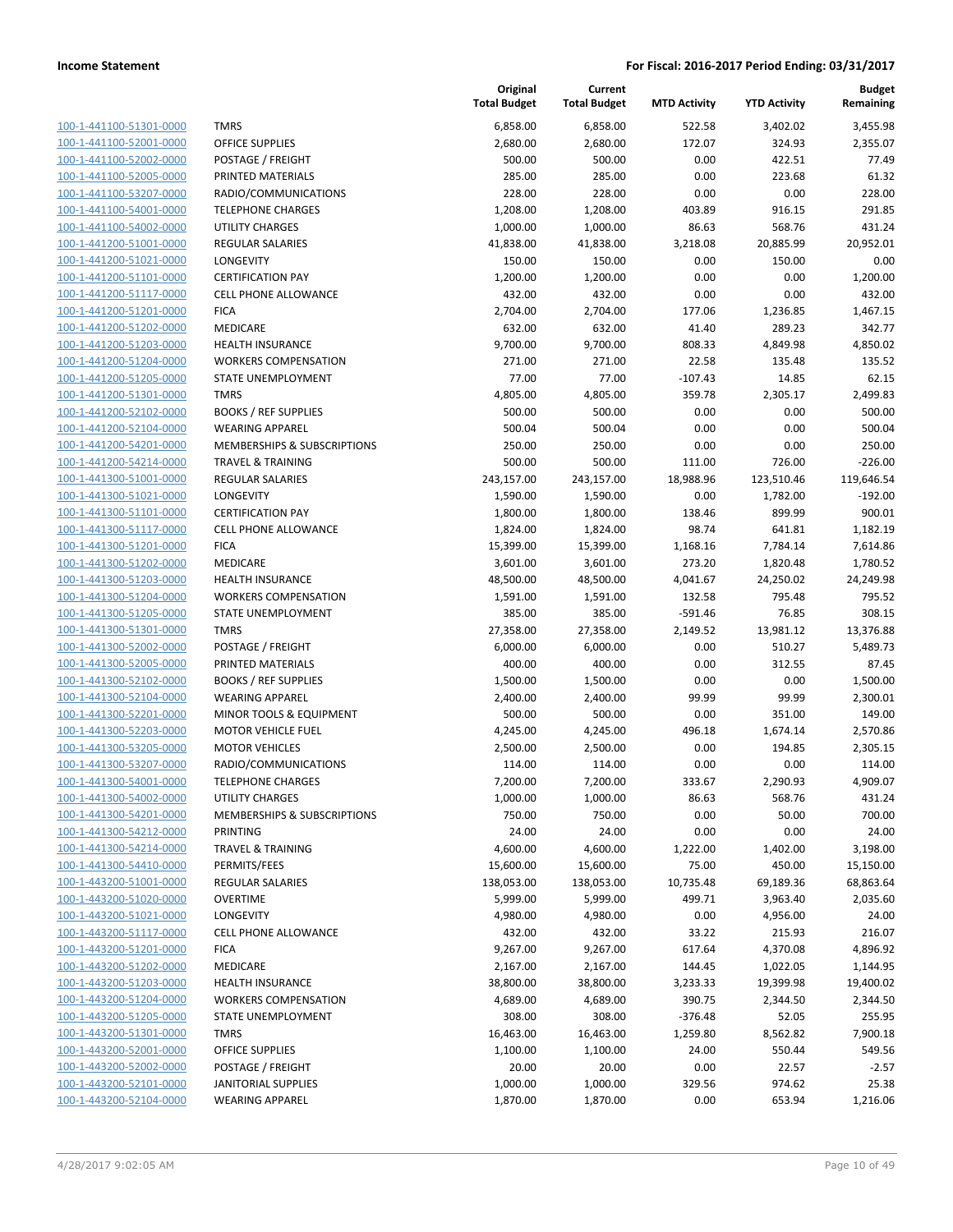**Income Statement** **For Fiscal: 2016-2017 Period Ending: 03/31/2017**

| | | Original Total Budget | Current Total Budget | MTD Activity | YTD Activity | Budget Remaining |
|---|---|---|---|---|---|---|
| 100-1-441100-51301-0000 | TMRS | 6,858.00 | 6,858.00 | 522.58 | 3,402.02 | 3,455.98 |
| 100-1-441100-52001-0000 | OFFICE SUPPLIES | 2,680.00 | 2,680.00 | 172.07 | 324.93 | 2,355.07 |
| 100-1-441100-52002-0000 | POSTAGE / FREIGHT | 500.00 | 500.00 | 0.00 | 422.51 | 77.49 |
| 100-1-441100-52005-0000 | PRINTED MATERIALS | 285.00 | 285.00 | 0.00 | 223.68 | 61.32 |
| 100-1-441100-53207-0000 | RADIO/COMMUNICATIONS | 228.00 | 228.00 | 0.00 | 0.00 | 228.00 |
| 100-1-441100-54001-0000 | TELEPHONE CHARGES | 1,208.00 | 1,208.00 | 403.89 | 916.15 | 291.85 |
| 100-1-441100-54002-0000 | UTILITY CHARGES | 1,000.00 | 1,000.00 | 86.63 | 568.76 | 431.24 |
| 100-1-441200-51001-0000 | REGULAR SALARIES | 41,838.00 | 41,838.00 | 3,218.08 | 20,885.99 | 20,952.01 |
| 100-1-441200-51021-0000 | LONGEVITY | 150.00 | 150.00 | 0.00 | 150.00 | 0.00 |
| 100-1-441200-51101-0000 | CERTIFICATION PAY | 1,200.00 | 1,200.00 | 0.00 | 0.00 | 1,200.00 |
| 100-1-441200-51117-0000 | CELL PHONE ALLOWANCE | 432.00 | 432.00 | 0.00 | 0.00 | 432.00 |
| 100-1-441200-51201-0000 | FICA | 2,704.00 | 2,704.00 | 177.06 | 1,236.85 | 1,467.15 |
| 100-1-441200-51202-0000 | MEDICARE | 632.00 | 632.00 | 41.40 | 289.23 | 342.77 |
| 100-1-441200-51203-0000 | HEALTH INSURANCE | 9,700.00 | 9,700.00 | 808.33 | 4,849.98 | 4,850.02 |
| 100-1-441200-51204-0000 | WORKERS COMPENSATION | 271.00 | 271.00 | 22.58 | 135.48 | 135.52 |
| 100-1-441200-51205-0000 | STATE UNEMPLOYMENT | 77.00 | 77.00 | -107.43 | 14.85 | 62.15 |
| 100-1-441200-51301-0000 | TMRS | 4,805.00 | 4,805.00 | 359.78 | 2,305.17 | 2,499.83 |
| 100-1-441200-52102-0000 | BOOKS / REF SUPPLIES | 500.00 | 500.00 | 0.00 | 0.00 | 500.00 |
| 100-1-441200-52104-0000 | WEARING APPAREL | 500.04 | 500.04 | 0.00 | 0.00 | 500.04 |
| 100-1-441200-54201-0000 | MEMBERSHIPS & SUBSCRIPTIONS | 250.00 | 250.00 | 0.00 | 0.00 | 250.00 |
| 100-1-441200-54214-0000 | TRAVEL & TRAINING | 500.00 | 500.00 | 111.00 | 726.00 | -226.00 |
| 100-1-441300-51001-0000 | REGULAR SALARIES | 243,157.00 | 243,157.00 | 18,988.96 | 123,510.46 | 119,646.54 |
| 100-1-441300-51021-0000 | LONGEVITY | 1,590.00 | 1,590.00 | 0.00 | 1,782.00 | -192.00 |
| 100-1-441300-51101-0000 | CERTIFICATION PAY | 1,800.00 | 1,800.00 | 138.46 | 899.99 | 900.01 |
| 100-1-441300-51117-0000 | CELL PHONE ALLOWANCE | 1,824.00 | 1,824.00 | 98.74 | 641.81 | 1,182.19 |
| 100-1-441300-51201-0000 | FICA | 15,399.00 | 15,399.00 | 1,168.16 | 7,784.14 | 7,614.86 |
| 100-1-441300-51202-0000 | MEDICARE | 3,601.00 | 3,601.00 | 273.20 | 1,820.48 | 1,780.52 |
| 100-1-441300-51203-0000 | HEALTH INSURANCE | 48,500.00 | 48,500.00 | 4,041.67 | 24,250.02 | 24,249.98 |
| 100-1-441300-51204-0000 | WORKERS COMPENSATION | 1,591.00 | 1,591.00 | 132.58 | 795.48 | 795.52 |
| 100-1-441300-51205-0000 | STATE UNEMPLOYMENT | 385.00 | 385.00 | -591.46 | 76.85 | 308.15 |
| 100-1-441300-51301-0000 | TMRS | 27,358.00 | 27,358.00 | 2,149.52 | 13,981.12 | 13,376.88 |
| 100-1-441300-52002-0000 | POSTAGE / FREIGHT | 6,000.00 | 6,000.00 | 0.00 | 510.27 | 5,489.73 |
| 100-1-441300-52005-0000 | PRINTED MATERIALS | 400.00 | 400.00 | 0.00 | 312.55 | 87.45 |
| 100-1-441300-52102-0000 | BOOKS / REF SUPPLIES | 1,500.00 | 1,500.00 | 0.00 | 0.00 | 1,500.00 |
| 100-1-441300-52104-0000 | WEARING APPAREL | 2,400.00 | 2,400.00 | 99.99 | 99.99 | 2,300.01 |
| 100-1-441300-52201-0000 | MINOR TOOLS & EQUIPMENT | 500.00 | 500.00 | 0.00 | 351.00 | 149.00 |
| 100-1-441300-52203-0000 | MOTOR VEHICLE FUEL | 4,245.00 | 4,245.00 | 496.18 | 1,674.14 | 2,570.86 |
| 100-1-441300-53205-0000 | MOTOR VEHICLES | 2,500.00 | 2,500.00 | 0.00 | 194.85 | 2,305.15 |
| 100-1-441300-53207-0000 | RADIO/COMMUNICATIONS | 114.00 | 114.00 | 0.00 | 0.00 | 114.00 |
| 100-1-441300-54001-0000 | TELEPHONE CHARGES | 7,200.00 | 7,200.00 | 333.67 | 2,290.93 | 4,909.07 |
| 100-1-441300-54002-0000 | UTILITY CHARGES | 1,000.00 | 1,000.00 | 86.63 | 568.76 | 431.24 |
| 100-1-441300-54201-0000 | MEMBERSHIPS & SUBSCRIPTIONS | 750.00 | 750.00 | 0.00 | 50.00 | 700.00 |
| 100-1-441300-54212-0000 | PRINTING | 24.00 | 24.00 | 0.00 | 0.00 | 24.00 |
| 100-1-441300-54214-0000 | TRAVEL & TRAINING | 4,600.00 | 4,600.00 | 1,222.00 | 1,402.00 | 3,198.00 |
| 100-1-441300-54410-0000 | PERMITS/FEES | 15,600.00 | 15,600.00 | 75.00 | 450.00 | 15,150.00 |
| 100-1-443200-51001-0000 | REGULAR SALARIES | 138,053.00 | 138,053.00 | 10,735.48 | 69,189.36 | 68,863.64 |
| 100-1-443200-51020-0000 | OVERTIME | 5,999.00 | 5,999.00 | 499.71 | 3,963.40 | 2,035.60 |
| 100-1-443200-51021-0000 | LONGEVITY | 4,980.00 | 4,980.00 | 0.00 | 4,956.00 | 24.00 |
| 100-1-443200-51117-0000 | CELL PHONE ALLOWANCE | 432.00 | 432.00 | 33.22 | 215.93 | 216.07 |
| 100-1-443200-51201-0000 | FICA | 9,267.00 | 9,267.00 | 617.64 | 4,370.08 | 4,896.92 |
| 100-1-443200-51202-0000 | MEDICARE | 2,167.00 | 2,167.00 | 144.45 | 1,022.05 | 1,144.95 |
| 100-1-443200-51203-0000 | HEALTH INSURANCE | 38,800.00 | 38,800.00 | 3,233.33 | 19,399.98 | 19,400.02 |
| 100-1-443200-51204-0000 | WORKERS COMPENSATION | 4,689.00 | 4,689.00 | 390.75 | 2,344.50 | 2,344.50 |
| 100-1-443200-51205-0000 | STATE UNEMPLOYMENT | 308.00 | 308.00 | -376.48 | 52.05 | 255.95 |
| 100-1-443200-51301-0000 | TMRS | 16,463.00 | 16,463.00 | 1,259.80 | 8,562.82 | 7,900.18 |
| 100-1-443200-52001-0000 | OFFICE SUPPLIES | 1,100.00 | 1,100.00 | 24.00 | 550.44 | 549.56 |
| 100-1-443200-52002-0000 | POSTAGE / FREIGHT | 20.00 | 20.00 | 0.00 | 22.57 | -2.57 |
| 100-1-443200-52101-0000 | JANITORIAL SUPPLIES | 1,000.00 | 1,000.00 | 329.56 | 974.62 | 25.38 |
| 100-1-443200-52104-0000 | WEARING APPAREL | 1,870.00 | 1,870.00 | 0.00 | 653.94 | 1,216.06 |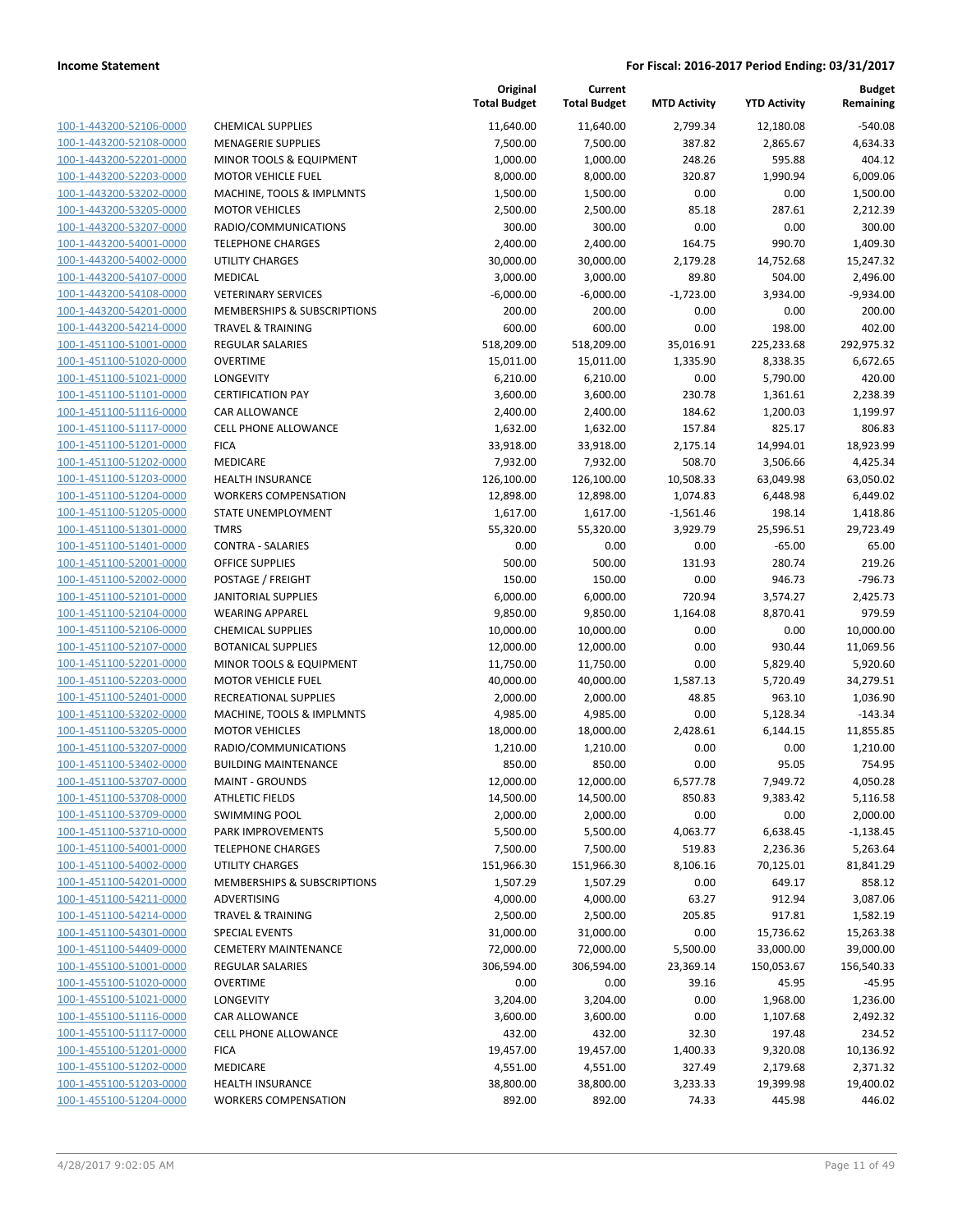| | | Original Total Budget | Current Total Budget | MTD Activity | YTD Activity | Budget Remaining |
|---|---|---|---|---|---|---|
| 100-1-443200-52106-0000 | CHEMICAL SUPPLIES | 11,640.00 | 11,640.00 | 2,799.34 | 12,180.08 | -540.08 |
| 100-1-443200-52108-0000 | MENAGERIE SUPPLIES | 7,500.00 | 7,500.00 | 387.82 | 2,865.67 | 4,634.33 |
| 100-1-443200-52201-0000 | MINOR TOOLS & EQUIPMENT | 1,000.00 | 1,000.00 | 248.26 | 595.88 | 404.12 |
| 100-1-443200-52203-0000 | MOTOR VEHICLE FUEL | 8,000.00 | 8,000.00 | 320.87 | 1,990.94 | 6,009.06 |
| 100-1-443200-53202-0000 | MACHINE, TOOLS & IMPLMNTS | 1,500.00 | 1,500.00 | 0.00 | 0.00 | 1,500.00 |
| 100-1-443200-53205-0000 | MOTOR VEHICLES | 2,500.00 | 2,500.00 | 85.18 | 287.61 | 2,212.39 |
| 100-1-443200-53207-0000 | RADIO/COMMUNICATIONS | 300.00 | 300.00 | 0.00 | 0.00 | 300.00 |
| 100-1-443200-54001-0000 | TELEPHONE CHARGES | 2,400.00 | 2,400.00 | 164.75 | 990.70 | 1,409.30 |
| 100-1-443200-54002-0000 | UTILITY CHARGES | 30,000.00 | 30,000.00 | 2,179.28 | 14,752.68 | 15,247.32 |
| 100-1-443200-54107-0000 | MEDICAL | 3,000.00 | 3,000.00 | 89.80 | 504.00 | 2,496.00 |
| 100-1-443200-54108-0000 | VETERINARY SERVICES | -6,000.00 | -6,000.00 | -1,723.00 | 3,934.00 | -9,934.00 |
| 100-1-443200-54201-0000 | MEMBERSHIPS & SUBSCRIPTIONS | 200.00 | 200.00 | 0.00 | 0.00 | 200.00 |
| 100-1-443200-54214-0000 | TRAVEL & TRAINING | 600.00 | 600.00 | 0.00 | 198.00 | 402.00 |
| 100-1-451100-51001-0000 | REGULAR SALARIES | 518,209.00 | 518,209.00 | 35,016.91 | 225,233.68 | 292,975.32 |
| 100-1-451100-51020-0000 | OVERTIME | 15,011.00 | 15,011.00 | 1,335.90 | 8,338.35 | 6,672.65 |
| 100-1-451100-51021-0000 | LONGEVITY | 6,210.00 | 6,210.00 | 0.00 | 5,790.00 | 420.00 |
| 100-1-451100-51101-0000 | CERTIFICATION PAY | 3,600.00 | 3,600.00 | 230.78 | 1,361.61 | 2,238.39 |
| 100-1-451100-51116-0000 | CAR ALLOWANCE | 2,400.00 | 2,400.00 | 184.62 | 1,200.03 | 1,199.97 |
| 100-1-451100-51117-0000 | CELL PHONE ALLOWANCE | 1,632.00 | 1,632.00 | 157.84 | 825.17 | 806.83 |
| 100-1-451100-51201-0000 | FICA | 33,918.00 | 33,918.00 | 2,175.14 | 14,994.01 | 18,923.99 |
| 100-1-451100-51202-0000 | MEDICARE | 7,932.00 | 7,932.00 | 508.70 | 3,506.66 | 4,425.34 |
| 100-1-451100-51203-0000 | HEALTH INSURANCE | 126,100.00 | 126,100.00 | 10,508.33 | 63,049.98 | 63,050.02 |
| 100-1-451100-51204-0000 | WORKERS COMPENSATION | 12,898.00 | 12,898.00 | 1,074.83 | 6,448.98 | 6,449.02 |
| 100-1-451100-51205-0000 | STATE UNEMPLOYMENT | 1,617.00 | 1,617.00 | -1,561.46 | 198.14 | 1,418.86 |
| 100-1-451100-51301-0000 | TMRS | 55,320.00 | 55,320.00 | 3,929.79 | 25,596.51 | 29,723.49 |
| 100-1-451100-51401-0000 | CONTRA - SALARIES | 0.00 | 0.00 | 0.00 | -65.00 | 65.00 |
| 100-1-451100-52001-0000 | OFFICE SUPPLIES | 500.00 | 500.00 | 131.93 | 280.74 | 219.26 |
| 100-1-451100-52002-0000 | POSTAGE / FREIGHT | 150.00 | 150.00 | 0.00 | 946.73 | -796.73 |
| 100-1-451100-52101-0000 | JANITORIAL SUPPLIES | 6,000.00 | 6,000.00 | 720.94 | 3,574.27 | 2,425.73 |
| 100-1-451100-52104-0000 | WEARING APPAREL | 9,850.00 | 9,850.00 | 1,164.08 | 8,870.41 | 979.59 |
| 100-1-451100-52106-0000 | CHEMICAL SUPPLIES | 10,000.00 | 10,000.00 | 0.00 | 0.00 | 10,000.00 |
| 100-1-451100-52107-0000 | BOTANICAL SUPPLIES | 12,000.00 | 12,000.00 | 0.00 | 930.44 | 11,069.56 |
| 100-1-451100-52201-0000 | MINOR TOOLS & EQUIPMENT | 11,750.00 | 11,750.00 | 0.00 | 5,829.40 | 5,920.60 |
| 100-1-451100-52203-0000 | MOTOR VEHICLE FUEL | 40,000.00 | 40,000.00 | 1,587.13 | 5,720.49 | 34,279.51 |
| 100-1-451100-52401-0000 | RECREATIONAL SUPPLIES | 2,000.00 | 2,000.00 | 48.85 | 963.10 | 1,036.90 |
| 100-1-451100-53202-0000 | MACHINE, TOOLS & IMPLMNTS | 4,985.00 | 4,985.00 | 0.00 | 5,128.34 | -143.34 |
| 100-1-451100-53205-0000 | MOTOR VEHICLES | 18,000.00 | 18,000.00 | 2,428.61 | 6,144.15 | 11,855.85 |
| 100-1-451100-53207-0000 | RADIO/COMMUNICATIONS | 1,210.00 | 1,210.00 | 0.00 | 0.00 | 1,210.00 |
| 100-1-451100-53402-0000 | BUILDING MAINTENANCE | 850.00 | 850.00 | 0.00 | 95.05 | 754.95 |
| 100-1-451100-53707-0000 | MAINT - GROUNDS | 12,000.00 | 12,000.00 | 6,577.78 | 7,949.72 | 4,050.28 |
| 100-1-451100-53708-0000 | ATHLETIC FIELDS | 14,500.00 | 14,500.00 | 850.83 | 9,383.42 | 5,116.58 |
| 100-1-451100-53709-0000 | SWIMMING POOL | 2,000.00 | 2,000.00 | 0.00 | 0.00 | 2,000.00 |
| 100-1-451100-53710-0000 | PARK IMPROVEMENTS | 5,500.00 | 5,500.00 | 4,063.77 | 6,638.45 | -1,138.45 |
| 100-1-451100-54001-0000 | TELEPHONE CHARGES | 7,500.00 | 7,500.00 | 519.83 | 2,236.36 | 5,263.64 |
| 100-1-451100-54002-0000 | UTILITY CHARGES | 151,966.30 | 151,966.30 | 8,106.16 | 70,125.01 | 81,841.29 |
| 100-1-451100-54201-0000 | MEMBERSHIPS & SUBSCRIPTIONS | 1,507.29 | 1,507.29 | 0.00 | 649.17 | 858.12 |
| 100-1-451100-54211-0000 | ADVERTISING | 4,000.00 | 4,000.00 | 63.27 | 912.94 | 3,087.06 |
| 100-1-451100-54214-0000 | TRAVEL & TRAINING | 2,500.00 | 2,500.00 | 205.85 | 917.81 | 1,582.19 |
| 100-1-451100-54301-0000 | SPECIAL EVENTS | 31,000.00 | 31,000.00 | 0.00 | 15,736.62 | 15,263.38 |
| 100-1-451100-54409-0000 | CEMETERY MAINTENANCE | 72,000.00 | 72,000.00 | 5,500.00 | 33,000.00 | 39,000.00 |
| 100-1-455100-51001-0000 | REGULAR SALARIES | 306,594.00 | 306,594.00 | 23,369.14 | 150,053.67 | 156,540.33 |
| 100-1-455100-51020-0000 | OVERTIME | 0.00 | 0.00 | 39.16 | 45.95 | -45.95 |
| 100-1-455100-51021-0000 | LONGEVITY | 3,204.00 | 3,204.00 | 0.00 | 1,968.00 | 1,236.00 |
| 100-1-455100-51116-0000 | CAR ALLOWANCE | 3,600.00 | 3,600.00 | 0.00 | 1,107.68 | 2,492.32 |
| 100-1-455100-51117-0000 | CELL PHONE ALLOWANCE | 432.00 | 432.00 | 32.30 | 197.48 | 234.52 |
| 100-1-455100-51201-0000 | FICA | 19,457.00 | 19,457.00 | 1,400.33 | 9,320.08 | 10,136.92 |
| 100-1-455100-51202-0000 | MEDICARE | 4,551.00 | 4,551.00 | 327.49 | 2,179.68 | 2,371.32 |
| 100-1-455100-51203-0000 | HEALTH INSURANCE | 38,800.00 | 38,800.00 | 3,233.33 | 19,399.98 | 19,400.02 |
| 100-1-455100-51204-0000 | WORKERS COMPENSATION | 892.00 | 892.00 | 74.33 | 445.98 | 446.02 |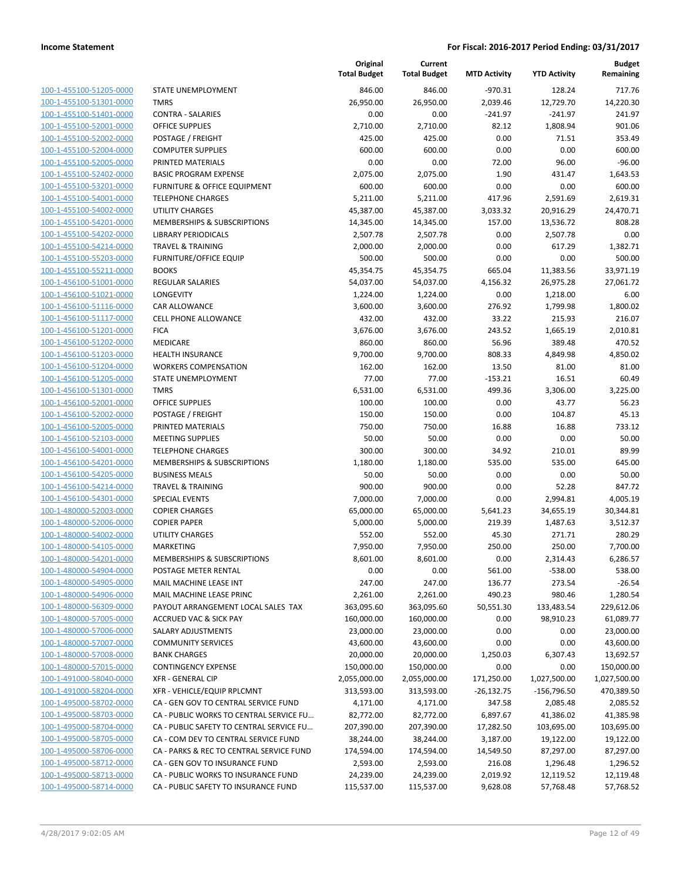| | | Original Total Budget | Current Total Budget | MTD Activity | YTD Activity | Budget Remaining |
|---|---|---|---|---|---|---|
| 100-1-455100-51205-0000 | STATE UNEMPLOYMENT | 846.00 | 846.00 | -970.31 | 128.24 | 717.76 |
| 100-1-455100-51301-0000 | TMRS | 26,950.00 | 26,950.00 | 2,039.46 | 12,729.70 | 14,220.30 |
| 100-1-455100-51401-0000 | CONTRA - SALARIES | 0.00 | 0.00 | -241.97 | -241.97 | 241.97 |
| 100-1-455100-52001-0000 | OFFICE SUPPLIES | 2,710.00 | 2,710.00 | 82.12 | 1,808.94 | 901.06 |
| 100-1-455100-52002-0000 | POSTAGE / FREIGHT | 425.00 | 425.00 | 0.00 | 71.51 | 353.49 |
| 100-1-455100-52004-0000 | COMPUTER SUPPLIES | 600.00 | 600.00 | 0.00 | 0.00 | 600.00 |
| 100-1-455100-52005-0000 | PRINTED MATERIALS | 0.00 | 0.00 | 72.00 | 96.00 | -96.00 |
| 100-1-455100-52402-0000 | BASIC PROGRAM EXPENSE | 2,075.00 | 2,075.00 | 1.90 | 431.47 | 1,643.53 |
| 100-1-455100-53201-0000 | FURNITURE & OFFICE EQUIPMENT | 600.00 | 600.00 | 0.00 | 0.00 | 600.00 |
| 100-1-455100-54001-0000 | TELEPHONE CHARGES | 5,211.00 | 5,211.00 | 417.96 | 2,591.69 | 2,619.31 |
| 100-1-455100-54002-0000 | UTILITY CHARGES | 45,387.00 | 45,387.00 | 3,033.32 | 20,916.29 | 24,470.71 |
| 100-1-455100-54201-0000 | MEMBERSHIPS & SUBSCRIPTIONS | 14,345.00 | 14,345.00 | 157.00 | 13,536.72 | 808.28 |
| 100-1-455100-54202-0000 | LIBRARY PERIODICALS | 2,507.78 | 2,507.78 | 0.00 | 2,507.78 | 0.00 |
| 100-1-455100-54214-0000 | TRAVEL & TRAINING | 2,000.00 | 2,000.00 | 0.00 | 617.29 | 1,382.71 |
| 100-1-455100-55203-0000 | FURNITURE/OFFICE EQUIP | 500.00 | 500.00 | 0.00 | 0.00 | 500.00 |
| 100-1-455100-55211-0000 | BOOKS | 45,354.75 | 45,354.75 | 665.04 | 11,383.56 | 33,971.19 |
| 100-1-456100-51001-0000 | REGULAR SALARIES | 54,037.00 | 54,037.00 | 4,156.32 | 26,975.28 | 27,061.72 |
| 100-1-456100-51021-0000 | LONGEVITY | 1,224.00 | 1,224.00 | 0.00 | 1,218.00 | 6.00 |
| 100-1-456100-51116-0000 | CAR ALLOWANCE | 3,600.00 | 3,600.00 | 276.92 | 1,799.98 | 1,800.02 |
| 100-1-456100-51117-0000 | CELL PHONE ALLOWANCE | 432.00 | 432.00 | 33.22 | 215.93 | 216.07 |
| 100-1-456100-51201-0000 | FICA | 3,676.00 | 3,676.00 | 243.52 | 1,665.19 | 2,010.81 |
| 100-1-456100-51202-0000 | MEDICARE | 860.00 | 860.00 | 56.96 | 389.48 | 470.52 |
| 100-1-456100-51203-0000 | HEALTH INSURANCE | 9,700.00 | 9,700.00 | 808.33 | 4,849.98 | 4,850.02 |
| 100-1-456100-51204-0000 | WORKERS COMPENSATION | 162.00 | 162.00 | 13.50 | 81.00 | 81.00 |
| 100-1-456100-51205-0000 | STATE UNEMPLOYMENT | 77.00 | 77.00 | -153.21 | 16.51 | 60.49 |
| 100-1-456100-51301-0000 | TMRS | 6,531.00 | 6,531.00 | 499.36 | 3,306.00 | 3,225.00 |
| 100-1-456100-52001-0000 | OFFICE SUPPLIES | 100.00 | 100.00 | 0.00 | 43.77 | 56.23 |
| 100-1-456100-52002-0000 | POSTAGE / FREIGHT | 150.00 | 150.00 | 0.00 | 104.87 | 45.13 |
| 100-1-456100-52005-0000 | PRINTED MATERIALS | 750.00 | 750.00 | 16.88 | 16.88 | 733.12 |
| 100-1-456100-52103-0000 | MEETING SUPPLIES | 50.00 | 50.00 | 0.00 | 0.00 | 50.00 |
| 100-1-456100-54001-0000 | TELEPHONE CHARGES | 300.00 | 300.00 | 34.92 | 210.01 | 89.99 |
| 100-1-456100-54201-0000 | MEMBERSHIPS & SUBSCRIPTIONS | 1,180.00 | 1,180.00 | 535.00 | 535.00 | 645.00 |
| 100-1-456100-54205-0000 | BUSINESS MEALS | 50.00 | 50.00 | 0.00 | 0.00 | 50.00 |
| 100-1-456100-54214-0000 | TRAVEL & TRAINING | 900.00 | 900.00 | 0.00 | 52.28 | 847.72 |
| 100-1-456100-54301-0000 | SPECIAL EVENTS | 7,000.00 | 7,000.00 | 0.00 | 2,994.81 | 4,005.19 |
| 100-1-480000-52003-0000 | COPIER CHARGES | 65,000.00 | 65,000.00 | 5,641.23 | 34,655.19 | 30,344.81 |
| 100-1-480000-52006-0000 | COPIER PAPER | 5,000.00 | 5,000.00 | 219.39 | 1,487.63 | 3,512.37 |
| 100-1-480000-54002-0000 | UTILITY CHARGES | 552.00 | 552.00 | 45.30 | 271.71 | 280.29 |
| 100-1-480000-54105-0000 | MARKETING | 7,950.00 | 7,950.00 | 250.00 | 250.00 | 7,700.00 |
| 100-1-480000-54201-0000 | MEMBERSHIPS & SUBSCRIPTIONS | 8,601.00 | 8,601.00 | 0.00 | 2,314.43 | 6,286.57 |
| 100-1-480000-54904-0000 | POSTAGE METER RENTAL | 0.00 | 0.00 | 561.00 | -538.00 | 538.00 |
| 100-1-480000-54905-0000 | MAIL MACHINE LEASE INT | 247.00 | 247.00 | 136.77 | 273.54 | -26.54 |
| 100-1-480000-54906-0000 | MAIL MACHINE LEASE PRINC | 2,261.00 | 2,261.00 | 490.23 | 980.46 | 1,280.54 |
| 100-1-480000-56309-0000 | PAYOUT ARRANGEMENT LOCAL SALES TAX | 363,095.60 | 363,095.60 | 50,551.30 | 133,483.54 | 229,612.06 |
| 100-1-480000-57005-0000 | ACCRUED VAC & SICK PAY | 160,000.00 | 160,000.00 | 0.00 | 98,910.23 | 61,089.77 |
| 100-1-480000-57006-0000 | SALARY ADJUSTMENTS | 23,000.00 | 23,000.00 | 0.00 | 0.00 | 23,000.00 |
| 100-1-480000-57007-0000 | COMMUNITY SERVICES | 43,600.00 | 43,600.00 | 0.00 | 0.00 | 43,600.00 |
| 100-1-480000-57008-0000 | BANK CHARGES | 20,000.00 | 20,000.00 | 1,250.03 | 6,307.43 | 13,692.57 |
| 100-1-480000-57015-0000 | CONTINGENCY EXPENSE | 150,000.00 | 150,000.00 | 0.00 | 0.00 | 150,000.00 |
| 100-1-491000-58040-0000 | XFR - GENERAL CIP | 2,055,000.00 | 2,055,000.00 | 171,250.00 | 1,027,500.00 | 1,027,500.00 |
| 100-1-491000-58204-0000 | XFR - VEHICLE/EQUIP RPLCMNT | 313,593.00 | 313,593.00 | -26,132.75 | -156,796.50 | 470,389.50 |
| 100-1-495000-58702-0000 | CA - GEN GOV TO CENTRAL SERVICE FUND | 4,171.00 | 4,171.00 | 347.58 | 2,085.48 | 2,085.52 |
| 100-1-495000-58703-0000 | CA - PUBLIC WORKS TO CENTRAL SERVICE FU… | 82,772.00 | 82,772.00 | 6,897.67 | 41,386.02 | 41,385.98 |
| 100-1-495000-58704-0000 | CA - PUBLIC SAFETY TO CENTRAL SERVICE FU… | 207,390.00 | 207,390.00 | 17,282.50 | 103,695.00 | 103,695.00 |
| 100-1-495000-58705-0000 | CA - COM DEV TO CENTRAL SERVICE FUND | 38,244.00 | 38,244.00 | 3,187.00 | 19,122.00 | 19,122.00 |
| 100-1-495000-58706-0000 | CA - PARKS & REC TO CENTRAL SERVICE FUND | 174,594.00 | 174,594.00 | 14,549.50 | 87,297.00 | 87,297.00 |
| 100-1-495000-58712-0000 | CA - GEN GOV TO INSURANCE FUND | 2,593.00 | 2,593.00 | 216.08 | 1,296.48 | 1,296.52 |
| 100-1-495000-58713-0000 | CA - PUBLIC WORKS TO INSURANCE FUND | 24,239.00 | 24,239.00 | 2,019.92 | 12,119.52 | 12,119.48 |
| 100-1-495000-58714-0000 | CA - PUBLIC SAFETY TO INSURANCE FUND | 115,537.00 | 115,537.00 | 9,628.08 | 57,768.48 | 57,768.52 |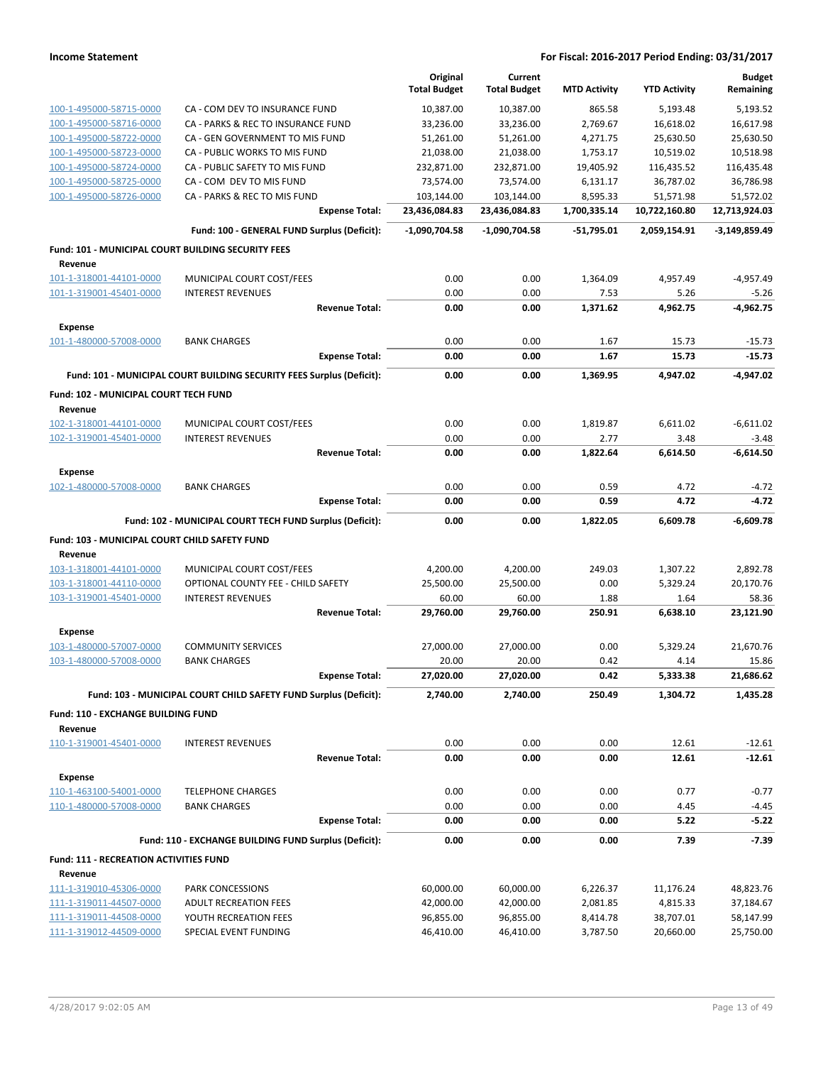| | | Original Total Budget | Current Total Budget | MTD Activity | YTD Activity | Budget Remaining |
|---|---|---|---|---|---|---|
| 100-1-495000-58715-0000 | CA - COM DEV TO INSURANCE FUND | 10,387.00 | 10,387.00 | 865.58 | 5,193.48 | 5,193.52 |
| 100-1-495000-58716-0000 | CA - PARKS & REC TO INSURANCE FUND | 33,236.00 | 33,236.00 | 2,769.67 | 16,618.02 | 16,617.98 |
| 100-1-495000-58722-0000 | CA - GEN GOVERNMENT TO MIS FUND | 51,261.00 | 51,261.00 | 4,271.75 | 25,630.50 | 25,630.50 |
| 100-1-495000-58723-0000 | CA - PUBLIC WORKS TO MIS FUND | 21,038.00 | 21,038.00 | 1,753.17 | 10,519.02 | 10,518.98 |
| 100-1-495000-58724-0000 | CA - PUBLIC SAFETY TO MIS FUND | 232,871.00 | 232,871.00 | 19,405.92 | 116,435.52 | 116,435.48 |
| 100-1-495000-58725-0000 | CA - COM DEV TO MIS FUND | 73,574.00 | 73,574.00 | 6,131.17 | 36,787.02 | 36,786.98 |
| 100-1-495000-58726-0000 | CA - PARKS & REC TO MIS FUND | 103,144.00 | 103,144.00 | 8,595.33 | 51,571.98 | 51,572.02 |
| | **Expense Total:** | **23,436,084.83** | **23,436,084.83** | **1,700,335.14** | **10,722,160.80** | **12,713,924.03** |
| | **Fund: 100 - GENERAL FUND Surplus (Deficit):** | **-1,090,704.58** | **-1,090,704.58** | **-51,795.01** | **2,059,154.91** | **-3,149,859.49** |
| **Fund: 101 - MUNICIPAL COURT BUILDING SECURITY FEES** | | | | | | |
| **Revenue** | | | | | | |
| 101-1-318001-44101-0000 | MUNICIPAL COURT COST/FEES | 0.00 | 0.00 | 1,364.09 | 4,957.49 | -4,957.49 |
| 101-1-319001-45401-0000 | INTEREST REVENUES | 0.00 | 0.00 | 7.53 | 5.26 | -5.26 |
| | **Revenue Total:** | **0.00** | **0.00** | **1,371.62** | **4,962.75** | **-4,962.75** |
| **Expense** | | | | | | |
| 101-1-480000-57008-0000 | BANK CHARGES | 0.00 | 0.00 | 1.67 | 15.73 | -15.73 |
| | **Expense Total:** | **0.00** | **0.00** | **1.67** | **15.73** | **-15.73** |
| | **Fund: 101 - MUNICIPAL COURT BUILDING SECURITY FEES Surplus (Deficit):** | **0.00** | **0.00** | **1,369.95** | **4,947.02** | **-4,947.02** |
| **Fund: 102 - MUNICIPAL COURT TECH FUND** | | | | | | |
| **Revenue** | | | | | | |
| 102-1-318001-44101-0000 | MUNICIPAL COURT COST/FEES | 0.00 | 0.00 | 1,819.87 | 6,611.02 | -6,611.02 |
| 102-1-319001-45401-0000 | INTEREST REVENUES | 0.00 | 0.00 | 2.77 | 3.48 | -3.48 |
| | **Revenue Total:** | **0.00** | **0.00** | **1,822.64** | **6,614.50** | **-6,614.50** |
| **Expense** | | | | | | |
| 102-1-480000-57008-0000 | BANK CHARGES | 0.00 | 0.00 | 0.59 | 4.72 | -4.72 |
| | **Expense Total:** | **0.00** | **0.00** | **0.59** | **4.72** | **-4.72** |
| | **Fund: 102 - MUNICIPAL COURT TECH FUND Surplus (Deficit):** | **0.00** | **0.00** | **1,822.05** | **6,609.78** | **-6,609.78** |
| **Fund: 103 - MUNICIPAL COURT CHILD SAFETY FUND** | | | | | | |
| **Revenue** | | | | | | |
| 103-1-318001-44101-0000 | MUNICIPAL COURT COST/FEES | 4,200.00 | 4,200.00 | 249.03 | 1,307.22 | 2,892.78 |
| 103-1-318001-44110-0000 | OPTIONAL COUNTY FEE - CHILD SAFETY | 25,500.00 | 25,500.00 | 0.00 | 5,329.24 | 20,170.76 |
| 103-1-319001-45401-0000 | INTEREST REVENUES | 60.00 | 60.00 | 1.88 | 1.64 | 58.36 |
| | **Revenue Total:** | **29,760.00** | **29,760.00** | **250.91** | **6,638.10** | **23,121.90** |
| **Expense** | | | | | | |
| 103-1-480000-57007-0000 | COMMUNITY SERVICES | 27,000.00 | 27,000.00 | 0.00 | 5,329.24 | 21,670.76 |
| 103-1-480000-57008-0000 | BANK CHARGES | 20.00 | 20.00 | 0.42 | 4.14 | 15.86 |
| | **Expense Total:** | **27,020.00** | **27,020.00** | **0.42** | **5,333.38** | **21,686.62** |
| | **Fund: 103 - MUNICIPAL COURT CHILD SAFETY FUND Surplus (Deficit):** | **2,740.00** | **2,740.00** | **250.49** | **1,304.72** | **1,435.28** |
| **Fund: 110 - EXCHANGE BUILDING FUND** | | | | | | |
| **Revenue** | | | | | | |
| 110-1-319001-45401-0000 | INTEREST REVENUES | 0.00 | 0.00 | 0.00 | 12.61 | -12.61 |
| | **Revenue Total:** | **0.00** | **0.00** | **0.00** | **12.61** | **-12.61** |
| **Expense** | | | | | | |
| 110-1-463100-54001-0000 | TELEPHONE CHARGES | 0.00 | 0.00 | 0.00 | 0.77 | -0.77 |
| 110-1-480000-57008-0000 | BANK CHARGES | 0.00 | 0.00 | 0.00 | 4.45 | -4.45 |
| | **Expense Total:** | **0.00** | **0.00** | **0.00** | **5.22** | **-5.22** |
| | **Fund: 110 - EXCHANGE BUILDING FUND Surplus (Deficit):** | **0.00** | **0.00** | **0.00** | **7.39** | **-7.39** |
| **Fund: 111 - RECREATION ACTIVITIES FUND** | | | | | | |
| **Revenue** | | | | | | |
| 111-1-319010-45306-0000 | PARK CONCESSIONS | 60,000.00 | 60,000.00 | 6,226.37 | 11,176.24 | 48,823.76 |
| 111-1-319011-44507-0000 | ADULT RECREATION FEES | 42,000.00 | 42,000.00 | 2,081.85 | 4,815.33 | 37,184.67 |
| 111-1-319011-44508-0000 | YOUTH RECREATION FEES | 96,855.00 | 96,855.00 | 8,414.78 | 38,707.01 | 58,147.99 |
| 111-1-319012-44509-0000 | SPECIAL EVENT FUNDING | 46,410.00 | 46,410.00 | 3,787.50 | 20,660.00 | 25,750.00 |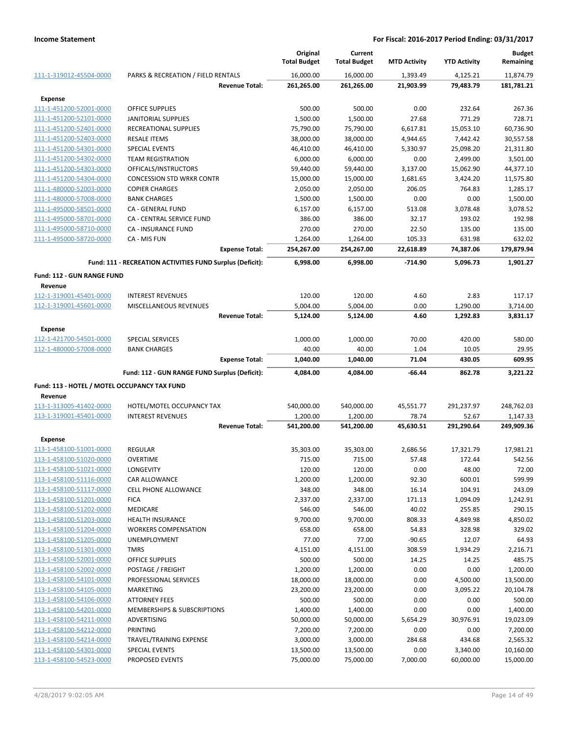| | | Original Total Budget | Current Total Budget | MTD Activity | YTD Activity | Budget Remaining |
|---|---|---|---|---|---|---|
| 111-1-319012-45504-0000 | PARKS & RECREATION / FIELD RENTALS | 16,000.00 | 16,000.00 | 1,393.49 | 4,125.21 | 11,874.79 |
| | **Revenue Total:** | **261,265.00** | **261,265.00** | **21,903.99** | **79,483.79** | **181,781.21** |
| **Expense** | | | | | | |
| 111-1-451200-52001-0000 | OFFICE SUPPLIES | 500.00 | 500.00 | 0.00 | 232.64 | 267.36 |
| 111-1-451200-52101-0000 | JANITORIAL SUPPLIES | 1,500.00 | 1,500.00 | 27.68 | 771.29 | 728.71 |
| 111-1-451200-52401-0000 | RECREATIONAL SUPPLIES | 75,790.00 | 75,790.00 | 6,617.81 | 15,053.10 | 60,736.90 |
| 111-1-451200-52403-0000 | RESALE ITEMS | 38,000.00 | 38,000.00 | 4,944.65 | 7,442.42 | 30,557.58 |
| 111-1-451200-54301-0000 | SPECIAL EVENTS | 46,410.00 | 46,410.00 | 5,330.97 | 25,098.20 | 21,311.80 |
| 111-1-451200-54302-0000 | TEAM REGISTRATION | 6,000.00 | 6,000.00 | 0.00 | 2,499.00 | 3,501.00 |
| 111-1-451200-54303-0000 | OFFICALS/INSTRUCTORS | 59,440.00 | 59,440.00 | 3,137.00 | 15,062.90 | 44,377.10 |
| 111-1-451200-54304-0000 | CONCESSION STD WRKR CONTR | 15,000.00 | 15,000.00 | 1,681.65 | 3,424.20 | 11,575.80 |
| 111-1-480000-52003-0000 | COPIER CHARGES | 2,050.00 | 2,050.00 | 206.05 | 764.83 | 1,285.17 |
| 111-1-480000-57008-0000 | BANK CHARGES | 1,500.00 | 1,500.00 | 0.00 | 0.00 | 1,500.00 |
| 111-1-495000-58501-0000 | CA - GENERAL FUND | 6,157.00 | 6,157.00 | 513.08 | 3,078.48 | 3,078.52 |
| 111-1-495000-58701-0000 | CA - CENTRAL SERVICE FUND | 386.00 | 386.00 | 32.17 | 193.02 | 192.98 |
| 111-1-495000-58710-0000 | CA - INSURANCE FUND | 270.00 | 270.00 | 22.50 | 135.00 | 135.00 |
| 111-1-495000-58720-0000 | CA - MIS FUN | 1,264.00 | 1,264.00 | 105.33 | 631.98 | 632.02 |
| | **Expense Total:** | **254,267.00** | **254,267.00** | **22,618.89** | **74,387.06** | **179,879.94** |
| | **Fund: 111 - RECREATION ACTIVITIES FUND Surplus (Deficit):** | **6,998.00** | **6,998.00** | **-714.90** | **5,096.73** | **1,901.27** |
| **Fund: 112 - GUN RANGE FUND** | | | | | | |
| **Revenue** | | | | | | |
| 112-1-319001-45401-0000 | INTEREST REVENUES | 120.00 | 120.00 | 4.60 | 2.83 | 117.17 |
| 112-1-319001-45601-0000 | MISCELLANEOUS REVENUES | 5,004.00 | 5,004.00 | 0.00 | 1,290.00 | 3,714.00 |
| | **Revenue Total:** | **5,124.00** | **5,124.00** | **4.60** | **1,292.83** | **3,831.17** |
| **Expense** | | | | | | |
| 112-1-421700-54501-0000 | SPECIAL SERVICES | 1,000.00 | 1,000.00 | 70.00 | 420.00 | 580.00 |
| 112-1-480000-57008-0000 | BANK CHARGES | 40.00 | 40.00 | 1.04 | 10.05 | 29.95 |
| | **Expense Total:** | **1,040.00** | **1,040.00** | **71.04** | **430.05** | **609.95** |
| | **Fund: 112 - GUN RANGE FUND Surplus (Deficit):** | **4,084.00** | **4,084.00** | **-66.44** | **862.78** | **3,221.22** |
| **Fund: 113 - HOTEL / MOTEL OCCUPANCY TAX FUND** | | | | | | |
| **Revenue** | | | | | | |
| 113-1-313005-41402-0000 | HOTEL/MOTEL OCCUPANCY TAX | 540,000.00 | 540,000.00 | 45,551.77 | 291,237.97 | 248,762.03 |
| 113-1-319001-45401-0000 | INTEREST REVENUES | 1,200.00 | 1,200.00 | 78.74 | 52.67 | 1,147.33 |
| | **Revenue Total:** | **541,200.00** | **541,200.00** | **45,630.51** | **291,290.64** | **249,909.36** |
| **Expense** | | | | | | |
| 113-1-458100-51001-0000 | REGULAR | 35,303.00 | 35,303.00 | 2,686.56 | 17,321.79 | 17,981.21 |
| 113-1-458100-51020-0000 | OVERTIME | 715.00 | 715.00 | 57.48 | 172.44 | 542.56 |
| 113-1-458100-51021-0000 | LONGEVITY | 120.00 | 120.00 | 0.00 | 48.00 | 72.00 |
| 113-1-458100-51116-0000 | CAR ALLOWANCE | 1,200.00 | 1,200.00 | 92.30 | 600.01 | 599.99 |
| 113-1-458100-51117-0000 | CELL PHONE ALLOWANCE | 348.00 | 348.00 | 16.14 | 104.91 | 243.09 |
| 113-1-458100-51201-0000 | FICA | 2,337.00 | 2,337.00 | 171.13 | 1,094.09 | 1,242.91 |
| 113-1-458100-51202-0000 | MEDICARE | 546.00 | 546.00 | 40.02 | 255.85 | 290.15 |
| 113-1-458100-51203-0000 | HEALTH INSURANCE | 9,700.00 | 9,700.00 | 808.33 | 4,849.98 | 4,850.02 |
| 113-1-458100-51204-0000 | WORKERS COMPENSATION | 658.00 | 658.00 | 54.83 | 328.98 | 329.02 |
| 113-1-458100-51205-0000 | UNEMPLOYMENT | 77.00 | 77.00 | -90.65 | 12.07 | 64.93 |
| 113-1-458100-51301-0000 | TMRS | 4,151.00 | 4,151.00 | 308.59 | 1,934.29 | 2,216.71 |
| 113-1-458100-52001-0000 | OFFICE SUPPLIES | 500.00 | 500.00 | 14.25 | 14.25 | 485.75 |
| 113-1-458100-52002-0000 | POSTAGE / FREIGHT | 1,200.00 | 1,200.00 | 0.00 | 0.00 | 1,200.00 |
| 113-1-458100-54101-0000 | PROFESSIONAL SERVICES | 18,000.00 | 18,000.00 | 0.00 | 4,500.00 | 13,500.00 |
| 113-1-458100-54105-0000 | MARKETING | 23,200.00 | 23,200.00 | 0.00 | 3,095.22 | 20,104.78 |
| 113-1-458100-54106-0000 | ATTORNEY FEES | 500.00 | 500.00 | 0.00 | 0.00 | 500.00 |
| 113-1-458100-54201-0000 | MEMBERSHIPS & SUBSCRIPTIONS | 1,400.00 | 1,400.00 | 0.00 | 0.00 | 1,400.00 |
| 113-1-458100-54211-0000 | ADVERTISING | 50,000.00 | 50,000.00 | 5,654.29 | 30,976.91 | 19,023.09 |
| 113-1-458100-54212-0000 | PRINTING | 7,200.00 | 7,200.00 | 0.00 | 0.00 | 7,200.00 |
| 113-1-458100-54214-0000 | TRAVEL/TRAINING EXPENSE | 3,000.00 | 3,000.00 | 284.68 | 434.68 | 2,565.32 |
| 113-1-458100-54301-0000 | SPECIAL EVENTS | 13,500.00 | 13,500.00 | 0.00 | 3,340.00 | 10,160.00 |
| 113-1-458100-54523-0000 | PROPOSED EVENTS | 75,000.00 | 75,000.00 | 7,000.00 | 60,000.00 | 15,000.00 |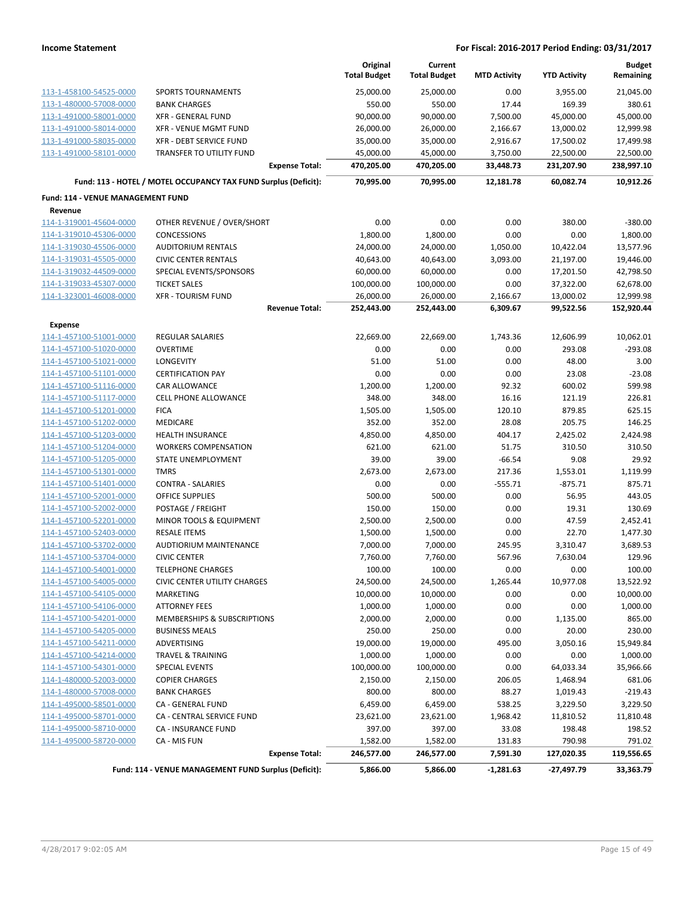| | | Original Total Budget | Current Total Budget | MTD Activity | YTD Activity | Budget Remaining |
|---|---|---|---|---|---|---|
| 113-1-458100-54525-0000 | SPORTS TOURNAMENTS | 25,000.00 | 25,000.00 | 0.00 | 3,955.00 | 21,045.00 |
| 113-1-480000-57008-0000 | BANK CHARGES | 550.00 | 550.00 | 17.44 | 169.39 | 380.61 |
| 113-1-491000-58001-0000 | XFR - GENERAL FUND | 90,000.00 | 90,000.00 | 7,500.00 | 45,000.00 | 45,000.00 |
| 113-1-491000-58014-0000 | XFR - VENUE MGMT FUND | 26,000.00 | 26,000.00 | 2,166.67 | 13,000.02 | 12,999.98 |
| 113-1-491000-58035-0000 | XFR - DEBT SERVICE FUND | 35,000.00 | 35,000.00 | 2,916.67 | 17,500.02 | 17,499.98 |
| 113-1-491000-58101-0000 | TRANSFER TO UTILITY FUND | 45,000.00 | 45,000.00 | 3,750.00 | 22,500.00 | 22,500.00 |
| | **Expense Total:** | **470,205.00** | **470,205.00** | **33,448.73** | **231,207.90** | **238,997.10** |
| | **Fund: 113 - HOTEL / MOTEL OCCUPANCY TAX FUND Surplus (Deficit):** | **70,995.00** | **70,995.00** | **12,181.78** | **60,082.74** | **10,912.26** |

**Fund: 114 - VENUE MANAGEMENT FUND**

**Revenue**

| | | Original Total Budget | Current Total Budget | MTD Activity | YTD Activity | Budget Remaining |
|---|---|---|---|---|---|---|
| 114-1-319001-45604-0000 | OTHER REVENUE / OVER/SHORT | 0.00 | 0.00 | 0.00 | 380.00 | -380.00 |
| 114-1-319010-45306-0000 | CONCESSIONS | 1,800.00 | 1,800.00 | 0.00 | 0.00 | 1,800.00 |
| 114-1-319030-45506-0000 | AUDITORIUM RENTALS | 24,000.00 | 24,000.00 | 1,050.00 | 10,422.04 | 13,577.96 |
| 114-1-319031-45505-0000 | CIVIC CENTER RENTALS | 40,643.00 | 40,643.00 | 3,093.00 | 21,197.00 | 19,446.00 |
| 114-1-319032-44509-0000 | SPECIAL EVENTS/SPONSORS | 60,000.00 | 60,000.00 | 0.00 | 17,201.50 | 42,798.50 |
| 114-1-319033-45307-0000 | TICKET SALES | 100,000.00 | 100,000.00 | 0.00 | 37,322.00 | 62,678.00 |
| 114-1-323001-46008-0000 | XFR - TOURISM FUND | 26,000.00 | 26,000.00 | 2,166.67 | 13,000.02 | 12,999.98 |
| | **Revenue Total:** | **252,443.00** | **252,443.00** | **6,309.67** | **99,522.56** | **152,920.44** |

**Expense**

| | | Original Total Budget | Current Total Budget | MTD Activity | YTD Activity | Budget Remaining |
|---|---|---|---|---|---|---|
| 114-1-457100-51001-0000 | REGULAR SALARIES | 22,669.00 | 22,669.00 | 1,743.36 | 12,606.99 | 10,062.01 |
| 114-1-457100-51020-0000 | OVERTIME | 0.00 | 0.00 | 0.00 | 293.08 | -293.08 |
| 114-1-457100-51021-0000 | LONGEVITY | 51.00 | 51.00 | 0.00 | 48.00 | 3.00 |
| 114-1-457100-51101-0000 | CERTIFICATION PAY | 0.00 | 0.00 | 0.00 | 23.08 | -23.08 |
| 114-1-457100-51116-0000 | CAR ALLOWANCE | 1,200.00 | 1,200.00 | 92.32 | 600.02 | 599.98 |
| 114-1-457100-51117-0000 | CELL PHONE ALLOWANCE | 348.00 | 348.00 | 16.16 | 121.19 | 226.81 |
| 114-1-457100-51201-0000 | FICA | 1,505.00 | 1,505.00 | 120.10 | 879.85 | 625.15 |
| 114-1-457100-51202-0000 | MEDICARE | 352.00 | 352.00 | 28.08 | 205.75 | 146.25 |
| 114-1-457100-51203-0000 | HEALTH INSURANCE | 4,850.00 | 4,850.00 | 404.17 | 2,425.02 | 2,424.98 |
| 114-1-457100-51204-0000 | WORKERS COMPENSATION | 621.00 | 621.00 | 51.75 | 310.50 | 310.50 |
| 114-1-457100-51205-0000 | STATE UNEMPLOYMENT | 39.00 | 39.00 | -66.54 | 9.08 | 29.92 |
| 114-1-457100-51301-0000 | TMRS | 2,673.00 | 2,673.00 | 217.36 | 1,553.01 | 1,119.99 |
| 114-1-457100-51401-0000 | CONTRA - SALARIES | 0.00 | 0.00 | -555.71 | -875.71 | 875.71 |
| 114-1-457100-52001-0000 | OFFICE SUPPLIES | 500.00 | 500.00 | 0.00 | 56.95 | 443.05 |
| 114-1-457100-52002-0000 | POSTAGE / FREIGHT | 150.00 | 150.00 | 0.00 | 19.31 | 130.69 |
| 114-1-457100-52201-0000 | MINOR TOOLS & EQUIPMENT | 2,500.00 | 2,500.00 | 0.00 | 47.59 | 2,452.41 |
| 114-1-457100-52403-0000 | RESALE ITEMS | 1,500.00 | 1,500.00 | 0.00 | 22.70 | 1,477.30 |
| 114-1-457100-53702-0000 | AUDTIORIUM MAINTENANCE | 7,000.00 | 7,000.00 | 245.95 | 3,310.47 | 3,689.53 |
| 114-1-457100-53704-0000 | CIVIC CENTER | 7,760.00 | 7,760.00 | 567.96 | 7,630.04 | 129.96 |
| 114-1-457100-54001-0000 | TELEPHONE CHARGES | 100.00 | 100.00 | 0.00 | 0.00 | 100.00 |
| 114-1-457100-54005-0000 | CIVIC CENTER UTILITY CHARGES | 24,500.00 | 24,500.00 | 1,265.44 | 10,977.08 | 13,522.92 |
| 114-1-457100-54105-0000 | MARKETING | 10,000.00 | 10,000.00 | 0.00 | 0.00 | 10,000.00 |
| 114-1-457100-54106-0000 | ATTORNEY FEES | 1,000.00 | 1,000.00 | 0.00 | 0.00 | 1,000.00 |
| 114-1-457100-54201-0000 | MEMBERSHIPS & SUBSCRIPTIONS | 2,000.00 | 2,000.00 | 0.00 | 1,135.00 | 865.00 |
| 114-1-457100-54205-0000 | BUSINESS MEALS | 250.00 | 250.00 | 0.00 | 20.00 | 230.00 |
| 114-1-457100-54211-0000 | ADVERTISING | 19,000.00 | 19,000.00 | 495.00 | 3,050.16 | 15,949.84 |
| 114-1-457100-54214-0000 | TRAVEL & TRAINING | 1,000.00 | 1,000.00 | 0.00 | 0.00 | 1,000.00 |
| 114-1-457100-54301-0000 | SPECIAL EVENTS | 100,000.00 | 100,000.00 | 0.00 | 64,033.34 | 35,966.66 |
| 114-1-480000-52003-0000 | COPIER CHARGES | 2,150.00 | 2,150.00 | 206.05 | 1,468.94 | 681.06 |
| 114-1-480000-57008-0000 | BANK CHARGES | 800.00 | 800.00 | 88.27 | 1,019.43 | -219.43 |
| 114-1-495000-58501-0000 | CA - GENERAL FUND | 6,459.00 | 6,459.00 | 538.25 | 3,229.50 | 3,229.50 |
| 114-1-495000-58701-0000 | CA - CENTRAL SERVICE FUND | 23,621.00 | 23,621.00 | 1,968.42 | 11,810.52 | 11,810.48 |
| 114-1-495000-58710-0000 | CA - INSURANCE FUND | 397.00 | 397.00 | 33.08 | 198.48 | 198.52 |
| 114-1-495000-58720-0000 | CA - MIS FUN | 1,582.00 | 1,582.00 | 131.83 | 790.98 | 791.02 |
| | **Expense Total:** | **246,577.00** | **246,577.00** | **7,591.30** | **127,020.35** | **119,556.65** |
| | **Fund: 114 - VENUE MANAGEMENT FUND Surplus (Deficit):** | **5,866.00** | **5,866.00** | **-1,281.63** | **-27,497.79** | **33,363.79** |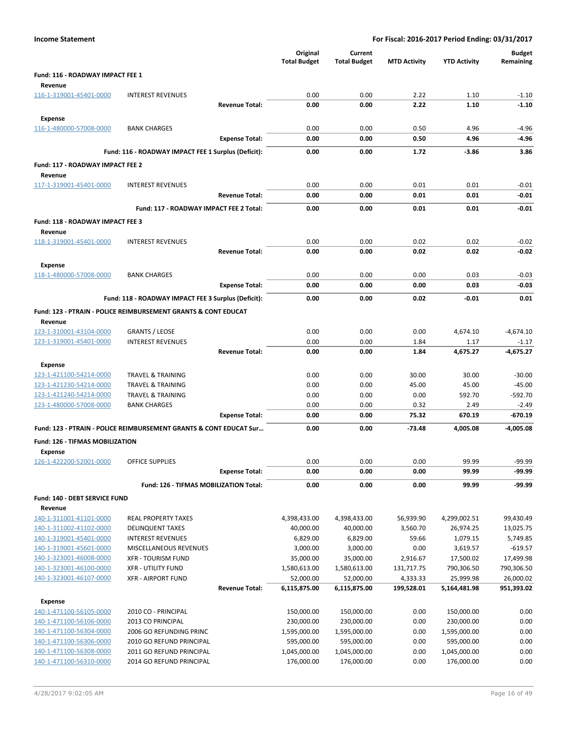**Income Statement** — For Fiscal: 2016-2017 Period Ending: 03/31/2017

| | | Original Total Budget | Current Total Budget | MTD Activity | YTD Activity | Budget Remaining |
|---|---|---|---|---|---|---|
| **Fund: 116 - ROADWAY IMPACT FEE 1** | | | | | | |
| **Revenue** | | | | | | |
| 116-1-319001-45401-0000 | INTEREST REVENUES | 0.00 | 0.00 | 2.22 | 1.10 | -1.10 |
| | **Revenue Total:** | **0.00** | **0.00** | **2.22** | **1.10** | **-1.10** |
| **Expense** | | | | | | |
| 116-1-480000-57008-0000 | BANK CHARGES | 0.00 | 0.00 | 0.50 | 4.96 | -4.96 |
| | **Expense Total:** | **0.00** | **0.00** | **0.50** | **4.96** | **-4.96** |
| | **Fund: 116 - ROADWAY IMPACT FEE 1 Surplus (Deficit):** | **0.00** | **0.00** | **1.72** | **-3.86** | **3.86** |
| **Fund: 117 - ROADWAY IMPACT FEE 2** | | | | | | |
| **Revenue** | | | | | | |
| 117-1-319001-45401-0000 | INTEREST REVENUES | 0.00 | 0.00 | 0.01 | 0.01 | -0.01 |
| | **Revenue Total:** | **0.00** | **0.00** | **0.01** | **0.01** | **-0.01** |
| | **Fund: 117 - ROADWAY IMPACT FEE 2 Total:** | **0.00** | **0.00** | **0.01** | **0.01** | **-0.01** |
| **Fund: 118 - ROADWAY IMPACT FEE 3** | | | | | | |
| **Revenue** | | | | | | |
| 118-1-319001-45401-0000 | INTEREST REVENUES | 0.00 | 0.00 | 0.02 | 0.02 | -0.02 |
| | **Revenue Total:** | **0.00** | **0.00** | **0.02** | **0.02** | **-0.02** |
| **Expense** | | | | | | |
| 118-1-480000-57008-0000 | BANK CHARGES | 0.00 | 0.00 | 0.00 | 0.03 | -0.03 |
| | **Expense Total:** | **0.00** | **0.00** | **0.00** | **0.03** | **-0.03** |
| | **Fund: 118 - ROADWAY IMPACT FEE 3 Surplus (Deficit):** | **0.00** | **0.00** | **0.02** | **-0.01** | **0.01** |
| **Fund: 123 - PTRAIN - POLICE REIMBURSEMENT GRANTS & CONT EDUCAT** | | | | | | |
| **Revenue** | | | | | | |
| 123-1-310001-43104-0000 | GRANTS / LEOSE | 0.00 | 0.00 | 0.00 | 4,674.10 | -4,674.10 |
| 123-1-319001-45401-0000 | INTEREST REVENUES | 0.00 | 0.00 | 1.84 | 1.17 | -1.17 |
| | **Revenue Total:** | **0.00** | **0.00** | **1.84** | **4,675.27** | **-4,675.27** |
| **Expense** | | | | | | |
| 123-1-421100-54214-0000 | TRAVEL & TRAINING | 0.00 | 0.00 | 30.00 | 30.00 | -30.00 |
| 123-1-421230-54214-0000 | TRAVEL & TRAINING | 0.00 | 0.00 | 45.00 | 45.00 | -45.00 |
| 123-1-421240-54214-0000 | TRAVEL & TRAINING | 0.00 | 0.00 | 0.00 | 592.70 | -592.70 |
| 123-1-480000-57008-0000 | BANK CHARGES | 0.00 | 0.00 | 0.32 | 2.49 | -2.49 |
| | **Expense Total:** | **0.00** | **0.00** | **75.32** | **670.19** | **-670.19** |
| **Fund: 123 - PTRAIN - POLICE REIMBURSEMENT GRANTS & CONT EDUCAT Sur...** | | **0.00** | **0.00** | **-73.48** | **4,005.08** | **-4,005.08** |
| **Fund: 126 - TIFMAS MOBILIZATION** | | | | | | |
| **Expense** | | | | | | |
| 126-1-422200-52001-0000 | OFFICE SUPPLIES | 0.00 | 0.00 | 0.00 | 99.99 | -99.99 |
| | **Expense Total:** | **0.00** | **0.00** | **0.00** | **99.99** | **-99.99** |
| | **Fund: 126 - TIFMAS MOBILIZATION Total:** | **0.00** | **0.00** | **0.00** | **99.99** | **-99.99** |
| **Fund: 140 - DEBT SERVICE FUND** | | | | | | |
| **Revenue** | | | | | | |
| 140-1-311001-41101-0000 | REAL PROPERTY TAXES | 4,398,433.00 | 4,398,433.00 | 56,939.90 | 4,299,002.51 | 99,430.49 |
| 140-1-311002-41102-0000 | DELINQUENT TAXES | 40,000.00 | 40,000.00 | 3,560.70 | 26,974.25 | 13,025.75 |
| 140-1-319001-45401-0000 | INTEREST REVENUES | 6,829.00 | 6,829.00 | 59.66 | 1,079.15 | 5,749.85 |
| 140-1-319001-45601-0000 | MISCELLANEOUS REVENUES | 3,000.00 | 3,000.00 | 0.00 | 3,619.57 | -619.57 |
| 140-1-323001-46008-0000 | XFR - TOURISM FUND | 35,000.00 | 35,000.00 | 2,916.67 | 17,500.02 | 17,499.98 |
| 140-1-323001-46100-0000 | XFR - UTILITY FUND | 1,580,613.00 | 1,580,613.00 | 131,717.75 | 790,306.50 | 790,306.50 |
| 140-1-323001-46107-0000 | XFR - AIRPORT FUND | 52,000.00 | 52,000.00 | 4,333.33 | 25,999.98 | 26,000.02 |
| | **Revenue Total:** | **6,115,875.00** | **6,115,875.00** | **199,528.01** | **5,164,481.98** | **951,393.02** |
| **Expense** | | | | | | |
| 140-1-471100-56105-0000 | 2010 CO - PRINCIPAL | 150,000.00 | 150,000.00 | 0.00 | 150,000.00 | 0.00 |
| 140-1-471100-56106-0000 | 2013 CO PRINCIPAL | 230,000.00 | 230,000.00 | 0.00 | 230,000.00 | 0.00 |
| 140-1-471100-56304-0000 | 2006 GO REFUNDING PRINC | 1,595,000.00 | 1,595,000.00 | 0.00 | 1,595,000.00 | 0.00 |
| 140-1-471100-56306-0000 | 2010 GO REFUND PRINCIPAL | 595,000.00 | 595,000.00 | 0.00 | 595,000.00 | 0.00 |
| 140-1-471100-56308-0000 | 2011 GO REFUND PRINCIPAL | 1,045,000.00 | 1,045,000.00 | 0.00 | 1,045,000.00 | 0.00 |
| 140-1-471100-56310-0000 | 2014 GO REFUND PRINCIPAL | 176,000.00 | 176,000.00 | 0.00 | 176,000.00 | 0.00 |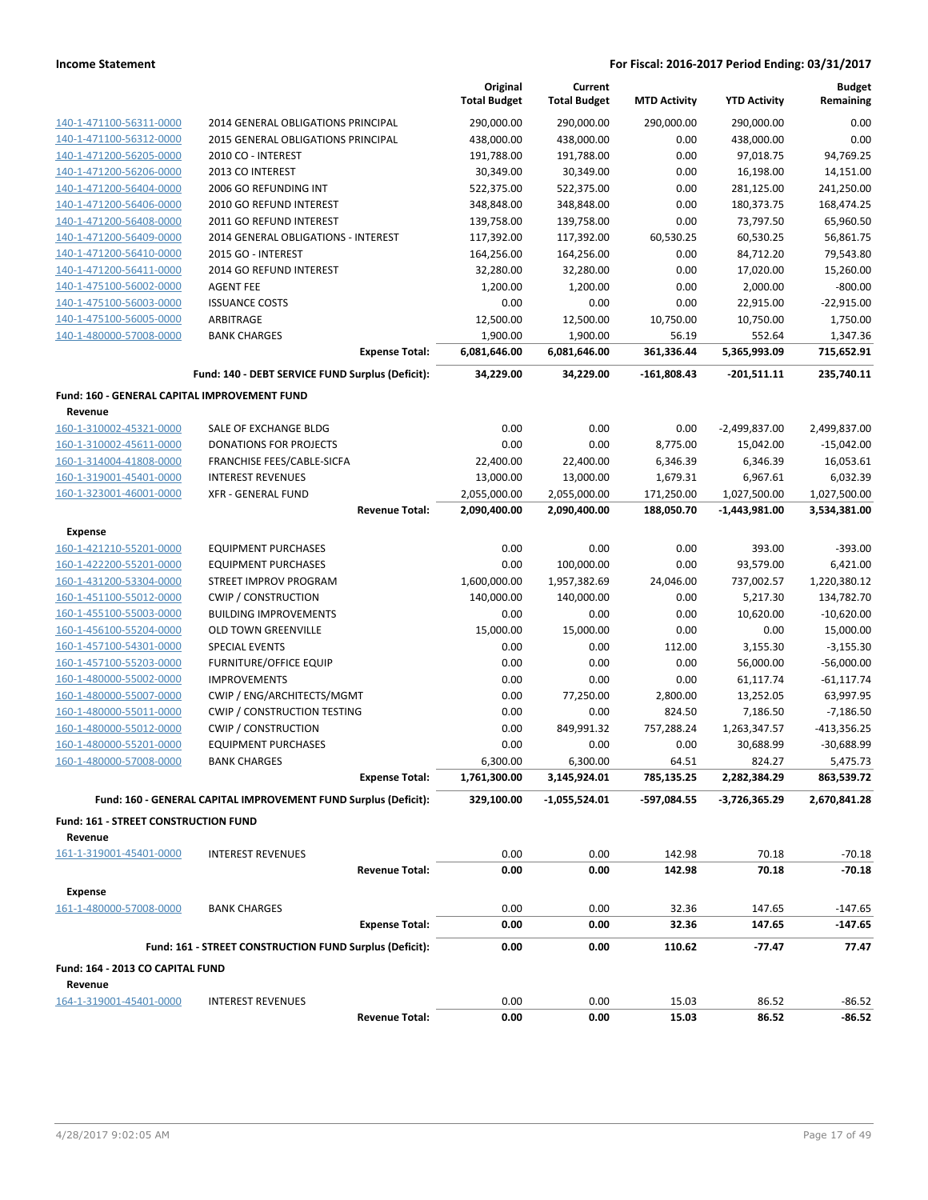| | | Original Total Budget | Current Total Budget | MTD Activity | YTD Activity | Budget Remaining |
|---|---|---|---|---|---|---|
| 140-1-471100-56311-0000 | 2014 GENERAL OBLIGATIONS PRINCIPAL | 290,000.00 | 290,000.00 | 290,000.00 | 290,000.00 | 0.00 |
| 140-1-471100-56312-0000 | 2015 GENERAL OBLIGATIONS PRINCIPAL | 438,000.00 | 438,000.00 | 0.00 | 438,000.00 | 0.00 |
| 140-1-471200-56205-0000 | 2010 CO - INTEREST | 191,788.00 | 191,788.00 | 0.00 | 97,018.75 | 94,769.25 |
| 140-1-471200-56206-0000 | 2013 CO INTEREST | 30,349.00 | 30,349.00 | 0.00 | 16,198.00 | 14,151.00 |
| 140-1-471200-56404-0000 | 2006 GO REFUNDING INT | 522,375.00 | 522,375.00 | 0.00 | 281,125.00 | 241,250.00 |
| 140-1-471200-56406-0000 | 2010 GO REFUND INTEREST | 348,848.00 | 348,848.00 | 0.00 | 180,373.75 | 168,474.25 |
| 140-1-471200-56408-0000 | 2011 GO REFUND INTEREST | 139,758.00 | 139,758.00 | 0.00 | 73,797.50 | 65,960.50 |
| 140-1-471200-56409-0000 | 2014 GENERAL OBLIGATIONS - INTEREST | 117,392.00 | 117,392.00 | 60,530.25 | 60,530.25 | 56,861.75 |
| 140-1-471200-56410-0000 | 2015 GO - INTEREST | 164,256.00 | 164,256.00 | 0.00 | 84,712.20 | 79,543.80 |
| 140-1-471200-56411-0000 | 2014 GO REFUND INTEREST | 32,280.00 | 32,280.00 | 0.00 | 17,020.00 | 15,260.00 |
| 140-1-475100-56002-0000 | AGENT FEE | 1,200.00 | 1,200.00 | 0.00 | 2,000.00 | -800.00 |
| 140-1-475100-56003-0000 | ISSUANCE COSTS | 0.00 | 0.00 | 0.00 | 22,915.00 | -22,915.00 |
| 140-1-475100-56005-0000 | ARBITRAGE | 12,500.00 | 12,500.00 | 10,750.00 | 10,750.00 | 1,750.00 |
| 140-1-480000-57008-0000 | BANK CHARGES | 1,900.00 | 1,900.00 | 56.19 | 552.64 | 1,347.36 |
| | **Expense Total:** | **6,081,646.00** | **6,081,646.00** | **361,336.44** | **5,365,993.09** | **715,652.91** |
| | **Fund: 140 - DEBT SERVICE FUND Surplus (Deficit):** | **34,229.00** | **34,229.00** | **-161,808.43** | **-201,511.11** | **235,740.11** |
| **Fund: 160 - GENERAL CAPITAL IMPROVEMENT FUND** | | | | | | |
| **Revenue** | | | | | | |
| 160-1-310002-45321-0000 | SALE OF EXCHANGE BLDG | 0.00 | 0.00 | 0.00 | -2,499,837.00 | 2,499,837.00 |
| 160-1-310002-45611-0000 | DONATIONS FOR PROJECTS | 0.00 | 0.00 | 8,775.00 | 15,042.00 | -15,042.00 |
| 160-1-314004-41808-0000 | FRANCHISE FEES/CABLE-SICFA | 22,400.00 | 22,400.00 | 6,346.39 | 6,346.39 | 16,053.61 |
| 160-1-319001-45401-0000 | INTEREST REVENUES | 13,000.00 | 13,000.00 | 1,679.31 | 6,967.61 | 6,032.39 |
| 160-1-323001-46001-0000 | XFR - GENERAL FUND | 2,055,000.00 | 2,055,000.00 | 171,250.00 | 1,027,500.00 | 1,027,500.00 |
| | **Revenue Total:** | **2,090,400.00** | **2,090,400.00** | **188,050.70** | **-1,443,981.00** | **3,534,381.00** |
| **Expense** | | | | | | |
| 160-1-421210-55201-0000 | EQUIPMENT PURCHASES | 0.00 | 0.00 | 0.00 | 393.00 | -393.00 |
| 160-1-422200-55201-0000 | EQUIPMENT PURCHASES | 0.00 | 100,000.00 | 0.00 | 93,579.00 | 6,421.00 |
| 160-1-431200-53304-0000 | STREET IMPROV PROGRAM | 1,600,000.00 | 1,957,382.69 | 24,046.00 | 737,002.57 | 1,220,380.12 |
| 160-1-451100-55012-0000 | CWIP / CONSTRUCTION | 140,000.00 | 140,000.00 | 0.00 | 5,217.30 | 134,782.70 |
| 160-1-455100-55003-0000 | BUILDING IMPROVEMENTS | 0.00 | 0.00 | 0.00 | 10,620.00 | -10,620.00 |
| 160-1-456100-55204-0000 | OLD TOWN GREENVILLE | 15,000.00 | 15,000.00 | 0.00 | 0.00 | 15,000.00 |
| 160-1-457100-54301-0000 | SPECIAL EVENTS | 0.00 | 0.00 | 112.00 | 3,155.30 | -3,155.30 |
| 160-1-457100-55203-0000 | FURNITURE/OFFICE EQUIP | 0.00 | 0.00 | 0.00 | 56,000.00 | -56,000.00 |
| 160-1-480000-55002-0000 | IMPROVEMENTS | 0.00 | 0.00 | 0.00 | 61,117.74 | -61,117.74 |
| 160-1-480000-55007-0000 | CWIP / ENG/ARCHITECTS/MGMT | 0.00 | 77,250.00 | 2,800.00 | 13,252.05 | 63,997.95 |
| 160-1-480000-55011-0000 | CWIP / CONSTRUCTION TESTING | 0.00 | 0.00 | 824.50 | 7,186.50 | -7,186.50 |
| 160-1-480000-55012-0000 | CWIP / CONSTRUCTION | 0.00 | 849,991.32 | 757,288.24 | 1,263,347.57 | -413,356.25 |
| 160-1-480000-55201-0000 | EQUIPMENT PURCHASES | 0.00 | 0.00 | 0.00 | 30,688.99 | -30,688.99 |
| 160-1-480000-57008-0000 | BANK CHARGES | 6,300.00 | 6,300.00 | 64.51 | 824.27 | 5,475.73 |
| | **Expense Total:** | **1,761,300.00** | **3,145,924.01** | **785,135.25** | **2,282,384.29** | **863,539.72** |
| | **Fund: 160 - GENERAL CAPITAL IMPROVEMENT FUND Surplus (Deficit):** | **329,100.00** | **-1,055,524.01** | **-597,084.55** | **-3,726,365.29** | **2,670,841.28** |
| **Fund: 161 - STREET CONSTRUCTION FUND** | | | | | | |
| **Revenue** | | | | | | |
| 161-1-319001-45401-0000 | INTEREST REVENUES | 0.00 | 0.00 | 142.98 | 70.18 | -70.18 |
| | **Revenue Total:** | **0.00** | **0.00** | **142.98** | **70.18** | **-70.18** |
| **Expense** | | | | | | |
| 161-1-480000-57008-0000 | BANK CHARGES | 0.00 | 0.00 | 32.36 | 147.65 | -147.65 |
| | **Expense Total:** | **0.00** | **0.00** | **32.36** | **147.65** | **-147.65** |
| | **Fund: 161 - STREET CONSTRUCTION FUND Surplus (Deficit):** | **0.00** | **0.00** | **110.62** | **-77.47** | **77.47** |
| **Fund: 164 - 2013 CO CAPITAL FUND** | | | | | | |
| **Revenue** | | | | | | |
| 164-1-319001-45401-0000 | INTEREST REVENUES | 0.00 | 0.00 | 15.03 | 86.52 | -86.52 |
| | **Revenue Total:** | **0.00** | **0.00** | **15.03** | **86.52** | **-86.52** |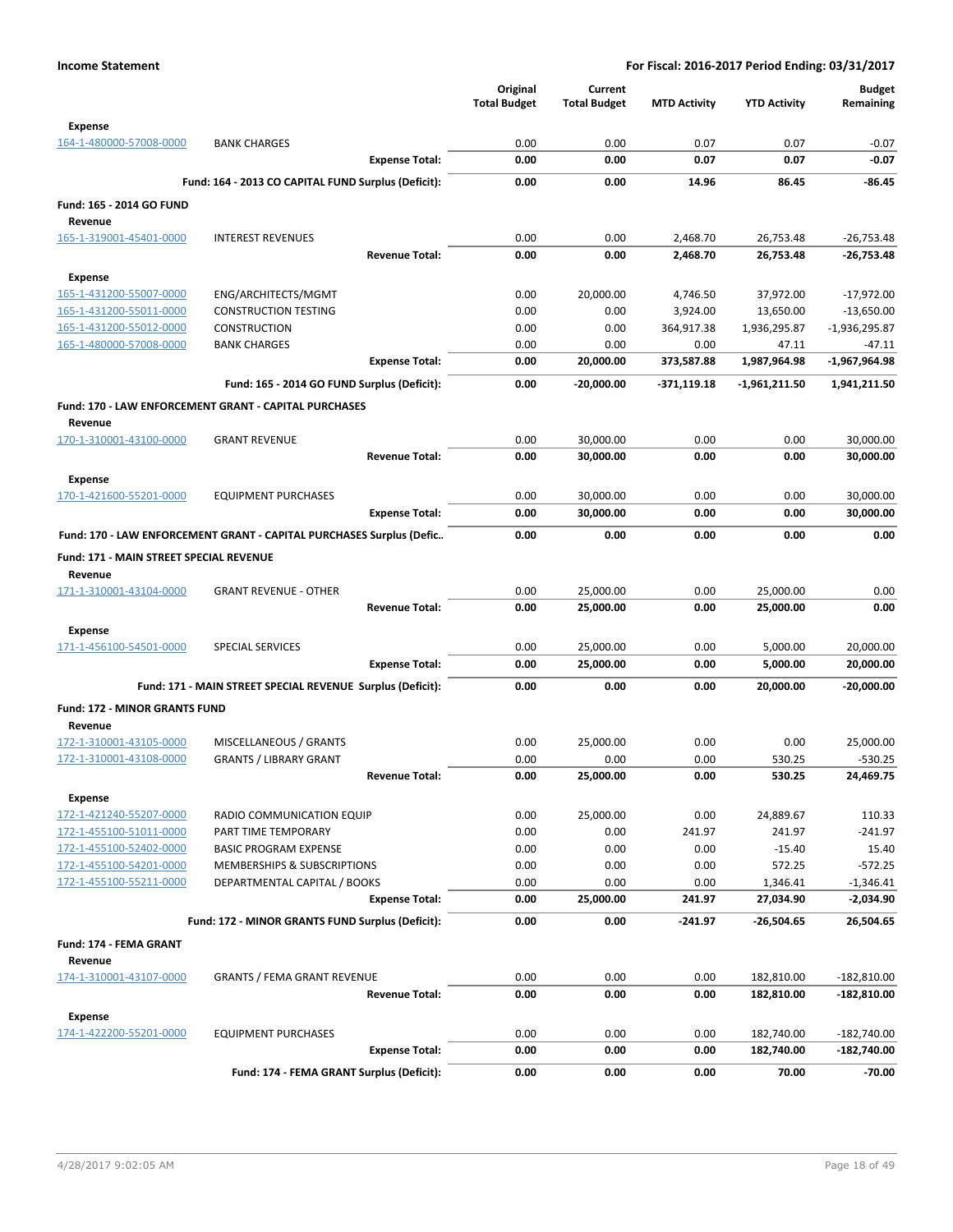**Income Statement** — For Fiscal: 2016-2017 Period Ending: 03/31/2017

| | | Original Total Budget | Current Total Budget | MTD Activity | YTD Activity | Budget Remaining |
|---|---|---|---|---|---|---|
| **Expense** | | | | | | |
| 164-1-480000-57008-0000 | BANK CHARGES | 0.00 | 0.00 | 0.07 | 0.07 | -0.07 |
| | **Expense Total:** | **0.00** | **0.00** | **0.07** | **0.07** | **-0.07** |
| | **Fund: 164 - 2013 CO CAPITAL FUND Surplus (Deficit):** | **0.00** | **0.00** | **14.96** | **86.45** | **-86.45** |
| **Fund: 165 - 2014 GO FUND** | | | | | | |
| **Revenue** | | | | | | |
| 165-1-319001-45401-0000 | INTEREST REVENUES | 0.00 | 0.00 | 2,468.70 | 26,753.48 | -26,753.48 |
| | **Revenue Total:** | **0.00** | **0.00** | **2,468.70** | **26,753.48** | **-26,753.48** |
| **Expense** | | | | | | |
| 165-1-431200-55007-0000 | ENG/ARCHITECTS/MGMT | 0.00 | 20,000.00 | 4,746.50 | 37,972.00 | -17,972.00 |
| 165-1-431200-55011-0000 | CONSTRUCTION TESTING | 0.00 | 0.00 | 3,924.00 | 13,650.00 | -13,650.00 |
| 165-1-431200-55012-0000 | CONSTRUCTION | 0.00 | 0.00 | 364,917.38 | 1,936,295.87 | -1,936,295.87 |
| 165-1-480000-57008-0000 | BANK CHARGES | 0.00 | 0.00 | 0.00 | 47.11 | -47.11 |
| | **Expense Total:** | **0.00** | **20,000.00** | **373,587.88** | **1,987,964.98** | **-1,967,964.98** |
| | **Fund: 165 - 2014 GO FUND Surplus (Deficit):** | **0.00** | **-20,000.00** | **-371,119.18** | **-1,961,211.50** | **1,941,211.50** |
| **Fund: 170 - LAW ENFORCEMENT GRANT - CAPITAL PURCHASES** | | | | | | |
| **Revenue** | | | | | | |
| 170-1-310001-43100-0000 | GRANT REVENUE | 0.00 | 30,000.00 | 0.00 | 0.00 | 30,000.00 |
| | **Revenue Total:** | **0.00** | **30,000.00** | **0.00** | **0.00** | **30,000.00** |
| **Expense** | | | | | | |
| 170-1-421600-55201-0000 | EQUIPMENT PURCHASES | 0.00 | 30,000.00 | 0.00 | 0.00 | 30,000.00 |
| | **Expense Total:** | **0.00** | **30,000.00** | **0.00** | **0.00** | **30,000.00** |
| **Fund: 170 - LAW ENFORCEMENT GRANT - CAPITAL PURCHASES Surplus (Defic..** | | **0.00** | **0.00** | **0.00** | **0.00** | **0.00** |
| **Fund: 171 - MAIN STREET SPECIAL REVENUE** | | | | | | |
| **Revenue** | | | | | | |
| 171-1-310001-43104-0000 | GRANT REVENUE - OTHER | 0.00 | 25,000.00 | 0.00 | 25,000.00 | 0.00 |
| | **Revenue Total:** | **0.00** | **25,000.00** | **0.00** | **25,000.00** | **0.00** |
| **Expense** | | | | | | |
| 171-1-456100-54501-0000 | SPECIAL SERVICES | 0.00 | 25,000.00 | 0.00 | 5,000.00 | 20,000.00 |
| | **Expense Total:** | **0.00** | **25,000.00** | **0.00** | **5,000.00** | **20,000.00** |
| | **Fund: 171 - MAIN STREET SPECIAL REVENUE Surplus (Deficit):** | **0.00** | **0.00** | **0.00** | **20,000.00** | **-20,000.00** |
| **Fund: 172 - MINOR GRANTS FUND** | | | | | | |
| **Revenue** | | | | | | |
| 172-1-310001-43105-0000 | MISCELLANEOUS / GRANTS | 0.00 | 25,000.00 | 0.00 | 0.00 | 25,000.00 |
| 172-1-310001-43108-0000 | GRANTS / LIBRARY GRANT | 0.00 | 0.00 | 0.00 | 530.25 | -530.25 |
| | **Revenue Total:** | **0.00** | **25,000.00** | **0.00** | **530.25** | **24,469.75** |
| **Expense** | | | | | | |
| 172-1-421240-55207-0000 | RADIO COMMUNICATION EQUIP | 0.00 | 25,000.00 | 0.00 | 24,889.67 | 110.33 |
| 172-1-455100-51011-0000 | PART TIME TEMPORARY | 0.00 | 0.00 | 241.97 | 241.97 | -241.97 |
| 172-1-455100-52402-0000 | BASIC PROGRAM EXPENSE | 0.00 | 0.00 | 0.00 | -15.40 | 15.40 |
| 172-1-455100-54201-0000 | MEMBERSHIPS & SUBSCRIPTIONS | 0.00 | 0.00 | 0.00 | 572.25 | -572.25 |
| 172-1-455100-55211-0000 | DEPARTMENTAL CAPITAL / BOOKS | 0.00 | 0.00 | 0.00 | 1,346.41 | -1,346.41 |
| | **Expense Total:** | **0.00** | **25,000.00** | **241.97** | **27,034.90** | **-2,034.90** |
| | **Fund: 172 - MINOR GRANTS FUND Surplus (Deficit):** | **0.00** | **0.00** | **-241.97** | **-26,504.65** | **26,504.65** |
| **Fund: 174 - FEMA GRANT** | | | | | | |
| **Revenue** | | | | | | |
| 174-1-310001-43107-0000 | GRANTS / FEMA GRANT REVENUE | 0.00 | 0.00 | 0.00 | 182,810.00 | -182,810.00 |
| | **Revenue Total:** | **0.00** | **0.00** | **0.00** | **182,810.00** | **-182,810.00** |
| **Expense** | | | | | | |
| 174-1-422200-55201-0000 | EQUIPMENT PURCHASES | 0.00 | 0.00 | 0.00 | 182,740.00 | -182,740.00 |
| | **Expense Total:** | **0.00** | **0.00** | **0.00** | **182,740.00** | **-182,740.00** |
| | **Fund: 174 - FEMA GRANT Surplus (Deficit):** | **0.00** | **0.00** | **0.00** | **70.00** | **-70.00** |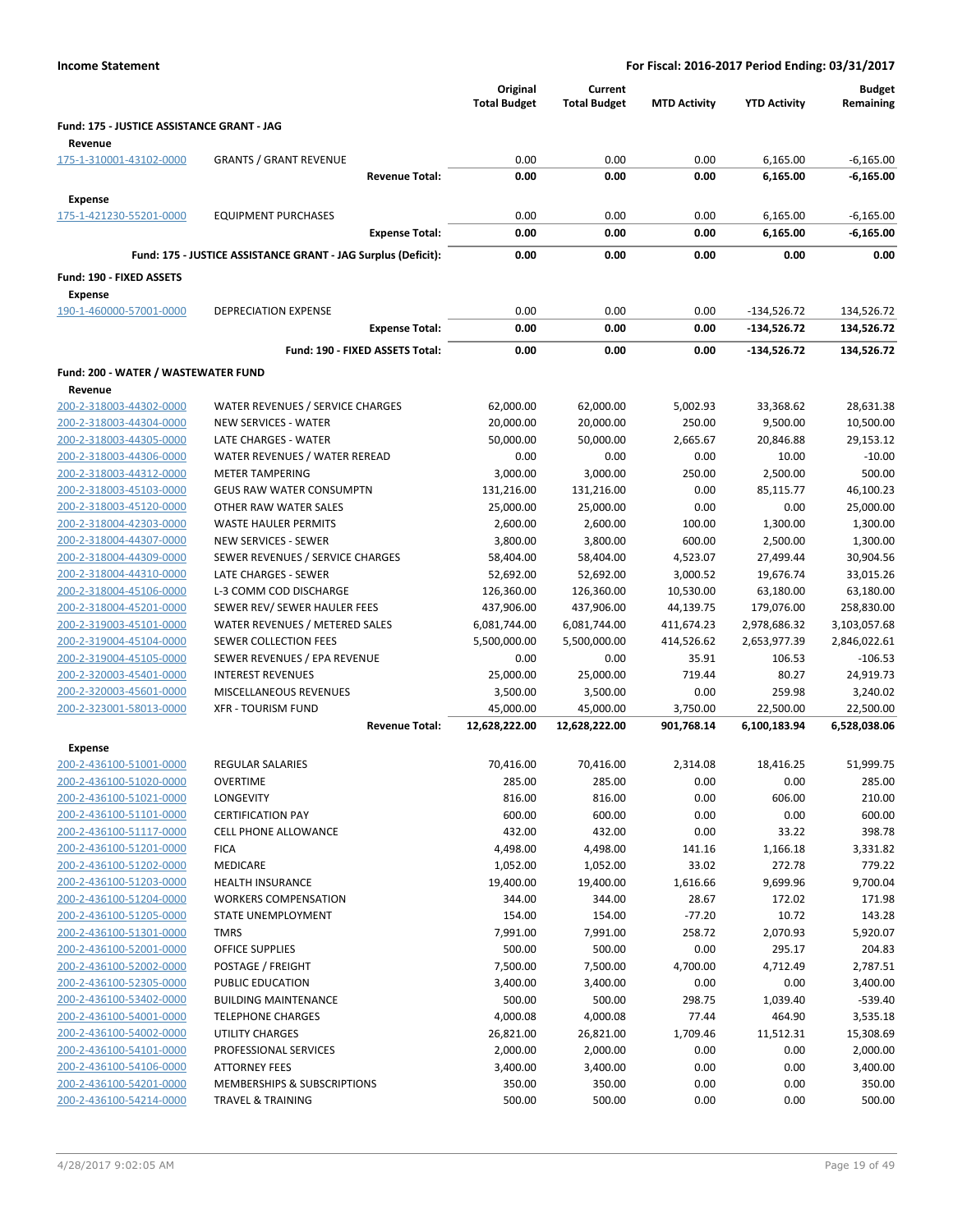**Income Statement** | **For Fiscal: 2016-2017 Period Ending: 03/31/2017**

| | | Original Total Budget | Current Total Budget | MTD Activity | YTD Activity | Budget Remaining |
|---|---|---|---|---|---|---|
| **Fund: 175 - JUSTICE ASSISTANCE GRANT - JAG** | | | | | | |
| **Revenue** | | | | | | |
| 175-1-310001-43102-0000 | GRANTS / GRANT REVENUE | 0.00 | 0.00 | 0.00 | 6,165.00 | -6,165.00 |
| | **Revenue Total:** | **0.00** | **0.00** | **0.00** | **6,165.00** | **-6,165.00** |
| **Expense** | | | | | | |
| 175-1-421230-55201-0000 | EQUIPMENT PURCHASES | 0.00 | 0.00 | 0.00 | 6,165.00 | -6,165.00 |
| | **Expense Total:** | **0.00** | **0.00** | **0.00** | **6,165.00** | **-6,165.00** |
| | **Fund: 175 - JUSTICE ASSISTANCE GRANT - JAG Surplus (Deficit):** | **0.00** | **0.00** | **0.00** | **0.00** | **0.00** |
| **Fund: 190 - FIXED ASSETS** | | | | | | |
| **Expense** | | | | | | |
| 190-1-460000-57001-0000 | DEPRECIATION EXPENSE | 0.00 | 0.00 | 0.00 | -134,526.72 | 134,526.72 |
| | **Expense Total:** | **0.00** | **0.00** | **0.00** | **-134,526.72** | **134,526.72** |
| | **Fund: 190 - FIXED ASSETS Total:** | **0.00** | **0.00** | **0.00** | **-134,526.72** | **134,526.72** |
| **Fund: 200 - WATER / WASTEWATER FUND** | | | | | | |
| **Revenue** | | | | | | |
| 200-2-318003-44302-0000 | WATER REVENUES / SERVICE CHARGES | 62,000.00 | 62,000.00 | 5,002.93 | 33,368.62 | 28,631.38 |
| 200-2-318003-44304-0000 | NEW SERVICES - WATER | 20,000.00 | 20,000.00 | 250.00 | 9,500.00 | 10,500.00 |
| 200-2-318003-44305-0000 | LATE CHARGES - WATER | 50,000.00 | 50,000.00 | 2,665.67 | 20,846.88 | 29,153.12 |
| 200-2-318003-44306-0000 | WATER REVENUES / WATER REREAD | 0.00 | 0.00 | 0.00 | 10.00 | -10.00 |
| 200-2-318003-44312-0000 | METER TAMPERING | 3,000.00 | 3,000.00 | 250.00 | 2,500.00 | 500.00 |
| 200-2-318003-45103-0000 | GEUS RAW WATER CONSUMPTN | 131,216.00 | 131,216.00 | 0.00 | 85,115.77 | 46,100.23 |
| 200-2-318003-45120-0000 | OTHER RAW WATER SALES | 25,000.00 | 25,000.00 | 0.00 | 0.00 | 25,000.00 |
| 200-2-318004-42303-0000 | WASTE HAULER PERMITS | 2,600.00 | 2,600.00 | 100.00 | 1,300.00 | 1,300.00 |
| 200-2-318004-44307-0000 | NEW SERVICES - SEWER | 3,800.00 | 3,800.00 | 600.00 | 2,500.00 | 1,300.00 |
| 200-2-318004-44309-0000 | SEWER REVENUES / SERVICE CHARGES | 58,404.00 | 58,404.00 | 4,523.07 | 27,499.44 | 30,904.56 |
| 200-2-318004-44310-0000 | LATE CHARGES - SEWER | 52,692.00 | 52,692.00 | 3,000.52 | 19,676.74 | 33,015.26 |
| 200-2-318004-45106-0000 | L-3 COMM COD DISCHARGE | 126,360.00 | 126,360.00 | 10,530.00 | 63,180.00 | 63,180.00 |
| 200-2-318004-45201-0000 | SEWER REV/ SEWER HAULER FEES | 437,906.00 | 437,906.00 | 44,139.75 | 179,076.00 | 258,830.00 |
| 200-2-319003-45101-0000 | WATER REVENUES / METERED SALES | 6,081,744.00 | 6,081,744.00 | 411,674.23 | 2,978,686.32 | 3,103,057.68 |
| 200-2-319004-45104-0000 | SEWER COLLECTION FEES | 5,500,000.00 | 5,500,000.00 | 414,526.62 | 2,653,977.39 | 2,846,022.61 |
| 200-2-319004-45105-0000 | SEWER REVENUES / EPA REVENUE | 0.00 | 0.00 | 35.91 | 106.53 | -106.53 |
| 200-2-320003-45401-0000 | INTEREST REVENUES | 25,000.00 | 25,000.00 | 719.44 | 80.27 | 24,919.73 |
| 200-2-320003-45601-0000 | MISCELLANEOUS REVENUES | 3,500.00 | 3,500.00 | 0.00 | 259.98 | 3,240.02 |
| 200-2-323001-58013-0000 | XFR - TOURISM FUND | 45,000.00 | 45,000.00 | 3,750.00 | 22,500.00 | 22,500.00 |
| | **Revenue Total:** | **12,628,222.00** | **12,628,222.00** | **901,768.14** | **6,100,183.94** | **6,528,038.06** |
| **Expense** | | | | | | |
| 200-2-436100-51001-0000 | REGULAR SALARIES | 70,416.00 | 70,416.00 | 2,314.08 | 18,416.25 | 51,999.75 |
| 200-2-436100-51020-0000 | OVERTIME | 285.00 | 285.00 | 0.00 | 0.00 | 285.00 |
| 200-2-436100-51021-0000 | LONGEVITY | 816.00 | 816.00 | 0.00 | 606.00 | 210.00 |
| 200-2-436100-51101-0000 | CERTIFICATION PAY | 600.00 | 600.00 | 0.00 | 0.00 | 600.00 |
| 200-2-436100-51117-0000 | CELL PHONE ALLOWANCE | 432.00 | 432.00 | 0.00 | 33.22 | 398.78 |
| 200-2-436100-51201-0000 | FICA | 4,498.00 | 4,498.00 | 141.16 | 1,166.18 | 3,331.82 |
| 200-2-436100-51202-0000 | MEDICARE | 1,052.00 | 1,052.00 | 33.02 | 272.78 | 779.22 |
| 200-2-436100-51203-0000 | HEALTH INSURANCE | 19,400.00 | 19,400.00 | 1,616.66 | 9,699.96 | 9,700.04 |
| 200-2-436100-51204-0000 | WORKERS COMPENSATION | 344.00 | 344.00 | 28.67 | 172.02 | 171.98 |
| 200-2-436100-51205-0000 | STATE UNEMPLOYMENT | 154.00 | 154.00 | -77.20 | 10.72 | 143.28 |
| 200-2-436100-51301-0000 | TMRS | 7,991.00 | 7,991.00 | 258.72 | 2,070.93 | 5,920.07 |
| 200-2-436100-52001-0000 | OFFICE SUPPLIES | 500.00 | 500.00 | 0.00 | 295.17 | 204.83 |
| 200-2-436100-52002-0000 | POSTAGE / FREIGHT | 7,500.00 | 7,500.00 | 4,700.00 | 4,712.49 | 2,787.51 |
| 200-2-436100-52305-0000 | PUBLIC EDUCATION | 3,400.00 | 3,400.00 | 0.00 | 0.00 | 3,400.00 |
| 200-2-436100-53402-0000 | BUILDING MAINTENANCE | 500.00 | 500.00 | 298.75 | 1,039.40 | -539.40 |
| 200-2-436100-54001-0000 | TELEPHONE CHARGES | 4,000.08 | 4,000.08 | 77.44 | 464.90 | 3,535.18 |
| 200-2-436100-54002-0000 | UTILITY CHARGES | 26,821.00 | 26,821.00 | 1,709.46 | 11,512.31 | 15,308.69 |
| 200-2-436100-54101-0000 | PROFESSIONAL SERVICES | 2,000.00 | 2,000.00 | 0.00 | 0.00 | 2,000.00 |
| 200-2-436100-54106-0000 | ATTORNEY FEES | 3,400.00 | 3,400.00 | 0.00 | 0.00 | 3,400.00 |
| 200-2-436100-54201-0000 | MEMBERSHIPS & SUBSCRIPTIONS | 350.00 | 350.00 | 0.00 | 0.00 | 350.00 |
| 200-2-436100-54214-0000 | TRAVEL & TRAINING | 500.00 | 500.00 | 0.00 | 0.00 | 500.00 |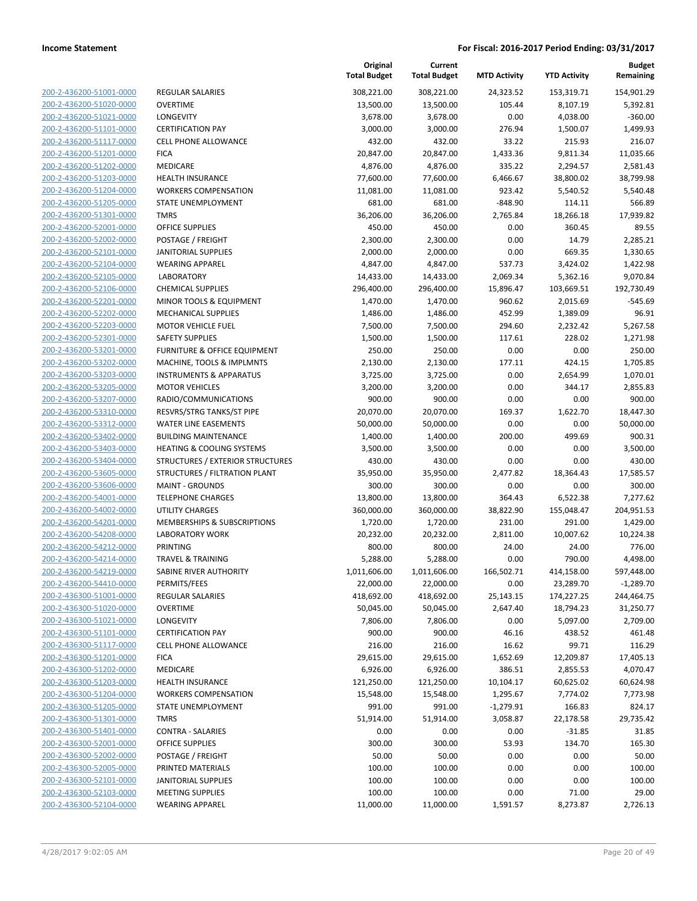**Income Statement** **For Fiscal: 2016-2017 Period Ending: 03/31/2017**

| | | Original Total Budget | Current Total Budget | MTD Activity | YTD Activity | Budget Remaining |
|---|---|---|---|---|---|---|
| 200-2-436200-51001-0000 | REGULAR SALARIES | 308,221.00 | 308,221.00 | 24,323.52 | 153,319.71 | 154,901.29 |
| 200-2-436200-51020-0000 | OVERTIME | 13,500.00 | 13,500.00 | 105.44 | 8,107.19 | 5,392.81 |
| 200-2-436200-51021-0000 | LONGEVITY | 3,678.00 | 3,678.00 | 0.00 | 4,038.00 | -360.00 |
| 200-2-436200-51101-0000 | CERTIFICATION PAY | 3,000.00 | 3,000.00 | 276.94 | 1,500.07 | 1,499.93 |
| 200-2-436200-51117-0000 | CELL PHONE ALLOWANCE | 432.00 | 432.00 | 33.22 | 215.93 | 216.07 |
| 200-2-436200-51201-0000 | FICA | 20,847.00 | 20,847.00 | 1,433.36 | 9,811.34 | 11,035.66 |
| 200-2-436200-51202-0000 | MEDICARE | 4,876.00 | 4,876.00 | 335.22 | 2,294.57 | 2,581.43 |
| 200-2-436200-51203-0000 | HEALTH INSURANCE | 77,600.00 | 77,600.00 | 6,466.67 | 38,800.02 | 38,799.98 |
| 200-2-436200-51204-0000 | WORKERS COMPENSATION | 11,081.00 | 11,081.00 | 923.42 | 5,540.52 | 5,540.48 |
| 200-2-436200-51205-0000 | STATE UNEMPLOYMENT | 681.00 | 681.00 | -848.90 | 114.11 | 566.89 |
| 200-2-436200-51301-0000 | TMRS | 36,206.00 | 36,206.00 | 2,765.84 | 18,266.18 | 17,939.82 |
| 200-2-436200-52001-0000 | OFFICE SUPPLIES | 450.00 | 450.00 | 0.00 | 360.45 | 89.55 |
| 200-2-436200-52002-0000 | POSTAGE / FREIGHT | 2,300.00 | 2,300.00 | 0.00 | 14.79 | 2,285.21 |
| 200-2-436200-52101-0000 | JANITORIAL SUPPLIES | 2,000.00 | 2,000.00 | 0.00 | 669.35 | 1,330.65 |
| 200-2-436200-52104-0000 | WEARING APPAREL | 4,847.00 | 4,847.00 | 537.73 | 3,424.02 | 1,422.98 |
| 200-2-436200-52105-0000 | LABORATORY | 14,433.00 | 14,433.00 | 2,069.34 | 5,362.16 | 9,070.84 |
| 200-2-436200-52106-0000 | CHEMICAL SUPPLIES | 296,400.00 | 296,400.00 | 15,896.47 | 103,669.51 | 192,730.49 |
| 200-2-436200-52201-0000 | MINOR TOOLS & EQUIPMENT | 1,470.00 | 1,470.00 | 960.62 | 2,015.69 | -545.69 |
| 200-2-436200-52202-0000 | MECHANICAL SUPPLIES | 1,486.00 | 1,486.00 | 452.99 | 1,389.09 | 96.91 |
| 200-2-436200-52203-0000 | MOTOR VEHICLE FUEL | 7,500.00 | 7,500.00 | 294.60 | 2,232.42 | 5,267.58 |
| 200-2-436200-52301-0000 | SAFETY SUPPLIES | 1,500.00 | 1,500.00 | 117.61 | 228.02 | 1,271.98 |
| 200-2-436200-53201-0000 | FURNITURE & OFFICE EQUIPMENT | 250.00 | 250.00 | 0.00 | 0.00 | 250.00 |
| 200-2-436200-53202-0000 | MACHINE, TOOLS & IMPLMNTS | 2,130.00 | 2,130.00 | 177.11 | 424.15 | 1,705.85 |
| 200-2-436200-53203-0000 | INSTRUMENTS & APPARATUS | 3,725.00 | 3,725.00 | 0.00 | 2,654.99 | 1,070.01 |
| 200-2-436200-53205-0000 | MOTOR VEHICLES | 3,200.00 | 3,200.00 | 0.00 | 344.17 | 2,855.83 |
| 200-2-436200-53207-0000 | RADIO/COMMUNICATIONS | 900.00 | 900.00 | 0.00 | 0.00 | 900.00 |
| 200-2-436200-53310-0000 | RESVRS/STRG TANKS/ST PIPE | 20,070.00 | 20,070.00 | 169.37 | 1,622.70 | 18,447.30 |
| 200-2-436200-53312-0000 | WATER LINE EASEMENTS | 50,000.00 | 50,000.00 | 0.00 | 0.00 | 50,000.00 |
| 200-2-436200-53402-0000 | BUILDING MAINTENANCE | 1,400.00 | 1,400.00 | 200.00 | 499.69 | 900.31 |
| 200-2-436200-53403-0000 | HEATING & COOLING SYSTEMS | 3,500.00 | 3,500.00 | 0.00 | 0.00 | 3,500.00 |
| 200-2-436200-53404-0000 | STRUCTURES / EXTERIOR STRUCTURES | 430.00 | 430.00 | 0.00 | 0.00 | 430.00 |
| 200-2-436200-53605-0000 | STRUCTURES / FILTRATION PLANT | 35,950.00 | 35,950.00 | 2,477.82 | 18,364.43 | 17,585.57 |
| 200-2-436200-53606-0000 | MAINT - GROUNDS | 300.00 | 300.00 | 0.00 | 0.00 | 300.00 |
| 200-2-436200-54001-0000 | TELEPHONE CHARGES | 13,800.00 | 13,800.00 | 364.43 | 6,522.38 | 7,277.62 |
| 200-2-436200-54002-0000 | UTILITY CHARGES | 360,000.00 | 360,000.00 | 38,822.90 | 155,048.47 | 204,951.53 |
| 200-2-436200-54201-0000 | MEMBERSHIPS & SUBSCRIPTIONS | 1,720.00 | 1,720.00 | 231.00 | 291.00 | 1,429.00 |
| 200-2-436200-54208-0000 | LABORATORY WORK | 20,232.00 | 20,232.00 | 2,811.00 | 10,007.62 | 10,224.38 |
| 200-2-436200-54212-0000 | PRINTING | 800.00 | 800.00 | 24.00 | 24.00 | 776.00 |
| 200-2-436200-54214-0000 | TRAVEL & TRAINING | 5,288.00 | 5,288.00 | 0.00 | 790.00 | 4,498.00 |
| 200-2-436200-54219-0000 | SABINE RIVER AUTHORITY | 1,011,606.00 | 1,011,606.00 | 166,502.71 | 414,158.00 | 597,448.00 |
| 200-2-436200-54410-0000 | PERMITS/FEES | 22,000.00 | 22,000.00 | 0.00 | 23,289.70 | -1,289.70 |
| 200-2-436300-51001-0000 | REGULAR SALARIES | 418,692.00 | 418,692.00 | 25,143.15 | 174,227.25 | 244,464.75 |
| 200-2-436300-51020-0000 | OVERTIME | 50,045.00 | 50,045.00 | 2,647.40 | 18,794.23 | 31,250.77 |
| 200-2-436300-51021-0000 | LONGEVITY | 7,806.00 | 7,806.00 | 0.00 | 5,097.00 | 2,709.00 |
| 200-2-436300-51101-0000 | CERTIFICATION PAY | 900.00 | 900.00 | 46.16 | 438.52 | 461.48 |
| 200-2-436300-51117-0000 | CELL PHONE ALLOWANCE | 216.00 | 216.00 | 16.62 | 99.71 | 116.29 |
| 200-2-436300-51201-0000 | FICA | 29,615.00 | 29,615.00 | 1,652.69 | 12,209.87 | 17,405.13 |
| 200-2-436300-51202-0000 | MEDICARE | 6,926.00 | 6,926.00 | 386.51 | 2,855.53 | 4,070.47 |
| 200-2-436300-51203-0000 | HEALTH INSURANCE | 121,250.00 | 121,250.00 | 10,104.17 | 60,625.02 | 60,624.98 |
| 200-2-436300-51204-0000 | WORKERS COMPENSATION | 15,548.00 | 15,548.00 | 1,295.67 | 7,774.02 | 7,773.98 |
| 200-2-436300-51205-0000 | STATE UNEMPLOYMENT | 991.00 | 991.00 | -1,279.91 | 166.83 | 824.17 |
| 200-2-436300-51301-0000 | TMRS | 51,914.00 | 51,914.00 | 3,058.87 | 22,178.58 | 29,735.42 |
| 200-2-436300-51401-0000 | CONTRA - SALARIES | 0.00 | 0.00 | 0.00 | -31.85 | 31.85 |
| 200-2-436300-52001-0000 | OFFICE SUPPLIES | 300.00 | 300.00 | 53.93 | 134.70 | 165.30 |
| 200-2-436300-52002-0000 | POSTAGE / FREIGHT | 50.00 | 50.00 | 0.00 | 0.00 | 50.00 |
| 200-2-436300-52005-0000 | PRINTED MATERIALS | 100.00 | 100.00 | 0.00 | 0.00 | 100.00 |
| 200-2-436300-52101-0000 | JANITORIAL SUPPLIES | 100.00 | 100.00 | 0.00 | 0.00 | 100.00 |
| 200-2-436300-52103-0000 | MEETING SUPPLIES | 100.00 | 100.00 | 0.00 | 71.00 | 29.00 |
| 200-2-436300-52104-0000 | WEARING APPAREL | 11,000.00 | 11,000.00 | 1,591.57 | 8,273.87 | 2,726.13 |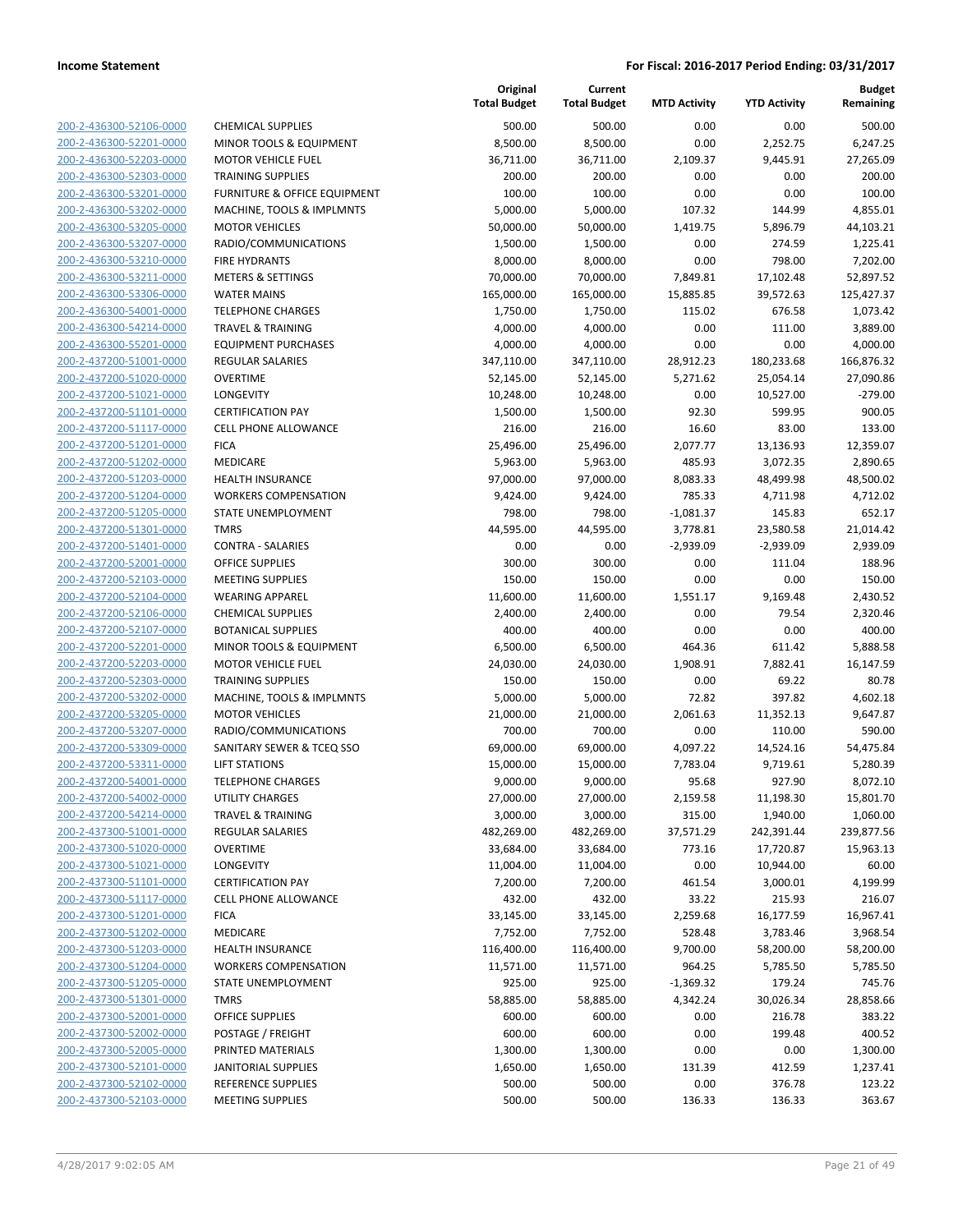| | | Original Total Budget | Current Total Budget | MTD Activity | YTD Activity | Budget Remaining |
|---|---|---|---|---|---|---|
| 200-2-436300-52106-0000 | CHEMICAL SUPPLIES | 500.00 | 500.00 | 0.00 | 0.00 | 500.00 |
| 200-2-436300-52201-0000 | MINOR TOOLS & EQUIPMENT | 8,500.00 | 8,500.00 | 0.00 | 2,252.75 | 6,247.25 |
| 200-2-436300-52203-0000 | MOTOR VEHICLE FUEL | 36,711.00 | 36,711.00 | 2,109.37 | 9,445.91 | 27,265.09 |
| 200-2-436300-52303-0000 | TRAINING SUPPLIES | 200.00 | 200.00 | 0.00 | 0.00 | 200.00 |
| 200-2-436300-53201-0000 | FURNITURE & OFFICE EQUIPMENT | 100.00 | 100.00 | 0.00 | 0.00 | 100.00 |
| 200-2-436300-53202-0000 | MACHINE, TOOLS & IMPLMNTS | 5,000.00 | 5,000.00 | 107.32 | 144.99 | 4,855.01 |
| 200-2-436300-53205-0000 | MOTOR VEHICLES | 50,000.00 | 50,000.00 | 1,419.75 | 5,896.79 | 44,103.21 |
| 200-2-436300-53207-0000 | RADIO/COMMUNICATIONS | 1,500.00 | 1,500.00 | 0.00 | 274.59 | 1,225.41 |
| 200-2-436300-53210-0000 | FIRE HYDRANTS | 8,000.00 | 8,000.00 | 0.00 | 798.00 | 7,202.00 |
| 200-2-436300-53211-0000 | METERS & SETTINGS | 70,000.00 | 70,000.00 | 7,849.81 | 17,102.48 | 52,897.52 |
| 200-2-436300-53306-0000 | WATER MAINS | 165,000.00 | 165,000.00 | 15,885.85 | 39,572.63 | 125,427.37 |
| 200-2-436300-54001-0000 | TELEPHONE CHARGES | 1,750.00 | 1,750.00 | 115.02 | 676.58 | 1,073.42 |
| 200-2-436300-54214-0000 | TRAVEL & TRAINING | 4,000.00 | 4,000.00 | 0.00 | 111.00 | 3,889.00 |
| 200-2-436300-55201-0000 | EQUIPMENT PURCHASES | 4,000.00 | 4,000.00 | 0.00 | 0.00 | 4,000.00 |
| 200-2-437200-51001-0000 | REGULAR SALARIES | 347,110.00 | 347,110.00 | 28,912.23 | 180,233.68 | 166,876.32 |
| 200-2-437200-51020-0000 | OVERTIME | 52,145.00 | 52,145.00 | 5,271.62 | 25,054.14 | 27,090.86 |
| 200-2-437200-51021-0000 | LONGEVITY | 10,248.00 | 10,248.00 | 0.00 | 10,527.00 | -279.00 |
| 200-2-437200-51101-0000 | CERTIFICATION PAY | 1,500.00 | 1,500.00 | 92.30 | 599.95 | 900.05 |
| 200-2-437200-51117-0000 | CELL PHONE ALLOWANCE | 216.00 | 216.00 | 16.60 | 83.00 | 133.00 |
| 200-2-437200-51201-0000 | FICA | 25,496.00 | 25,496.00 | 2,077.77 | 13,136.93 | 12,359.07 |
| 200-2-437200-51202-0000 | MEDICARE | 5,963.00 | 5,963.00 | 485.93 | 3,072.35 | 2,890.65 |
| 200-2-437200-51203-0000 | HEALTH INSURANCE | 97,000.00 | 97,000.00 | 8,083.33 | 48,499.98 | 48,500.02 |
| 200-2-437200-51204-0000 | WORKERS COMPENSATION | 9,424.00 | 9,424.00 | 785.33 | 4,711.98 | 4,712.02 |
| 200-2-437200-51205-0000 | STATE UNEMPLOYMENT | 798.00 | 798.00 | -1,081.37 | 145.83 | 652.17 |
| 200-2-437200-51301-0000 | TMRS | 44,595.00 | 44,595.00 | 3,778.81 | 23,580.58 | 21,014.42 |
| 200-2-437200-51401-0000 | CONTRA - SALARIES | 0.00 | 0.00 | -2,939.09 | -2,939.09 | 2,939.09 |
| 200-2-437200-52001-0000 | OFFICE SUPPLIES | 300.00 | 300.00 | 0.00 | 111.04 | 188.96 |
| 200-2-437200-52103-0000 | MEETING SUPPLIES | 150.00 | 150.00 | 0.00 | 0.00 | 150.00 |
| 200-2-437200-52104-0000 | WEARING APPAREL | 11,600.00 | 11,600.00 | 1,551.17 | 9,169.48 | 2,430.52 |
| 200-2-437200-52106-0000 | CHEMICAL SUPPLIES | 2,400.00 | 2,400.00 | 0.00 | 79.54 | 2,320.46 |
| 200-2-437200-52107-0000 | BOTANICAL SUPPLIES | 400.00 | 400.00 | 0.00 | 0.00 | 400.00 |
| 200-2-437200-52201-0000 | MINOR TOOLS & EQUIPMENT | 6,500.00 | 6,500.00 | 464.36 | 611.42 | 5,888.58 |
| 200-2-437200-52203-0000 | MOTOR VEHICLE FUEL | 24,030.00 | 24,030.00 | 1,908.91 | 7,882.41 | 16,147.59 |
| 200-2-437200-52303-0000 | TRAINING SUPPLIES | 150.00 | 150.00 | 0.00 | 69.22 | 80.78 |
| 200-2-437200-53202-0000 | MACHINE, TOOLS & IMPLMNTS | 5,000.00 | 5,000.00 | 72.82 | 397.82 | 4,602.18 |
| 200-2-437200-53205-0000 | MOTOR VEHICLES | 21,000.00 | 21,000.00 | 2,061.63 | 11,352.13 | 9,647.87 |
| 200-2-437200-53207-0000 | RADIO/COMMUNICATIONS | 700.00 | 700.00 | 0.00 | 110.00 | 590.00 |
| 200-2-437200-53309-0000 | SANITARY SEWER & TCEQ SSO | 69,000.00 | 69,000.00 | 4,097.22 | 14,524.16 | 54,475.84 |
| 200-2-437200-53311-0000 | LIFT STATIONS | 15,000.00 | 15,000.00 | 7,783.04 | 9,719.61 | 5,280.39 |
| 200-2-437200-54001-0000 | TELEPHONE CHARGES | 9,000.00 | 9,000.00 | 95.68 | 927.90 | 8,072.10 |
| 200-2-437200-54002-0000 | UTILITY CHARGES | 27,000.00 | 27,000.00 | 2,159.58 | 11,198.30 | 15,801.70 |
| 200-2-437200-54214-0000 | TRAVEL & TRAINING | 3,000.00 | 3,000.00 | 315.00 | 1,940.00 | 1,060.00 |
| 200-2-437300-51001-0000 | REGULAR SALARIES | 482,269.00 | 482,269.00 | 37,571.29 | 242,391.44 | 239,877.56 |
| 200-2-437300-51020-0000 | OVERTIME | 33,684.00 | 33,684.00 | 773.16 | 17,720.87 | 15,963.13 |
| 200-2-437300-51021-0000 | LONGEVITY | 11,004.00 | 11,004.00 | 0.00 | 10,944.00 | 60.00 |
| 200-2-437300-51101-0000 | CERTIFICATION PAY | 7,200.00 | 7,200.00 | 461.54 | 3,000.01 | 4,199.99 |
| 200-2-437300-51117-0000 | CELL PHONE ALLOWANCE | 432.00 | 432.00 | 33.22 | 215.93 | 216.07 |
| 200-2-437300-51201-0000 | FICA | 33,145.00 | 33,145.00 | 2,259.68 | 16,177.59 | 16,967.41 |
| 200-2-437300-51202-0000 | MEDICARE | 7,752.00 | 7,752.00 | 528.48 | 3,783.46 | 3,968.54 |
| 200-2-437300-51203-0000 | HEALTH INSURANCE | 116,400.00 | 116,400.00 | 9,700.00 | 58,200.00 | 58,200.00 |
| 200-2-437300-51204-0000 | WORKERS COMPENSATION | 11,571.00 | 11,571.00 | 964.25 | 5,785.50 | 5,785.50 |
| 200-2-437300-51205-0000 | STATE UNEMPLOYMENT | 925.00 | 925.00 | -1,369.32 | 179.24 | 745.76 |
| 200-2-437300-51301-0000 | TMRS | 58,885.00 | 58,885.00 | 4,342.24 | 30,026.34 | 28,858.66 |
| 200-2-437300-52001-0000 | OFFICE SUPPLIES | 600.00 | 600.00 | 0.00 | 216.78 | 383.22 |
| 200-2-437300-52002-0000 | POSTAGE / FREIGHT | 600.00 | 600.00 | 0.00 | 199.48 | 400.52 |
| 200-2-437300-52005-0000 | PRINTED MATERIALS | 1,300.00 | 1,300.00 | 0.00 | 0.00 | 1,300.00 |
| 200-2-437300-52101-0000 | JANITORIAL SUPPLIES | 1,650.00 | 1,650.00 | 131.39 | 412.59 | 1,237.41 |
| 200-2-437300-52102-0000 | REFERENCE SUPPLIES | 500.00 | 500.00 | 0.00 | 376.78 | 123.22 |
| 200-2-437300-52103-0000 | MEETING SUPPLIES | 500.00 | 500.00 | 136.33 | 136.33 | 363.67 |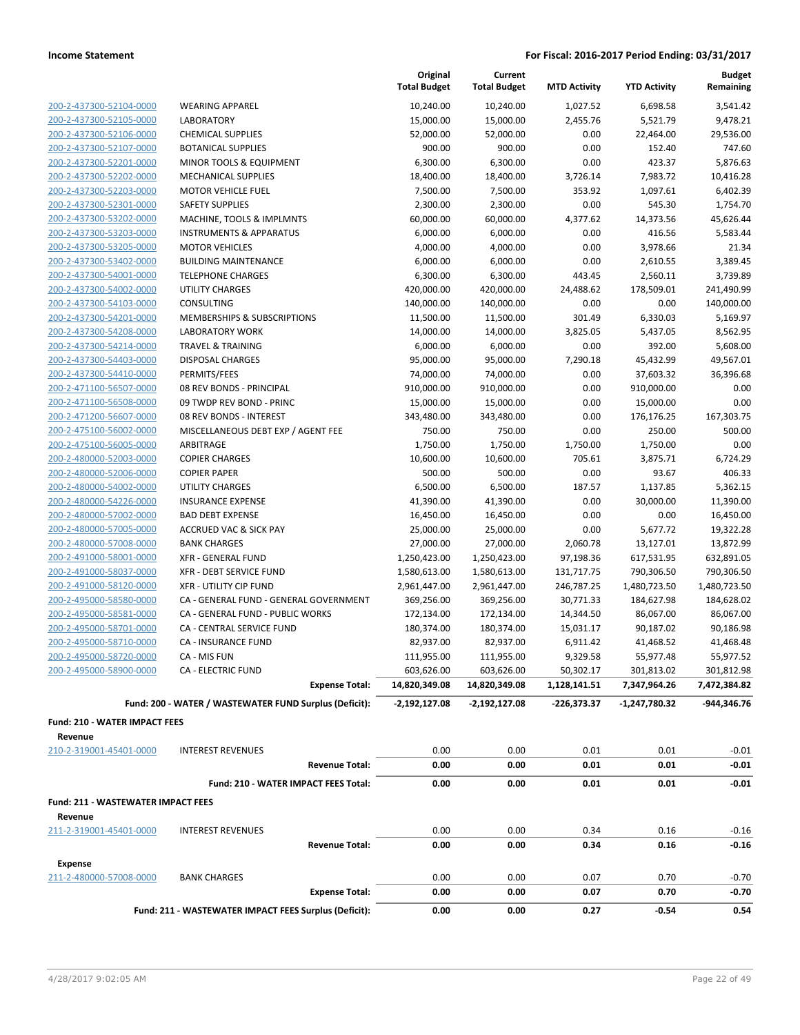| | | Original Total Budget | Current Total Budget | MTD Activity | YTD Activity | Budget Remaining |
|---|---|---|---|---|---|---|
| 200-2-437300-52104-0000 | WEARING APPAREL | 10,240.00 | 10,240.00 | 1,027.52 | 6,698.58 | 3,541.42 |
| 200-2-437300-52105-0000 | LABORATORY | 15,000.00 | 15,000.00 | 2,455.76 | 5,521.79 | 9,478.21 |
| 200-2-437300-52106-0000 | CHEMICAL SUPPLIES | 52,000.00 | 52,000.00 | 0.00 | 22,464.00 | 29,536.00 |
| 200-2-437300-52107-0000 | BOTANICAL SUPPLIES | 900.00 | 900.00 | 0.00 | 152.40 | 747.60 |
| 200-2-437300-52201-0000 | MINOR TOOLS & EQUIPMENT | 6,300.00 | 6,300.00 | 0.00 | 423.37 | 5,876.63 |
| 200-2-437300-52202-0000 | MECHANICAL SUPPLIES | 18,400.00 | 18,400.00 | 3,726.14 | 7,983.72 | 10,416.28 |
| 200-2-437300-52203-0000 | MOTOR VEHICLE FUEL | 7,500.00 | 7,500.00 | 353.92 | 1,097.61 | 6,402.39 |
| 200-2-437300-52301-0000 | SAFETY SUPPLIES | 2,300.00 | 2,300.00 | 0.00 | 545.30 | 1,754.70 |
| 200-2-437300-53202-0000 | MACHINE, TOOLS & IMPLMNTS | 60,000.00 | 60,000.00 | 4,377.62 | 14,373.56 | 45,626.44 |
| 200-2-437300-53203-0000 | INSTRUMENTS & APPARATUS | 6,000.00 | 6,000.00 | 0.00 | 416.56 | 5,583.44 |
| 200-2-437300-53205-0000 | MOTOR VEHICLES | 4,000.00 | 4,000.00 | 0.00 | 3,978.66 | 21.34 |
| 200-2-437300-53402-0000 | BUILDING MAINTENANCE | 6,000.00 | 6,000.00 | 0.00 | 2,610.55 | 3,389.45 |
| 200-2-437300-54001-0000 | TELEPHONE CHARGES | 6,300.00 | 6,300.00 | 443.45 | 2,560.11 | 3,739.89 |
| 200-2-437300-54002-0000 | UTILITY CHARGES | 420,000.00 | 420,000.00 | 24,488.62 | 178,509.01 | 241,490.99 |
| 200-2-437300-54103-0000 | CONSULTING | 140,000.00 | 140,000.00 | 0.00 | 0.00 | 140,000.00 |
| 200-2-437300-54201-0000 | MEMBERSHIPS & SUBSCRIPTIONS | 11,500.00 | 11,500.00 | 301.49 | 6,330.03 | 5,169.97 |
| 200-2-437300-54208-0000 | LABORATORY WORK | 14,000.00 | 14,000.00 | 3,825.05 | 5,437.05 | 8,562.95 |
| 200-2-437300-54214-0000 | TRAVEL & TRAINING | 6,000.00 | 6,000.00 | 0.00 | 392.00 | 5,608.00 |
| 200-2-437300-54403-0000 | DISPOSAL CHARGES | 95,000.00 | 95,000.00 | 7,290.18 | 45,432.99 | 49,567.01 |
| 200-2-437300-54410-0000 | PERMITS/FEES | 74,000.00 | 74,000.00 | 0.00 | 37,603.32 | 36,396.68 |
| 200-2-471100-56507-0000 | 08 REV BONDS - PRINCIPAL | 910,000.00 | 910,000.00 | 0.00 | 910,000.00 | 0.00 |
| 200-2-471100-56508-0000 | 09 TWDP REV BOND - PRINC | 15,000.00 | 15,000.00 | 0.00 | 15,000.00 | 0.00 |
| 200-2-471200-56607-0000 | 08 REV BONDS - INTEREST | 343,480.00 | 343,480.00 | 0.00 | 176,176.25 | 167,303.75 |
| 200-2-475100-56002-0000 | MISCELLANEOUS DEBT EXP / AGENT FEE | 750.00 | 750.00 | 0.00 | 250.00 | 500.00 |
| 200-2-475100-56005-0000 | ARBITRAGE | 1,750.00 | 1,750.00 | 1,750.00 | 1,750.00 | 0.00 |
| 200-2-480000-52003-0000 | COPIER CHARGES | 10,600.00 | 10,600.00 | 705.61 | 3,875.71 | 6,724.29 |
| 200-2-480000-52006-0000 | COPIER PAPER | 500.00 | 500.00 | 0.00 | 93.67 | 406.33 |
| 200-2-480000-54002-0000 | UTILITY CHARGES | 6,500.00 | 6,500.00 | 187.57 | 1,137.85 | 5,362.15 |
| 200-2-480000-54226-0000 | INSURANCE EXPENSE | 41,390.00 | 41,390.00 | 0.00 | 30,000.00 | 11,390.00 |
| 200-2-480000-57002-0000 | BAD DEBT EXPENSE | 16,450.00 | 16,450.00 | 0.00 | 0.00 | 16,450.00 |
| 200-2-480000-57005-0000 | ACCRUED VAC & SICK PAY | 25,000.00 | 25,000.00 | 0.00 | 5,677.72 | 19,322.28 |
| 200-2-480000-57008-0000 | BANK CHARGES | 27,000.00 | 27,000.00 | 2,060.78 | 13,127.01 | 13,872.99 |
| 200-2-491000-58001-0000 | XFR - GENERAL FUND | 1,250,423.00 | 1,250,423.00 | 97,198.36 | 617,531.95 | 632,891.05 |
| 200-2-491000-58037-0000 | XFR - DEBT SERVICE FUND | 1,580,613.00 | 1,580,613.00 | 131,717.75 | 790,306.50 | 790,306.50 |
| 200-2-491000-58120-0000 | XFR - UTILITY CIP FUND | 2,961,447.00 | 2,961,447.00 | 246,787.25 | 1,480,723.50 | 1,480,723.50 |
| 200-2-495000-58580-0000 | CA - GENERAL FUND - GENERAL GOVERNMENT | 369,256.00 | 369,256.00 | 30,771.33 | 184,627.98 | 184,628.02 |
| 200-2-495000-58581-0000 | CA - GENERAL FUND - PUBLIC WORKS | 172,134.00 | 172,134.00 | 14,344.50 | 86,067.00 | 86,067.00 |
| 200-2-495000-58701-0000 | CA - CENTRAL SERVICE FUND | 180,374.00 | 180,374.00 | 15,031.17 | 90,187.02 | 90,186.98 |
| 200-2-495000-58710-0000 | CA - INSURANCE FUND | 82,937.00 | 82,937.00 | 6,911.42 | 41,468.52 | 41,468.48 |
| 200-2-495000-58720-0000 | CA - MIS FUN | 111,955.00 | 111,955.00 | 9,329.58 | 55,977.48 | 55,977.52 |
| 200-2-495000-58900-0000 | CA - ELECTRIC FUND | 603,626.00 | 603,626.00 | 50,302.17 | 301,813.02 | 301,812.98 |
| | **Expense Total:** | **14,820,349.08** | **14,820,349.08** | **1,128,141.51** | **7,347,964.26** | **7,472,384.82** |
| | **Fund: 200 - WATER / WASTEWATER FUND Surplus (Deficit):** | **-2,192,127.08** | **-2,192,127.08** | **-226,373.37** | **-1,247,780.32** | **-944,346.76** |

**Fund: 210 - WATER IMPACT FEES**

**Revenue**

| | | Original Total Budget | Current Total Budget | MTD Activity | YTD Activity | Budget Remaining |
|---|---|---|---|---|---|---|
| 210-2-319001-45401-0000 | INTEREST REVENUES | 0.00 | 0.00 | 0.01 | 0.01 | -0.01 |
| | **Revenue Total:** | **0.00** | **0.00** | **0.01** | **0.01** | **-0.01** |
| | **Fund: 210 - WATER IMPACT FEES Total:** | **0.00** | **0.00** | **0.01** | **0.01** | **-0.01** |

**Fund: 211 - WASTEWATER IMPACT FEES**

**Revenue**

| | | Original Total Budget | Current Total Budget | MTD Activity | YTD Activity | Budget Remaining |
|---|---|---|---|---|---|---|
| 211-2-319001-45401-0000 | INTEREST REVENUES | 0.00 | 0.00 | 0.34 | 0.16 | -0.16 |
| | **Revenue Total:** | **0.00** | **0.00** | **0.34** | **0.16** | **-0.16** |

**Expense**

| | | Original Total Budget | Current Total Budget | MTD Activity | YTD Activity | Budget Remaining |
|---|---|---|---|---|---|---|
| 211-2-480000-57008-0000 | BANK CHARGES | 0.00 | 0.00 | 0.07 | 0.70 | -0.70 |
| | **Expense Total:** | **0.00** | **0.00** | **0.07** | **0.70** | **-0.70** |
| | **Fund: 211 - WASTEWATER IMPACT FEES Surplus (Deficit):** | **0.00** | **0.00** | **0.27** | **-0.54** | **0.54** |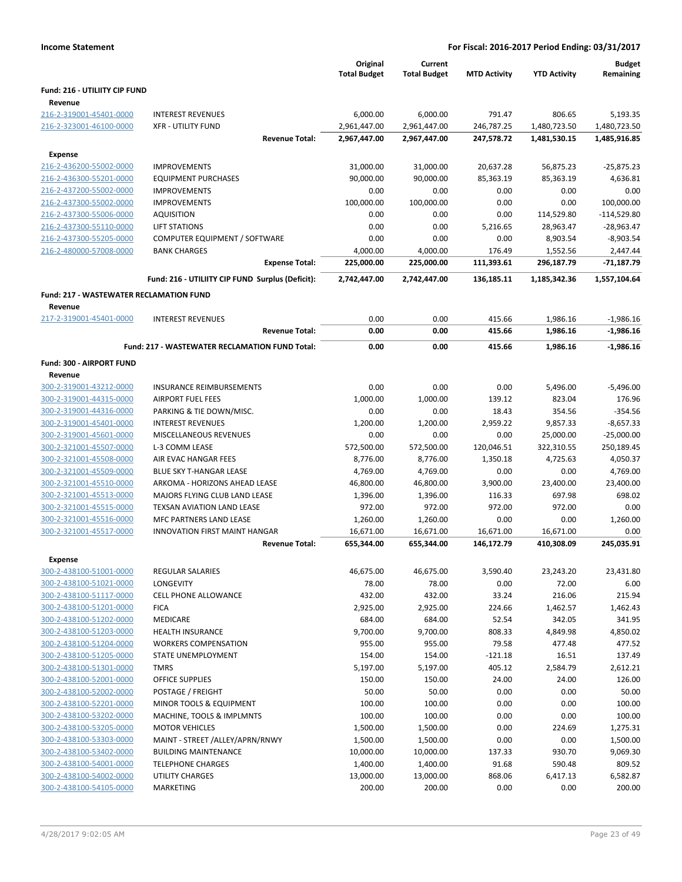**Income Statement** — For Fiscal: 2016-2017 Period Ending: 03/31/2017

| | | Original Total Budget | Current Total Budget | MTD Activity | YTD Activity | Budget Remaining |
|---|---|---|---|---|---|---|
| **Fund: 216 - UTILIITY CIP FUND** | | | | | | |
| **Revenue** | | | | | | |
| 216-2-319001-45401-0000 | INTEREST REVENUES | 6,000.00 | 6,000.00 | 791.47 | 806.65 | 5,193.35 |
| 216-2-323001-46100-0000 | XFR - UTILITY FUND | 2,961,447.00 | 2,961,447.00 | 246,787.25 | 1,480,723.50 | 1,480,723.50 |
| | **Revenue Total:** | **2,967,447.00** | **2,967,447.00** | **247,578.72** | **1,481,530.15** | **1,485,916.85** |
| **Expense** | | | | | | |
| 216-2-436200-55002-0000 | IMPROVEMENTS | 31,000.00 | 31,000.00 | 20,637.28 | 56,875.23 | -25,875.23 |
| 216-2-436300-55201-0000 | EQUIPMENT PURCHASES | 90,000.00 | 90,000.00 | 85,363.19 | 85,363.19 | 4,636.81 |
| 216-2-437200-55002-0000 | IMPROVEMENTS | 0.00 | 0.00 | 0.00 | 0.00 | 0.00 |
| 216-2-437300-55002-0000 | IMPROVEMENTS | 100,000.00 | 100,000.00 | 0.00 | 0.00 | 100,000.00 |
| 216-2-437300-55006-0000 | AQUISITION | 0.00 | 0.00 | 0.00 | 114,529.80 | -114,529.80 |
| 216-2-437300-55110-0000 | LIFT STATIONS | 0.00 | 0.00 | 5,216.65 | 28,963.47 | -28,963.47 |
| 216-2-437300-55205-0000 | COMPUTER EQUIPMENT / SOFTWARE | 0.00 | 0.00 | 0.00 | 8,903.54 | -8,903.54 |
| 216-2-480000-57008-0000 | BANK CHARGES | 4,000.00 | 4,000.00 | 176.49 | 1,552.56 | 2,447.44 |
| | **Expense Total:** | **225,000.00** | **225,000.00** | **111,393.61** | **296,187.79** | **-71,187.79** |
| | **Fund: 216 - UTILIITY CIP FUND Surplus (Deficit):** | **2,742,447.00** | **2,742,447.00** | **136,185.11** | **1,185,342.36** | **1,557,104.64** |
| **Fund: 217 - WASTEWATER RECLAMATION FUND** | | | | | | |
| **Revenue** | | | | | | |
| 217-2-319001-45401-0000 | INTEREST REVENUES | 0.00 | 0.00 | 415.66 | 1,986.16 | -1,986.16 |
| | **Revenue Total:** | **0.00** | **0.00** | **415.66** | **1,986.16** | **-1,986.16** |
| | **Fund: 217 - WASTEWATER RECLAMATION FUND Total:** | **0.00** | **0.00** | **415.66** | **1,986.16** | **-1,986.16** |
| **Fund: 300 - AIRPORT FUND** | | | | | | |
| **Revenue** | | | | | | |
| 300-2-319001-43212-0000 | INSURANCE REIMBURSEMENTS | 0.00 | 0.00 | 0.00 | 5,496.00 | -5,496.00 |
| 300-2-319001-44315-0000 | AIRPORT FUEL FEES | 1,000.00 | 1,000.00 | 139.12 | 823.04 | 176.96 |
| 300-2-319001-44316-0000 | PARKING & TIE DOWN/MISC. | 0.00 | 0.00 | 18.43 | 354.56 | -354.56 |
| 300-2-319001-45401-0000 | INTEREST REVENUES | 1,200.00 | 1,200.00 | 2,959.22 | 9,857.33 | -8,657.33 |
| 300-2-319001-45601-0000 | MISCELLANEOUS REVENUES | 0.00 | 0.00 | 0.00 | 25,000.00 | -25,000.00 |
| 300-2-321001-45507-0000 | L-3 COMM LEASE | 572,500.00 | 572,500.00 | 120,046.51 | 322,310.55 | 250,189.45 |
| 300-2-321001-45508-0000 | AIR EVAC HANGAR FEES | 8,776.00 | 8,776.00 | 1,350.18 | 4,725.63 | 4,050.37 |
| 300-2-321001-45509-0000 | BLUE SKY T-HANGAR LEASE | 4,769.00 | 4,769.00 | 0.00 | 0.00 | 4,769.00 |
| 300-2-321001-45510-0000 | ARKOMA - HORIZONS AHEAD LEASE | 46,800.00 | 46,800.00 | 3,900.00 | 23,400.00 | 23,400.00 |
| 300-2-321001-45513-0000 | MAJORS FLYING CLUB LAND LEASE | 1,396.00 | 1,396.00 | 116.33 | 697.98 | 698.02 |
| 300-2-321001-45515-0000 | TEXSAN AVIATION LAND LEASE | 972.00 | 972.00 | 972.00 | 972.00 | 0.00 |
| 300-2-321001-45516-0000 | MFC PARTNERS LAND LEASE | 1,260.00 | 1,260.00 | 0.00 | 0.00 | 1,260.00 |
| 300-2-321001-45517-0000 | INNOVATION FIRST MAINT HANGAR | 16,671.00 | 16,671.00 | 16,671.00 | 16,671.00 | 0.00 |
| | **Revenue Total:** | **655,344.00** | **655,344.00** | **146,172.79** | **410,308.09** | **245,035.91** |
| **Expense** | | | | | | |
| 300-2-438100-51001-0000 | REGULAR SALARIES | 46,675.00 | 46,675.00 | 3,590.40 | 23,243.20 | 23,431.80 |
| 300-2-438100-51021-0000 | LONGEVITY | 78.00 | 78.00 | 0.00 | 72.00 | 6.00 |
| 300-2-438100-51117-0000 | CELL PHONE ALLOWANCE | 432.00 | 432.00 | 33.24 | 216.06 | 215.94 |
| 300-2-438100-51201-0000 | FICA | 2,925.00 | 2,925.00 | 224.66 | 1,462.57 | 1,462.43 |
| 300-2-438100-51202-0000 | MEDICARE | 684.00 | 684.00 | 52.54 | 342.05 | 341.95 |
| 300-2-438100-51203-0000 | HEALTH INSURANCE | 9,700.00 | 9,700.00 | 808.33 | 4,849.98 | 4,850.02 |
| 300-2-438100-51204-0000 | WORKERS COMPENSATION | 955.00 | 955.00 | 79.58 | 477.48 | 477.52 |
| 300-2-438100-51205-0000 | STATE UNEMPLOYMENT | 154.00 | 154.00 | -121.18 | 16.51 | 137.49 |
| 300-2-438100-51301-0000 | TMRS | 5,197.00 | 5,197.00 | 405.12 | 2,584.79 | 2,612.21 |
| 300-2-438100-52001-0000 | OFFICE SUPPLIES | 150.00 | 150.00 | 24.00 | 24.00 | 126.00 |
| 300-2-438100-52002-0000 | POSTAGE / FREIGHT | 50.00 | 50.00 | 0.00 | 0.00 | 50.00 |
| 300-2-438100-52201-0000 | MINOR TOOLS & EQUIPMENT | 100.00 | 100.00 | 0.00 | 0.00 | 100.00 |
| 300-2-438100-53202-0000 | MACHINE, TOOLS & IMPLMNTS | 100.00 | 100.00 | 0.00 | 0.00 | 100.00 |
| 300-2-438100-53205-0000 | MOTOR VEHICLES | 1,500.00 | 1,500.00 | 0.00 | 224.69 | 1,275.31 |
| 300-2-438100-53303-0000 | MAINT - STREET /ALLEY/APRN/RNWY | 1,500.00 | 1,500.00 | 0.00 | 0.00 | 1,500.00 |
| 300-2-438100-53402-0000 | BUILDING MAINTENANCE | 10,000.00 | 10,000.00 | 137.33 | 930.70 | 9,069.30 |
| 300-2-438100-54001-0000 | TELEPHONE CHARGES | 1,400.00 | 1,400.00 | 91.68 | 590.48 | 809.52 |
| 300-2-438100-54002-0000 | UTILITY CHARGES | 13,000.00 | 13,000.00 | 868.06 | 6,417.13 | 6,582.87 |
| 300-2-438100-54105-0000 | MARKETING | 200.00 | 200.00 | 0.00 | 0.00 | 200.00 |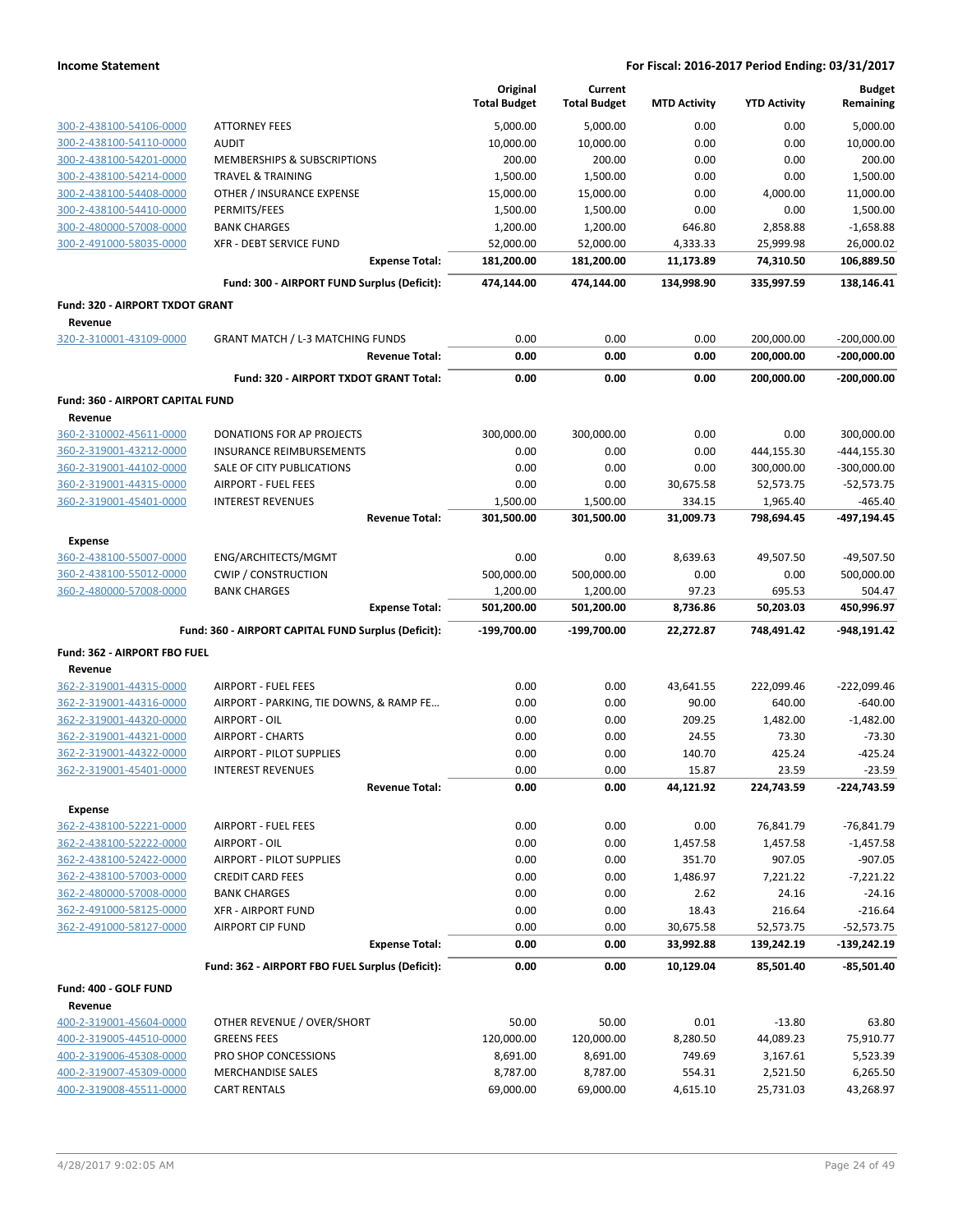**Income Statement** — **For Fiscal: 2016-2017 Period Ending: 03/31/2017**

| | | Original Total Budget | Current Total Budget | MTD Activity | YTD Activity | Budget Remaining |
|---|---|---|---|---|---|---|
| 300-2-438100-54106-0000 | ATTORNEY FEES | 5,000.00 | 5,000.00 | 0.00 | 0.00 | 5,000.00 |
| 300-2-438100-54110-0000 | AUDIT | 10,000.00 | 10,000.00 | 0.00 | 0.00 | 10,000.00 |
| 300-2-438100-54201-0000 | MEMBERSHIPS & SUBSCRIPTIONS | 200.00 | 200.00 | 0.00 | 0.00 | 200.00 |
| 300-2-438100-54214-0000 | TRAVEL & TRAINING | 1,500.00 | 1,500.00 | 0.00 | 0.00 | 1,500.00 |
| 300-2-438100-54408-0000 | OTHER / INSURANCE EXPENSE | 15,000.00 | 15,000.00 | 0.00 | 4,000.00 | 11,000.00 |
| 300-2-438100-54410-0000 | PERMITS/FEES | 1,500.00 | 1,500.00 | 0.00 | 0.00 | 1,500.00 |
| 300-2-480000-57008-0000 | BANK CHARGES | 1,200.00 | 1,200.00 | 646.80 | 2,858.88 | -1,658.88 |
| 300-2-491000-58035-0000 | XFR - DEBT SERVICE FUND | 52,000.00 | 52,000.00 | 4,333.33 | 25,999.98 | 26,000.02 |
| | **Expense Total:** | **181,200.00** | **181,200.00** | **11,173.89** | **74,310.50** | **106,889.50** |
| | **Fund: 300 - AIRPORT FUND Surplus (Deficit):** | **474,144.00** | **474,144.00** | **134,998.90** | **335,997.59** | **138,146.41** |
| **Fund: 320 - AIRPORT TXDOT GRANT** | | | | | | |
| **Revenue** | | | | | | |
| 320-2-310001-43109-0000 | GRANT MATCH / L-3 MATCHING FUNDS | 0.00 | 0.00 | 0.00 | 200,000.00 | -200,000.00 |
| | **Revenue Total:** | **0.00** | **0.00** | **0.00** | **200,000.00** | **-200,000.00** |
| | **Fund: 320 - AIRPORT TXDOT GRANT Total:** | **0.00** | **0.00** | **0.00** | **200,000.00** | **-200,000.00** |
| **Fund: 360 - AIRPORT CAPITAL FUND** | | | | | | |
| **Revenue** | | | | | | |
| 360-2-310002-45611-0000 | DONATIONS FOR AP PROJECTS | 300,000.00 | 300,000.00 | 0.00 | 0.00 | 300,000.00 |
| 360-2-319001-43212-0000 | INSURANCE REIMBURSEMENTS | 0.00 | 0.00 | 0.00 | 444,155.30 | -444,155.30 |
| 360-2-319001-44102-0000 | SALE OF CITY PUBLICATIONS | 0.00 | 0.00 | 0.00 | 300,000.00 | -300,000.00 |
| 360-2-319001-44315-0000 | AIRPORT - FUEL FEES | 0.00 | 0.00 | 30,675.58 | 52,573.75 | -52,573.75 |
| 360-2-319001-45401-0000 | INTEREST REVENUES | 1,500.00 | 1,500.00 | 334.15 | 1,965.40 | -465.40 |
| | **Revenue Total:** | **301,500.00** | **301,500.00** | **31,009.73** | **798,694.45** | **-497,194.45** |
| **Expense** | | | | | | |
| 360-2-438100-55007-0000 | ENG/ARCHITECTS/MGMT | 0.00 | 0.00 | 8,639.63 | 49,507.50 | -49,507.50 |
| 360-2-438100-55012-0000 | CWIP / CONSTRUCTION | 500,000.00 | 500,000.00 | 0.00 | 0.00 | 500,000.00 |
| 360-2-480000-57008-0000 | BANK CHARGES | 1,200.00 | 1,200.00 | 97.23 | 695.53 | 504.47 |
| | **Expense Total:** | **501,200.00** | **501,200.00** | **8,736.86** | **50,203.03** | **450,996.97** |
| | **Fund: 360 - AIRPORT CAPITAL FUND Surplus (Deficit):** | **-199,700.00** | **-199,700.00** | **22,272.87** | **748,491.42** | **-948,191.42** |
| **Fund: 362 - AIRPORT FBO FUEL** | | | | | | |
| **Revenue** | | | | | | |
| 362-2-319001-44315-0000 | AIRPORT - FUEL FEES | 0.00 | 0.00 | 43,641.55 | 222,099.46 | -222,099.46 |
| 362-2-319001-44316-0000 | AIRPORT - PARKING, TIE DOWNS, & RAMP FE... | 0.00 | 0.00 | 90.00 | 640.00 | -640.00 |
| 362-2-319001-44320-0000 | AIRPORT - OIL | 0.00 | 0.00 | 209.25 | 1,482.00 | -1,482.00 |
| 362-2-319001-44321-0000 | AIRPORT - CHARTS | 0.00 | 0.00 | 24.55 | 73.30 | -73.30 |
| 362-2-319001-44322-0000 | AIRPORT - PILOT SUPPLIES | 0.00 | 0.00 | 140.70 | 425.24 | -425.24 |
| 362-2-319001-45401-0000 | INTEREST REVENUES | 0.00 | 0.00 | 15.87 | 23.59 | -23.59 |
| | **Revenue Total:** | **0.00** | **0.00** | **44,121.92** | **224,743.59** | **-224,743.59** |
| **Expense** | | | | | | |
| 362-2-438100-52221-0000 | AIRPORT - FUEL FEES | 0.00 | 0.00 | 0.00 | 76,841.79 | -76,841.79 |
| 362-2-438100-52222-0000 | AIRPORT - OIL | 0.00 | 0.00 | 1,457.58 | 1,457.58 | -1,457.58 |
| 362-2-438100-52422-0000 | AIRPORT - PILOT SUPPLIES | 0.00 | 0.00 | 351.70 | 907.05 | -907.05 |
| 362-2-438100-57003-0000 | CREDIT CARD FEES | 0.00 | 0.00 | 1,486.97 | 7,221.22 | -7,221.22 |
| 362-2-480000-57008-0000 | BANK CHARGES | 0.00 | 0.00 | 2.62 | 24.16 | -24.16 |
| 362-2-491000-58125-0000 | XFR - AIRPORT FUND | 0.00 | 0.00 | 18.43 | 216.64 | -216.64 |
| 362-2-491000-58127-0000 | AIRPORT CIP FUND | 0.00 | 0.00 | 30,675.58 | 52,573.75 | -52,573.75 |
| | **Expense Total:** | **0.00** | **0.00** | **33,992.88** | **139,242.19** | **-139,242.19** |
| | **Fund: 362 - AIRPORT FBO FUEL Surplus (Deficit):** | **0.00** | **0.00** | **10,129.04** | **85,501.40** | **-85,501.40** |
| **Fund: 400 - GOLF FUND** | | | | | | |
| **Revenue** | | | | | | |
| 400-2-319001-45604-0000 | OTHER REVENUE / OVER/SHORT | 50.00 | 50.00 | 0.01 | -13.80 | 63.80 |
| 400-2-319005-44510-0000 | GREENS FEES | 120,000.00 | 120,000.00 | 8,280.50 | 44,089.23 | 75,910.77 |
| 400-2-319006-45308-0000 | PRO SHOP CONCESSIONS | 8,691.00 | 8,691.00 | 749.69 | 3,167.61 | 5,523.39 |
| 400-2-319007-45309-0000 | MERCHANDISE SALES | 8,787.00 | 8,787.00 | 554.31 | 2,521.50 | 6,265.50 |
| 400-2-319008-45511-0000 | CART RENTALS | 69,000.00 | 69,000.00 | 4,615.10 | 25,731.03 | 43,268.97 |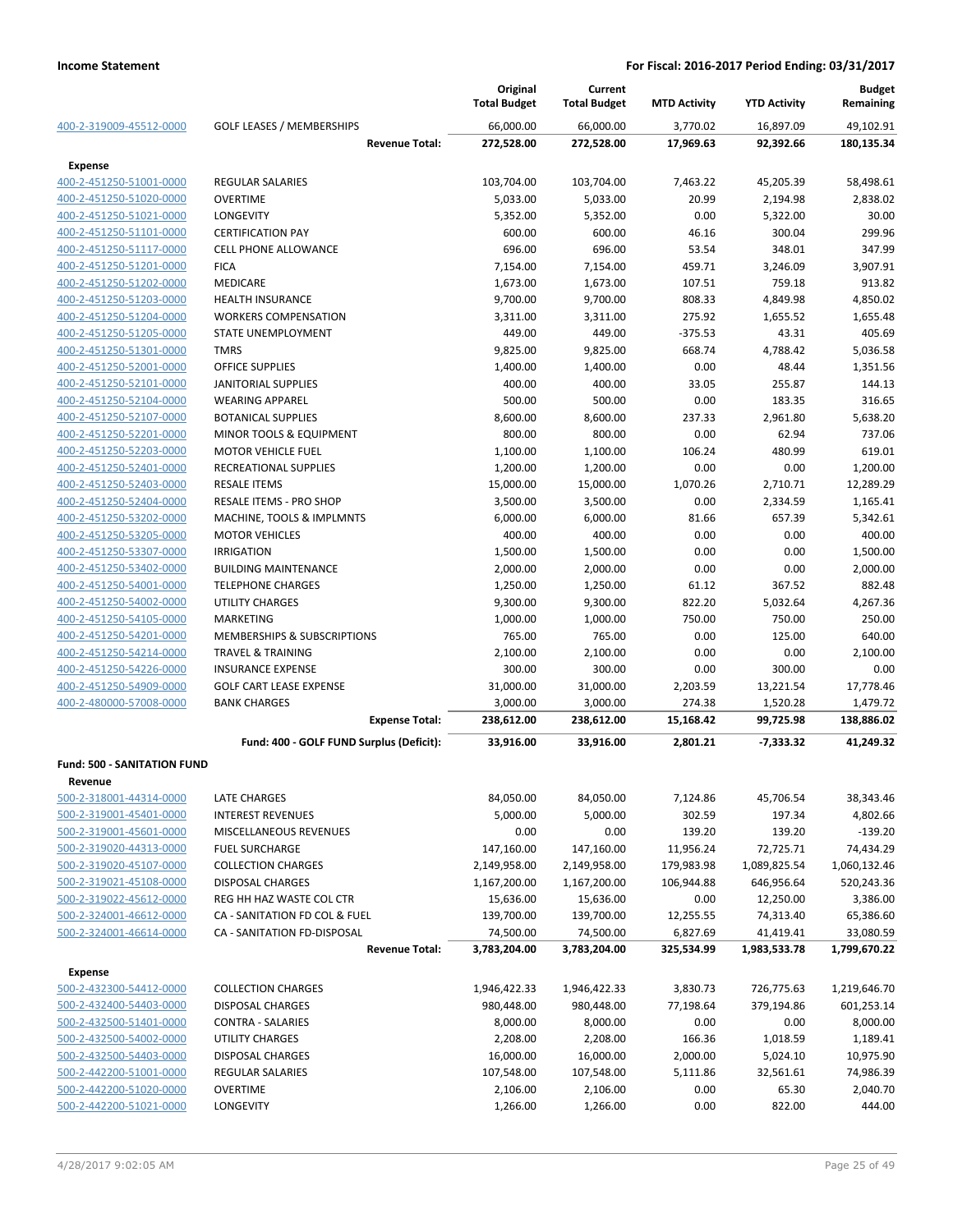**Income Statement** — **For Fiscal: 2016-2017 Period Ending: 03/31/2017**

| | | Original Total Budget | Current Total Budget | MTD Activity | YTD Activity | Budget Remaining |
|---|---|---|---|---|---|---|
| 400-2-319009-45512-0000 | GOLF LEASES / MEMBERSHIPS | 66,000.00 | 66,000.00 | 3,770.02 | 16,897.09 | 49,102.91 |
| | **Revenue Total:** | **272,528.00** | **272,528.00** | **17,969.63** | **92,392.66** | **180,135.34** |
| **Expense** | | | | | | |
| 400-2-451250-51001-0000 | REGULAR SALARIES | 103,704.00 | 103,704.00 | 7,463.22 | 45,205.39 | 58,498.61 |
| 400-2-451250-51020-0000 | OVERTIME | 5,033.00 | 5,033.00 | 20.99 | 2,194.98 | 2,838.02 |
| 400-2-451250-51021-0000 | LONGEVITY | 5,352.00 | 5,352.00 | 0.00 | 5,322.00 | 30.00 |
| 400-2-451250-51101-0000 | CERTIFICATION PAY | 600.00 | 600.00 | 46.16 | 300.04 | 299.96 |
| 400-2-451250-51117-0000 | CELL PHONE ALLOWANCE | 696.00 | 696.00 | 53.54 | 348.01 | 347.99 |
| 400-2-451250-51201-0000 | FICA | 7,154.00 | 7,154.00 | 459.71 | 3,246.09 | 3,907.91 |
| 400-2-451250-51202-0000 | MEDICARE | 1,673.00 | 1,673.00 | 107.51 | 759.18 | 913.82 |
| 400-2-451250-51203-0000 | HEALTH INSURANCE | 9,700.00 | 9,700.00 | 808.33 | 4,849.98 | 4,850.02 |
| 400-2-451250-51204-0000 | WORKERS COMPENSATION | 3,311.00 | 3,311.00 | 275.92 | 1,655.52 | 1,655.48 |
| 400-2-451250-51205-0000 | STATE UNEMPLOYMENT | 449.00 | 449.00 | -375.53 | 43.31 | 405.69 |
| 400-2-451250-51301-0000 | TMRS | 9,825.00 | 9,825.00 | 668.74 | 4,788.42 | 5,036.58 |
| 400-2-451250-52001-0000 | OFFICE SUPPLIES | 1,400.00 | 1,400.00 | 0.00 | 48.44 | 1,351.56 |
| 400-2-451250-52101-0000 | JANITORIAL SUPPLIES | 400.00 | 400.00 | 33.05 | 255.87 | 144.13 |
| 400-2-451250-52104-0000 | WEARING APPAREL | 500.00 | 500.00 | 0.00 | 183.35 | 316.65 |
| 400-2-451250-52107-0000 | BOTANICAL SUPPLIES | 8,600.00 | 8,600.00 | 237.33 | 2,961.80 | 5,638.20 |
| 400-2-451250-52201-0000 | MINOR TOOLS & EQUIPMENT | 800.00 | 800.00 | 0.00 | 62.94 | 737.06 |
| 400-2-451250-52203-0000 | MOTOR VEHICLE FUEL | 1,100.00 | 1,100.00 | 106.24 | 480.99 | 619.01 |
| 400-2-451250-52401-0000 | RECREATIONAL SUPPLIES | 1,200.00 | 1,200.00 | 0.00 | 0.00 | 1,200.00 |
| 400-2-451250-52403-0000 | RESALE ITEMS | 15,000.00 | 15,000.00 | 1,070.26 | 2,710.71 | 12,289.29 |
| 400-2-451250-52404-0000 | RESALE ITEMS - PRO SHOP | 3,500.00 | 3,500.00 | 0.00 | 2,334.59 | 1,165.41 |
| 400-2-451250-53202-0000 | MACHINE, TOOLS & IMPLMNTS | 6,000.00 | 6,000.00 | 81.66 | 657.39 | 5,342.61 |
| 400-2-451250-53205-0000 | MOTOR VEHICLES | 400.00 | 400.00 | 0.00 | 0.00 | 400.00 |
| 400-2-451250-53307-0000 | IRRIGATION | 1,500.00 | 1,500.00 | 0.00 | 0.00 | 1,500.00 |
| 400-2-451250-53402-0000 | BUILDING MAINTENANCE | 2,000.00 | 2,000.00 | 0.00 | 0.00 | 2,000.00 |
| 400-2-451250-54001-0000 | TELEPHONE CHARGES | 1,250.00 | 1,250.00 | 61.12 | 367.52 | 882.48 |
| 400-2-451250-54002-0000 | UTILITY CHARGES | 9,300.00 | 9,300.00 | 822.20 | 5,032.64 | 4,267.36 |
| 400-2-451250-54105-0000 | MARKETING | 1,000.00 | 1,000.00 | 750.00 | 750.00 | 250.00 |
| 400-2-451250-54201-0000 | MEMBERSHIPS & SUBSCRIPTIONS | 765.00 | 765.00 | 0.00 | 125.00 | 640.00 |
| 400-2-451250-54214-0000 | TRAVEL & TRAINING | 2,100.00 | 2,100.00 | 0.00 | 0.00 | 2,100.00 |
| 400-2-451250-54226-0000 | INSURANCE EXPENSE | 300.00 | 300.00 | 0.00 | 300.00 | 0.00 |
| 400-2-451250-54909-0000 | GOLF CART LEASE EXPENSE | 31,000.00 | 31,000.00 | 2,203.59 | 13,221.54 | 17,778.46 |
| 400-2-480000-57008-0000 | BANK CHARGES | 3,000.00 | 3,000.00 | 274.38 | 1,520.28 | 1,479.72 |
| | **Expense Total:** | **238,612.00** | **238,612.00** | **15,168.42** | **99,725.98** | **138,886.02** |
| | **Fund: 400 - GOLF FUND Surplus (Deficit):** | **33,916.00** | **33,916.00** | **2,801.21** | **-7,333.32** | **41,249.32** |
| **Fund: 500 - SANITATION FUND** | | | | | | |
| **Revenue** | | | | | | |
| 500-2-318001-44314-0000 | LATE CHARGES | 84,050.00 | 84,050.00 | 7,124.86 | 45,706.54 | 38,343.46 |
| 500-2-319001-45401-0000 | INTEREST REVENUES | 5,000.00 | 5,000.00 | 302.59 | 197.34 | 4,802.66 |
| 500-2-319001-45601-0000 | MISCELLANEOUS REVENUES | 0.00 | 0.00 | 139.20 | 139.20 | -139.20 |
| 500-2-319020-44313-0000 | FUEL SURCHARGE | 147,160.00 | 147,160.00 | 11,956.24 | 72,725.71 | 74,434.29 |
| 500-2-319020-45107-0000 | COLLECTION CHARGES | 2,149,958.00 | 2,149,958.00 | 179,983.98 | 1,089,825.54 | 1,060,132.46 |
| 500-2-319021-45108-0000 | DISPOSAL CHARGES | 1,167,200.00 | 1,167,200.00 | 106,944.88 | 646,956.64 | 520,243.36 |
| 500-2-319022-45612-0000 | REG HH HAZ WASTE COL CTR | 15,636.00 | 15,636.00 | 0.00 | 12,250.00 | 3,386.00 |
| 500-2-324001-46612-0000 | CA - SANITATION FD COL & FUEL | 139,700.00 | 139,700.00 | 12,255.55 | 74,313.40 | 65,386.60 |
| 500-2-324001-46614-0000 | CA - SANITATION FD-DISPOSAL | 74,500.00 | 74,500.00 | 6,827.69 | 41,419.41 | 33,080.59 |
| | **Revenue Total:** | **3,783,204.00** | **3,783,204.00** | **325,534.99** | **1,983,533.78** | **1,799,670.22** |
| **Expense** | | | | | | |
| 500-2-432300-54412-0000 | COLLECTION CHARGES | 1,946,422.33 | 1,946,422.33 | 3,830.73 | 726,775.63 | 1,219,646.70 |
| 500-2-432400-54403-0000 | DISPOSAL CHARGES | 980,448.00 | 980,448.00 | 77,198.64 | 379,194.86 | 601,253.14 |
| 500-2-432500-51401-0000 | CONTRA - SALARIES | 8,000.00 | 8,000.00 | 0.00 | 0.00 | 8,000.00 |
| 500-2-432500-54002-0000 | UTILITY CHARGES | 2,208.00 | 2,208.00 | 166.36 | 1,018.59 | 1,189.41 |
| 500-2-432500-54403-0000 | DISPOSAL CHARGES | 16,000.00 | 16,000.00 | 2,000.00 | 5,024.10 | 10,975.90 |
| 500-2-442200-51001-0000 | REGULAR SALARIES | 107,548.00 | 107,548.00 | 5,111.86 | 32,561.61 | 74,986.39 |
| 500-2-442200-51020-0000 | OVERTIME | 2,106.00 | 2,106.00 | 0.00 | 65.30 | 2,040.70 |
| 500-2-442200-51021-0000 | LONGEVITY | 1,266.00 | 1,266.00 | 0.00 | 822.00 | 444.00 |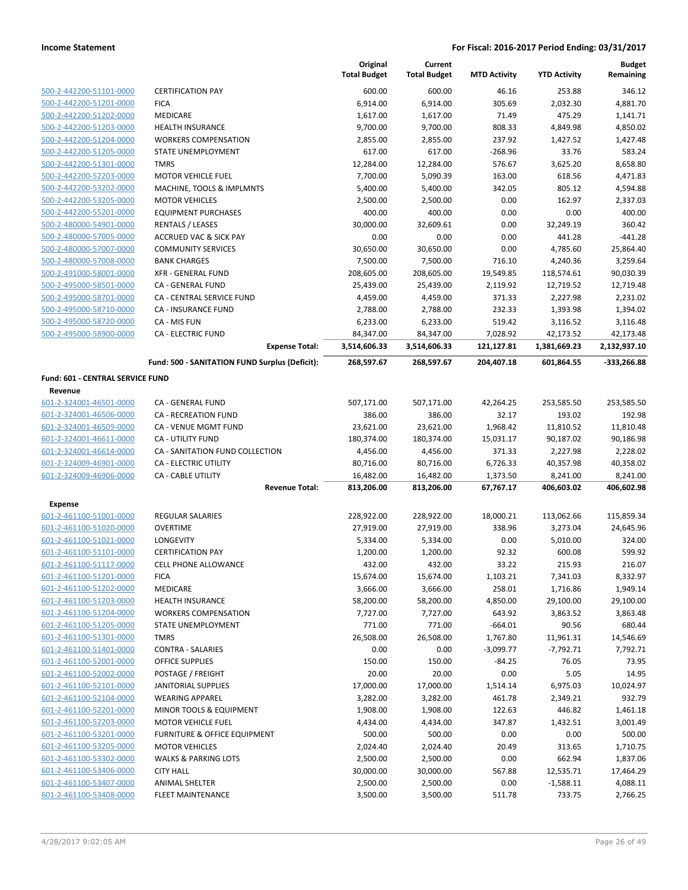| | | Original Total Budget | Current Total Budget | MTD Activity | YTD Activity | Budget Remaining |
|---|---|---|---|---|---|---|
| 500-2-442200-51101-0000 | CERTIFICATION PAY | 600.00 | 600.00 | 46.16 | 253.88 | 346.12 |
| 500-2-442200-51201-0000 | FICA | 6,914.00 | 6,914.00 | 305.69 | 2,032.30 | 4,881.70 |
| 500-2-442200-51202-0000 | MEDICARE | 1,617.00 | 1,617.00 | 71.49 | 475.29 | 1,141.71 |
| 500-2-442200-51203-0000 | HEALTH INSURANCE | 9,700.00 | 9,700.00 | 808.33 | 4,849.98 | 4,850.02 |
| 500-2-442200-51204-0000 | WORKERS COMPENSATION | 2,855.00 | 2,855.00 | 237.92 | 1,427.52 | 1,427.48 |
| 500-2-442200-51205-0000 | STATE UNEMPLOYMENT | 617.00 | 617.00 | -268.96 | 33.76 | 583.24 |
| 500-2-442200-51301-0000 | TMRS | 12,284.00 | 12,284.00 | 576.67 | 3,625.20 | 8,658.80 |
| 500-2-442200-52203-0000 | MOTOR VEHICLE FUEL | 7,700.00 | 5,090.39 | 163.00 | 618.56 | 4,471.83 |
| 500-2-442200-53202-0000 | MACHINE, TOOLS & IMPLMNTS | 5,400.00 | 5,400.00 | 342.05 | 805.12 | 4,594.88 |
| 500-2-442200-53205-0000 | MOTOR VEHICLES | 2,500.00 | 2,500.00 | 0.00 | 162.97 | 2,337.03 |
| 500-2-442200-55201-0000 | EQUIPMENT PURCHASES | 400.00 | 400.00 | 0.00 | 0.00 | 400.00 |
| 500-2-480000-54901-0000 | RENTALS / LEASES | 30,000.00 | 32,609.61 | 0.00 | 32,249.19 | 360.42 |
| 500-2-480000-57005-0000 | ACCRUED VAC & SICK PAY | 0.00 | 0.00 | 0.00 | 441.28 | -441.28 |
| 500-2-480000-57007-0000 | COMMUNITY SERVICES | 30,650.00 | 30,650.00 | 0.00 | 4,785.60 | 25,864.40 |
| 500-2-480000-57008-0000 | BANK CHARGES | 7,500.00 | 7,500.00 | 716.10 | 4,240.36 | 3,259.64 |
| 500-2-491000-58001-0000 | XFR - GENERAL FUND | 208,605.00 | 208,605.00 | 19,549.85 | 118,574.61 | 90,030.39 |
| 500-2-495000-58501-0000 | CA - GENERAL FUND | 25,439.00 | 25,439.00 | 2,119.92 | 12,719.52 | 12,719.48 |
| 500-2-495000-58701-0000 | CA - CENTRAL SERVICE FUND | 4,459.00 | 4,459.00 | 371.33 | 2,227.98 | 2,231.02 |
| 500-2-495000-58710-0000 | CA - INSURANCE FUND | 2,788.00 | 2,788.00 | 232.33 | 1,393.98 | 1,394.02 |
| 500-2-495000-58720-0000 | CA - MIS FUN | 6,233.00 | 6,233.00 | 519.42 | 3,116.52 | 3,116.48 |
| 500-2-495000-58900-0000 | CA - ELECTRIC FUND | 84,347.00 | 84,347.00 | 7,028.92 | 42,173.52 | 42,173.48 |
| | **Expense Total:** | **3,514,606.33** | **3,514,606.33** | **121,127.81** | **1,381,669.23** | **2,132,937.10** |
| | **Fund: 500 - SANITATION FUND Surplus (Deficit):** | **268,597.67** | **268,597.67** | **204,407.18** | **601,864.55** | **-333,266.88** |
| **Fund: 601 - CENTRAL SERVICE FUND** | | | | | | |
| **Revenue** | | | | | | |
| 601-2-324001-46501-0000 | CA - GENERAL FUND | 507,171.00 | 507,171.00 | 42,264.25 | 253,585.50 | 253,585.50 |
| 601-2-324001-46506-0000 | CA - RECREATION FUND | 386.00 | 386.00 | 32.17 | 193.02 | 192.98 |
| 601-2-324001-46509-0000 | CA - VENUE MGMT FUND | 23,621.00 | 23,621.00 | 1,968.42 | 11,810.52 | 11,810.48 |
| 601-2-324001-46611-0000 | CA - UTILITY FUND | 180,374.00 | 180,374.00 | 15,031.17 | 90,187.02 | 90,186.98 |
| 601-2-324001-46614-0000 | CA - SANITATION FUND COLLECTION | 4,456.00 | 4,456.00 | 371.33 | 2,227.98 | 2,228.02 |
| 601-2-324009-46901-0000 | CA - ELECTRIC UTILITY | 80,716.00 | 80,716.00 | 6,726.33 | 40,357.98 | 40,358.02 |
| 601-2-324009-46906-0000 | CA - CABLE UTILITY | 16,482.00 | 16,482.00 | 1,373.50 | 8,241.00 | 8,241.00 |
| | **Revenue Total:** | **813,206.00** | **813,206.00** | **67,767.17** | **406,603.02** | **406,602.98** |
| **Expense** | | | | | | |
| 601-2-461100-51001-0000 | REGULAR SALARIES | 228,922.00 | 228,922.00 | 18,000.21 | 113,062.66 | 115,859.34 |
| 601-2-461100-51020-0000 | OVERTIME | 27,919.00 | 27,919.00 | 338.96 | 3,273.04 | 24,645.96 |
| 601-2-461100-51021-0000 | LONGEVITY | 5,334.00 | 5,334.00 | 0.00 | 5,010.00 | 324.00 |
| 601-2-461100-51101-0000 | CERTIFICATION PAY | 1,200.00 | 1,200.00 | 92.32 | 600.08 | 599.92 |
| 601-2-461100-51117-0000 | CELL PHONE ALLOWANCE | 432.00 | 432.00 | 33.22 | 215.93 | 216.07 |
| 601-2-461100-51201-0000 | FICA | 15,674.00 | 15,674.00 | 1,103.21 | 7,341.03 | 8,332.97 |
| 601-2-461100-51202-0000 | MEDICARE | 3,666.00 | 3,666.00 | 258.01 | 1,716.86 | 1,949.14 |
| 601-2-461100-51203-0000 | HEALTH INSURANCE | 58,200.00 | 58,200.00 | 4,850.00 | 29,100.00 | 29,100.00 |
| 601-2-461100-51204-0000 | WORKERS COMPENSATION | 7,727.00 | 7,727.00 | 643.92 | 3,863.52 | 3,863.48 |
| 601-2-461100-51205-0000 | STATE UNEMPLOYMENT | 771.00 | 771.00 | -664.01 | 90.56 | 680.44 |
| 601-2-461100-51301-0000 | TMRS | 26,508.00 | 26,508.00 | 1,767.80 | 11,961.31 | 14,546.69 |
| 601-2-461100-51401-0000 | CONTRA - SALARIES | 0.00 | 0.00 | -3,099.77 | -7,792.71 | 7,792.71 |
| 601-2-461100-52001-0000 | OFFICE SUPPLIES | 150.00 | 150.00 | -84.25 | 76.05 | 73.95 |
| 601-2-461100-52002-0000 | POSTAGE / FREIGHT | 20.00 | 20.00 | 0.00 | 5.05 | 14.95 |
| 601-2-461100-52101-0000 | JANITORIAL SUPPLIES | 17,000.00 | 17,000.00 | 1,514.14 | 6,975.03 | 10,024.97 |
| 601-2-461100-52104-0000 | WEARING APPAREL | 3,282.00 | 3,282.00 | 461.78 | 2,349.21 | 932.79 |
| 601-2-461100-52201-0000 | MINOR TOOLS & EQUIPMENT | 1,908.00 | 1,908.00 | 122.63 | 446.82 | 1,461.18 |
| 601-2-461100-52203-0000 | MOTOR VEHICLE FUEL | 4,434.00 | 4,434.00 | 347.87 | 1,432.51 | 3,001.49 |
| 601-2-461100-53201-0000 | FURNITURE & OFFICE EQUIPMENT | 500.00 | 500.00 | 0.00 | 0.00 | 500.00 |
| 601-2-461100-53205-0000 | MOTOR VEHICLES | 2,024.40 | 2,024.40 | 20.49 | 313.65 | 1,710.75 |
| 601-2-461100-53302-0000 | WALKS & PARKING LOTS | 2,500.00 | 2,500.00 | 0.00 | 662.94 | 1,837.06 |
| 601-2-461100-53406-0000 | CITY HALL | 30,000.00 | 30,000.00 | 567.88 | 12,535.71 | 17,464.29 |
| 601-2-461100-53407-0000 | ANIMAL SHELTER | 2,500.00 | 2,500.00 | 0.00 | -1,588.11 | 4,088.11 |
| 601-2-461100-53408-0000 | FLEET MAINTENANCE | 3,500.00 | 3,500.00 | 511.78 | 733.75 | 2,766.25 |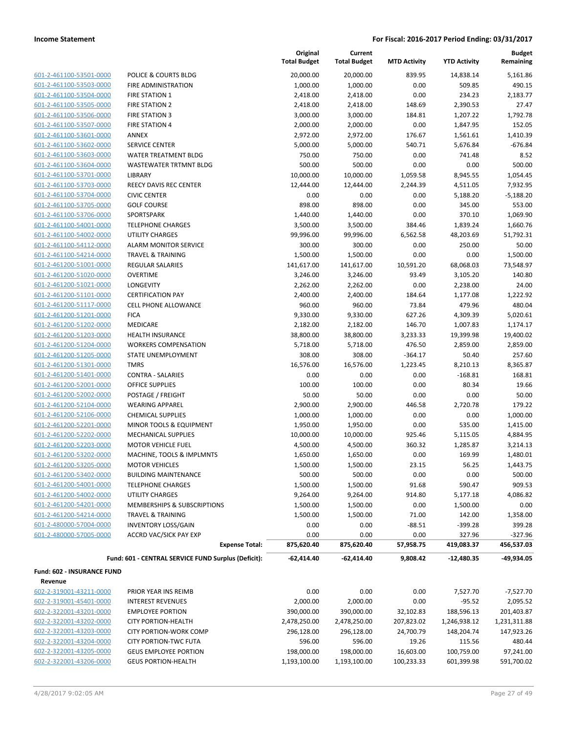| | | Original Total Budget | Current Total Budget | MTD Activity | YTD Activity | Budget Remaining |
|---|---|---|---|---|---|---|
| 601-2-461100-53501-0000 | POLICE & COURTS BLDG | 20,000.00 | 20,000.00 | 839.95 | 14,838.14 | 5,161.86 |
| 601-2-461100-53503-0000 | FIRE ADMINISTRATION | 1,000.00 | 1,000.00 | 0.00 | 509.85 | 490.15 |
| 601-2-461100-53504-0000 | FIRE STATION 1 | 2,418.00 | 2,418.00 | 0.00 | 234.23 | 2,183.77 |
| 601-2-461100-53505-0000 | FIRE STATION 2 | 2,418.00 | 2,418.00 | 148.69 | 2,390.53 | 27.47 |
| 601-2-461100-53506-0000 | FIRE STATION 3 | 3,000.00 | 3,000.00 | 184.81 | 1,207.22 | 1,792.78 |
| 601-2-461100-53507-0000 | FIRE STATION 4 | 2,000.00 | 2,000.00 | 0.00 | 1,847.95 | 152.05 |
| 601-2-461100-53601-0000 | ANNEX | 2,972.00 | 2,972.00 | 176.67 | 1,561.61 | 1,410.39 |
| 601-2-461100-53602-0000 | SERVICE CENTER | 5,000.00 | 5,000.00 | 540.71 | 5,676.84 | -676.84 |
| 601-2-461100-53603-0000 | WATER TREATMENT BLDG | 750.00 | 750.00 | 0.00 | 741.48 | 8.52 |
| 601-2-461100-53604-0000 | WASTEWATER TRTMNT BLDG | 500.00 | 500.00 | 0.00 | 0.00 | 500.00 |
| 601-2-461100-53701-0000 | LIBRARY | 10,000.00 | 10,000.00 | 1,059.58 | 8,945.55 | 1,054.45 |
| 601-2-461100-53703-0000 | REECY DAVIS REC CENTER | 12,444.00 | 12,444.00 | 2,244.39 | 4,511.05 | 7,932.95 |
| 601-2-461100-53704-0000 | CIVIC CENTER | 0.00 | 0.00 | 0.00 | 5,188.20 | -5,188.20 |
| 601-2-461100-53705-0000 | GOLF COURSE | 898.00 | 898.00 | 0.00 | 345.00 | 553.00 |
| 601-2-461100-53706-0000 | SPORTSPARK | 1,440.00 | 1,440.00 | 0.00 | 370.10 | 1,069.90 |
| 601-2-461100-54001-0000 | TELEPHONE CHARGES | 3,500.00 | 3,500.00 | 384.46 | 1,839.24 | 1,660.76 |
| 601-2-461100-54002-0000 | UTILITY CHARGES | 99,996.00 | 99,996.00 | 6,562.58 | 48,203.69 | 51,792.31 |
| 601-2-461100-54112-0000 | ALARM MONITOR SERVICE | 300.00 | 300.00 | 0.00 | 250.00 | 50.00 |
| 601-2-461100-54214-0000 | TRAVEL & TRAINING | 1,500.00 | 1,500.00 | 0.00 | 0.00 | 1,500.00 |
| 601-2-461200-51001-0000 | REGULAR SALARIES | 141,617.00 | 141,617.00 | 10,591.20 | 68,068.03 | 73,548.97 |
| 601-2-461200-51020-0000 | OVERTIME | 3,246.00 | 3,246.00 | 93.49 | 3,105.20 | 140.80 |
| 601-2-461200-51021-0000 | LONGEVITY | 2,262.00 | 2,262.00 | 0.00 | 2,238.00 | 24.00 |
| 601-2-461200-51101-0000 | CERTIFICATION PAY | 2,400.00 | 2,400.00 | 184.64 | 1,177.08 | 1,222.92 |
| 601-2-461200-51117-0000 | CELL PHONE ALLOWANCE | 960.00 | 960.00 | 73.84 | 479.96 | 480.04 |
| 601-2-461200-51201-0000 | FICA | 9,330.00 | 9,330.00 | 627.26 | 4,309.39 | 5,020.61 |
| 601-2-461200-51202-0000 | MEDICARE | 2,182.00 | 2,182.00 | 146.70 | 1,007.83 | 1,174.17 |
| 601-2-461200-51203-0000 | HEALTH INSURANCE | 38,800.00 | 38,800.00 | 3,233.33 | 19,399.98 | 19,400.02 |
| 601-2-461200-51204-0000 | WORKERS COMPENSATION | 5,718.00 | 5,718.00 | 476.50 | 2,859.00 | 2,859.00 |
| 601-2-461200-51205-0000 | STATE UNEMPLOYMENT | 308.00 | 308.00 | -364.17 | 50.40 | 257.60 |
| 601-2-461200-51301-0000 | TMRS | 16,576.00 | 16,576.00 | 1,223.45 | 8,210.13 | 8,365.87 |
| 601-2-461200-51401-0000 | CONTRA - SALARIES | 0.00 | 0.00 | 0.00 | -168.81 | 168.81 |
| 601-2-461200-52001-0000 | OFFICE SUPPLIES | 100.00 | 100.00 | 0.00 | 80.34 | 19.66 |
| 601-2-461200-52002-0000 | POSTAGE / FREIGHT | 50.00 | 50.00 | 0.00 | 0.00 | 50.00 |
| 601-2-461200-52104-0000 | WEARING APPAREL | 2,900.00 | 2,900.00 | 446.58 | 2,720.78 | 179.22 |
| 601-2-461200-52106-0000 | CHEMICAL SUPPLIES | 1,000.00 | 1,000.00 | 0.00 | 0.00 | 1,000.00 |
| 601-2-461200-52201-0000 | MINOR TOOLS & EQUIPMENT | 1,950.00 | 1,950.00 | 0.00 | 535.00 | 1,415.00 |
| 601-2-461200-52202-0000 | MECHANICAL SUPPLIES | 10,000.00 | 10,000.00 | 925.46 | 5,115.05 | 4,884.95 |
| 601-2-461200-52203-0000 | MOTOR VEHICLE FUEL | 4,500.00 | 4,500.00 | 360.32 | 1,285.87 | 3,214.13 |
| 601-2-461200-53202-0000 | MACHINE, TOOLS & IMPLMNTS | 1,650.00 | 1,650.00 | 0.00 | 169.99 | 1,480.01 |
| 601-2-461200-53205-0000 | MOTOR VEHICLES | 1,500.00 | 1,500.00 | 23.15 | 56.25 | 1,443.75 |
| 601-2-461200-53402-0000 | BUILDING MAINTENANCE | 500.00 | 500.00 | 0.00 | 0.00 | 500.00 |
| 601-2-461200-54001-0000 | TELEPHONE CHARGES | 1,500.00 | 1,500.00 | 91.68 | 590.47 | 909.53 |
| 601-2-461200-54002-0000 | UTILITY CHARGES | 9,264.00 | 9,264.00 | 914.80 | 5,177.18 | 4,086.82 |
| 601-2-461200-54201-0000 | MEMBERSHIPS & SUBSCRIPTIONS | 1,500.00 | 1,500.00 | 0.00 | 1,500.00 | 0.00 |
| 601-2-461200-54214-0000 | TRAVEL & TRAINING | 1,500.00 | 1,500.00 | 71.00 | 142.00 | 1,358.00 |
| 601-2-480000-57004-0000 | INVENTORY LOSS/GAIN | 0.00 | 0.00 | -88.51 | -399.28 | 399.28 |
| 601-2-480000-57005-0000 | ACCRD VAC/SICK PAY EXP | 0.00 | 0.00 | 0.00 | 327.96 | -327.96 |
| | **Expense Total:** | **875,620.40** | **875,620.40** | **57,958.75** | **419,083.37** | **456,537.03** |
| | **Fund: 601 - CENTRAL SERVICE FUND Surplus (Deficit):** | **-62,414.40** | **-62,414.40** | **9,808.42** | **-12,480.35** | **-49,934.05** |

**Fund: 602 - INSURANCE FUND**

**Revenue**

| | | Original Total Budget | Current Total Budget | MTD Activity | YTD Activity | Budget Remaining |
|---|---|---|---|---|---|---|
| 602-2-319001-43211-0000 | PRIOR YEAR INS REIMB | 0.00 | 0.00 | 0.00 | 7,527.70 | -7,527.70 |
| 602-2-319001-45401-0000 | INTEREST REVENUES | 2,000.00 | 2,000.00 | 0.00 | -95.52 | 2,095.52 |
| 602-2-322001-43201-0000 | EMPLOYEE PORTION | 390,000.00 | 390,000.00 | 32,102.83 | 188,596.13 | 201,403.87 |
| 602-2-322001-43202-0000 | CITY PORTION-HEALTH | 2,478,250.00 | 2,478,250.00 | 207,823.02 | 1,246,938.12 | 1,231,311.88 |
| 602-2-322001-43203-0000 | CITY PORTION-WORK COMP | 296,128.00 | 296,128.00 | 24,700.79 | 148,204.74 | 147,923.26 |
| 602-2-322001-43204-0000 | CITY PORTION-TWC FUTA | 596.00 | 596.00 | 19.26 | 115.56 | 480.44 |
| 602-2-322001-43205-0000 | GEUS EMPLOYEE PORTION | 198,000.00 | 198,000.00 | 16,603.00 | 100,759.00 | 97,241.00 |
| 602-2-322001-43206-0000 | GEUS PORTION-HEALTH | 1,193,100.00 | 1,193,100.00 | 100,233.33 | 601,399.98 | 591,700.02 |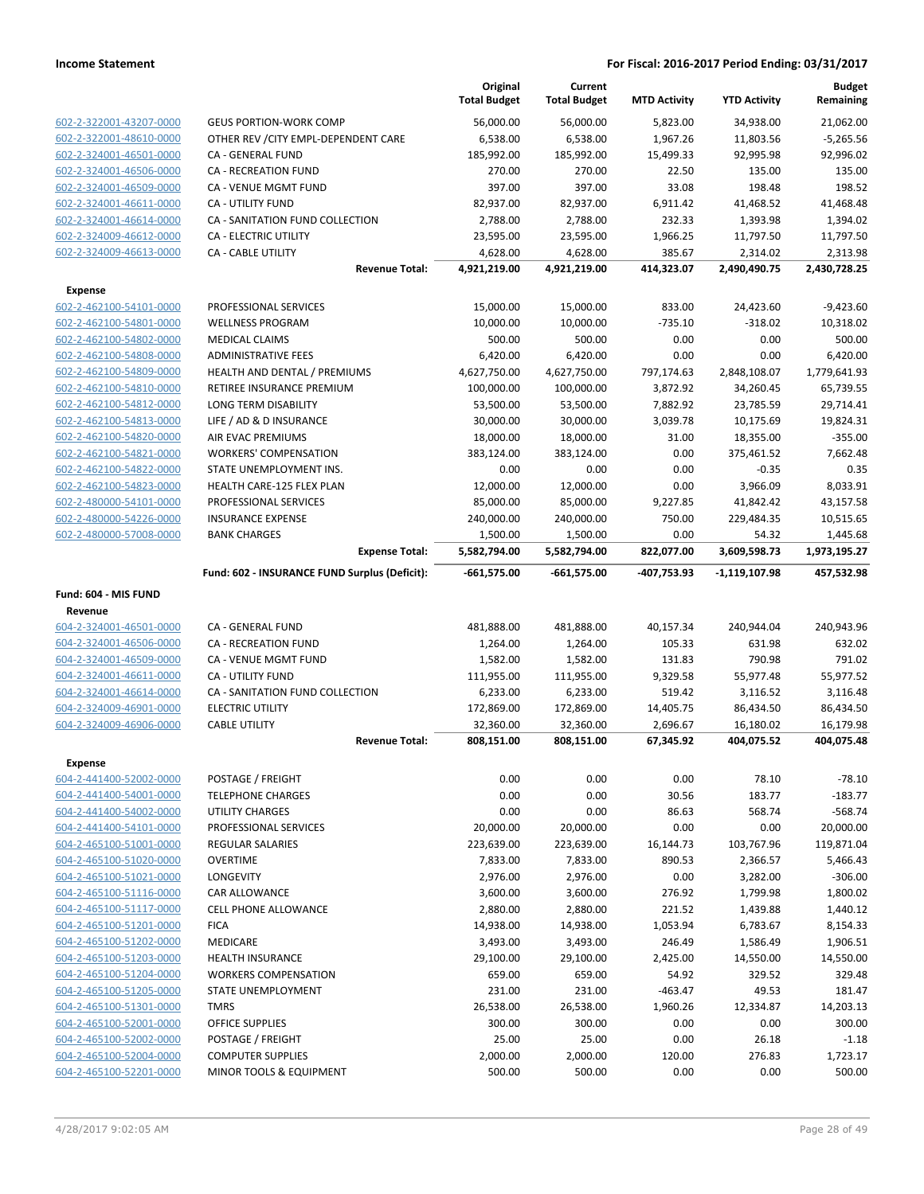| | | Original Total Budget | Current Total Budget | MTD Activity | YTD Activity | Budget Remaining |
|---|---|---|---|---|---|---|
| 602-2-322001-43207-0000 | GEUS PORTION-WORK COMP | 56,000.00 | 56,000.00 | 5,823.00 | 34,938.00 | 21,062.00 |
| 602-2-322001-48610-0000 | OTHER REV /CITY EMPL-DEPENDENT CARE | 6,538.00 | 6,538.00 | 1,967.26 | 11,803.56 | -5,265.56 |
| 602-2-324001-46501-0000 | CA - GENERAL FUND | 185,992.00 | 185,992.00 | 15,499.33 | 92,995.98 | 92,996.02 |
| 602-2-324001-46506-0000 | CA - RECREATION FUND | 270.00 | 270.00 | 22.50 | 135.00 | 135.00 |
| 602-2-324001-46509-0000 | CA - VENUE MGMT FUND | 397.00 | 397.00 | 33.08 | 198.48 | 198.52 |
| 602-2-324001-46611-0000 | CA - UTILITY FUND | 82,937.00 | 82,937.00 | 6,911.42 | 41,468.52 | 41,468.48 |
| 602-2-324001-46614-0000 | CA - SANITATION FUND COLLECTION | 2,788.00 | 2,788.00 | 232.33 | 1,393.98 | 1,394.02 |
| 602-2-324009-46612-0000 | CA - ELECTRIC UTILITY | 23,595.00 | 23,595.00 | 1,966.25 | 11,797.50 | 11,797.50 |
| 602-2-324009-46613-0000 | CA - CABLE UTILITY | 4,628.00 | 4,628.00 | 385.67 | 2,314.02 | 2,313.98 |
| | **Revenue Total:** | **4,921,219.00** | **4,921,219.00** | **414,323.07** | **2,490,490.75** | **2,430,728.25** |
| **Expense** | | | | | | |
| 602-2-462100-54101-0000 | PROFESSIONAL SERVICES | 15,000.00 | 15,000.00 | 833.00 | 24,423.60 | -9,423.60 |
| 602-2-462100-54801-0000 | WELLNESS PROGRAM | 10,000.00 | 10,000.00 | -735.10 | -318.02 | 10,318.02 |
| 602-2-462100-54802-0000 | MEDICAL CLAIMS | 500.00 | 500.00 | 0.00 | 0.00 | 500.00 |
| 602-2-462100-54808-0000 | ADMINISTRATIVE FEES | 6,420.00 | 6,420.00 | 0.00 | 0.00 | 6,420.00 |
| 602-2-462100-54809-0000 | HEALTH AND DENTAL / PREMIUMS | 4,627,750.00 | 4,627,750.00 | 797,174.63 | 2,848,108.07 | 1,779,641.93 |
| 602-2-462100-54810-0000 | RETIREE INSURANCE PREMIUM | 100,000.00 | 100,000.00 | 3,872.92 | 34,260.45 | 65,739.55 |
| 602-2-462100-54812-0000 | LONG TERM DISABILITY | 53,500.00 | 53,500.00 | 7,882.92 | 23,785.59 | 29,714.41 |
| 602-2-462100-54813-0000 | LIFE / AD & D INSURANCE | 30,000.00 | 30,000.00 | 3,039.78 | 10,175.69 | 19,824.31 |
| 602-2-462100-54820-0000 | AIR EVAC PREMIUMS | 18,000.00 | 18,000.00 | 31.00 | 18,355.00 | -355.00 |
| 602-2-462100-54821-0000 | WORKERS' COMPENSATION | 383,124.00 | 383,124.00 | 0.00 | 375,461.52 | 7,662.48 |
| 602-2-462100-54822-0000 | STATE UNEMPLOYMENT INS. | 0.00 | 0.00 | 0.00 | -0.35 | 0.35 |
| 602-2-462100-54823-0000 | HEALTH CARE-125 FLEX PLAN | 12,000.00 | 12,000.00 | 0.00 | 3,966.09 | 8,033.91 |
| 602-2-480000-54101-0000 | PROFESSIONAL SERVICES | 85,000.00 | 85,000.00 | 9,227.85 | 41,842.42 | 43,157.58 |
| 602-2-480000-54226-0000 | INSURANCE EXPENSE | 240,000.00 | 240,000.00 | 750.00 | 229,484.35 | 10,515.65 |
| 602-2-480000-57008-0000 | BANK CHARGES | 1,500.00 | 1,500.00 | 0.00 | 54.32 | 1,445.68 |
| | **Expense Total:** | **5,582,794.00** | **5,582,794.00** | **822,077.00** | **3,609,598.73** | **1,973,195.27** |
| | **Fund: 602 - INSURANCE FUND Surplus (Deficit):** | **-661,575.00** | **-661,575.00** | **-407,753.93** | **-1,119,107.98** | **457,532.98** |
| **Fund: 604 - MIS FUND** | | | | | | |
| **Revenue** | | | | | | |
| 604-2-324001-46501-0000 | CA - GENERAL FUND | 481,888.00 | 481,888.00 | 40,157.34 | 240,944.04 | 240,943.96 |
| 604-2-324001-46506-0000 | CA - RECREATION FUND | 1,264.00 | 1,264.00 | 105.33 | 631.98 | 632.02 |
| 604-2-324001-46509-0000 | CA - VENUE MGMT FUND | 1,582.00 | 1,582.00 | 131.83 | 790.98 | 791.02 |
| 604-2-324001-46611-0000 | CA - UTILITY FUND | 111,955.00 | 111,955.00 | 9,329.58 | 55,977.48 | 55,977.52 |
| 604-2-324001-46614-0000 | CA - SANITATION FUND COLLECTION | 6,233.00 | 6,233.00 | 519.42 | 3,116.52 | 3,116.48 |
| 604-2-324009-46901-0000 | ELECTRIC UTILITY | 172,869.00 | 172,869.00 | 14,405.75 | 86,434.50 | 86,434.50 |
| 604-2-324009-46906-0000 | CABLE UTILITY | 32,360.00 | 32,360.00 | 2,696.67 | 16,180.02 | 16,179.98 |
| | **Revenue Total:** | **808,151.00** | **808,151.00** | **67,345.92** | **404,075.52** | **404,075.48** |
| **Expense** | | | | | | |
| 604-2-441400-52002-0000 | POSTAGE / FREIGHT | 0.00 | 0.00 | 0.00 | 78.10 | -78.10 |
| 604-2-441400-54001-0000 | TELEPHONE CHARGES | 0.00 | 0.00 | 30.56 | 183.77 | -183.77 |
| 604-2-441400-54002-0000 | UTILITY CHARGES | 0.00 | 0.00 | 86.63 | 568.74 | -568.74 |
| 604-2-441400-54101-0000 | PROFESSIONAL SERVICES | 20,000.00 | 20,000.00 | 0.00 | 0.00 | 20,000.00 |
| 604-2-465100-51001-0000 | REGULAR SALARIES | 223,639.00 | 223,639.00 | 16,144.73 | 103,767.96 | 119,871.04 |
| 604-2-465100-51020-0000 | OVERTIME | 7,833.00 | 7,833.00 | 890.53 | 2,366.57 | 5,466.43 |
| 604-2-465100-51021-0000 | LONGEVITY | 2,976.00 | 2,976.00 | 0.00 | 3,282.00 | -306.00 |
| 604-2-465100-51116-0000 | CAR ALLOWANCE | 3,600.00 | 3,600.00 | 276.92 | 1,799.98 | 1,800.02 |
| 604-2-465100-51117-0000 | CELL PHONE ALLOWANCE | 2,880.00 | 2,880.00 | 221.52 | 1,439.88 | 1,440.12 |
| 604-2-465100-51201-0000 | FICA | 14,938.00 | 14,938.00 | 1,053.94 | 6,783.67 | 8,154.33 |
| 604-2-465100-51202-0000 | MEDICARE | 3,493.00 | 3,493.00 | 246.49 | 1,586.49 | 1,906.51 |
| 604-2-465100-51203-0000 | HEALTH INSURANCE | 29,100.00 | 29,100.00 | 2,425.00 | 14,550.00 | 14,550.00 |
| 604-2-465100-51204-0000 | WORKERS COMPENSATION | 659.00 | 659.00 | 54.92 | 329.52 | 329.48 |
| 604-2-465100-51205-0000 | STATE UNEMPLOYMENT | 231.00 | 231.00 | -463.47 | 49.53 | 181.47 |
| 604-2-465100-51301-0000 | TMRS | 26,538.00 | 26,538.00 | 1,960.26 | 12,334.87 | 14,203.13 |
| 604-2-465100-52001-0000 | OFFICE SUPPLIES | 300.00 | 300.00 | 0.00 | 0.00 | 300.00 |
| 604-2-465100-52002-0000 | POSTAGE / FREIGHT | 25.00 | 25.00 | 0.00 | 26.18 | -1.18 |
| 604-2-465100-52004-0000 | COMPUTER SUPPLIES | 2,000.00 | 2,000.00 | 120.00 | 276.83 | 1,723.17 |
| 604-2-465100-52201-0000 | MINOR TOOLS & EQUIPMENT | 500.00 | 500.00 | 0.00 | 0.00 | 500.00 |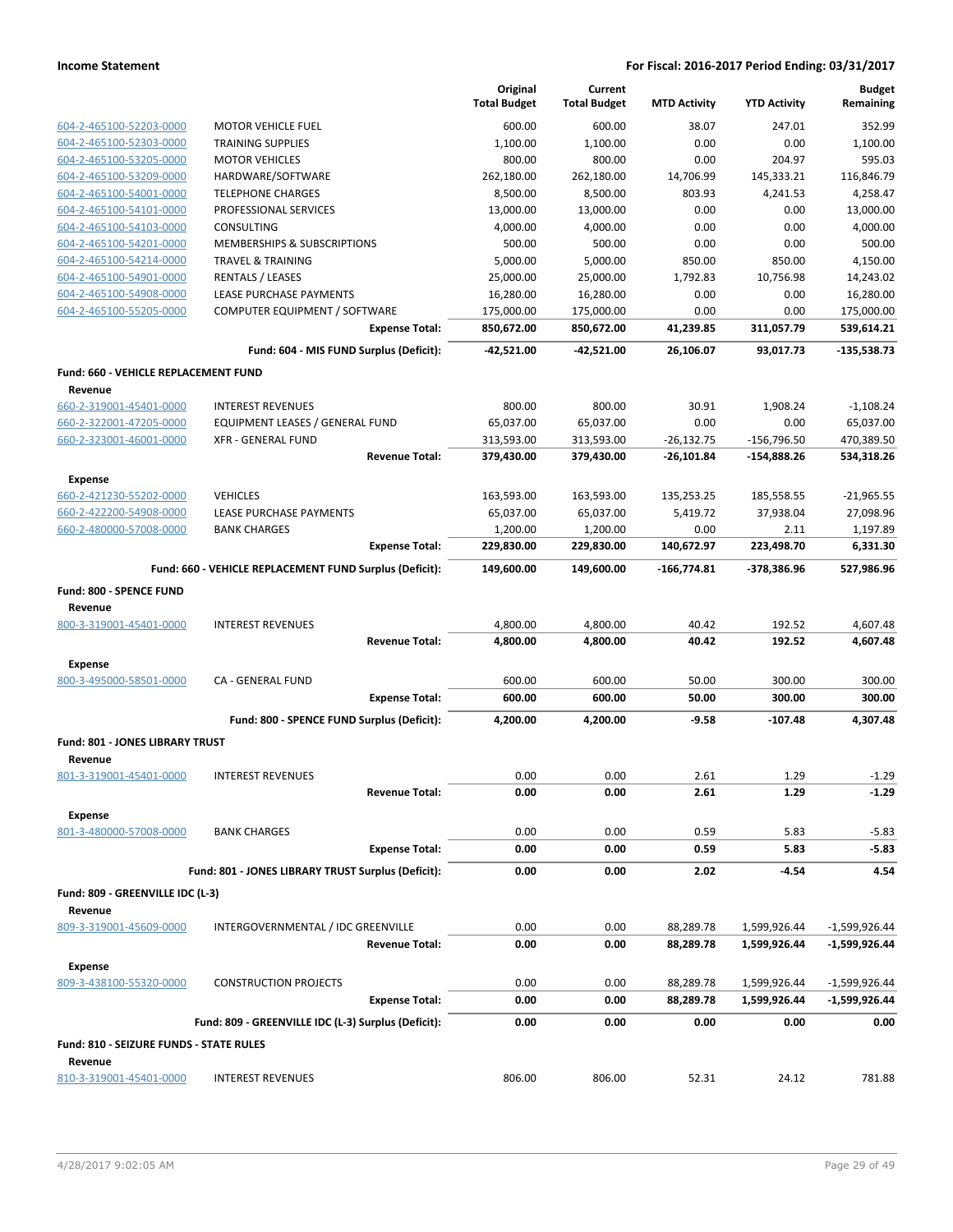| | | Original Total Budget | Current Total Budget | MTD Activity | YTD Activity | Budget Remaining |
|---|---|---|---|---|---|---|
| 604-2-465100-52203-0000 | MOTOR VEHICLE FUEL | 600.00 | 600.00 | 38.07 | 247.01 | 352.99 |
| 604-2-465100-52303-0000 | TRAINING SUPPLIES | 1,100.00 | 1,100.00 | 0.00 | 0.00 | 1,100.00 |
| 604-2-465100-53205-0000 | MOTOR VEHICLES | 800.00 | 800.00 | 0.00 | 204.97 | 595.03 |
| 604-2-465100-53209-0000 | HARDWARE/SOFTWARE | 262,180.00 | 262,180.00 | 14,706.99 | 145,333.21 | 116,846.79 |
| 604-2-465100-54001-0000 | TELEPHONE CHARGES | 8,500.00 | 8,500.00 | 803.93 | 4,241.53 | 4,258.47 |
| 604-2-465100-54101-0000 | PROFESSIONAL SERVICES | 13,000.00 | 13,000.00 | 0.00 | 0.00 | 13,000.00 |
| 604-2-465100-54103-0000 | CONSULTING | 4,000.00 | 4,000.00 | 0.00 | 0.00 | 4,000.00 |
| 604-2-465100-54201-0000 | MEMBERSHIPS & SUBSCRIPTIONS | 500.00 | 500.00 | 0.00 | 0.00 | 500.00 |
| 604-2-465100-54214-0000 | TRAVEL & TRAINING | 5,000.00 | 5,000.00 | 850.00 | 850.00 | 4,150.00 |
| 604-2-465100-54901-0000 | RENTALS / LEASES | 25,000.00 | 25,000.00 | 1,792.83 | 10,756.98 | 14,243.02 |
| 604-2-465100-54908-0000 | LEASE PURCHASE PAYMENTS | 16,280.00 | 16,280.00 | 0.00 | 0.00 | 16,280.00 |
| 604-2-465100-55205-0000 | COMPUTER EQUIPMENT / SOFTWARE | 175,000.00 | 175,000.00 | 0.00 | 0.00 | 175,000.00 |
| | **Expense Total:** | **850,672.00** | **850,672.00** | **41,239.85** | **311,057.79** | **539,614.21** |
| | **Fund: 604 - MIS FUND Surplus (Deficit):** | **-42,521.00** | **-42,521.00** | **26,106.07** | **93,017.73** | **-135,538.73** |
| **Fund: 660 - VEHICLE REPLACEMENT FUND** | | | | | | |
| **Revenue** | | | | | | |
| 660-2-319001-45401-0000 | INTEREST REVENUES | 800.00 | 800.00 | 30.91 | 1,908.24 | -1,108.24 |
| 660-2-322001-47205-0000 | EQUIPMENT LEASES / GENERAL FUND | 65,037.00 | 65,037.00 | 0.00 | 0.00 | 65,037.00 |
| 660-2-323001-46001-0000 | XFR - GENERAL FUND | 313,593.00 | 313,593.00 | -26,132.75 | -156,796.50 | 470,389.50 |
| | **Revenue Total:** | **379,430.00** | **379,430.00** | **-26,101.84** | **-154,888.26** | **534,318.26** |
| **Expense** | | | | | | |
| 660-2-421230-55202-0000 | VEHICLES | 163,593.00 | 163,593.00 | 135,253.25 | 185,558.55 | -21,965.55 |
| 660-2-422200-54908-0000 | LEASE PURCHASE PAYMENTS | 65,037.00 | 65,037.00 | 5,419.72 | 37,938.04 | 27,098.96 |
| 660-2-480000-57008-0000 | BANK CHARGES | 1,200.00 | 1,200.00 | 0.00 | 2.11 | 1,197.89 |
| | **Expense Total:** | **229,830.00** | **229,830.00** | **140,672.97** | **223,498.70** | **6,331.30** |
| | **Fund: 660 - VEHICLE REPLACEMENT FUND Surplus (Deficit):** | **149,600.00** | **149,600.00** | **-166,774.81** | **-378,386.96** | **527,986.96** |
| **Fund: 800 - SPENCE FUND** | | | | | | |
| **Revenue** | | | | | | |
| 800-3-319001-45401-0000 | INTEREST REVENUES | 4,800.00 | 4,800.00 | 40.42 | 192.52 | 4,607.48 |
| | **Revenue Total:** | **4,800.00** | **4,800.00** | **40.42** | **192.52** | **4,607.48** |
| **Expense** | | | | | | |
| 800-3-495000-58501-0000 | CA - GENERAL FUND | 600.00 | 600.00 | 50.00 | 300.00 | 300.00 |
| | **Expense Total:** | **600.00** | **600.00** | **50.00** | **300.00** | **300.00** |
| | **Fund: 800 - SPENCE FUND Surplus (Deficit):** | **4,200.00** | **4,200.00** | **-9.58** | **-107.48** | **4,307.48** |
| **Fund: 801 - JONES LIBRARY TRUST** | | | | | | |
| **Revenue** | | | | | | |
| 801-3-319001-45401-0000 | INTEREST REVENUES | 0.00 | 0.00 | 2.61 | 1.29 | -1.29 |
| | **Revenue Total:** | **0.00** | **0.00** | **2.61** | **1.29** | **-1.29** |
| **Expense** | | | | | | |
| 801-3-480000-57008-0000 | BANK CHARGES | 0.00 | 0.00 | 0.59 | 5.83 | -5.83 |
| | **Expense Total:** | **0.00** | **0.00** | **0.59** | **5.83** | **-5.83** |
| | **Fund: 801 - JONES LIBRARY TRUST Surplus (Deficit):** | **0.00** | **0.00** | **2.02** | **-4.54** | **4.54** |
| **Fund: 809 - GREENVILLE IDC (L-3)** | | | | | | |
| **Revenue** | | | | | | |
| 809-3-319001-45609-0000 | INTERGOVERNMENTAL / IDC GREENVILLE | 0.00 | 0.00 | 88,289.78 | 1,599,926.44 | -1,599,926.44 |
| | **Revenue Total:** | **0.00** | **0.00** | **88,289.78** | **1,599,926.44** | **-1,599,926.44** |
| **Expense** | | | | | | |
| 809-3-438100-55320-0000 | CONSTRUCTION PROJECTS | 0.00 | 0.00 | 88,289.78 | 1,599,926.44 | -1,599,926.44 |
| | **Expense Total:** | **0.00** | **0.00** | **88,289.78** | **1,599,926.44** | **-1,599,926.44** |
| | **Fund: 809 - GREENVILLE IDC (L-3) Surplus (Deficit):** | **0.00** | **0.00** | **0.00** | **0.00** | **0.00** |
| **Fund: 810 - SEIZURE FUNDS - STATE RULES** | | | | | | |
| **Revenue** | | | | | | |
| 810-3-319001-45401-0000 | INTEREST REVENUES | 806.00 | 806.00 | 52.31 | 24.12 | 781.88 |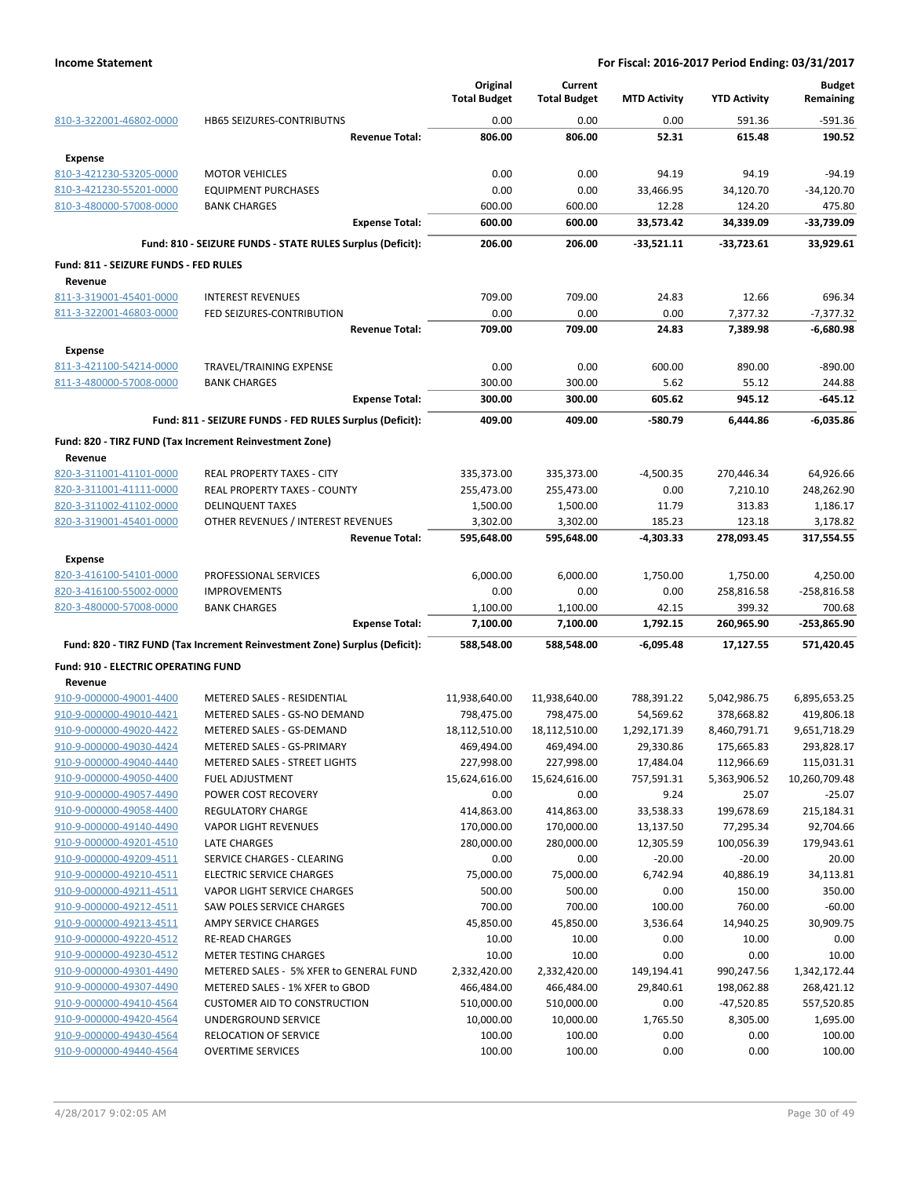**Income Statement** | **For Fiscal: 2016-2017 Period Ending: 03/31/2017**

| | | Original Total Budget | Current Total Budget | MTD Activity | YTD Activity | Budget Remaining |
|---|---|---|---|---|---|---|
| 810-3-322001-46802-0000 | HB65 SEIZURES-CONTRIBUTNS | 0.00 | 0.00 | 0.00 | 591.36 | -591.36 |
| | **Revenue Total:** | **806.00** | **806.00** | **52.31** | **615.48** | **190.52** |
| **Expense** | | | | | | |
| 810-3-421230-53205-0000 | MOTOR VEHICLES | 0.00 | 0.00 | 94.19 | 94.19 | -94.19 |
| 810-3-421230-55201-0000 | EQUIPMENT PURCHASES | 0.00 | 0.00 | 33,466.95 | 34,120.70 | -34,120.70 |
| 810-3-480000-57008-0000 | BANK CHARGES | 600.00 | 600.00 | 12.28 | 124.20 | 475.80 |
| | **Expense Total:** | **600.00** | **600.00** | **33,573.42** | **34,339.09** | **-33,739.09** |
| | **Fund: 810 - SEIZURE FUNDS - STATE RULES Surplus (Deficit):** | **206.00** | **206.00** | **-33,521.11** | **-33,723.61** | **33,929.61** |
| **Fund: 811 - SEIZURE FUNDS - FED RULES** | | | | | | |
| **Revenue** | | | | | | |
| 811-3-319001-45401-0000 | INTEREST REVENUES | 709.00 | 709.00 | 24.83 | 12.66 | 696.34 |
| 811-3-322001-46803-0000 | FED SEIZURES-CONTRIBUTION | 0.00 | 0.00 | 0.00 | 7,377.32 | -7,377.32 |
| | **Revenue Total:** | **709.00** | **709.00** | **24.83** | **7,389.98** | **-6,680.98** |
| **Expense** | | | | | | |
| 811-3-421100-54214-0000 | TRAVEL/TRAINING EXPENSE | 0.00 | 0.00 | 600.00 | 890.00 | -890.00 |
| 811-3-480000-57008-0000 | BANK CHARGES | 300.00 | 300.00 | 5.62 | 55.12 | 244.88 |
| | **Expense Total:** | **300.00** | **300.00** | **605.62** | **945.12** | **-645.12** |
| | **Fund: 811 - SEIZURE FUNDS - FED RULES Surplus (Deficit):** | **409.00** | **409.00** | **-580.79** | **6,444.86** | **-6,035.86** |
| **Fund: 820 - TIRZ FUND (Tax Increment Reinvestment Zone)** | | | | | | |
| **Revenue** | | | | | | |
| 820-3-311001-41101-0000 | REAL PROPERTY TAXES - CITY | 335,373.00 | 335,373.00 | -4,500.35 | 270,446.34 | 64,926.66 |
| 820-3-311001-41111-0000 | REAL PROPERTY TAXES - COUNTY | 255,473.00 | 255,473.00 | 0.00 | 7,210.10 | 248,262.90 |
| 820-3-311002-41102-0000 | DELINQUENT TAXES | 1,500.00 | 1,500.00 | 11.79 | 313.83 | 1,186.17 |
| 820-3-319001-45401-0000 | OTHER REVENUES / INTEREST REVENUES | 3,302.00 | 3,302.00 | 185.23 | 123.18 | 3,178.82 |
| | **Revenue Total:** | **595,648.00** | **595,648.00** | **-4,303.33** | **278,093.45** | **317,554.55** |
| **Expense** | | | | | | |
| 820-3-416100-54101-0000 | PROFESSIONAL SERVICES | 6,000.00 | 6,000.00 | 1,750.00 | 1,750.00 | 4,250.00 |
| 820-3-416100-55002-0000 | IMPROVEMENTS | 0.00 | 0.00 | 0.00 | 258,816.58 | -258,816.58 |
| 820-3-480000-57008-0000 | BANK CHARGES | 1,100.00 | 1,100.00 | 42.15 | 399.32 | 700.68 |
| | **Expense Total:** | **7,100.00** | **7,100.00** | **1,792.15** | **260,965.90** | **-253,865.90** |
| | **Fund: 820 - TIRZ FUND (Tax Increment Reinvestment Zone) Surplus (Deficit):** | **588,548.00** | **588,548.00** | **-6,095.48** | **17,127.55** | **571,420.45** |
| **Fund: 910 - ELECTRIC OPERATING FUND** | | | | | | |
| **Revenue** | | | | | | |
| 910-9-000000-49001-4400 | METERED SALES - RESIDENTIAL | 11,938,640.00 | 11,938,640.00 | 788,391.22 | 5,042,986.75 | 6,895,653.25 |
| 910-9-000000-49010-4421 | METERED SALES - GS-NO DEMAND | 798,475.00 | 798,475.00 | 54,569.62 | 378,668.82 | 419,806.18 |
| 910-9-000000-49020-4422 | METERED SALES - GS-DEMAND | 18,112,510.00 | 18,112,510.00 | 1,292,171.39 | 8,460,791.71 | 9,651,718.29 |
| 910-9-000000-49030-4424 | METERED SALES - GS-PRIMARY | 469,494.00 | 469,494.00 | 29,330.86 | 175,665.83 | 293,828.17 |
| 910-9-000000-49040-4440 | METERED SALES - STREET LIGHTS | 227,998.00 | 227,998.00 | 17,484.04 | 112,966.69 | 115,031.31 |
| 910-9-000000-49050-4400 | FUEL ADJUSTMENT | 15,624,616.00 | 15,624,616.00 | 757,591.31 | 5,363,906.52 | 10,260,709.48 |
| 910-9-000000-49057-4490 | POWER COST RECOVERY | 0.00 | 0.00 | 9.24 | 25.07 | -25.07 |
| 910-9-000000-49058-4400 | REGULATORY CHARGE | 414,863.00 | 414,863.00 | 33,538.33 | 199,678.69 | 215,184.31 |
| 910-9-000000-49140-4490 | VAPOR LIGHT REVENUES | 170,000.00 | 170,000.00 | 13,137.50 | 77,295.34 | 92,704.66 |
| 910-9-000000-49201-4510 | LATE CHARGES | 280,000.00 | 280,000.00 | 12,305.59 | 100,056.39 | 179,943.61 |
| 910-9-000000-49209-4511 | SERVICE CHARGES - CLEARING | 0.00 | 0.00 | -20.00 | -20.00 | 20.00 |
| 910-9-000000-49210-4511 | ELECTRIC SERVICE CHARGES | 75,000.00 | 75,000.00 | 6,742.94 | 40,886.19 | 34,113.81 |
| 910-9-000000-49211-4511 | VAPOR LIGHT SERVICE CHARGES | 500.00 | 500.00 | 0.00 | 150.00 | 350.00 |
| 910-9-000000-49212-4511 | SAW POLES SERVICE CHARGES | 700.00 | 700.00 | 100.00 | 760.00 | -60.00 |
| 910-9-000000-49213-4511 | AMPY SERVICE CHARGES | 45,850.00 | 45,850.00 | 3,536.64 | 14,940.25 | 30,909.75 |
| 910-9-000000-49220-4512 | RE-READ CHARGES | 10.00 | 10.00 | 0.00 | 10.00 | 0.00 |
| 910-9-000000-49230-4512 | METER TESTING CHARGES | 10.00 | 10.00 | 0.00 | 0.00 | 10.00 |
| 910-9-000000-49301-4490 | METERED SALES - 5% XFER to GENERAL FUND | 2,332,420.00 | 2,332,420.00 | 149,194.41 | 990,247.56 | 1,342,172.44 |
| 910-9-000000-49307-4490 | METERED SALES - 1% XFER to GBOD | 466,484.00 | 466,484.00 | 29,840.61 | 198,062.88 | 268,421.12 |
| 910-9-000000-49410-4564 | CUSTOMER AID TO CONSTRUCTION | 510,000.00 | 510,000.00 | 0.00 | -47,520.85 | 557,520.85 |
| 910-9-000000-49420-4564 | UNDERGROUND SERVICE | 10,000.00 | 10,000.00 | 1,765.50 | 8,305.00 | 1,695.00 |
| 910-9-000000-49430-4564 | RELOCATION OF SERVICE | 100.00 | 100.00 | 0.00 | 0.00 | 100.00 |
| 910-9-000000-49440-4564 | OVERTIME SERVICES | 100.00 | 100.00 | 0.00 | 0.00 | 100.00 |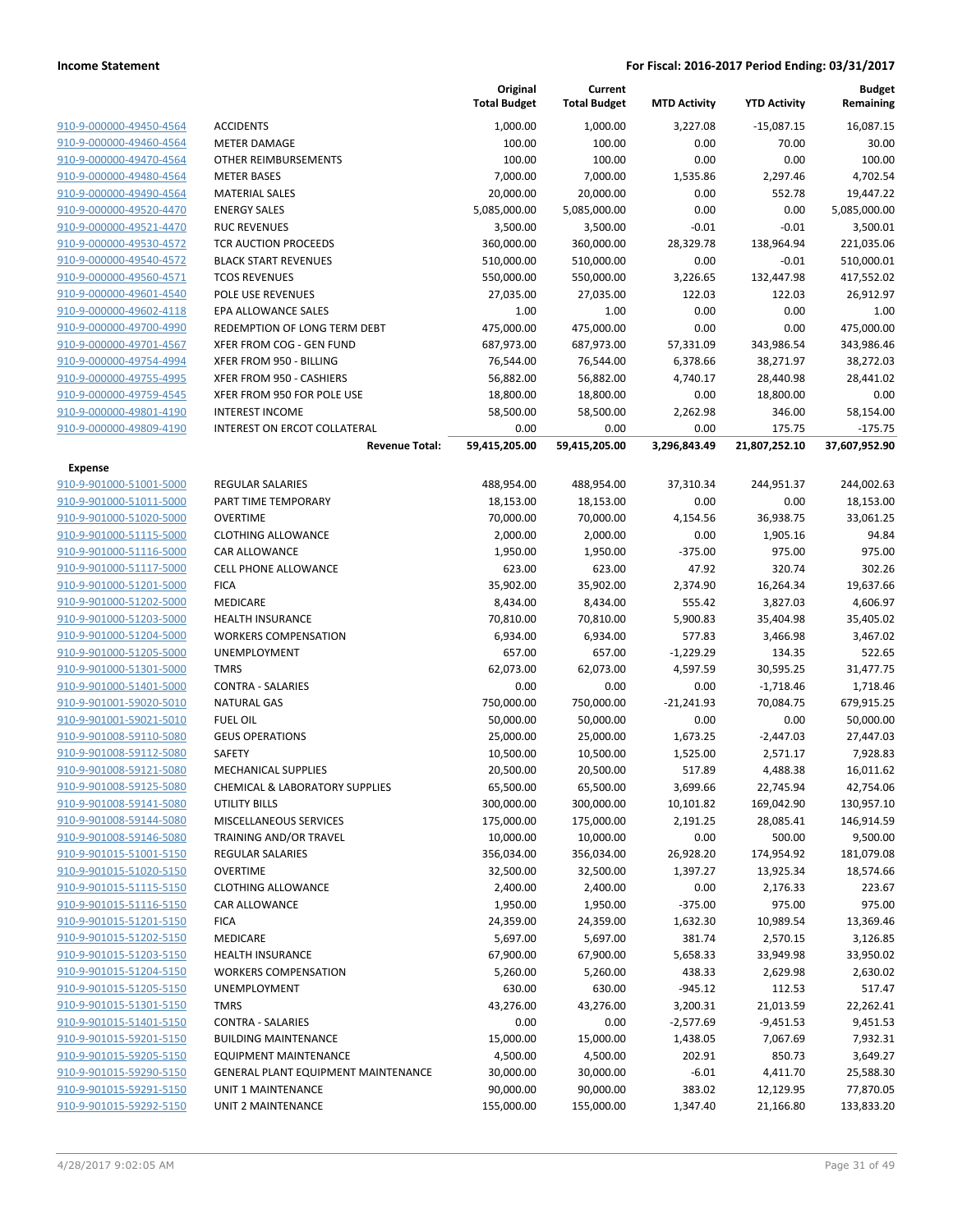| | | Original Total Budget | Current Total Budget | MTD Activity | YTD Activity | Budget Remaining |
|---|---|---|---|---|---|---|
| 910-9-000000-49450-4564 | ACCIDENTS | 1,000.00 | 1,000.00 | 3,227.08 | -15,087.15 | 16,087.15 |
| 910-9-000000-49460-4564 | METER DAMAGE | 100.00 | 100.00 | 0.00 | 70.00 | 30.00 |
| 910-9-000000-49470-4564 | OTHER REIMBURSEMENTS | 100.00 | 100.00 | 0.00 | 0.00 | 100.00 |
| 910-9-000000-49480-4564 | METER BASES | 7,000.00 | 7,000.00 | 1,535.86 | 2,297.46 | 4,702.54 |
| 910-9-000000-49490-4564 | MATERIAL SALES | 20,000.00 | 20,000.00 | 0.00 | 552.78 | 19,447.22 |
| 910-9-000000-49520-4470 | ENERGY SALES | 5,085,000.00 | 5,085,000.00 | 0.00 | 0.00 | 5,085,000.00 |
| 910-9-000000-49521-4470 | RUC REVENUES | 3,500.00 | 3,500.00 | -0.01 | -0.01 | 3,500.01 |
| 910-9-000000-49530-4572 | TCR AUCTION PROCEEDS | 360,000.00 | 360,000.00 | 28,329.78 | 138,964.94 | 221,035.06 |
| 910-9-000000-49540-4572 | BLACK START REVENUES | 510,000.00 | 510,000.00 | 0.00 | -0.01 | 510,000.01 |
| 910-9-000000-49560-4571 | TCOS REVENUES | 550,000.00 | 550,000.00 | 3,226.65 | 132,447.98 | 417,552.02 |
| 910-9-000000-49601-4540 | POLE USE REVENUES | 27,035.00 | 27,035.00 | 122.03 | 122.03 | 26,912.97 |
| 910-9-000000-49602-4118 | EPA ALLOWANCE SALES | 1.00 | 1.00 | 0.00 | 0.00 | 1.00 |
| 910-9-000000-49700-4990 | REDEMPTION OF LONG TERM DEBT | 475,000.00 | 475,000.00 | 0.00 | 0.00 | 475,000.00 |
| 910-9-000000-49701-4567 | XFER FROM COG - GEN FUND | 687,973.00 | 687,973.00 | 57,331.09 | 343,986.54 | 343,986.46 |
| 910-9-000000-49754-4994 | XFER FROM 950 - BILLING | 76,544.00 | 76,544.00 | 6,378.66 | 38,271.97 | 38,272.03 |
| 910-9-000000-49755-4995 | XFER FROM 950 - CASHIERS | 56,882.00 | 56,882.00 | 4,740.17 | 28,440.98 | 28,441.02 |
| 910-9-000000-49759-4545 | XFER FROM 950 FOR POLE USE | 18,800.00 | 18,800.00 | 0.00 | 18,800.00 | 0.00 |
| 910-9-000000-49801-4190 | INTEREST INCOME | 58,500.00 | 58,500.00 | 2,262.98 | 346.00 | 58,154.00 |
| 910-9-000000-49809-4190 | INTEREST ON ERCOT COLLATERAL | 0.00 | 0.00 | 0.00 | 175.75 | -175.75 |
| | **Revenue Total:** | **59,415,205.00** | **59,415,205.00** | **3,296,843.49** | **21,807,252.10** | **37,607,952.90** |
| **Expense** | | | | | | |
| 910-9-901000-51001-5000 | REGULAR SALARIES | 488,954.00 | 488,954.00 | 37,310.34 | 244,951.37 | 244,002.63 |
| 910-9-901000-51011-5000 | PART TIME TEMPORARY | 18,153.00 | 18,153.00 | 0.00 | 0.00 | 18,153.00 |
| 910-9-901000-51020-5000 | OVERTIME | 70,000.00 | 70,000.00 | 4,154.56 | 36,938.75 | 33,061.25 |
| 910-9-901000-51115-5000 | CLOTHING ALLOWANCE | 2,000.00 | 2,000.00 | 0.00 | 1,905.16 | 94.84 |
| 910-9-901000-51116-5000 | CAR ALLOWANCE | 1,950.00 | 1,950.00 | -375.00 | 975.00 | 975.00 |
| 910-9-901000-51117-5000 | CELL PHONE ALLOWANCE | 623.00 | 623.00 | 47.92 | 320.74 | 302.26 |
| 910-9-901000-51201-5000 | FICA | 35,902.00 | 35,902.00 | 2,374.90 | 16,264.34 | 19,637.66 |
| 910-9-901000-51202-5000 | MEDICARE | 8,434.00 | 8,434.00 | 555.42 | 3,827.03 | 4,606.97 |
| 910-9-901000-51203-5000 | HEALTH INSURANCE | 70,810.00 | 70,810.00 | 5,900.83 | 35,404.98 | 35,405.02 |
| 910-9-901000-51204-5000 | WORKERS COMPENSATION | 6,934.00 | 6,934.00 | 577.83 | 3,466.98 | 3,467.02 |
| 910-9-901000-51205-5000 | UNEMPLOYMENT | 657.00 | 657.00 | -1,229.29 | 134.35 | 522.65 |
| 910-9-901000-51301-5000 | TMRS | 62,073.00 | 62,073.00 | 4,597.59 | 30,595.25 | 31,477.75 |
| 910-9-901000-51401-5000 | CONTRA - SALARIES | 0.00 | 0.00 | 0.00 | -1,718.46 | 1,718.46 |
| 910-9-901001-59020-5010 | NATURAL GAS | 750,000.00 | 750,000.00 | -21,241.93 | 70,084.75 | 679,915.25 |
| 910-9-901001-59021-5010 | FUEL OIL | 50,000.00 | 50,000.00 | 0.00 | 0.00 | 50,000.00 |
| 910-9-901008-59110-5080 | GEUS OPERATIONS | 25,000.00 | 25,000.00 | 1,673.25 | -2,447.03 | 27,447.03 |
| 910-9-901008-59112-5080 | SAFETY | 10,500.00 | 10,500.00 | 1,525.00 | 2,571.17 | 7,928.83 |
| 910-9-901008-59121-5080 | MECHANICAL SUPPLIES | 20,500.00 | 20,500.00 | 517.89 | 4,488.38 | 16,011.62 |
| 910-9-901008-59125-5080 | CHEMICAL & LABORATORY SUPPLIES | 65,500.00 | 65,500.00 | 3,699.66 | 22,745.94 | 42,754.06 |
| 910-9-901008-59141-5080 | UTILITY BILLS | 300,000.00 | 300,000.00 | 10,101.82 | 169,042.90 | 130,957.10 |
| 910-9-901008-59144-5080 | MISCELLANEOUS SERVICES | 175,000.00 | 175,000.00 | 2,191.25 | 28,085.41 | 146,914.59 |
| 910-9-901008-59146-5080 | TRAINING AND/OR TRAVEL | 10,000.00 | 10,000.00 | 0.00 | 500.00 | 9,500.00 |
| 910-9-901015-51001-5150 | REGULAR SALARIES | 356,034.00 | 356,034.00 | 26,928.20 | 174,954.92 | 181,079.08 |
| 910-9-901015-51020-5150 | OVERTIME | 32,500.00 | 32,500.00 | 1,397.27 | 13,925.34 | 18,574.66 |
| 910-9-901015-51115-5150 | CLOTHING ALLOWANCE | 2,400.00 | 2,400.00 | 0.00 | 2,176.33 | 223.67 |
| 910-9-901015-51116-5150 | CAR ALLOWANCE | 1,950.00 | 1,950.00 | -375.00 | 975.00 | 975.00 |
| 910-9-901015-51201-5150 | FICA | 24,359.00 | 24,359.00 | 1,632.30 | 10,989.54 | 13,369.46 |
| 910-9-901015-51202-5150 | MEDICARE | 5,697.00 | 5,697.00 | 381.74 | 2,570.15 | 3,126.85 |
| 910-9-901015-51203-5150 | HEALTH INSURANCE | 67,900.00 | 67,900.00 | 5,658.33 | 33,949.98 | 33,950.02 |
| 910-9-901015-51204-5150 | WORKERS COMPENSATION | 5,260.00 | 5,260.00 | 438.33 | 2,629.98 | 2,630.02 |
| 910-9-901015-51205-5150 | UNEMPLOYMENT | 630.00 | 630.00 | -945.12 | 112.53 | 517.47 |
| 910-9-901015-51301-5150 | TMRS | 43,276.00 | 43,276.00 | 3,200.31 | 21,013.59 | 22,262.41 |
| 910-9-901015-51401-5150 | CONTRA - SALARIES | 0.00 | 0.00 | -2,577.69 | -9,451.53 | 9,451.53 |
| 910-9-901015-59201-5150 | BUILDING MAINTENANCE | 15,000.00 | 15,000.00 | 1,438.05 | 7,067.69 | 7,932.31 |
| 910-9-901015-59205-5150 | EQUIPMENT MAINTENANCE | 4,500.00 | 4,500.00 | 202.91 | 850.73 | 3,649.27 |
| 910-9-901015-59290-5150 | GENERAL PLANT EQUIPMENT MAINTENANCE | 30,000.00 | 30,000.00 | -6.01 | 4,411.70 | 25,588.30 |
| 910-9-901015-59291-5150 | UNIT 1 MAINTENANCE | 90,000.00 | 90,000.00 | 383.02 | 12,129.95 | 77,870.05 |
| 910-9-901015-59292-5150 | UNIT 2 MAINTENANCE | 155,000.00 | 155,000.00 | 1,347.40 | 21,166.80 | 133,833.20 |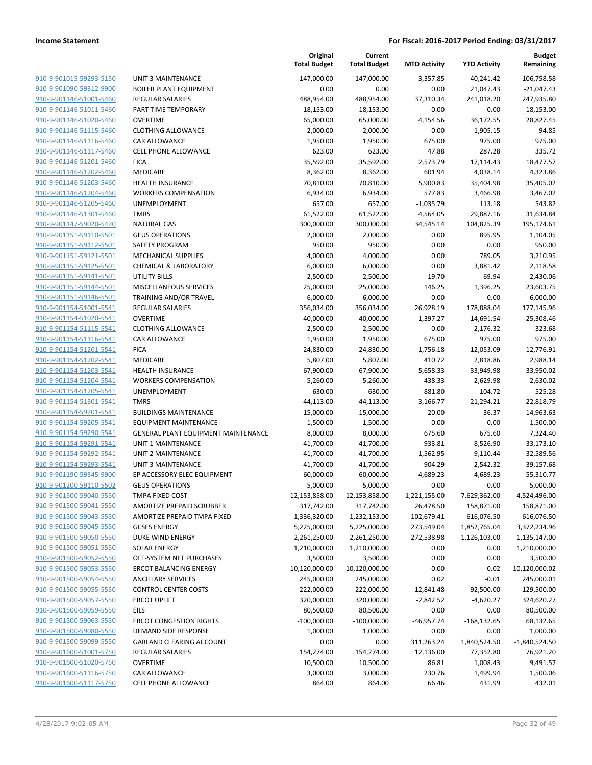| | | Original Total Budget | Current Total Budget | MTD Activity | YTD Activity | Budget Remaining |
|---|---|---|---|---|---|---|
| 910-9-901015-59293-5150 | UNIT 3 MAINTENANCE | 147,000.00 | 147,000.00 | 3,357.85 | 40,241.42 | 106,758.58 |
| 910-9-901090-59312-9900 | BOILER PLANT EQUIPMENT | 0.00 | 0.00 | 0.00 | 21,047.43 | -21,047.43 |
| 910-9-901146-51001-5460 | REGULAR SALARIES | 488,954.00 | 488,954.00 | 37,310.34 | 241,018.20 | 247,935.80 |
| 910-9-901146-51011-5460 | PART TIME TEMPORARY | 18,153.00 | 18,153.00 | 0.00 | 0.00 | 18,153.00 |
| 910-9-901146-51020-5460 | OVERTIME | 65,000.00 | 65,000.00 | 4,154.56 | 36,172.55 | 28,827.45 |
| 910-9-901146-51115-5460 | CLOTHING ALLOWANCE | 2,000.00 | 2,000.00 | 0.00 | 1,905.15 | 94.85 |
| 910-9-901146-51116-5460 | CAR ALLOWANCE | 1,950.00 | 1,950.00 | 675.00 | 975.00 | 975.00 |
| 910-9-901146-51117-5460 | CELL PHONE ALLOWANCE | 623.00 | 623.00 | 47.88 | 287.28 | 335.72 |
| 910-9-901146-51201-5460 | FICA | 35,592.00 | 35,592.00 | 2,573.79 | 17,114.43 | 18,477.57 |
| 910-9-901146-51202-5460 | MEDICARE | 8,362.00 | 8,362.00 | 601.94 | 4,038.14 | 4,323.86 |
| 910-9-901146-51203-5460 | HEALTH INSURANCE | 70,810.00 | 70,810.00 | 5,900.83 | 35,404.98 | 35,405.02 |
| 910-9-901146-51204-5460 | WORKERS COMPENSATION | 6,934.00 | 6,934.00 | 577.83 | 3,466.98 | 3,467.02 |
| 910-9-901146-51205-5460 | UNEMPLOYMENT | 657.00 | 657.00 | -1,035.79 | 113.18 | 543.82 |
| 910-9-901146-51301-5460 | TMRS | 61,522.00 | 61,522.00 | 4,564.05 | 29,887.16 | 31,634.84 |
| 910-9-901147-59020-5470 | NATURAL GAS | 300,000.00 | 300,000.00 | 34,545.14 | 104,825.39 | 195,174.61 |
| 910-9-901151-59110-5501 | GEUS OPERATIONS | 2,000.00 | 2,000.00 | 0.00 | 895.95 | 1,104.05 |
| 910-9-901151-59112-5501 | SAFETY PROGRAM | 950.00 | 950.00 | 0.00 | 0.00 | 950.00 |
| 910-9-901151-59121-5501 | MECHANICAL SUPPLIES | 4,000.00 | 4,000.00 | 0.00 | 789.05 | 3,210.95 |
| 910-9-901151-59125-5501 | CHEMICAL & LABORATORY | 6,000.00 | 6,000.00 | 0.00 | 3,881.42 | 2,118.58 |
| 910-9-901151-59141-5501 | UTILITY BILLS | 2,500.00 | 2,500.00 | 19.70 | 69.94 | 2,430.06 |
| 910-9-901151-59144-5501 | MISCELLANEOUS SERVICES | 25,000.00 | 25,000.00 | 146.25 | 1,396.25 | 23,603.75 |
| 910-9-901151-59146-5501 | TRAINING AND/OR TRAVEL | 6,000.00 | 6,000.00 | 0.00 | 0.00 | 6,000.00 |
| 910-9-901154-51001-5541 | REGULAR SALARIES | 356,034.00 | 356,034.00 | 26,928.19 | 178,888.04 | 177,145.96 |
| 910-9-901154-51020-5541 | OVERTIME | 40,000.00 | 40,000.00 | 1,397.27 | 14,691.54 | 25,308.46 |
| 910-9-901154-51115-5541 | CLOTHING ALLOWANCE | 2,500.00 | 2,500.00 | 0.00 | 2,176.32 | 323.68 |
| 910-9-901154-51116-5541 | CAR ALLOWANCE | 1,950.00 | 1,950.00 | 675.00 | 975.00 | 975.00 |
| 910-9-901154-51201-5541 | FICA | 24,830.00 | 24,830.00 | 1,756.18 | 12,053.09 | 12,776.91 |
| 910-9-901154-51202-5541 | MEDICARE | 5,807.00 | 5,807.00 | 410.72 | 2,818.86 | 2,988.14 |
| 910-9-901154-51203-5541 | HEALTH INSURANCE | 67,900.00 | 67,900.00 | 5,658.33 | 33,949.98 | 33,950.02 |
| 910-9-901154-51204-5541 | WORKERS COMPENSATION | 5,260.00 | 5,260.00 | 438.33 | 2,629.98 | 2,630.02 |
| 910-9-901154-51205-5541 | UNEMPLOYMENT | 630.00 | 630.00 | -881.80 | 104.72 | 525.28 |
| 910-9-901154-51301-5541 | TMRS | 44,113.00 | 44,113.00 | 3,166.77 | 21,294.21 | 22,818.79 |
| 910-9-901154-59201-5541 | BUILDINGS MAINTENANCE | 15,000.00 | 15,000.00 | 20.00 | 36.37 | 14,963.63 |
| 910-9-901154-59205-5541 | EQUIPMENT MAINTENANCE | 1,500.00 | 1,500.00 | 0.00 | 0.00 | 1,500.00 |
| 910-9-901154-59290-5541 | GENERAL PLANT EQUIPMENT MAINTENANCE | 8,000.00 | 8,000.00 | 675.60 | 675.60 | 7,324.40 |
| 910-9-901154-59291-5541 | UNIT 1 MAINTENANCE | 41,700.00 | 41,700.00 | 933.81 | 8,526.90 | 33,173.10 |
| 910-9-901154-59292-5541 | UNIT 2 MAINTENANCE | 41,700.00 | 41,700.00 | 1,562.95 | 9,110.44 | 32,589.56 |
| 910-9-901154-59293-5541 | UNIT 3 MAINTENANCE | 41,700.00 | 41,700.00 | 904.29 | 2,542.32 | 39,157.68 |
| 910-9-901190-59345-9900 | EP ACCESSORY ELEC EQUIPMENT | 60,000.00 | 60,000.00 | 4,689.23 | 4,689.23 | 55,310.77 |
| 910-9-901200-59110-5502 | GEUS OPERATIONS | 5,000.00 | 5,000.00 | 0.00 | 0.00 | 5,000.00 |
| 910-9-901500-59040-5550 | TMPA FIXED COST | 12,153,858.00 | 12,153,858.00 | 1,221,155.00 | 7,629,362.00 | 4,524,496.00 |
| 910-9-901500-59041-5550 | AMORTIZE PREPAID SCRUBBER | 317,742.00 | 317,742.00 | 26,478.50 | 158,871.00 | 158,871.00 |
| 910-9-901500-59043-5550 | AMORTIZE PREPAID TMPA FIXED | 1,336,320.00 | 1,232,153.00 | 102,679.41 | 616,076.50 | 616,076.50 |
| 910-9-901500-59045-5550 | GCSES ENERGY | 5,225,000.00 | 5,225,000.00 | 273,549.04 | 1,852,765.04 | 3,372,234.96 |
| 910-9-901500-59050-5550 | DUKE WIND ENERGY | 2,261,250.00 | 2,261,250.00 | 272,538.98 | 1,126,103.00 | 1,135,147.00 |
| 910-9-901500-59051-5550 | SOLAR ENERGY | 1,210,000.00 | 1,210,000.00 | 0.00 | 0.00 | 1,210,000.00 |
| 910-9-901500-59052-5550 | OFF-SYSTEM NET PURCHASES | 3,500.00 | 3,500.00 | 0.00 | 0.00 | 3,500.00 |
| 910-9-901500-59053-5550 | ERCOT BALANCING ENERGY | 10,120,000.00 | 10,120,000.00 | 0.00 | -0.02 | 10,120,000.02 |
| 910-9-901500-59054-5550 | ANCILLARY SERVICES | 245,000.00 | 245,000.00 | 0.02 | -0.01 | 245,000.01 |
| 910-9-901500-59055-5550 | CONTROL CENTER COSTS | 222,000.00 | 222,000.00 | 12,841.48 | 92,500.00 | 129,500.00 |
| 910-9-901500-59057-5550 | ERCOT UPLIFT | 320,000.00 | 320,000.00 | -2,842.52 | -4,620.27 | 324,620.27 |
| 910-9-901500-59059-5550 | EILS | 80,500.00 | 80,500.00 | 0.00 | 0.00 | 80,500.00 |
| 910-9-901500-59063-5550 | ERCOT CONGESTION RIGHTS | -100,000.00 | -100,000.00 | -46,957.74 | -168,132.65 | 68,132.65 |
| 910-9-901500-59080-5550 | DEMAND SIDE RESPONSE | 1,000.00 | 1,000.00 | 0.00 | 0.00 | 1,000.00 |
| 910-9-901500-59099-5550 | GARLAND CLEARING ACCOUNT | 0.00 | 0.00 | 311,263.24 | 1,840,524.50 | -1,840,524.50 |
| 910-9-901600-51001-5750 | REGULAR SALARIES | 154,274.00 | 154,274.00 | 12,136.00 | 77,352.80 | 76,921.20 |
| 910-9-901600-51020-5750 | OVERTIME | 10,500.00 | 10,500.00 | 86.81 | 1,008.43 | 9,491.57 |
| 910-9-901600-51116-5750 | CAR ALLOWANCE | 3,000.00 | 3,000.00 | 230.76 | 1,499.94 | 1,500.06 |
| 910-9-901600-51117-5750 | CELL PHONE ALLOWANCE | 864.00 | 864.00 | 66.46 | 431.99 | 432.01 |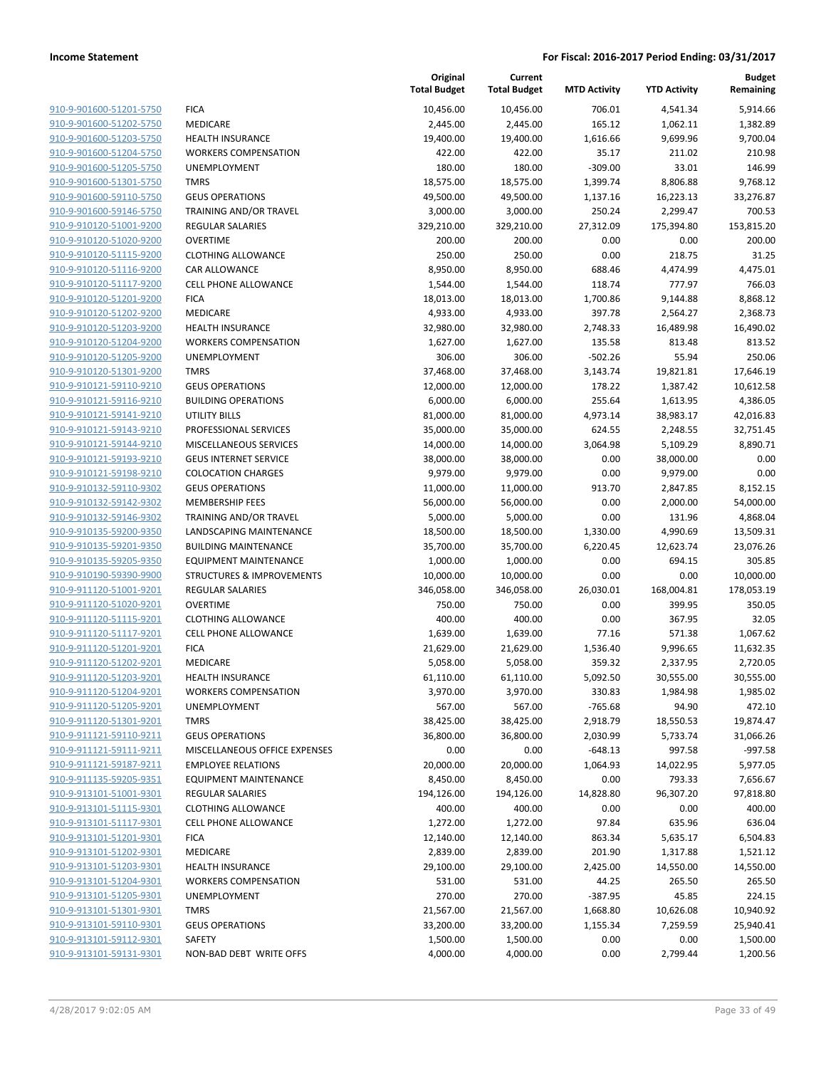**Income Statement** **For Fiscal: 2016-2017 Period Ending: 03/31/2017**

| | | Original Total Budget | Current Total Budget | MTD Activity | YTD Activity | Budget Remaining |
|---|---|---|---|---|---|---|
| 910-9-901600-51201-5750 | FICA | 10,456.00 | 10,456.00 | 706.01 | 4,541.34 | 5,914.66 |
| 910-9-901600-51202-5750 | MEDICARE | 2,445.00 | 2,445.00 | 165.12 | 1,062.11 | 1,382.89 |
| 910-9-901600-51203-5750 | HEALTH INSURANCE | 19,400.00 | 19,400.00 | 1,616.66 | 9,699.96 | 9,700.04 |
| 910-9-901600-51204-5750 | WORKERS COMPENSATION | 422.00 | 422.00 | 35.17 | 211.02 | 210.98 |
| 910-9-901600-51205-5750 | UNEMPLOYMENT | 180.00 | 180.00 | -309.00 | 33.01 | 146.99 |
| 910-9-901600-51301-5750 | TMRS | 18,575.00 | 18,575.00 | 1,399.74 | 8,806.88 | 9,768.12 |
| 910-9-901600-59110-5750 | GEUS OPERATIONS | 49,500.00 | 49,500.00 | 1,137.16 | 16,223.13 | 33,276.87 |
| 910-9-901600-59146-5750 | TRAINING AND/OR TRAVEL | 3,000.00 | 3,000.00 | 250.24 | 2,299.47 | 700.53 |
| 910-9-910120-51001-9200 | REGULAR SALARIES | 329,210.00 | 329,210.00 | 27,312.09 | 175,394.80 | 153,815.20 |
| 910-9-910120-51020-9200 | OVERTIME | 200.00 | 200.00 | 0.00 | 0.00 | 200.00 |
| 910-9-910120-51115-9200 | CLOTHING ALLOWANCE | 250.00 | 250.00 | 0.00 | 218.75 | 31.25 |
| 910-9-910120-51116-9200 | CAR ALLOWANCE | 8,950.00 | 8,950.00 | 688.46 | 4,474.99 | 4,475.01 |
| 910-9-910120-51117-9200 | CELL PHONE ALLOWANCE | 1,544.00 | 1,544.00 | 118.74 | 777.97 | 766.03 |
| 910-9-910120-51201-9200 | FICA | 18,013.00 | 18,013.00 | 1,700.86 | 9,144.88 | 8,868.12 |
| 910-9-910120-51202-9200 | MEDICARE | 4,933.00 | 4,933.00 | 397.78 | 2,564.27 | 2,368.73 |
| 910-9-910120-51203-9200 | HEALTH INSURANCE | 32,980.00 | 32,980.00 | 2,748.33 | 16,489.98 | 16,490.02 |
| 910-9-910120-51204-9200 | WORKERS COMPENSATION | 1,627.00 | 1,627.00 | 135.58 | 813.48 | 813.52 |
| 910-9-910120-51205-9200 | UNEMPLOYMENT | 306.00 | 306.00 | -502.26 | 55.94 | 250.06 |
| 910-9-910120-51301-9200 | TMRS | 37,468.00 | 37,468.00 | 3,143.74 | 19,821.81 | 17,646.19 |
| 910-9-910121-59110-9210 | GEUS OPERATIONS | 12,000.00 | 12,000.00 | 178.22 | 1,387.42 | 10,612.58 |
| 910-9-910121-59116-9210 | BUILDING OPERATIONS | 6,000.00 | 6,000.00 | 255.64 | 1,613.95 | 4,386.05 |
| 910-9-910121-59141-9210 | UTILITY BILLS | 81,000.00 | 81,000.00 | 4,973.14 | 38,983.17 | 42,016.83 |
| 910-9-910121-59143-9210 | PROFESSIONAL SERVICES | 35,000.00 | 35,000.00 | 624.55 | 2,248.55 | 32,751.45 |
| 910-9-910121-59144-9210 | MISCELLANEOUS SERVICES | 14,000.00 | 14,000.00 | 3,064.98 | 5,109.29 | 8,890.71 |
| 910-9-910121-59193-9210 | GEUS INTERNET SERVICE | 38,000.00 | 38,000.00 | 0.00 | 38,000.00 | 0.00 |
| 910-9-910121-59198-9210 | COLOCATION CHARGES | 9,979.00 | 9,979.00 | 0.00 | 9,979.00 | 0.00 |
| 910-9-910132-59110-9302 | GEUS OPERATIONS | 11,000.00 | 11,000.00 | 913.70 | 2,847.85 | 8,152.15 |
| 910-9-910132-59142-9302 | MEMBERSHIP FEES | 56,000.00 | 56,000.00 | 0.00 | 2,000.00 | 54,000.00 |
| 910-9-910132-59146-9302 | TRAINING AND/OR TRAVEL | 5,000.00 | 5,000.00 | 0.00 | 131.96 | 4,868.04 |
| 910-9-910135-59200-9350 | LANDSCAPING MAINTENANCE | 18,500.00 | 18,500.00 | 1,330.00 | 4,990.69 | 13,509.31 |
| 910-9-910135-59201-9350 | BUILDING MAINTENANCE | 35,700.00 | 35,700.00 | 6,220.45 | 12,623.74 | 23,076.26 |
| 910-9-910135-59205-9350 | EQUIPMENT MAINTENANCE | 1,000.00 | 1,000.00 | 0.00 | 694.15 | 305.85 |
| 910-9-910190-59390-9900 | STRUCTURES & IMPROVEMENTS | 10,000.00 | 10,000.00 | 0.00 | 0.00 | 10,000.00 |
| 910-9-911120-51001-9201 | REGULAR SALARIES | 346,058.00 | 346,058.00 | 26,030.01 | 168,004.81 | 178,053.19 |
| 910-9-911120-51020-9201 | OVERTIME | 750.00 | 750.00 | 0.00 | 399.95 | 350.05 |
| 910-9-911120-51115-9201 | CLOTHING ALLOWANCE | 400.00 | 400.00 | 0.00 | 367.95 | 32.05 |
| 910-9-911120-51117-9201 | CELL PHONE ALLOWANCE | 1,639.00 | 1,639.00 | 77.16 | 571.38 | 1,067.62 |
| 910-9-911120-51201-9201 | FICA | 21,629.00 | 21,629.00 | 1,536.40 | 9,996.65 | 11,632.35 |
| 910-9-911120-51202-9201 | MEDICARE | 5,058.00 | 5,058.00 | 359.32 | 2,337.95 | 2,720.05 |
| 910-9-911120-51203-9201 | HEALTH INSURANCE | 61,110.00 | 61,110.00 | 5,092.50 | 30,555.00 | 30,555.00 |
| 910-9-911120-51204-9201 | WORKERS COMPENSATION | 3,970.00 | 3,970.00 | 330.83 | 1,984.98 | 1,985.02 |
| 910-9-911120-51205-9201 | UNEMPLOYMENT | 567.00 | 567.00 | -765.68 | 94.90 | 472.10 |
| 910-9-911120-51301-9201 | TMRS | 38,425.00 | 38,425.00 | 2,918.79 | 18,550.53 | 19,874.47 |
| 910-9-911121-59110-9211 | GEUS OPERATIONS | 36,800.00 | 36,800.00 | 2,030.99 | 5,733.74 | 31,066.26 |
| 910-9-911121-59111-9211 | MISCELLANEOUS OFFICE EXPENSES | 0.00 | 0.00 | -648.13 | 997.58 | -997.58 |
| 910-9-911121-59187-9211 | EMPLOYEE RELATIONS | 20,000.00 | 20,000.00 | 1,064.93 | 14,022.95 | 5,977.05 |
| 910-9-911135-59205-9351 | EQUIPMENT MAINTENANCE | 8,450.00 | 8,450.00 | 0.00 | 793.33 | 7,656.67 |
| 910-9-913101-51001-9301 | REGULAR SALARIES | 194,126.00 | 194,126.00 | 14,828.80 | 96,307.20 | 97,818.80 |
| 910-9-913101-51115-9301 | CLOTHING ALLOWANCE | 400.00 | 400.00 | 0.00 | 0.00 | 400.00 |
| 910-9-913101-51117-9301 | CELL PHONE ALLOWANCE | 1,272.00 | 1,272.00 | 97.84 | 635.96 | 636.04 |
| 910-9-913101-51201-9301 | FICA | 12,140.00 | 12,140.00 | 863.34 | 5,635.17 | 6,504.83 |
| 910-9-913101-51202-9301 | MEDICARE | 2,839.00 | 2,839.00 | 201.90 | 1,317.88 | 1,521.12 |
| 910-9-913101-51203-9301 | HEALTH INSURANCE | 29,100.00 | 29,100.00 | 2,425.00 | 14,550.00 | 14,550.00 |
| 910-9-913101-51204-9301 | WORKERS COMPENSATION | 531.00 | 531.00 | 44.25 | 265.50 | 265.50 |
| 910-9-913101-51205-9301 | UNEMPLOYMENT | 270.00 | 270.00 | -387.95 | 45.85 | 224.15 |
| 910-9-913101-51301-9301 | TMRS | 21,567.00 | 21,567.00 | 1,668.80 | 10,626.08 | 10,940.92 |
| 910-9-913101-59110-9301 | GEUS OPERATIONS | 33,200.00 | 33,200.00 | 1,155.34 | 7,259.59 | 25,940.41 |
| 910-9-913101-59112-9301 | SAFETY | 1,500.00 | 1,500.00 | 0.00 | 0.00 | 1,500.00 |
| 910-9-913101-59131-9301 | NON-BAD DEBT WRITE OFFS | 4,000.00 | 4,000.00 | 0.00 | 2,799.44 | 1,200.56 |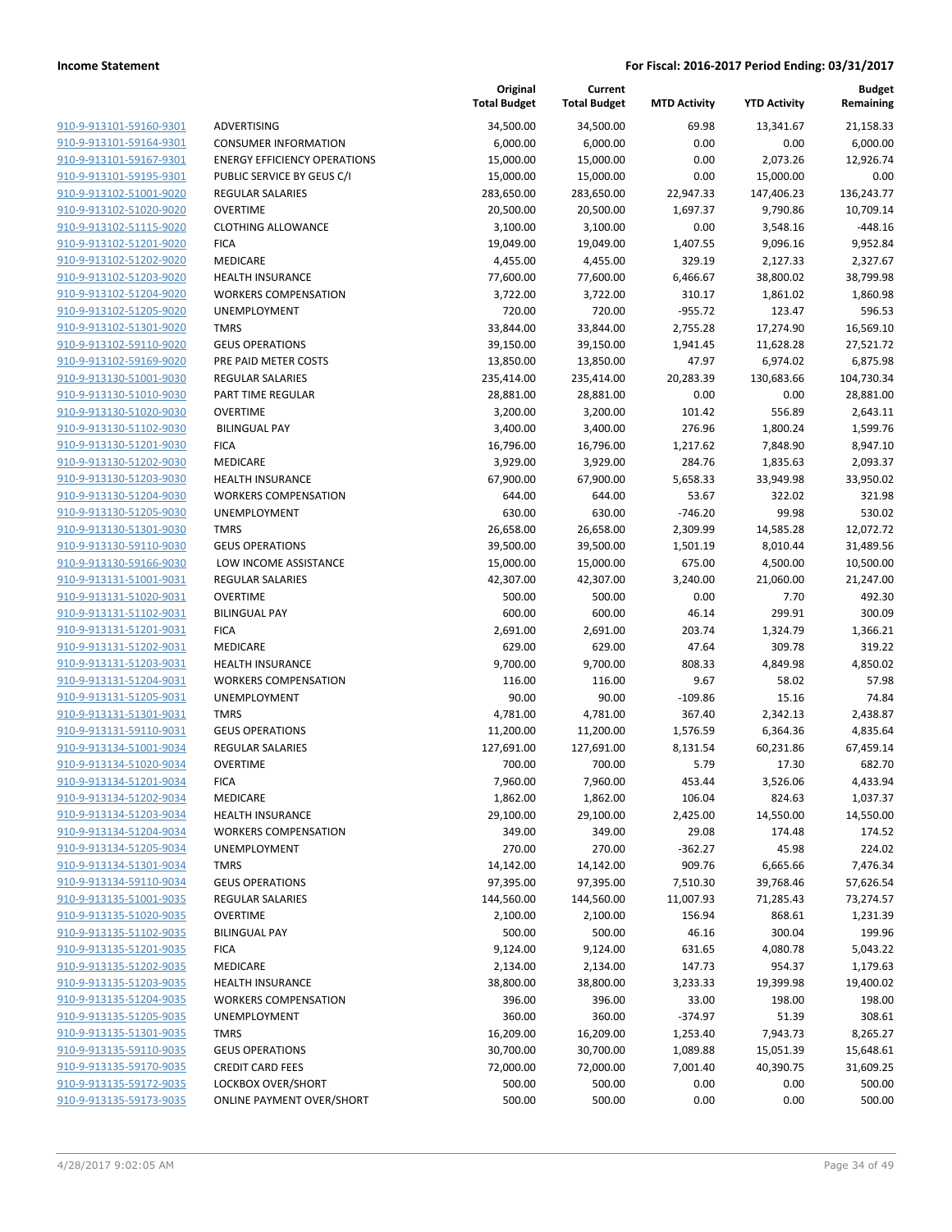**Income Statement** — **For Fiscal: 2016-2017 Period Ending: 03/31/2017**

| | | Original Total Budget | Current Total Budget | MTD Activity | YTD Activity | Budget Remaining |
|---|---|---|---|---|---|---|
| 910-9-913101-59160-9301 | ADVERTISING | 34,500.00 | 34,500.00 | 69.98 | 13,341.67 | 21,158.33 |
| 910-9-913101-59164-9301 | CONSUMER INFORMATION | 6,000.00 | 6,000.00 | 0.00 | 0.00 | 6,000.00 |
| 910-9-913101-59167-9301 | ENERGY EFFICIENCY OPERATIONS | 15,000.00 | 15,000.00 | 0.00 | 2,073.26 | 12,926.74 |
| 910-9-913101-59195-9301 | PUBLIC SERVICE BY GEUS C/I | 15,000.00 | 15,000.00 | 0.00 | 15,000.00 | 0.00 |
| 910-9-913102-51001-9020 | REGULAR SALARIES | 283,650.00 | 283,650.00 | 22,947.33 | 147,406.23 | 136,243.77 |
| 910-9-913102-51020-9020 | OVERTIME | 20,500.00 | 20,500.00 | 1,697.37 | 9,790.86 | 10,709.14 |
| 910-9-913102-51115-9020 | CLOTHING ALLOWANCE | 3,100.00 | 3,100.00 | 0.00 | 3,548.16 | -448.16 |
| 910-9-913102-51201-9020 | FICA | 19,049.00 | 19,049.00 | 1,407.55 | 9,096.16 | 9,952.84 |
| 910-9-913102-51202-9020 | MEDICARE | 4,455.00 | 4,455.00 | 329.19 | 2,127.33 | 2,327.67 |
| 910-9-913102-51203-9020 | HEALTH INSURANCE | 77,600.00 | 77,600.00 | 6,466.67 | 38,800.02 | 38,799.98 |
| 910-9-913102-51204-9020 | WORKERS COMPENSATION | 3,722.00 | 3,722.00 | 310.17 | 1,861.02 | 1,860.98 |
| 910-9-913102-51205-9020 | UNEMPLOYMENT | 720.00 | 720.00 | -955.72 | 123.47 | 596.53 |
| 910-9-913102-51301-9020 | TMRS | 33,844.00 | 33,844.00 | 2,755.28 | 17,274.90 | 16,569.10 |
| 910-9-913102-59110-9020 | GEUS OPERATIONS | 39,150.00 | 39,150.00 | 1,941.45 | 11,628.28 | 27,521.72 |
| 910-9-913102-59169-9020 | PRE PAID METER COSTS | 13,850.00 | 13,850.00 | 47.97 | 6,974.02 | 6,875.98 |
| 910-9-913130-51001-9030 | REGULAR SALARIES | 235,414.00 | 235,414.00 | 20,283.39 | 130,683.66 | 104,730.34 |
| 910-9-913130-51010-9030 | PART TIME REGULAR | 28,881.00 | 28,881.00 | 0.00 | 0.00 | 28,881.00 |
| 910-9-913130-51020-9030 | OVERTIME | 3,200.00 | 3,200.00 | 101.42 | 556.89 | 2,643.11 |
| 910-9-913130-51102-9030 | BILINGUAL PAY | 3,400.00 | 3,400.00 | 276.96 | 1,800.24 | 1,599.76 |
| 910-9-913130-51201-9030 | FICA | 16,796.00 | 16,796.00 | 1,217.62 | 7,848.90 | 8,947.10 |
| 910-9-913130-51202-9030 | MEDICARE | 3,929.00 | 3,929.00 | 284.76 | 1,835.63 | 2,093.37 |
| 910-9-913130-51203-9030 | HEALTH INSURANCE | 67,900.00 | 67,900.00 | 5,658.33 | 33,949.98 | 33,950.02 |
| 910-9-913130-51204-9030 | WORKERS COMPENSATION | 644.00 | 644.00 | 53.67 | 322.02 | 321.98 |
| 910-9-913130-51205-9030 | UNEMPLOYMENT | 630.00 | 630.00 | -746.20 | 99.98 | 530.02 |
| 910-9-913130-51301-9030 | TMRS | 26,658.00 | 26,658.00 | 2,309.99 | 14,585.28 | 12,072.72 |
| 910-9-913130-59110-9030 | GEUS OPERATIONS | 39,500.00 | 39,500.00 | 1,501.19 | 8,010.44 | 31,489.56 |
| 910-9-913130-59166-9030 | LOW INCOME ASSISTANCE | 15,000.00 | 15,000.00 | 675.00 | 4,500.00 | 10,500.00 |
| 910-9-913131-51001-9031 | REGULAR SALARIES | 42,307.00 | 42,307.00 | 3,240.00 | 21,060.00 | 21,247.00 |
| 910-9-913131-51020-9031 | OVERTIME | 500.00 | 500.00 | 0.00 | 7.70 | 492.30 |
| 910-9-913131-51102-9031 | BILINGUAL PAY | 600.00 | 600.00 | 46.14 | 299.91 | 300.09 |
| 910-9-913131-51201-9031 | FICA | 2,691.00 | 2,691.00 | 203.74 | 1,324.79 | 1,366.21 |
| 910-9-913131-51202-9031 | MEDICARE | 629.00 | 629.00 | 47.64 | 309.78 | 319.22 |
| 910-9-913131-51203-9031 | HEALTH INSURANCE | 9,700.00 | 9,700.00 | 808.33 | 4,849.98 | 4,850.02 |
| 910-9-913131-51204-9031 | WORKERS COMPENSATION | 116.00 | 116.00 | 9.67 | 58.02 | 57.98 |
| 910-9-913131-51205-9031 | UNEMPLOYMENT | 90.00 | 90.00 | -109.86 | 15.16 | 74.84 |
| 910-9-913131-51301-9031 | TMRS | 4,781.00 | 4,781.00 | 367.40 | 2,342.13 | 2,438.87 |
| 910-9-913131-59110-9031 | GEUS OPERATIONS | 11,200.00 | 11,200.00 | 1,576.59 | 6,364.36 | 4,835.64 |
| 910-9-913134-51001-9034 | REGULAR SALARIES | 127,691.00 | 127,691.00 | 8,131.54 | 60,231.86 | 67,459.14 |
| 910-9-913134-51020-9034 | OVERTIME | 700.00 | 700.00 | 5.79 | 17.30 | 682.70 |
| 910-9-913134-51201-9034 | FICA | 7,960.00 | 7,960.00 | 453.44 | 3,526.06 | 4,433.94 |
| 910-9-913134-51202-9034 | MEDICARE | 1,862.00 | 1,862.00 | 106.04 | 824.63 | 1,037.37 |
| 910-9-913134-51203-9034 | HEALTH INSURANCE | 29,100.00 | 29,100.00 | 2,425.00 | 14,550.00 | 14,550.00 |
| 910-9-913134-51204-9034 | WORKERS COMPENSATION | 349.00 | 349.00 | 29.08 | 174.48 | 174.52 |
| 910-9-913134-51205-9034 | UNEMPLOYMENT | 270.00 | 270.00 | -362.27 | 45.98 | 224.02 |
| 910-9-913134-51301-9034 | TMRS | 14,142.00 | 14,142.00 | 909.76 | 6,665.66 | 7,476.34 |
| 910-9-913134-59110-9034 | GEUS OPERATIONS | 97,395.00 | 97,395.00 | 7,510.30 | 39,768.46 | 57,626.54 |
| 910-9-913135-51001-9035 | REGULAR SALARIES | 144,560.00 | 144,560.00 | 11,007.93 | 71,285.43 | 73,274.57 |
| 910-9-913135-51020-9035 | OVERTIME | 2,100.00 | 2,100.00 | 156.94 | 868.61 | 1,231.39 |
| 910-9-913135-51102-9035 | BILINGUAL PAY | 500.00 | 500.00 | 46.16 | 300.04 | 199.96 |
| 910-9-913135-51201-9035 | FICA | 9,124.00 | 9,124.00 | 631.65 | 4,080.78 | 5,043.22 |
| 910-9-913135-51202-9035 | MEDICARE | 2,134.00 | 2,134.00 | 147.73 | 954.37 | 1,179.63 |
| 910-9-913135-51203-9035 | HEALTH INSURANCE | 38,800.00 | 38,800.00 | 3,233.33 | 19,399.98 | 19,400.02 |
| 910-9-913135-51204-9035 | WORKERS COMPENSATION | 396.00 | 396.00 | 33.00 | 198.00 | 198.00 |
| 910-9-913135-51205-9035 | UNEMPLOYMENT | 360.00 | 360.00 | -374.97 | 51.39 | 308.61 |
| 910-9-913135-51301-9035 | TMRS | 16,209.00 | 16,209.00 | 1,253.40 | 7,943.73 | 8,265.27 |
| 910-9-913135-59110-9035 | GEUS OPERATIONS | 30,700.00 | 30,700.00 | 1,089.88 | 15,051.39 | 15,648.61 |
| 910-9-913135-59170-9035 | CREDIT CARD FEES | 72,000.00 | 72,000.00 | 7,001.40 | 40,390.75 | 31,609.25 |
| 910-9-913135-59172-9035 | LOCKBOX OVER/SHORT | 500.00 | 500.00 | 0.00 | 0.00 | 500.00 |
| 910-9-913135-59173-9035 | ONLINE PAYMENT OVER/SHORT | 500.00 | 500.00 | 0.00 | 0.00 | 500.00 |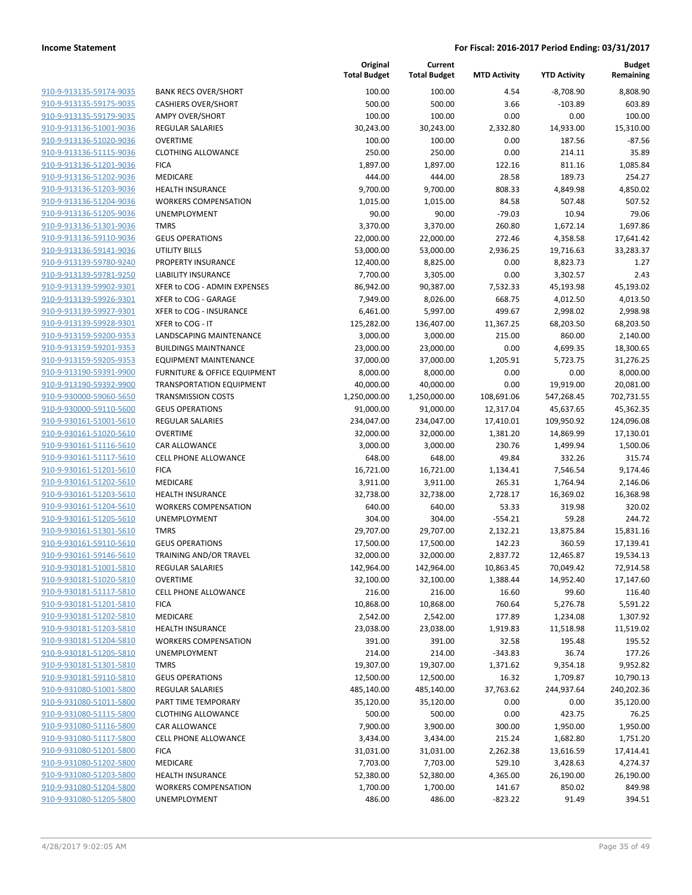| | | Original Total Budget | Current Total Budget | MTD Activity | YTD Activity | Budget Remaining |
|---|---|---|---|---|---|---|
| 910-9-913135-59174-9035 | BANK RECS OVER/SHORT | 100.00 | 100.00 | 4.54 | -8,708.90 | 8,808.90 |
| 910-9-913135-59175-9035 | CASHIERS OVER/SHORT | 500.00 | 500.00 | 3.66 | -103.89 | 603.89 |
| 910-9-913135-59179-9035 | AMPY OVER/SHORT | 100.00 | 100.00 | 0.00 | 0.00 | 100.00 |
| 910-9-913136-51001-9036 | REGULAR SALARIES | 30,243.00 | 30,243.00 | 2,332.80 | 14,933.00 | 15,310.00 |
| 910-9-913136-51020-9036 | OVERTIME | 100.00 | 100.00 | 0.00 | 187.56 | -87.56 |
| 910-9-913136-51115-9036 | CLOTHING ALLOWANCE | 250.00 | 250.00 | 0.00 | 214.11 | 35.89 |
| 910-9-913136-51201-9036 | FICA | 1,897.00 | 1,897.00 | 122.16 | 811.16 | 1,085.84 |
| 910-9-913136-51202-9036 | MEDICARE | 444.00 | 444.00 | 28.58 | 189.73 | 254.27 |
| 910-9-913136-51203-9036 | HEALTH INSURANCE | 9,700.00 | 9,700.00 | 808.33 | 4,849.98 | 4,850.02 |
| 910-9-913136-51204-9036 | WORKERS COMPENSATION | 1,015.00 | 1,015.00 | 84.58 | 507.48 | 507.52 |
| 910-9-913136-51205-9036 | UNEMPLOYMENT | 90.00 | 90.00 | -79.03 | 10.94 | 79.06 |
| 910-9-913136-51301-9036 | TMRS | 3,370.00 | 3,370.00 | 260.80 | 1,672.14 | 1,697.86 |
| 910-9-913136-59110-9036 | GEUS OPERATIONS | 22,000.00 | 22,000.00 | 272.46 | 4,358.58 | 17,641.42 |
| 910-9-913136-59141-9036 | UTILITY BILLS | 53,000.00 | 53,000.00 | 2,936.25 | 19,716.63 | 33,283.37 |
| 910-9-913139-59780-9240 | PROPERTY INSURANCE | 12,400.00 | 8,825.00 | 0.00 | 8,823.73 | 1.27 |
| 910-9-913139-59781-9250 | LIABILITY INSURANCE | 7,700.00 | 3,305.00 | 0.00 | 3,302.57 | 2.43 |
| 910-9-913139-59902-9301 | XFER to COG - ADMIN EXPENSES | 86,942.00 | 90,387.00 | 7,532.33 | 45,193.98 | 45,193.02 |
| 910-9-913139-59926-9301 | XFER to COG - GARAGE | 7,949.00 | 8,026.00 | 668.75 | 4,012.50 | 4,013.50 |
| 910-9-913139-59927-9301 | XFER to COG - INSURANCE | 6,461.00 | 5,997.00 | 499.67 | 2,998.02 | 2,998.98 |
| 910-9-913139-59928-9301 | XFER to COG - IT | 125,282.00 | 136,407.00 | 11,367.25 | 68,203.50 | 68,203.50 |
| 910-9-913159-59200-9353 | LANDSCAPING MAINTENANCE | 3,000.00 | 3,000.00 | 215.00 | 860.00 | 2,140.00 |
| 910-9-913159-59201-9353 | BUILDINGS MAINTNANCE | 23,000.00 | 23,000.00 | 0.00 | 4,699.35 | 18,300.65 |
| 910-9-913159-59205-9353 | EQUIPMENT MAINTENANCE | 37,000.00 | 37,000.00 | 1,205.91 | 5,723.75 | 31,276.25 |
| 910-9-913190-59391-9900 | FURNITURE & OFFICE EQUIPMENT | 8,000.00 | 8,000.00 | 0.00 | 0.00 | 8,000.00 |
| 910-9-913190-59392-9900 | TRANSPORTATION EQUIPMENT | 40,000.00 | 40,000.00 | 0.00 | 19,919.00 | 20,081.00 |
| 910-9-930000-59060-5650 | TRANSMISSION COSTS | 1,250,000.00 | 1,250,000.00 | 108,691.06 | 547,268.45 | 702,731.55 |
| 910-9-930000-59110-5600 | GEUS OPERATIONS | 91,000.00 | 91,000.00 | 12,317.04 | 45,637.65 | 45,362.35 |
| 910-9-930161-51001-5610 | REGULAR SALARIES | 234,047.00 | 234,047.00 | 17,410.01 | 109,950.92 | 124,096.08 |
| 910-9-930161-51020-5610 | OVERTIME | 32,000.00 | 32,000.00 | 1,381.20 | 14,869.99 | 17,130.01 |
| 910-9-930161-51116-5610 | CAR ALLOWANCE | 3,000.00 | 3,000.00 | 230.76 | 1,499.94 | 1,500.06 |
| 910-9-930161-51117-5610 | CELL PHONE ALLOWANCE | 648.00 | 648.00 | 49.84 | 332.26 | 315.74 |
| 910-9-930161-51201-5610 | FICA | 16,721.00 | 16,721.00 | 1,134.41 | 7,546.54 | 9,174.46 |
| 910-9-930161-51202-5610 | MEDICARE | 3,911.00 | 3,911.00 | 265.31 | 1,764.94 | 2,146.06 |
| 910-9-930161-51203-5610 | HEALTH INSURANCE | 32,738.00 | 32,738.00 | 2,728.17 | 16,369.02 | 16,368.98 |
| 910-9-930161-51204-5610 | WORKERS COMPENSATION | 640.00 | 640.00 | 53.33 | 319.98 | 320.02 |
| 910-9-930161-51205-5610 | UNEMPLOYMENT | 304.00 | 304.00 | -554.21 | 59.28 | 244.72 |
| 910-9-930161-51301-5610 | TMRS | 29,707.00 | 29,707.00 | 2,132.21 | 13,875.84 | 15,831.16 |
| 910-9-930161-59110-5610 | GEUS OPERATIONS | 17,500.00 | 17,500.00 | 142.23 | 360.59 | 17,139.41 |
| 910-9-930161-59146-5610 | TRAINING AND/OR TRAVEL | 32,000.00 | 32,000.00 | 2,837.72 | 12,465.87 | 19,534.13 |
| 910-9-930181-51001-5810 | REGULAR SALARIES | 142,964.00 | 142,964.00 | 10,863.45 | 70,049.42 | 72,914.58 |
| 910-9-930181-51020-5810 | OVERTIME | 32,100.00 | 32,100.00 | 1,388.44 | 14,952.40 | 17,147.60 |
| 910-9-930181-51117-5810 | CELL PHONE ALLOWANCE | 216.00 | 216.00 | 16.60 | 99.60 | 116.40 |
| 910-9-930181-51201-5810 | FICA | 10,868.00 | 10,868.00 | 760.64 | 5,276.78 | 5,591.22 |
| 910-9-930181-51202-5810 | MEDICARE | 2,542.00 | 2,542.00 | 177.89 | 1,234.08 | 1,307.92 |
| 910-9-930181-51203-5810 | HEALTH INSURANCE | 23,038.00 | 23,038.00 | 1,919.83 | 11,518.98 | 11,519.02 |
| 910-9-930181-51204-5810 | WORKERS COMPENSATION | 391.00 | 391.00 | 32.58 | 195.48 | 195.52 |
| 910-9-930181-51205-5810 | UNEMPLOYMENT | 214.00 | 214.00 | -343.83 | 36.74 | 177.26 |
| 910-9-930181-51301-5810 | TMRS | 19,307.00 | 19,307.00 | 1,371.62 | 9,354.18 | 9,952.82 |
| 910-9-930181-59110-5810 | GEUS OPERATIONS | 12,500.00 | 12,500.00 | 16.32 | 1,709.87 | 10,790.13 |
| 910-9-931080-51001-5800 | REGULAR SALARIES | 485,140.00 | 485,140.00 | 37,763.62 | 244,937.64 | 240,202.36 |
| 910-9-931080-51011-5800 | PART TIME TEMPORARY | 35,120.00 | 35,120.00 | 0.00 | 0.00 | 35,120.00 |
| 910-9-931080-51115-5800 | CLOTHING ALLOWANCE | 500.00 | 500.00 | 0.00 | 423.75 | 76.25 |
| 910-9-931080-51116-5800 | CAR ALLOWANCE | 7,900.00 | 3,900.00 | 300.00 | 1,950.00 | 1,950.00 |
| 910-9-931080-51117-5800 | CELL PHONE ALLOWANCE | 3,434.00 | 3,434.00 | 215.24 | 1,682.80 | 1,751.20 |
| 910-9-931080-51201-5800 | FICA | 31,031.00 | 31,031.00 | 2,262.38 | 13,616.59 | 17,414.41 |
| 910-9-931080-51202-5800 | MEDICARE | 7,703.00 | 7,703.00 | 529.10 | 3,428.63 | 4,274.37 |
| 910-9-931080-51203-5800 | HEALTH INSURANCE | 52,380.00 | 52,380.00 | 4,365.00 | 26,190.00 | 26,190.00 |
| 910-9-931080-51204-5800 | WORKERS COMPENSATION | 1,700.00 | 1,700.00 | 141.67 | 850.02 | 849.98 |
| 910-9-931080-51205-5800 | UNEMPLOYMENT | 486.00 | 486.00 | -823.22 | 91.49 | 394.51 |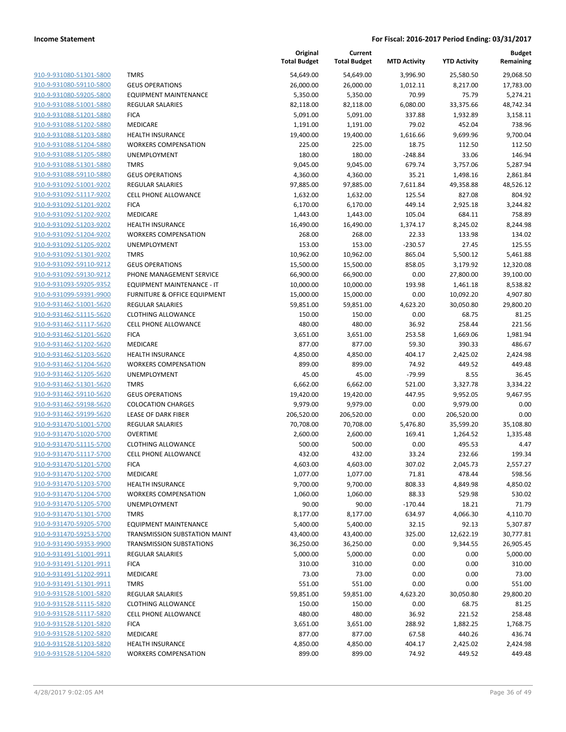| | | Original Total Budget | Current Total Budget | MTD Activity | YTD Activity | Budget Remaining |
|---|---|---|---|---|---|---|
| 910-9-931080-51301-5800 | TMRS | 54,649.00 | 54,649.00 | 3,996.90 | 25,580.50 | 29,068.50 |
| 910-9-931080-59110-5800 | GEUS OPERATIONS | 26,000.00 | 26,000.00 | 1,012.11 | 8,217.00 | 17,783.00 |
| 910-9-931080-59205-5800 | EQUIPMENT MAINTENANCE | 5,350.00 | 5,350.00 | 70.99 | 75.79 | 5,274.21 |
| 910-9-931088-51001-5880 | REGULAR SALARIES | 82,118.00 | 82,118.00 | 6,080.00 | 33,375.66 | 48,742.34 |
| 910-9-931088-51201-5880 | FICA | 5,091.00 | 5,091.00 | 337.88 | 1,932.89 | 3,158.11 |
| 910-9-931088-51202-5880 | MEDICARE | 1,191.00 | 1,191.00 | 79.02 | 452.04 | 738.96 |
| 910-9-931088-51203-5880 | HEALTH INSURANCE | 19,400.00 | 19,400.00 | 1,616.66 | 9,699.96 | 9,700.04 |
| 910-9-931088-51204-5880 | WORKERS COMPENSATION | 225.00 | 225.00 | 18.75 | 112.50 | 112.50 |
| 910-9-931088-51205-5880 | UNEMPLOYMENT | 180.00 | 180.00 | -248.84 | 33.06 | 146.94 |
| 910-9-931088-51301-5880 | TMRS | 9,045.00 | 9,045.00 | 679.74 | 3,757.06 | 5,287.94 |
| 910-9-931088-59110-5880 | GEUS OPERATIONS | 4,360.00 | 4,360.00 | 35.21 | 1,498.16 | 2,861.84 |
| 910-9-931092-51001-9202 | REGULAR SALARIES | 97,885.00 | 97,885.00 | 7,611.84 | 49,358.88 | 48,526.12 |
| 910-9-931092-51117-9202 | CELL PHONE ALLOWANCE | 1,632.00 | 1,632.00 | 125.54 | 827.08 | 804.92 |
| 910-9-931092-51201-9202 | FICA | 6,170.00 | 6,170.00 | 449.14 | 2,925.18 | 3,244.82 |
| 910-9-931092-51202-9202 | MEDICARE | 1,443.00 | 1,443.00 | 105.04 | 684.11 | 758.89 |
| 910-9-931092-51203-9202 | HEALTH INSURANCE | 16,490.00 | 16,490.00 | 1,374.17 | 8,245.02 | 8,244.98 |
| 910-9-931092-51204-9202 | WORKERS COMPENSATION | 268.00 | 268.00 | 22.33 | 133.98 | 134.02 |
| 910-9-931092-51205-9202 | UNEMPLOYMENT | 153.00 | 153.00 | -230.57 | 27.45 | 125.55 |
| 910-9-931092-51301-9202 | TMRS | 10,962.00 | 10,962.00 | 865.04 | 5,500.12 | 5,461.88 |
| 910-9-931092-59110-9212 | GEUS OPERATIONS | 15,500.00 | 15,500.00 | 858.05 | 3,179.92 | 12,320.08 |
| 910-9-931092-59130-9212 | PHONE MANAGEMENT SERVICE | 66,900.00 | 66,900.00 | 0.00 | 27,800.00 | 39,100.00 |
| 910-9-931093-59205-9352 | EQUIPMENT MAINTENANCE - IT | 10,000.00 | 10,000.00 | 193.98 | 1,461.18 | 8,538.82 |
| 910-9-931099-59391-9900 | FURNITURE & OFFICE EQUIPMENT | 15,000.00 | 15,000.00 | 0.00 | 10,092.20 | 4,907.80 |
| 910-9-931462-51001-5620 | REGULAR SALARIES | 59,851.00 | 59,851.00 | 4,623.20 | 30,050.80 | 29,800.20 |
| 910-9-931462-51115-5620 | CLOTHING ALLOWANCE | 150.00 | 150.00 | 0.00 | 68.75 | 81.25 |
| 910-9-931462-51117-5620 | CELL PHONE ALLOWANCE | 480.00 | 480.00 | 36.92 | 258.44 | 221.56 |
| 910-9-931462-51201-5620 | FICA | 3,651.00 | 3,651.00 | 253.58 | 1,669.06 | 1,981.94 |
| 910-9-931462-51202-5620 | MEDICARE | 877.00 | 877.00 | 59.30 | 390.33 | 486.67 |
| 910-9-931462-51203-5620 | HEALTH INSURANCE | 4,850.00 | 4,850.00 | 404.17 | 2,425.02 | 2,424.98 |
| 910-9-931462-51204-5620 | WORKERS COMPENSATION | 899.00 | 899.00 | 74.92 | 449.52 | 449.48 |
| 910-9-931462-51205-5620 | UNEMPLOYMENT | 45.00 | 45.00 | -79.99 | 8.55 | 36.45 |
| 910-9-931462-51301-5620 | TMRS | 6,662.00 | 6,662.00 | 521.00 | 3,327.78 | 3,334.22 |
| 910-9-931462-59110-5620 | GEUS OPERATIONS | 19,420.00 | 19,420.00 | 447.95 | 9,952.05 | 9,467.95 |
| 910-9-931462-59198-5620 | COLOCATION CHARGES | 9,979.00 | 9,979.00 | 0.00 | 9,979.00 | 0.00 |
| 910-9-931462-59199-5620 | LEASE OF DARK FIBER | 206,520.00 | 206,520.00 | 0.00 | 206,520.00 | 0.00 |
| 910-9-931470-51001-5700 | REGULAR SALARIES | 70,708.00 | 70,708.00 | 5,476.80 | 35,599.20 | 35,108.80 |
| 910-9-931470-51020-5700 | OVERTIME | 2,600.00 | 2,600.00 | 169.41 | 1,264.52 | 1,335.48 |
| 910-9-931470-51115-5700 | CLOTHING ALLOWANCE | 500.00 | 500.00 | 0.00 | 495.53 | 4.47 |
| 910-9-931470-51117-5700 | CELL PHONE ALLOWANCE | 432.00 | 432.00 | 33.24 | 232.66 | 199.34 |
| 910-9-931470-51201-5700 | FICA | 4,603.00 | 4,603.00 | 307.02 | 2,045.73 | 2,557.27 |
| 910-9-931470-51202-5700 | MEDICARE | 1,077.00 | 1,077.00 | 71.81 | 478.44 | 598.56 |
| 910-9-931470-51203-5700 | HEALTH INSURANCE | 9,700.00 | 9,700.00 | 808.33 | 4,849.98 | 4,850.02 |
| 910-9-931470-51204-5700 | WORKERS COMPENSATION | 1,060.00 | 1,060.00 | 88.33 | 529.98 | 530.02 |
| 910-9-931470-51205-5700 | UNEMPLOYMENT | 90.00 | 90.00 | -170.44 | 18.21 | 71.79 |
| 910-9-931470-51301-5700 | TMRS | 8,177.00 | 8,177.00 | 634.97 | 4,066.30 | 4,110.70 |
| 910-9-931470-59205-5700 | EQUIPMENT MAINTENANCE | 5,400.00 | 5,400.00 | 32.15 | 92.13 | 5,307.87 |
| 910-9-931470-59253-5700 | TRANSMISSION SUBSTATION MAINT | 43,400.00 | 43,400.00 | 325.00 | 12,622.19 | 30,777.81 |
| 910-9-931490-59353-9900 | TRANSMISSION SUBSTATIONS | 36,250.00 | 36,250.00 | 0.00 | 9,344.55 | 26,905.45 |
| 910-9-931491-51001-9911 | REGULAR SALARIES | 5,000.00 | 5,000.00 | 0.00 | 0.00 | 5,000.00 |
| 910-9-931491-51201-9911 | FICA | 310.00 | 310.00 | 0.00 | 0.00 | 310.00 |
| 910-9-931491-51202-9911 | MEDICARE | 73.00 | 73.00 | 0.00 | 0.00 | 73.00 |
| 910-9-931491-51301-9911 | TMRS | 551.00 | 551.00 | 0.00 | 0.00 | 551.00 |
| 910-9-931528-51001-5820 | REGULAR SALARIES | 59,851.00 | 59,851.00 | 4,623.20 | 30,050.80 | 29,800.20 |
| 910-9-931528-51115-5820 | CLOTHING ALLOWANCE | 150.00 | 150.00 | 0.00 | 68.75 | 81.25 |
| 910-9-931528-51117-5820 | CELL PHONE ALLOWANCE | 480.00 | 480.00 | 36.92 | 221.52 | 258.48 |
| 910-9-931528-51201-5820 | FICA | 3,651.00 | 3,651.00 | 288.92 | 1,882.25 | 1,768.75 |
| 910-9-931528-51202-5820 | MEDICARE | 877.00 | 877.00 | 67.58 | 440.26 | 436.74 |
| 910-9-931528-51203-5820 | HEALTH INSURANCE | 4,850.00 | 4,850.00 | 404.17 | 2,425.02 | 2,424.98 |
| 910-9-931528-51204-5820 | WORKERS COMPENSATION | 899.00 | 899.00 | 74.92 | 449.52 | 449.48 |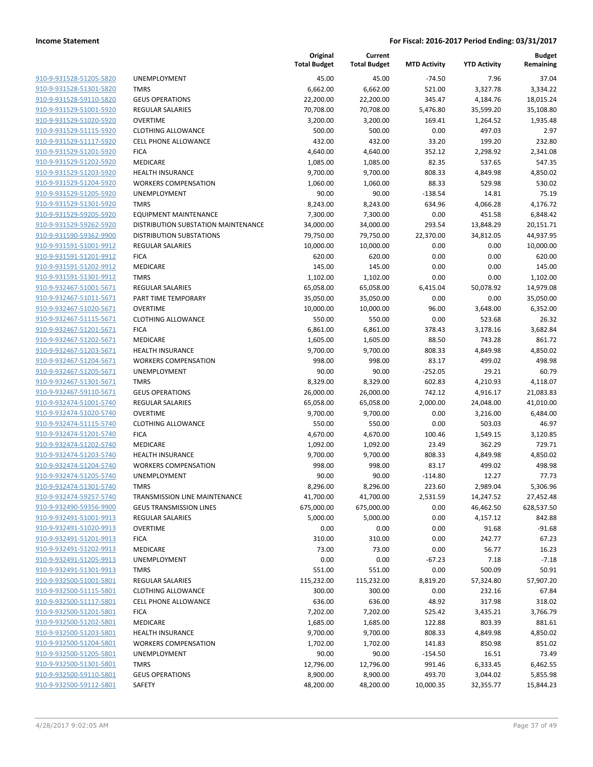| | | Original Total Budget | Current Total Budget | MTD Activity | YTD Activity | Budget Remaining |
|---|---|---|---|---|---|---|
| 910-9-931528-51205-5820 | UNEMPLOYMENT | 45.00 | 45.00 | -74.50 | 7.96 | 37.04 |
| 910-9-931528-51301-5820 | TMRS | 6,662.00 | 6,662.00 | 521.00 | 3,327.78 | 3,334.22 |
| 910-9-931528-59110-5820 | GEUS OPERATIONS | 22,200.00 | 22,200.00 | 345.47 | 4,184.76 | 18,015.24 |
| 910-9-931529-51001-5920 | REGULAR SALARIES | 70,708.00 | 70,708.00 | 5,476.80 | 35,599.20 | 35,108.80 |
| 910-9-931529-51020-5920 | OVERTIME | 3,200.00 | 3,200.00 | 169.41 | 1,264.52 | 1,935.48 |
| 910-9-931529-51115-5920 | CLOTHING ALLOWANCE | 500.00 | 500.00 | 0.00 | 497.03 | 2.97 |
| 910-9-931529-51117-5920 | CELL PHONE ALLOWANCE | 432.00 | 432.00 | 33.20 | 199.20 | 232.80 |
| 910-9-931529-51201-5920 | FICA | 4,640.00 | 4,640.00 | 352.12 | 2,298.92 | 2,341.08 |
| 910-9-931529-51202-5920 | MEDICARE | 1,085.00 | 1,085.00 | 82.35 | 537.65 | 547.35 |
| 910-9-931529-51203-5920 | HEALTH INSURANCE | 9,700.00 | 9,700.00 | 808.33 | 4,849.98 | 4,850.02 |
| 910-9-931529-51204-5920 | WORKERS COMPENSATION | 1,060.00 | 1,060.00 | 88.33 | 529.98 | 530.02 |
| 910-9-931529-51205-5920 | UNEMPLOYMENT | 90.00 | 90.00 | -138.54 | 14.81 | 75.19 |
| 910-9-931529-51301-5920 | TMRS | 8,243.00 | 8,243.00 | 634.96 | 4,066.28 | 4,176.72 |
| 910-9-931529-59205-5920 | EQUIPMENT MAINTENANCE | 7,300.00 | 7,300.00 | 0.00 | 451.58 | 6,848.42 |
| 910-9-931529-59262-5920 | DISTRIBUTION SUBSTATION MAINTENANCE | 34,000.00 | 34,000.00 | 293.54 | 13,848.29 | 20,151.71 |
| 910-9-931590-59362-9900 | DISTRIBUTION SUBSTATIONS | 79,750.00 | 79,750.00 | 22,370.00 | 34,812.05 | 44,937.95 |
| 910-9-931591-51001-9912 | REGULAR SALARIES | 10,000.00 | 10,000.00 | 0.00 | 0.00 | 10,000.00 |
| 910-9-931591-51201-9912 | FICA | 620.00 | 620.00 | 0.00 | 0.00 | 620.00 |
| 910-9-931591-51202-9912 | MEDICARE | 145.00 | 145.00 | 0.00 | 0.00 | 145.00 |
| 910-9-931591-51301-9912 | TMRS | 1,102.00 | 1,102.00 | 0.00 | 0.00 | 1,102.00 |
| 910-9-932467-51001-5671 | REGULAR SALARIES | 65,058.00 | 65,058.00 | 6,415.04 | 50,078.92 | 14,979.08 |
| 910-9-932467-51011-5671 | PART TIME TEMPORARY | 35,050.00 | 35,050.00 | 0.00 | 0.00 | 35,050.00 |
| 910-9-932467-51020-5671 | OVERTIME | 10,000.00 | 10,000.00 | 96.00 | 3,648.00 | 6,352.00 |
| 910-9-932467-51115-5671 | CLOTHING ALLOWANCE | 550.00 | 550.00 | 0.00 | 523.68 | 26.32 |
| 910-9-932467-51201-5671 | FICA | 6,861.00 | 6,861.00 | 378.43 | 3,178.16 | 3,682.84 |
| 910-9-932467-51202-5671 | MEDICARE | 1,605.00 | 1,605.00 | 88.50 | 743.28 | 861.72 |
| 910-9-932467-51203-5671 | HEALTH INSURANCE | 9,700.00 | 9,700.00 | 808.33 | 4,849.98 | 4,850.02 |
| 910-9-932467-51204-5671 | WORKERS COMPENSATION | 998.00 | 998.00 | 83.17 | 499.02 | 498.98 |
| 910-9-932467-51205-5671 | UNEMPLOYMENT | 90.00 | 90.00 | -252.05 | 29.21 | 60.79 |
| 910-9-932467-51301-5671 | TMRS | 8,329.00 | 8,329.00 | 602.83 | 4,210.93 | 4,118.07 |
| 910-9-932467-59110-5671 | GEUS OPERATIONS | 26,000.00 | 26,000.00 | 742.12 | 4,916.17 | 21,083.83 |
| 910-9-932474-51001-5740 | REGULAR SALARIES | 65,058.00 | 65,058.00 | 2,000.00 | 24,048.00 | 41,010.00 |
| 910-9-932474-51020-5740 | OVERTIME | 9,700.00 | 9,700.00 | 0.00 | 3,216.00 | 6,484.00 |
| 910-9-932474-51115-5740 | CLOTHING ALLOWANCE | 550.00 | 550.00 | 0.00 | 503.03 | 46.97 |
| 910-9-932474-51201-5740 | FICA | 4,670.00 | 4,670.00 | 100.46 | 1,549.15 | 3,120.85 |
| 910-9-932474-51202-5740 | MEDICARE | 1,092.00 | 1,092.00 | 23.49 | 362.29 | 729.71 |
| 910-9-932474-51203-5740 | HEALTH INSURANCE | 9,700.00 | 9,700.00 | 808.33 | 4,849.98 | 4,850.02 |
| 910-9-932474-51204-5740 | WORKERS COMPENSATION | 998.00 | 998.00 | 83.17 | 499.02 | 498.98 |
| 910-9-932474-51205-5740 | UNEMPLOYMENT | 90.00 | 90.00 | -114.80 | 12.27 | 77.73 |
| 910-9-932474-51301-5740 | TMRS | 8,296.00 | 8,296.00 | 223.60 | 2,989.04 | 5,306.96 |
| 910-9-932474-59257-5740 | TRANSMISSION LINE MAINTENANCE | 41,700.00 | 41,700.00 | 2,531.59 | 14,247.52 | 27,452.48 |
| 910-9-932490-59356-9900 | GEUS TRANSMISSION LINES | 675,000.00 | 675,000.00 | 0.00 | 46,462.50 | 628,537.50 |
| 910-9-932491-51001-9913 | REGULAR SALARIES | 5,000.00 | 5,000.00 | 0.00 | 4,157.12 | 842.88 |
| 910-9-932491-51020-9913 | OVERTIME | 0.00 | 0.00 | 0.00 | 91.68 | -91.68 |
| 910-9-932491-51201-9913 | FICA | 310.00 | 310.00 | 0.00 | 242.77 | 67.23 |
| 910-9-932491-51202-9913 | MEDICARE | 73.00 | 73.00 | 0.00 | 56.77 | 16.23 |
| 910-9-932491-51205-9913 | UNEMPLOYMENT | 0.00 | 0.00 | -67.23 | 7.18 | -7.18 |
| 910-9-932491-51301-9913 | TMRS | 551.00 | 551.00 | 0.00 | 500.09 | 50.91 |
| 910-9-932500-51001-5801 | REGULAR SALARIES | 115,232.00 | 115,232.00 | 8,819.20 | 57,324.80 | 57,907.20 |
| 910-9-932500-51115-5801 | CLOTHING ALLOWANCE | 300.00 | 300.00 | 0.00 | 232.16 | 67.84 |
| 910-9-932500-51117-5801 | CELL PHONE ALLOWANCE | 636.00 | 636.00 | 48.92 | 317.98 | 318.02 |
| 910-9-932500-51201-5801 | FICA | 7,202.00 | 7,202.00 | 525.42 | 3,435.21 | 3,766.79 |
| 910-9-932500-51202-5801 | MEDICARE | 1,685.00 | 1,685.00 | 122.88 | 803.39 | 881.61 |
| 910-9-932500-51203-5801 | HEALTH INSURANCE | 9,700.00 | 9,700.00 | 808.33 | 4,849.98 | 4,850.02 |
| 910-9-932500-51204-5801 | WORKERS COMPENSATION | 1,702.00 | 1,702.00 | 141.83 | 850.98 | 851.02 |
| 910-9-932500-51205-5801 | UNEMPLOYMENT | 90.00 | 90.00 | -154.50 | 16.51 | 73.49 |
| 910-9-932500-51301-5801 | TMRS | 12,796.00 | 12,796.00 | 991.46 | 6,333.45 | 6,462.55 |
| 910-9-932500-59110-5801 | GEUS OPERATIONS | 8,900.00 | 8,900.00 | 493.70 | 3,044.02 | 5,855.98 |
| 910-9-932500-59112-5801 | SAFETY | 48,200.00 | 48,200.00 | 10,000.35 | 32,355.77 | 15,844.23 |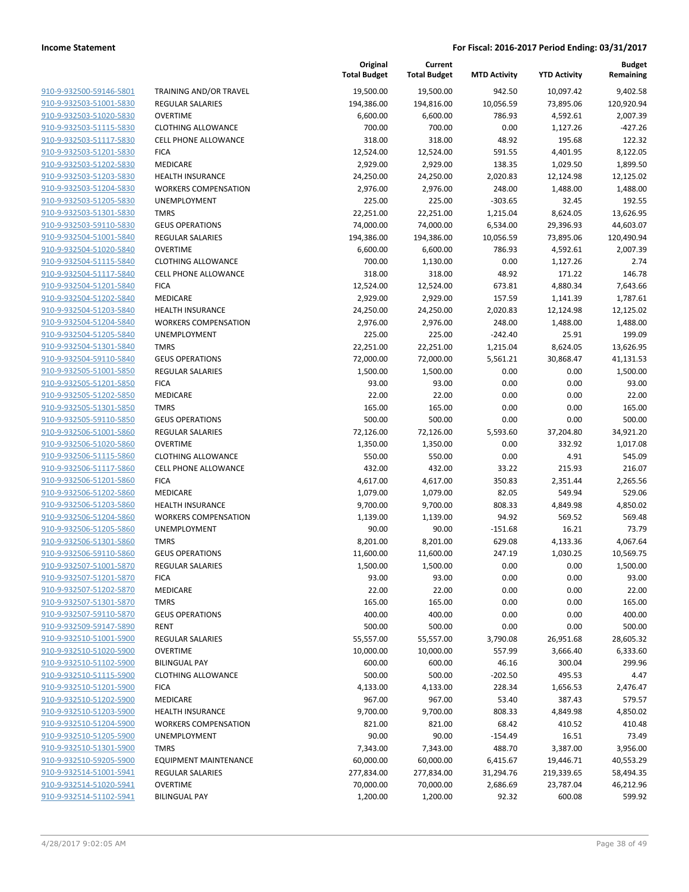| | | Original Total Budget | Current Total Budget | MTD Activity | YTD Activity | Budget Remaining |
|---|---|---|---|---|---|---|
| 910-9-932500-59146-5801 | TRAINING AND/OR TRAVEL | 19,500.00 | 19,500.00 | 942.50 | 10,097.42 | 9,402.58 |
| 910-9-932503-51001-5830 | REGULAR SALARIES | 194,386.00 | 194,816.00 | 10,056.59 | 73,895.06 | 120,920.94 |
| 910-9-932503-51020-5830 | OVERTIME | 6,600.00 | 6,600.00 | 786.93 | 4,592.61 | 2,007.39 |
| 910-9-932503-51115-5830 | CLOTHING ALLOWANCE | 700.00 | 700.00 | 0.00 | 1,127.26 | -427.26 |
| 910-9-932503-51117-5830 | CELL PHONE ALLOWANCE | 318.00 | 318.00 | 48.92 | 195.68 | 122.32 |
| 910-9-932503-51201-5830 | FICA | 12,524.00 | 12,524.00 | 591.55 | 4,401.95 | 8,122.05 |
| 910-9-932503-51202-5830 | MEDICARE | 2,929.00 | 2,929.00 | 138.35 | 1,029.50 | 1,899.50 |
| 910-9-932503-51203-5830 | HEALTH INSURANCE | 24,250.00 | 24,250.00 | 2,020.83 | 12,124.98 | 12,125.02 |
| 910-9-932503-51204-5830 | WORKERS COMPENSATION | 2,976.00 | 2,976.00 | 248.00 | 1,488.00 | 1,488.00 |
| 910-9-932503-51205-5830 | UNEMPLOYMENT | 225.00 | 225.00 | -303.65 | 32.45 | 192.55 |
| 910-9-932503-51301-5830 | TMRS | 22,251.00 | 22,251.00 | 1,215.04 | 8,624.05 | 13,626.95 |
| 910-9-932503-59110-5830 | GEUS OPERATIONS | 74,000.00 | 74,000.00 | 6,534.00 | 29,396.93 | 44,603.07 |
| 910-9-932504-51001-5840 | REGULAR SALARIES | 194,386.00 | 194,386.00 | 10,056.59 | 73,895.06 | 120,490.94 |
| 910-9-932504-51020-5840 | OVERTIME | 6,600.00 | 6,600.00 | 786.93 | 4,592.61 | 2,007.39 |
| 910-9-932504-51115-5840 | CLOTHING ALLOWANCE | 700.00 | 1,130.00 | 0.00 | 1,127.26 | 2.74 |
| 910-9-932504-51117-5840 | CELL PHONE ALLOWANCE | 318.00 | 318.00 | 48.92 | 171.22 | 146.78 |
| 910-9-932504-51201-5840 | FICA | 12,524.00 | 12,524.00 | 673.81 | 4,880.34 | 7,643.66 |
| 910-9-932504-51202-5840 | MEDICARE | 2,929.00 | 2,929.00 | 157.59 | 1,141.39 | 1,787.61 |
| 910-9-932504-51203-5840 | HEALTH INSURANCE | 24,250.00 | 24,250.00 | 2,020.83 | 12,124.98 | 12,125.02 |
| 910-9-932504-51204-5840 | WORKERS COMPENSATION | 2,976.00 | 2,976.00 | 248.00 | 1,488.00 | 1,488.00 |
| 910-9-932504-51205-5840 | UNEMPLOYMENT | 225.00 | 225.00 | -242.40 | 25.91 | 199.09 |
| 910-9-932504-51301-5840 | TMRS | 22,251.00 | 22,251.00 | 1,215.04 | 8,624.05 | 13,626.95 |
| 910-9-932504-59110-5840 | GEUS OPERATIONS | 72,000.00 | 72,000.00 | 5,561.21 | 30,868.47 | 41,131.53 |
| 910-9-932505-51001-5850 | REGULAR SALARIES | 1,500.00 | 1,500.00 | 0.00 | 0.00 | 1,500.00 |
| 910-9-932505-51201-5850 | FICA | 93.00 | 93.00 | 0.00 | 0.00 | 93.00 |
| 910-9-932505-51202-5850 | MEDICARE | 22.00 | 22.00 | 0.00 | 0.00 | 22.00 |
| 910-9-932505-51301-5850 | TMRS | 165.00 | 165.00 | 0.00 | 0.00 | 165.00 |
| 910-9-932505-59110-5850 | GEUS OPERATIONS | 500.00 | 500.00 | 0.00 | 0.00 | 500.00 |
| 910-9-932506-51001-5860 | REGULAR SALARIES | 72,126.00 | 72,126.00 | 5,593.60 | 37,204.80 | 34,921.20 |
| 910-9-932506-51020-5860 | OVERTIME | 1,350.00 | 1,350.00 | 0.00 | 332.92 | 1,017.08 |
| 910-9-932506-51115-5860 | CLOTHING ALLOWANCE | 550.00 | 550.00 | 0.00 | 4.91 | 545.09 |
| 910-9-932506-51117-5860 | CELL PHONE ALLOWANCE | 432.00 | 432.00 | 33.22 | 215.93 | 216.07 |
| 910-9-932506-51201-5860 | FICA | 4,617.00 | 4,617.00 | 350.83 | 2,351.44 | 2,265.56 |
| 910-9-932506-51202-5860 | MEDICARE | 1,079.00 | 1,079.00 | 82.05 | 549.94 | 529.06 |
| 910-9-932506-51203-5860 | HEALTH INSURANCE | 9,700.00 | 9,700.00 | 808.33 | 4,849.98 | 4,850.02 |
| 910-9-932506-51204-5860 | WORKERS COMPENSATION | 1,139.00 | 1,139.00 | 94.92 | 569.52 | 569.48 |
| 910-9-932506-51205-5860 | UNEMPLOYMENT | 90.00 | 90.00 | -151.68 | 16.21 | 73.79 |
| 910-9-932506-51301-5860 | TMRS | 8,201.00 | 8,201.00 | 629.08 | 4,133.36 | 4,067.64 |
| 910-9-932506-59110-5860 | GEUS OPERATIONS | 11,600.00 | 11,600.00 | 247.19 | 1,030.25 | 10,569.75 |
| 910-9-932507-51001-5870 | REGULAR SALARIES | 1,500.00 | 1,500.00 | 0.00 | 0.00 | 1,500.00 |
| 910-9-932507-51201-5870 | FICA | 93.00 | 93.00 | 0.00 | 0.00 | 93.00 |
| 910-9-932507-51202-5870 | MEDICARE | 22.00 | 22.00 | 0.00 | 0.00 | 22.00 |
| 910-9-932507-51301-5870 | TMRS | 165.00 | 165.00 | 0.00 | 0.00 | 165.00 |
| 910-9-932507-59110-5870 | GEUS OPERATIONS | 400.00 | 400.00 | 0.00 | 0.00 | 400.00 |
| 910-9-932509-59147-5890 | RENT | 500.00 | 500.00 | 0.00 | 0.00 | 500.00 |
| 910-9-932510-51001-5900 | REGULAR SALARIES | 55,557.00 | 55,557.00 | 3,790.08 | 26,951.68 | 28,605.32 |
| 910-9-932510-51020-5900 | OVERTIME | 10,000.00 | 10,000.00 | 557.99 | 3,666.40 | 6,333.60 |
| 910-9-932510-51102-5900 | BILINGUAL PAY | 600.00 | 600.00 | 46.16 | 300.04 | 299.96 |
| 910-9-932510-51115-5900 | CLOTHING ALLOWANCE | 500.00 | 500.00 | -202.50 | 495.53 | 4.47 |
| 910-9-932510-51201-5900 | FICA | 4,133.00 | 4,133.00 | 228.34 | 1,656.53 | 2,476.47 |
| 910-9-932510-51202-5900 | MEDICARE | 967.00 | 967.00 | 53.40 | 387.43 | 579.57 |
| 910-9-932510-51203-5900 | HEALTH INSURANCE | 9,700.00 | 9,700.00 | 808.33 | 4,849.98 | 4,850.02 |
| 910-9-932510-51204-5900 | WORKERS COMPENSATION | 821.00 | 821.00 | 68.42 | 410.52 | 410.48 |
| 910-9-932510-51205-5900 | UNEMPLOYMENT | 90.00 | 90.00 | -154.49 | 16.51 | 73.49 |
| 910-9-932510-51301-5900 | TMRS | 7,343.00 | 7,343.00 | 488.70 | 3,387.00 | 3,956.00 |
| 910-9-932510-59205-5900 | EQUIPMENT MAINTENANCE | 60,000.00 | 60,000.00 | 6,415.67 | 19,446.71 | 40,553.29 |
| 910-9-932514-51001-5941 | REGULAR SALARIES | 277,834.00 | 277,834.00 | 31,294.76 | 219,339.65 | 58,494.35 |
| 910-9-932514-51020-5941 | OVERTIME | 70,000.00 | 70,000.00 | 2,686.69 | 23,787.04 | 46,212.96 |
| 910-9-932514-51102-5941 | BILINGUAL PAY | 1,200.00 | 1,200.00 | 92.32 | 600.08 | 599.92 |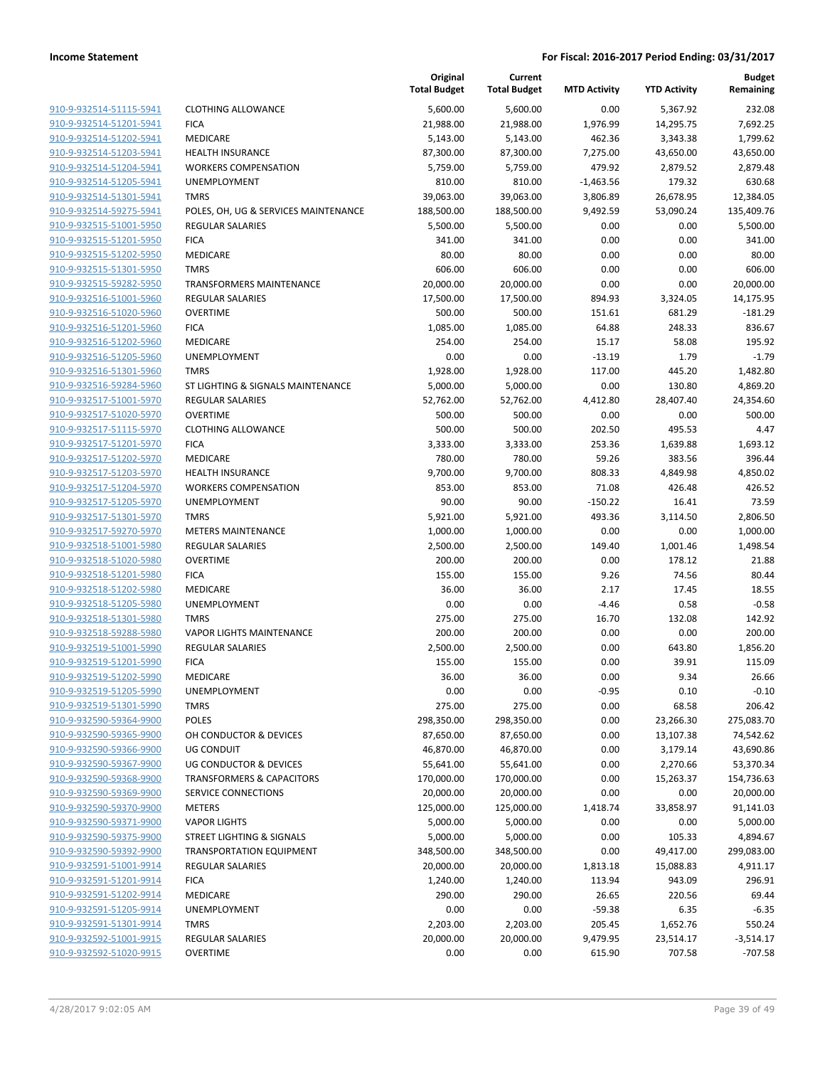| | | Original Total Budget | Current Total Budget | MTD Activity | YTD Activity | Budget Remaining |
|---|---|---|---|---|---|---|
| 910-9-932514-51115-5941 | CLOTHING ALLOWANCE | 5,600.00 | 5,600.00 | 0.00 | 5,367.92 | 232.08 |
| 910-9-932514-51201-5941 | FICA | 21,988.00 | 21,988.00 | 1,976.99 | 14,295.75 | 7,692.25 |
| 910-9-932514-51202-5941 | MEDICARE | 5,143.00 | 5,143.00 | 462.36 | 3,343.38 | 1,799.62 |
| 910-9-932514-51203-5941 | HEALTH INSURANCE | 87,300.00 | 87,300.00 | 7,275.00 | 43,650.00 | 43,650.00 |
| 910-9-932514-51204-5941 | WORKERS COMPENSATION | 5,759.00 | 5,759.00 | 479.92 | 2,879.52 | 2,879.48 |
| 910-9-932514-51205-5941 | UNEMPLOYMENT | 810.00 | 810.00 | -1,463.56 | 179.32 | 630.68 |
| 910-9-932514-51301-5941 | TMRS | 39,063.00 | 39,063.00 | 3,806.89 | 26,678.95 | 12,384.05 |
| 910-9-932514-59275-5941 | POLES, OH, UG & SERVICES MAINTENANCE | 188,500.00 | 188,500.00 | 9,492.59 | 53,090.24 | 135,409.76 |
| 910-9-932515-51001-5950 | REGULAR SALARIES | 5,500.00 | 5,500.00 | 0.00 | 0.00 | 5,500.00 |
| 910-9-932515-51201-5950 | FICA | 341.00 | 341.00 | 0.00 | 0.00 | 341.00 |
| 910-9-932515-51202-5950 | MEDICARE | 80.00 | 80.00 | 0.00 | 0.00 | 80.00 |
| 910-9-932515-51301-5950 | TMRS | 606.00 | 606.00 | 0.00 | 0.00 | 606.00 |
| 910-9-932515-59282-5950 | TRANSFORMERS MAINTENANCE | 20,000.00 | 20,000.00 | 0.00 | 0.00 | 20,000.00 |
| 910-9-932516-51001-5960 | REGULAR SALARIES | 17,500.00 | 17,500.00 | 894.93 | 3,324.05 | 14,175.95 |
| 910-9-932516-51020-5960 | OVERTIME | 500.00 | 500.00 | 151.61 | 681.29 | -181.29 |
| 910-9-932516-51201-5960 | FICA | 1,085.00 | 1,085.00 | 64.88 | 248.33 | 836.67 |
| 910-9-932516-51202-5960 | MEDICARE | 254.00 | 254.00 | 15.17 | 58.08 | 195.92 |
| 910-9-932516-51205-5960 | UNEMPLOYMENT | 0.00 | 0.00 | -13.19 | 1.79 | -1.79 |
| 910-9-932516-51301-5960 | TMRS | 1,928.00 | 1,928.00 | 117.00 | 445.20 | 1,482.80 |
| 910-9-932516-59284-5960 | ST LIGHTING & SIGNALS MAINTENANCE | 5,000.00 | 5,000.00 | 0.00 | 130.80 | 4,869.20 |
| 910-9-932517-51001-5970 | REGULAR SALARIES | 52,762.00 | 52,762.00 | 4,412.80 | 28,407.40 | 24,354.60 |
| 910-9-932517-51020-5970 | OVERTIME | 500.00 | 500.00 | 0.00 | 0.00 | 500.00 |
| 910-9-932517-51115-5970 | CLOTHING ALLOWANCE | 500.00 | 500.00 | 202.50 | 495.53 | 4.47 |
| 910-9-932517-51201-5970 | FICA | 3,333.00 | 3,333.00 | 253.36 | 1,639.88 | 1,693.12 |
| 910-9-932517-51202-5970 | MEDICARE | 780.00 | 780.00 | 59.26 | 383.56 | 396.44 |
| 910-9-932517-51203-5970 | HEALTH INSURANCE | 9,700.00 | 9,700.00 | 808.33 | 4,849.98 | 4,850.02 |
| 910-9-932517-51204-5970 | WORKERS COMPENSATION | 853.00 | 853.00 | 71.08 | 426.48 | 426.52 |
| 910-9-932517-51205-5970 | UNEMPLOYMENT | 90.00 | 90.00 | -150.22 | 16.41 | 73.59 |
| 910-9-932517-51301-5970 | TMRS | 5,921.00 | 5,921.00 | 493.36 | 3,114.50 | 2,806.50 |
| 910-9-932517-59270-5970 | METERS MAINTENANCE | 1,000.00 | 1,000.00 | 0.00 | 0.00 | 1,000.00 |
| 910-9-932518-51001-5980 | REGULAR SALARIES | 2,500.00 | 2,500.00 | 149.40 | 1,001.46 | 1,498.54 |
| 910-9-932518-51020-5980 | OVERTIME | 200.00 | 200.00 | 0.00 | 178.12 | 21.88 |
| 910-9-932518-51201-5980 | FICA | 155.00 | 155.00 | 9.26 | 74.56 | 80.44 |
| 910-9-932518-51202-5980 | MEDICARE | 36.00 | 36.00 | 2.17 | 17.45 | 18.55 |
| 910-9-932518-51205-5980 | UNEMPLOYMENT | 0.00 | 0.00 | -4.46 | 0.58 | -0.58 |
| 910-9-932518-51301-5980 | TMRS | 275.00 | 275.00 | 16.70 | 132.08 | 142.92 |
| 910-9-932518-59288-5980 | VAPOR LIGHTS MAINTENANCE | 200.00 | 200.00 | 0.00 | 0.00 | 200.00 |
| 910-9-932519-51001-5990 | REGULAR SALARIES | 2,500.00 | 2,500.00 | 0.00 | 643.80 | 1,856.20 |
| 910-9-932519-51201-5990 | FICA | 155.00 | 155.00 | 0.00 | 39.91 | 115.09 |
| 910-9-932519-51202-5990 | MEDICARE | 36.00 | 36.00 | 0.00 | 9.34 | 26.66 |
| 910-9-932519-51205-5990 | UNEMPLOYMENT | 0.00 | 0.00 | -0.95 | 0.10 | -0.10 |
| 910-9-932519-51301-5990 | TMRS | 275.00 | 275.00 | 0.00 | 68.58 | 206.42 |
| 910-9-932590-59364-9900 | POLES | 298,350.00 | 298,350.00 | 0.00 | 23,266.30 | 275,083.70 |
| 910-9-932590-59365-9900 | OH CONDUCTOR & DEVICES | 87,650.00 | 87,650.00 | 0.00 | 13,107.38 | 74,542.62 |
| 910-9-932590-59366-9900 | UG CONDUIT | 46,870.00 | 46,870.00 | 0.00 | 3,179.14 | 43,690.86 |
| 910-9-932590-59367-9900 | UG CONDUCTOR & DEVICES | 55,641.00 | 55,641.00 | 0.00 | 2,270.66 | 53,370.34 |
| 910-9-932590-59368-9900 | TRANSFORMERS & CAPACITORS | 170,000.00 | 170,000.00 | 0.00 | 15,263.37 | 154,736.63 |
| 910-9-932590-59369-9900 | SERVICE CONNECTIONS | 20,000.00 | 20,000.00 | 0.00 | 0.00 | 20,000.00 |
| 910-9-932590-59370-9900 | METERS | 125,000.00 | 125,000.00 | 1,418.74 | 33,858.97 | 91,141.03 |
| 910-9-932590-59371-9900 | VAPOR LIGHTS | 5,000.00 | 5,000.00 | 0.00 | 0.00 | 5,000.00 |
| 910-9-932590-59375-9900 | STREET LIGHTING & SIGNALS | 5,000.00 | 5,000.00 | 0.00 | 105.33 | 4,894.67 |
| 910-9-932590-59392-9900 | TRANSPORTATION EQUIPMENT | 348,500.00 | 348,500.00 | 0.00 | 49,417.00 | 299,083.00 |
| 910-9-932591-51001-9914 | REGULAR SALARIES | 20,000.00 | 20,000.00 | 1,813.18 | 15,088.83 | 4,911.17 |
| 910-9-932591-51201-9914 | FICA | 1,240.00 | 1,240.00 | 113.94 | 943.09 | 296.91 |
| 910-9-932591-51202-9914 | MEDICARE | 290.00 | 290.00 | 26.65 | 220.56 | 69.44 |
| 910-9-932591-51205-9914 | UNEMPLOYMENT | 0.00 | 0.00 | -59.38 | 6.35 | -6.35 |
| 910-9-932591-51301-9914 | TMRS | 2,203.00 | 2,203.00 | 205.45 | 1,652.76 | 550.24 |
| 910-9-932592-51001-9915 | REGULAR SALARIES | 20,000.00 | 20,000.00 | 9,479.95 | 23,514.17 | -3,514.17 |
| 910-9-932592-51020-9915 | OVERTIME | 0.00 | 0.00 | 615.90 | 707.58 | -707.58 |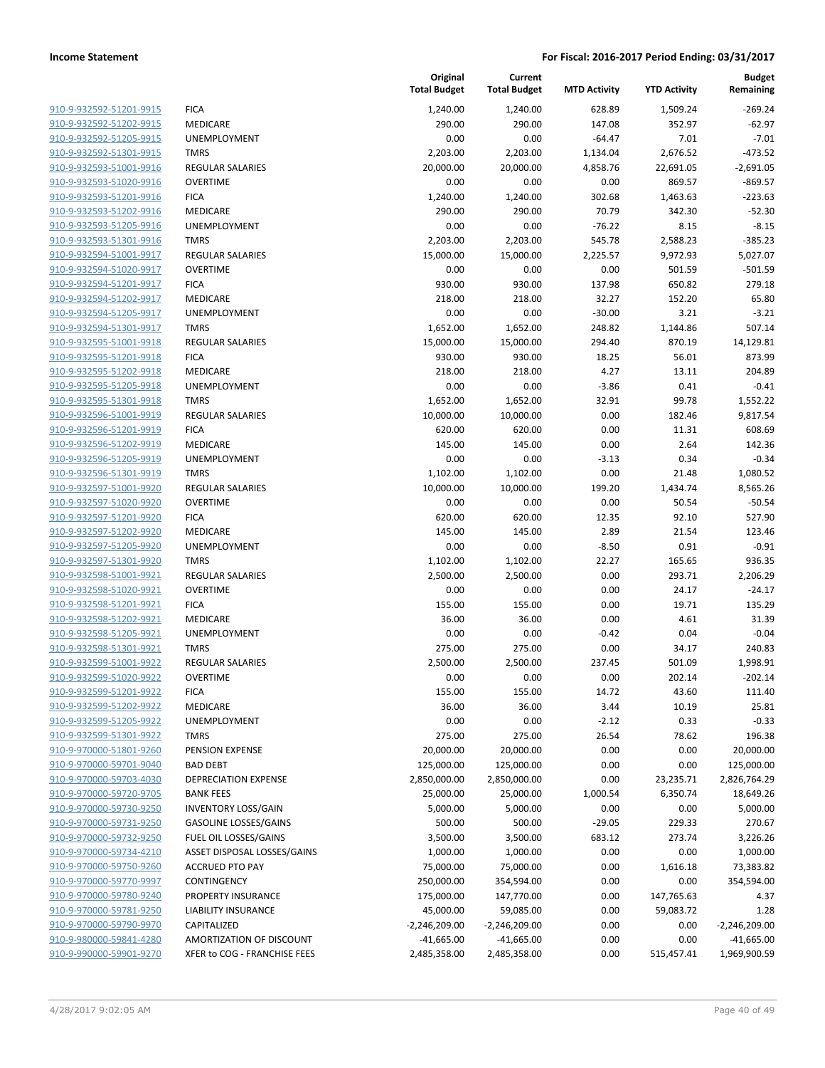| | | Original Total Budget | Current Total Budget | MTD Activity | YTD Activity | Budget Remaining |
|---|---|---|---|---|---|---|
| 910-9-932592-51201-9915 | FICA | 1,240.00 | 1,240.00 | 628.89 | 1,509.24 | -269.24 |
| 910-9-932592-51202-9915 | MEDICARE | 290.00 | 290.00 | 147.08 | 352.97 | -62.97 |
| 910-9-932592-51205-9915 | UNEMPLOYMENT | 0.00 | 0.00 | -64.47 | 7.01 | -7.01 |
| 910-9-932592-51301-9915 | TMRS | 2,203.00 | 2,203.00 | 1,134.04 | 2,676.52 | -473.52 |
| 910-9-932593-51001-9916 | REGULAR SALARIES | 20,000.00 | 20,000.00 | 4,858.76 | 22,691.05 | -2,691.05 |
| 910-9-932593-51020-9916 | OVERTIME | 0.00 | 0.00 | 0.00 | 869.57 | -869.57 |
| 910-9-932593-51201-9916 | FICA | 1,240.00 | 1,240.00 | 302.68 | 1,463.63 | -223.63 |
| 910-9-932593-51202-9916 | MEDICARE | 290.00 | 290.00 | 70.79 | 342.30 | -52.30 |
| 910-9-932593-51205-9916 | UNEMPLOYMENT | 0.00 | 0.00 | -76.22 | 8.15 | -8.15 |
| 910-9-932593-51301-9916 | TMRS | 2,203.00 | 2,203.00 | 545.78 | 2,588.23 | -385.23 |
| 910-9-932594-51001-9917 | REGULAR SALARIES | 15,000.00 | 15,000.00 | 2,225.57 | 9,972.93 | 5,027.07 |
| 910-9-932594-51020-9917 | OVERTIME | 0.00 | 0.00 | 0.00 | 501.59 | -501.59 |
| 910-9-932594-51201-9917 | FICA | 930.00 | 930.00 | 137.98 | 650.82 | 279.18 |
| 910-9-932594-51202-9917 | MEDICARE | 218.00 | 218.00 | 32.27 | 152.20 | 65.80 |
| 910-9-932594-51205-9917 | UNEMPLOYMENT | 0.00 | 0.00 | -30.00 | 3.21 | -3.21 |
| 910-9-932594-51301-9917 | TMRS | 1,652.00 | 1,652.00 | 248.82 | 1,144.86 | 507.14 |
| 910-9-932595-51001-9918 | REGULAR SALARIES | 15,000.00 | 15,000.00 | 294.40 | 870.19 | 14,129.81 |
| 910-9-932595-51201-9918 | FICA | 930.00 | 930.00 | 18.25 | 56.01 | 873.99 |
| 910-9-932595-51202-9918 | MEDICARE | 218.00 | 218.00 | 4.27 | 13.11 | 204.89 |
| 910-9-932595-51205-9918 | UNEMPLOYMENT | 0.00 | 0.00 | -3.86 | 0.41 | -0.41 |
| 910-9-932595-51301-9918 | TMRS | 1,652.00 | 1,652.00 | 32.91 | 99.78 | 1,552.22 |
| 910-9-932596-51001-9919 | REGULAR SALARIES | 10,000.00 | 10,000.00 | 0.00 | 182.46 | 9,817.54 |
| 910-9-932596-51201-9919 | FICA | 620.00 | 620.00 | 0.00 | 11.31 | 608.69 |
| 910-9-932596-51202-9919 | MEDICARE | 145.00 | 145.00 | 0.00 | 2.64 | 142.36 |
| 910-9-932596-51205-9919 | UNEMPLOYMENT | 0.00 | 0.00 | -3.13 | 0.34 | -0.34 |
| 910-9-932596-51301-9919 | TMRS | 1,102.00 | 1,102.00 | 0.00 | 21.48 | 1,080.52 |
| 910-9-932597-51001-9920 | REGULAR SALARIES | 10,000.00 | 10,000.00 | 199.20 | 1,434.74 | 8,565.26 |
| 910-9-932597-51020-9920 | OVERTIME | 0.00 | 0.00 | 0.00 | 50.54 | -50.54 |
| 910-9-932597-51201-9920 | FICA | 620.00 | 620.00 | 12.35 | 92.10 | 527.90 |
| 910-9-932597-51202-9920 | MEDICARE | 145.00 | 145.00 | 2.89 | 21.54 | 123.46 |
| 910-9-932597-51205-9920 | UNEMPLOYMENT | 0.00 | 0.00 | -8.50 | 0.91 | -0.91 |
| 910-9-932597-51301-9920 | TMRS | 1,102.00 | 1,102.00 | 22.27 | 165.65 | 936.35 |
| 910-9-932598-51001-9921 | REGULAR SALARIES | 2,500.00 | 2,500.00 | 0.00 | 293.71 | 2,206.29 |
| 910-9-932598-51020-9921 | OVERTIME | 0.00 | 0.00 | 0.00 | 24.17 | -24.17 |
| 910-9-932598-51201-9921 | FICA | 155.00 | 155.00 | 0.00 | 19.71 | 135.29 |
| 910-9-932598-51202-9921 | MEDICARE | 36.00 | 36.00 | 0.00 | 4.61 | 31.39 |
| 910-9-932598-51205-9921 | UNEMPLOYMENT | 0.00 | 0.00 | -0.42 | 0.04 | -0.04 |
| 910-9-932598-51301-9921 | TMRS | 275.00 | 275.00 | 0.00 | 34.17 | 240.83 |
| 910-9-932599-51001-9922 | REGULAR SALARIES | 2,500.00 | 2,500.00 | 237.45 | 501.09 | 1,998.91 |
| 910-9-932599-51020-9922 | OVERTIME | 0.00 | 0.00 | 0.00 | 202.14 | -202.14 |
| 910-9-932599-51201-9922 | FICA | 155.00 | 155.00 | 14.72 | 43.60 | 111.40 |
| 910-9-932599-51202-9922 | MEDICARE | 36.00 | 36.00 | 3.44 | 10.19 | 25.81 |
| 910-9-932599-51205-9922 | UNEMPLOYMENT | 0.00 | 0.00 | -2.12 | 0.33 | -0.33 |
| 910-9-932599-51301-9922 | TMRS | 275.00 | 275.00 | 26.54 | 78.62 | 196.38 |
| 910-9-970000-51801-9260 | PENSION EXPENSE | 20,000.00 | 20,000.00 | 0.00 | 0.00 | 20,000.00 |
| 910-9-970000-59701-9040 | BAD DEBT | 125,000.00 | 125,000.00 | 0.00 | 0.00 | 125,000.00 |
| 910-9-970000-59703-4030 | DEPRECIATION EXPENSE | 2,850,000.00 | 2,850,000.00 | 0.00 | 23,235.71 | 2,826,764.29 |
| 910-9-970000-59720-9705 | BANK FEES | 25,000.00 | 25,000.00 | 1,000.54 | 6,350.74 | 18,649.26 |
| 910-9-970000-59730-9250 | INVENTORY LOSS/GAIN | 5,000.00 | 5,000.00 | 0.00 | 0.00 | 5,000.00 |
| 910-9-970000-59731-9250 | GASOLINE LOSSES/GAINS | 500.00 | 500.00 | -29.05 | 229.33 | 270.67 |
| 910-9-970000-59732-9250 | FUEL OIL LOSSES/GAINS | 3,500.00 | 3,500.00 | 683.12 | 273.74 | 3,226.26 |
| 910-9-970000-59734-4210 | ASSET DISPOSAL LOSSES/GAINS | 1,000.00 | 1,000.00 | 0.00 | 0.00 | 1,000.00 |
| 910-9-970000-59750-9260 | ACCRUED PTO PAY | 75,000.00 | 75,000.00 | 0.00 | 1,616.18 | 73,383.82 |
| 910-9-970000-59770-9997 | CONTINGENCY | 250,000.00 | 354,594.00 | 0.00 | 0.00 | 354,594.00 |
| 910-9-970000-59780-9240 | PROPERTY INSURANCE | 175,000.00 | 147,770.00 | 0.00 | 147,765.63 | 4.37 |
| 910-9-970000-59781-9250 | LIABILITY INSURANCE | 45,000.00 | 59,085.00 | 0.00 | 59,083.72 | 1.28 |
| 910-9-970000-59790-9970 | CAPITALIZED | -2,246,209.00 | -2,246,209.00 | 0.00 | 0.00 | -2,246,209.00 |
| 910-9-980000-59841-4280 | AMORTIZATION OF DISCOUNT | -41,665.00 | -41,665.00 | 0.00 | 0.00 | -41,665.00 |
| 910-9-990000-59901-9270 | XFER to COG - FRANCHISE FEES | 2,485,358.00 | 2,485,358.00 | 0.00 | 515,457.41 | 1,969,900.59 |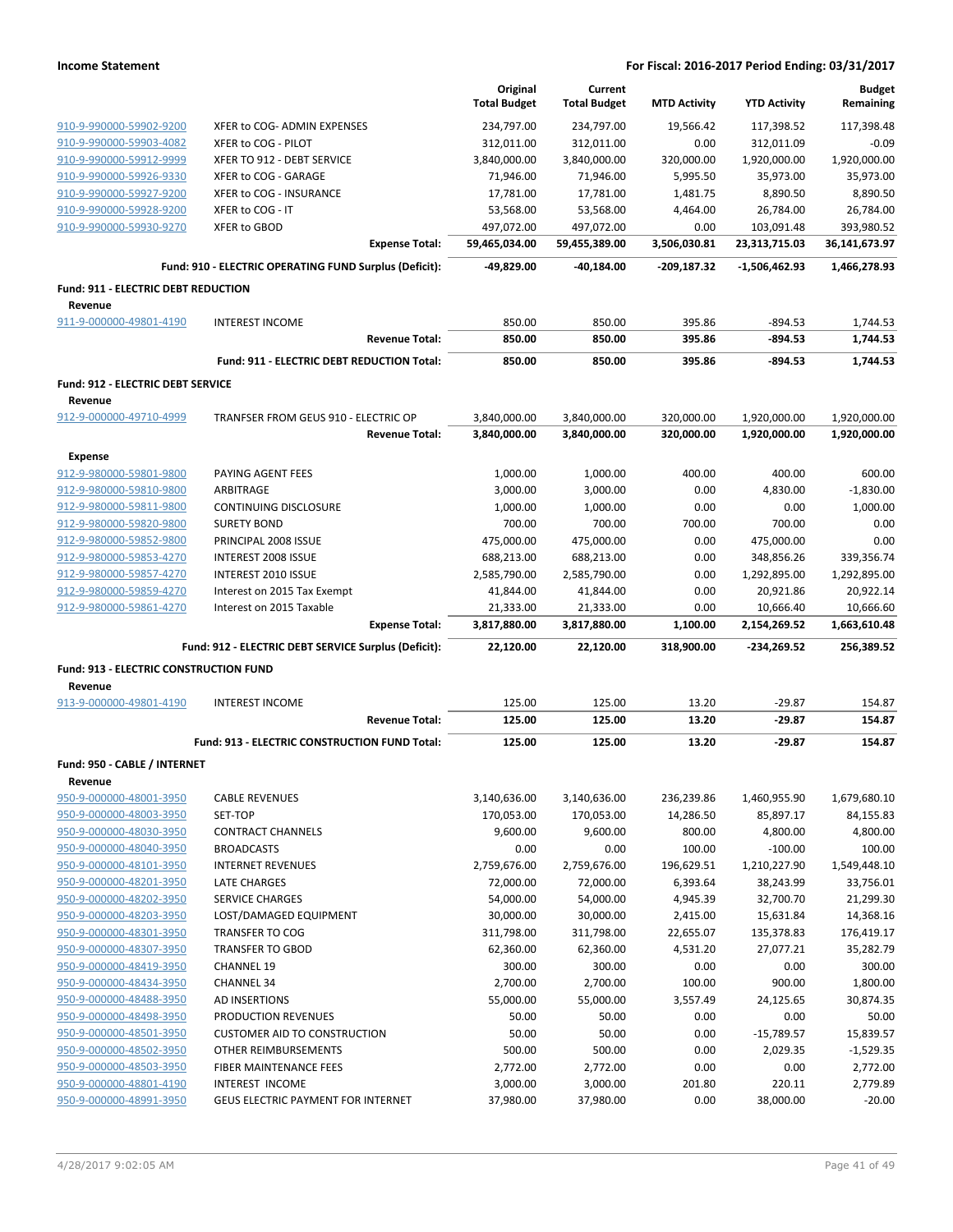| | | Original Total Budget | Current Total Budget | MTD Activity | YTD Activity | Budget Remaining |
|---|---|---|---|---|---|---|
| 910-9-990000-59902-9200 | XFER to COG- ADMIN EXPENSES | 234,797.00 | 234,797.00 | 19,566.42 | 117,398.52 | 117,398.48 |
| 910-9-990000-59903-4082 | XFER to COG - PILOT | 312,011.00 | 312,011.00 | 0.00 | 312,011.09 | -0.09 |
| 910-9-990000-59912-9999 | XFER TO 912 - DEBT SERVICE | 3,840,000.00 | 3,840,000.00 | 320,000.00 | 1,920,000.00 | 1,920,000.00 |
| 910-9-990000-59926-9330 | XFER to COG - GARAGE | 71,946.00 | 71,946.00 | 5,995.50 | 35,973.00 | 35,973.00 |
| 910-9-990000-59927-9200 | XFER to COG - INSURANCE | 17,781.00 | 17,781.00 | 1,481.75 | 8,890.50 | 8,890.50 |
| 910-9-990000-59928-9200 | XFER to COG - IT | 53,568.00 | 53,568.00 | 4,464.00 | 26,784.00 | 26,784.00 |
| 910-9-990000-59930-9270 | XFER to GBOD | 497,072.00 | 497,072.00 | 0.00 | 103,091.48 | 393,980.52 |
| | **Expense Total:** | **59,465,034.00** | **59,455,389.00** | **3,506,030.81** | **23,313,715.03** | **36,141,673.97** |
| | **Fund: 910 - ELECTRIC OPERATING FUND Surplus (Deficit):** | **-49,829.00** | **-40,184.00** | **-209,187.32** | **-1,506,462.93** | **1,466,278.93** |
| **Fund: 911 - ELECTRIC DEBT REDUCTION** | | | | | | |
| **Revenue** | | | | | | |
| 911-9-000000-49801-4190 | INTEREST INCOME | 850.00 | 850.00 | 395.86 | -894.53 | 1,744.53 |
| | **Revenue Total:** | **850.00** | **850.00** | **395.86** | **-894.53** | **1,744.53** |
| | **Fund: 911 - ELECTRIC DEBT REDUCTION Total:** | **850.00** | **850.00** | **395.86** | **-894.53** | **1,744.53** |
| **Fund: 912 - ELECTRIC DEBT SERVICE** | | | | | | |
| **Revenue** | | | | | | |
| 912-9-000000-49710-4999 | TRANFSER FROM GEUS 910 - ELECTRIC OP | 3,840,000.00 | 3,840,000.00 | 320,000.00 | 1,920,000.00 | 1,920,000.00 |
| | **Revenue Total:** | **3,840,000.00** | **3,840,000.00** | **320,000.00** | **1,920,000.00** | **1,920,000.00** |
| **Expense** | | | | | | |
| 912-9-980000-59801-9800 | PAYING AGENT FEES | 1,000.00 | 1,000.00 | 400.00 | 400.00 | 600.00 |
| 912-9-980000-59810-9800 | ARBITRAGE | 3,000.00 | 3,000.00 | 0.00 | 4,830.00 | -1,830.00 |
| 912-9-980000-59811-9800 | CONTINUING DISCLOSURE | 1,000.00 | 1,000.00 | 0.00 | 0.00 | 1,000.00 |
| 912-9-980000-59820-9800 | SURETY BOND | 700.00 | 700.00 | 700.00 | 700.00 | 0.00 |
| 912-9-980000-59852-9800 | PRINCIPAL 2008 ISSUE | 475,000.00 | 475,000.00 | 0.00 | 475,000.00 | 0.00 |
| 912-9-980000-59853-4270 | INTEREST 2008 ISSUE | 688,213.00 | 688,213.00 | 0.00 | 348,856.26 | 339,356.74 |
| 912-9-980000-59857-4270 | INTEREST 2010 ISSUE | 2,585,790.00 | 2,585,790.00 | 0.00 | 1,292,895.00 | 1,292,895.00 |
| 912-9-980000-59859-4270 | Interest on 2015 Tax Exempt | 41,844.00 | 41,844.00 | 0.00 | 20,921.86 | 20,922.14 |
| 912-9-980000-59861-4270 | Interest on 2015 Taxable | 21,333.00 | 21,333.00 | 0.00 | 10,666.40 | 10,666.60 |
| | **Expense Total:** | **3,817,880.00** | **3,817,880.00** | **1,100.00** | **2,154,269.52** | **1,663,610.48** |
| | **Fund: 912 - ELECTRIC DEBT SERVICE Surplus (Deficit):** | **22,120.00** | **22,120.00** | **318,900.00** | **-234,269.52** | **256,389.52** |
| **Fund: 913 - ELECTRIC CONSTRUCTION FUND** | | | | | | |
| **Revenue** | | | | | | |
| 913-9-000000-49801-4190 | INTEREST INCOME | 125.00 | 125.00 | 13.20 | -29.87 | 154.87 |
| | **Revenue Total:** | **125.00** | **125.00** | **13.20** | **-29.87** | **154.87** |
| | **Fund: 913 - ELECTRIC CONSTRUCTION FUND Total:** | **125.00** | **125.00** | **13.20** | **-29.87** | **154.87** |
| **Fund: 950 - CABLE / INTERNET** | | | | | | |
| **Revenue** | | | | | | |
| 950-9-000000-48001-3950 | CABLE REVENUES | 3,140,636.00 | 3,140,636.00 | 236,239.86 | 1,460,955.90 | 1,679,680.10 |
| 950-9-000000-48003-3950 | SET-TOP | 170,053.00 | 170,053.00 | 14,286.50 | 85,897.17 | 84,155.83 |
| 950-9-000000-48030-3950 | CONTRACT CHANNELS | 9,600.00 | 9,600.00 | 800.00 | 4,800.00 | 4,800.00 |
| 950-9-000000-48040-3950 | BROADCASTS | 0.00 | 0.00 | 100.00 | -100.00 | 100.00 |
| 950-9-000000-48101-3950 | INTERNET REVENUES | 2,759,676.00 | 2,759,676.00 | 196,629.51 | 1,210,227.90 | 1,549,448.10 |
| 950-9-000000-48201-3950 | LATE CHARGES | 72,000.00 | 72,000.00 | 6,393.64 | 38,243.99 | 33,756.01 |
| 950-9-000000-48202-3950 | SERVICE CHARGES | 54,000.00 | 54,000.00 | 4,945.39 | 32,700.70 | 21,299.30 |
| 950-9-000000-48203-3950 | LOST/DAMAGED EQUIPMENT | 30,000.00 | 30,000.00 | 2,415.00 | 15,631.84 | 14,368.16 |
| 950-9-000000-48301-3950 | TRANSFER TO COG | 311,798.00 | 311,798.00 | 22,655.07 | 135,378.83 | 176,419.17 |
| 950-9-000000-48307-3950 | TRANSFER TO GBOD | 62,360.00 | 62,360.00 | 4,531.20 | 27,077.21 | 35,282.79 |
| 950-9-000000-48419-3950 | CHANNEL 19 | 300.00 | 300.00 | 0.00 | 0.00 | 300.00 |
| 950-9-000000-48434-3950 | CHANNEL 34 | 2,700.00 | 2,700.00 | 100.00 | 900.00 | 1,800.00 |
| 950-9-000000-48488-3950 | AD INSERTIONS | 55,000.00 | 55,000.00 | 3,557.49 | 24,125.65 | 30,874.35 |
| 950-9-000000-48498-3950 | PRODUCTION REVENUES | 50.00 | 50.00 | 0.00 | 0.00 | 50.00 |
| 950-9-000000-48501-3950 | CUSTOMER AID TO CONSTRUCTION | 50.00 | 50.00 | 0.00 | -15,789.57 | 15,839.57 |
| 950-9-000000-48502-3950 | OTHER REIMBURSEMENTS | 500.00 | 500.00 | 0.00 | 2,029.35 | -1,529.35 |
| 950-9-000000-48503-3950 | FIBER MAINTENANCE FEES | 2,772.00 | 2,772.00 | 0.00 | 0.00 | 2,772.00 |
| 950-9-000000-48801-4190 | INTEREST INCOME | 3,000.00 | 3,000.00 | 201.80 | 220.11 | 2,779.89 |
| 950-9-000000-48991-3950 | GEUS ELECTRIC PAYMENT FOR INTERNET | 37,980.00 | 37,980.00 | 0.00 | 38,000.00 | -20.00 |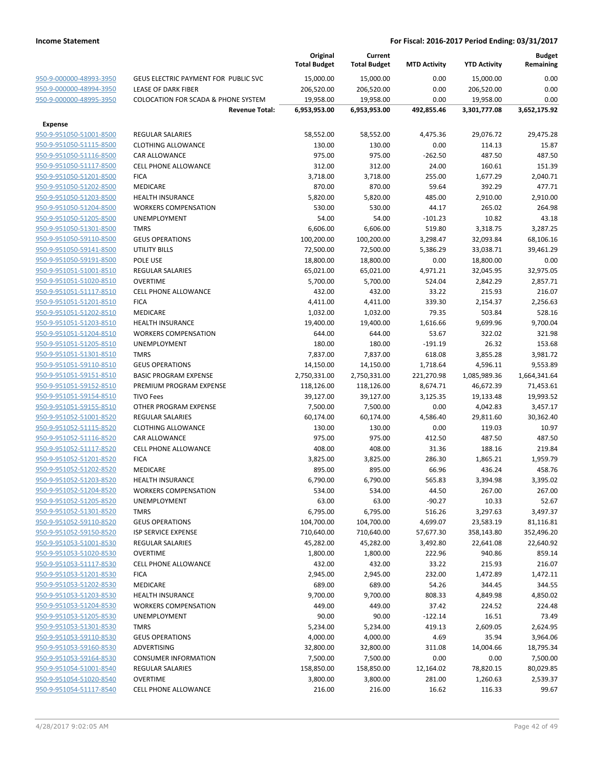| | | Original Total Budget | Current Total Budget | MTD Activity | YTD Activity | Budget Remaining |
|---|---|---|---|---|---|---|
| 950-9-000000-48993-3950 | GEUS ELECTRIC PAYMENT FOR PUBLIC SVC | 15,000.00 | 15,000.00 | 0.00 | 15,000.00 | 0.00 |
| 950-9-000000-48994-3950 | LEASE OF DARK FIBER | 206,520.00 | 206,520.00 | 0.00 | 206,520.00 | 0.00 |
| 950-9-000000-48995-3950 | COLOCATION FOR SCADA & PHONE SYSTEM | 19,958.00 | 19,958.00 | 0.00 | 19,958.00 | 0.00 |
| | **Revenue Total:** | **6,953,953.00** | **6,953,953.00** | **492,855.46** | **3,301,777.08** | **3,652,175.92** |
| **Expense** | | | | | | |
| 950-9-951050-51001-8500 | REGULAR SALARIES | 58,552.00 | 58,552.00 | 4,475.36 | 29,076.72 | 29,475.28 |
| 950-9-951050-51115-8500 | CLOTHING ALLOWANCE | 130.00 | 130.00 | 0.00 | 114.13 | 15.87 |
| 950-9-951050-51116-8500 | CAR ALLOWANCE | 975.00 | 975.00 | -262.50 | 487.50 | 487.50 |
| 950-9-951050-51117-8500 | CELL PHONE ALLOWANCE | 312.00 | 312.00 | 24.00 | 160.61 | 151.39 |
| 950-9-951050-51201-8500 | FICA | 3,718.00 | 3,718.00 | 255.00 | 1,677.29 | 2,040.71 |
| 950-9-951050-51202-8500 | MEDICARE | 870.00 | 870.00 | 59.64 | 392.29 | 477.71 |
| 950-9-951050-51203-8500 | HEALTH INSURANCE | 5,820.00 | 5,820.00 | 485.00 | 2,910.00 | 2,910.00 |
| 950-9-951050-51204-8500 | WORKERS COMPENSATION | 530.00 | 530.00 | 44.17 | 265.02 | 264.98 |
| 950-9-951050-51205-8500 | UNEMPLOYMENT | 54.00 | 54.00 | -101.23 | 10.82 | 43.18 |
| 950-9-951050-51301-8500 | TMRS | 6,606.00 | 6,606.00 | 519.80 | 3,318.75 | 3,287.25 |
| 950-9-951050-59110-8500 | GEUS OPERATIONS | 100,200.00 | 100,200.00 | 3,298.47 | 32,093.84 | 68,106.16 |
| 950-9-951050-59141-8500 | UTILITY BILLS | 72,500.00 | 72,500.00 | 5,386.29 | 33,038.71 | 39,461.29 |
| 950-9-951050-59191-8500 | POLE USE | 18,800.00 | 18,800.00 | 0.00 | 18,800.00 | 0.00 |
| 950-9-951051-51001-8510 | REGULAR SALARIES | 65,021.00 | 65,021.00 | 4,971.21 | 32,045.95 | 32,975.05 |
| 950-9-951051-51020-8510 | OVERTIME | 5,700.00 | 5,700.00 | 524.04 | 2,842.29 | 2,857.71 |
| 950-9-951051-51117-8510 | CELL PHONE ALLOWANCE | 432.00 | 432.00 | 33.22 | 215.93 | 216.07 |
| 950-9-951051-51201-8510 | FICA | 4,411.00 | 4,411.00 | 339.30 | 2,154.37 | 2,256.63 |
| 950-9-951051-51202-8510 | MEDICARE | 1,032.00 | 1,032.00 | 79.35 | 503.84 | 528.16 |
| 950-9-951051-51203-8510 | HEALTH INSURANCE | 19,400.00 | 19,400.00 | 1,616.66 | 9,699.96 | 9,700.04 |
| 950-9-951051-51204-8510 | WORKERS COMPENSATION | 644.00 | 644.00 | 53.67 | 322.02 | 321.98 |
| 950-9-951051-51205-8510 | UNEMPLOYMENT | 180.00 | 180.00 | -191.19 | 26.32 | 153.68 |
| 950-9-951051-51301-8510 | TMRS | 7,837.00 | 7,837.00 | 618.08 | 3,855.28 | 3,981.72 |
| 950-9-951051-59110-8510 | GEUS OPERATIONS | 14,150.00 | 14,150.00 | 1,718.64 | 4,596.11 | 9,553.89 |
| 950-9-951051-59151-8510 | BASIC PROGRAM EXPENSE | 2,750,331.00 | 2,750,331.00 | 221,270.98 | 1,085,989.36 | 1,664,341.64 |
| 950-9-951051-59152-8510 | PREMIUM PROGRAM EXPENSE | 118,126.00 | 118,126.00 | 8,674.71 | 46,672.39 | 71,453.61 |
| 950-9-951051-59154-8510 | TIVO Fees | 39,127.00 | 39,127.00 | 3,125.35 | 19,133.48 | 19,993.52 |
| 950-9-951051-59155-8510 | OTHER PROGRAM EXPENSE | 7,500.00 | 7,500.00 | 0.00 | 4,042.83 | 3,457.17 |
| 950-9-951052-51001-8520 | REGULAR SALARIES | 60,174.00 | 60,174.00 | 4,586.40 | 29,811.60 | 30,362.40 |
| 950-9-951052-51115-8520 | CLOTHING ALLOWANCE | 130.00 | 130.00 | 0.00 | 119.03 | 10.97 |
| 950-9-951052-51116-8520 | CAR ALLOWANCE | 975.00 | 975.00 | 412.50 | 487.50 | 487.50 |
| 950-9-951052-51117-8520 | CELL PHONE ALLOWANCE | 408.00 | 408.00 | 31.36 | 188.16 | 219.84 |
| 950-9-951052-51201-8520 | FICA | 3,825.00 | 3,825.00 | 286.30 | 1,865.21 | 1,959.79 |
| 950-9-951052-51202-8520 | MEDICARE | 895.00 | 895.00 | 66.96 | 436.24 | 458.76 |
| 950-9-951052-51203-8520 | HEALTH INSURANCE | 6,790.00 | 6,790.00 | 565.83 | 3,394.98 | 3,395.02 |
| 950-9-951052-51204-8520 | WORKERS COMPENSATION | 534.00 | 534.00 | 44.50 | 267.00 | 267.00 |
| 950-9-951052-51205-8520 | UNEMPLOYMENT | 63.00 | 63.00 | -90.27 | 10.33 | 52.67 |
| 950-9-951052-51301-8520 | TMRS | 6,795.00 | 6,795.00 | 516.26 | 3,297.63 | 3,497.37 |
| 950-9-951052-59110-8520 | GEUS OPERATIONS | 104,700.00 | 104,700.00 | 4,699.07 | 23,583.19 | 81,116.81 |
| 950-9-951052-59150-8520 | ISP SERVICE EXPENSE | 710,640.00 | 710,640.00 | 57,677.30 | 358,143.80 | 352,496.20 |
| 950-9-951053-51001-8530 | REGULAR SALARIES | 45,282.00 | 45,282.00 | 3,492.80 | 22,641.08 | 22,640.92 |
| 950-9-951053-51020-8530 | OVERTIME | 1,800.00 | 1,800.00 | 222.96 | 940.86 | 859.14 |
| 950-9-951053-51117-8530 | CELL PHONE ALLOWANCE | 432.00 | 432.00 | 33.22 | 215.93 | 216.07 |
| 950-9-951053-51201-8530 | FICA | 2,945.00 | 2,945.00 | 232.00 | 1,472.89 | 1,472.11 |
| 950-9-951053-51202-8530 | MEDICARE | 689.00 | 689.00 | 54.26 | 344.45 | 344.55 |
| 950-9-951053-51203-8530 | HEALTH INSURANCE | 9,700.00 | 9,700.00 | 808.33 | 4,849.98 | 4,850.02 |
| 950-9-951053-51204-8530 | WORKERS COMPENSATION | 449.00 | 449.00 | 37.42 | 224.52 | 224.48 |
| 950-9-951053-51205-8530 | UNEMPLOYMENT | 90.00 | 90.00 | -122.14 | 16.51 | 73.49 |
| 950-9-951053-51301-8530 | TMRS | 5,234.00 | 5,234.00 | 419.13 | 2,609.05 | 2,624.95 |
| 950-9-951053-59110-8530 | GEUS OPERATIONS | 4,000.00 | 4,000.00 | 4.69 | 35.94 | 3,964.06 |
| 950-9-951053-59160-8530 | ADVERTISING | 32,800.00 | 32,800.00 | 311.08 | 14,004.66 | 18,795.34 |
| 950-9-951053-59164-8530 | CONSUMER INFORMATION | 7,500.00 | 7,500.00 | 0.00 | 0.00 | 7,500.00 |
| 950-9-951054-51001-8540 | REGULAR SALARIES | 158,850.00 | 158,850.00 | 12,164.02 | 78,820.15 | 80,029.85 |
| 950-9-951054-51020-8540 | OVERTIME | 3,800.00 | 3,800.00 | 281.00 | 1,260.63 | 2,539.37 |
| 950-9-951054-51117-8540 | CELL PHONE ALLOWANCE | 216.00 | 216.00 | 16.62 | 116.33 | 99.67 |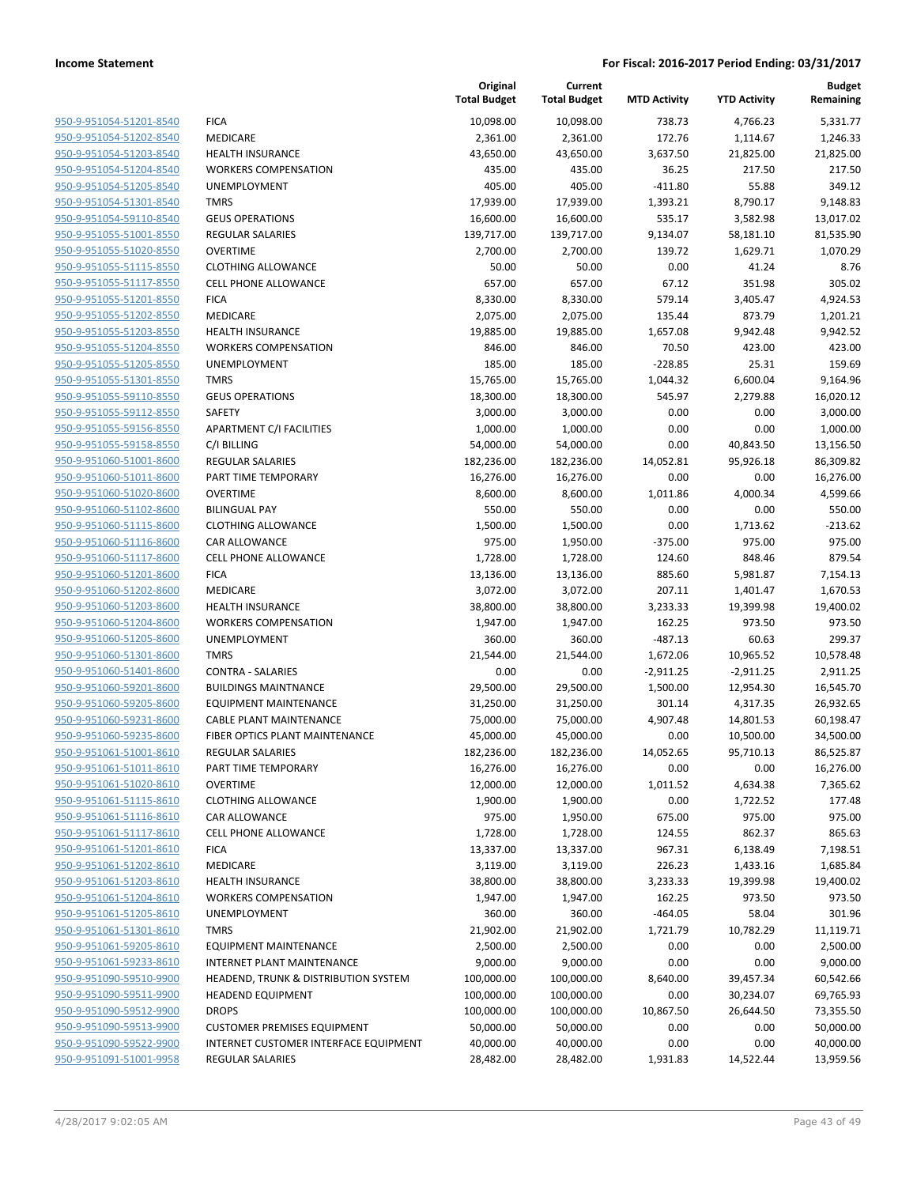| | | Original Total Budget | Current Total Budget | MTD Activity | YTD Activity | Budget Remaining |
|---|---|---|---|---|---|---|
| 950-9-951054-51201-8540 | FICA | 10,098.00 | 10,098.00 | 738.73 | 4,766.23 | 5,331.77 |
| 950-9-951054-51202-8540 | MEDICARE | 2,361.00 | 2,361.00 | 172.76 | 1,114.67 | 1,246.33 |
| 950-9-951054-51203-8540 | HEALTH INSURANCE | 43,650.00 | 43,650.00 | 3,637.50 | 21,825.00 | 21,825.00 |
| 950-9-951054-51204-8540 | WORKERS COMPENSATION | 435.00 | 435.00 | 36.25 | 217.50 | 217.50 |
| 950-9-951054-51205-8540 | UNEMPLOYMENT | 405.00 | 405.00 | -411.80 | 55.88 | 349.12 |
| 950-9-951054-51301-8540 | TMRS | 17,939.00 | 17,939.00 | 1,393.21 | 8,790.17 | 9,148.83 |
| 950-9-951054-59110-8540 | GEUS OPERATIONS | 16,600.00 | 16,600.00 | 535.17 | 3,582.98 | 13,017.02 |
| 950-9-951055-51001-8550 | REGULAR SALARIES | 139,717.00 | 139,717.00 | 9,134.07 | 58,181.10 | 81,535.90 |
| 950-9-951055-51020-8550 | OVERTIME | 2,700.00 | 2,700.00 | 139.72 | 1,629.71 | 1,070.29 |
| 950-9-951055-51115-8550 | CLOTHING ALLOWANCE | 50.00 | 50.00 | 0.00 | 41.24 | 8.76 |
| 950-9-951055-51117-8550 | CELL PHONE ALLOWANCE | 657.00 | 657.00 | 67.12 | 351.98 | 305.02 |
| 950-9-951055-51201-8550 | FICA | 8,330.00 | 8,330.00 | 579.14 | 3,405.47 | 4,924.53 |
| 950-9-951055-51202-8550 | MEDICARE | 2,075.00 | 2,075.00 | 135.44 | 873.79 | 1,201.21 |
| 950-9-951055-51203-8550 | HEALTH INSURANCE | 19,885.00 | 19,885.00 | 1,657.08 | 9,942.48 | 9,942.52 |
| 950-9-951055-51204-8550 | WORKERS COMPENSATION | 846.00 | 846.00 | 70.50 | 423.00 | 423.00 |
| 950-9-951055-51205-8550 | UNEMPLOYMENT | 185.00 | 185.00 | -228.85 | 25.31 | 159.69 |
| 950-9-951055-51301-8550 | TMRS | 15,765.00 | 15,765.00 | 1,044.32 | 6,600.04 | 9,164.96 |
| 950-9-951055-59110-8550 | GEUS OPERATIONS | 18,300.00 | 18,300.00 | 545.97 | 2,279.88 | 16,020.12 |
| 950-9-951055-59112-8550 | SAFETY | 3,000.00 | 3,000.00 | 0.00 | 0.00 | 3,000.00 |
| 950-9-951055-59156-8550 | APARTMENT C/I FACILITIES | 1,000.00 | 1,000.00 | 0.00 | 0.00 | 1,000.00 |
| 950-9-951055-59158-8550 | C/I BILLING | 54,000.00 | 54,000.00 | 0.00 | 40,843.50 | 13,156.50 |
| 950-9-951060-51001-8600 | REGULAR SALARIES | 182,236.00 | 182,236.00 | 14,052.81 | 95,926.18 | 86,309.82 |
| 950-9-951060-51011-8600 | PART TIME TEMPORARY | 16,276.00 | 16,276.00 | 0.00 | 0.00 | 16,276.00 |
| 950-9-951060-51020-8600 | OVERTIME | 8,600.00 | 8,600.00 | 1,011.86 | 4,000.34 | 4,599.66 |
| 950-9-951060-51102-8600 | BILINGUAL PAY | 550.00 | 550.00 | 0.00 | 0.00 | 550.00 |
| 950-9-951060-51115-8600 | CLOTHING ALLOWANCE | 1,500.00 | 1,500.00 | 0.00 | 1,713.62 | -213.62 |
| 950-9-951060-51116-8600 | CAR ALLOWANCE | 975.00 | 1,950.00 | -375.00 | 975.00 | 975.00 |
| 950-9-951060-51117-8600 | CELL PHONE ALLOWANCE | 1,728.00 | 1,728.00 | 124.60 | 848.46 | 879.54 |
| 950-9-951060-51201-8600 | FICA | 13,136.00 | 13,136.00 | 885.60 | 5,981.87 | 7,154.13 |
| 950-9-951060-51202-8600 | MEDICARE | 3,072.00 | 3,072.00 | 207.11 | 1,401.47 | 1,670.53 |
| 950-9-951060-51203-8600 | HEALTH INSURANCE | 38,800.00 | 38,800.00 | 3,233.33 | 19,399.98 | 19,400.02 |
| 950-9-951060-51204-8600 | WORKERS COMPENSATION | 1,947.00 | 1,947.00 | 162.25 | 973.50 | 973.50 |
| 950-9-951060-51205-8600 | UNEMPLOYMENT | 360.00 | 360.00 | -487.13 | 60.63 | 299.37 |
| 950-9-951060-51301-8600 | TMRS | 21,544.00 | 21,544.00 | 1,672.06 | 10,965.52 | 10,578.48 |
| 950-9-951060-51401-8600 | CONTRA - SALARIES | 0.00 | 0.00 | -2,911.25 | -2,911.25 | 2,911.25 |
| 950-9-951060-59201-8600 | BUILDINGS MAINTNANCE | 29,500.00 | 29,500.00 | 1,500.00 | 12,954.30 | 16,545.70 |
| 950-9-951060-59205-8600 | EQUIPMENT MAINTENANCE | 31,250.00 | 31,250.00 | 301.14 | 4,317.35 | 26,932.65 |
| 950-9-951060-59231-8600 | CABLE PLANT MAINTENANCE | 75,000.00 | 75,000.00 | 4,907.48 | 14,801.53 | 60,198.47 |
| 950-9-951060-59235-8600 | FIBER OPTICS PLANT MAINTENANCE | 45,000.00 | 45,000.00 | 0.00 | 10,500.00 | 34,500.00 |
| 950-9-951061-51001-8610 | REGULAR SALARIES | 182,236.00 | 182,236.00 | 14,052.65 | 95,710.13 | 86,525.87 |
| 950-9-951061-51011-8610 | PART TIME TEMPORARY | 16,276.00 | 16,276.00 | 0.00 | 0.00 | 16,276.00 |
| 950-9-951061-51020-8610 | OVERTIME | 12,000.00 | 12,000.00 | 1,011.52 | 4,634.38 | 7,365.62 |
| 950-9-951061-51115-8610 | CLOTHING ALLOWANCE | 1,900.00 | 1,900.00 | 0.00 | 1,722.52 | 177.48 |
| 950-9-951061-51116-8610 | CAR ALLOWANCE | 975.00 | 1,950.00 | 675.00 | 975.00 | 975.00 |
| 950-9-951061-51117-8610 | CELL PHONE ALLOWANCE | 1,728.00 | 1,728.00 | 124.55 | 862.37 | 865.63 |
| 950-9-951061-51201-8610 | FICA | 13,337.00 | 13,337.00 | 967.31 | 6,138.49 | 7,198.51 |
| 950-9-951061-51202-8610 | MEDICARE | 3,119.00 | 3,119.00 | 226.23 | 1,433.16 | 1,685.84 |
| 950-9-951061-51203-8610 | HEALTH INSURANCE | 38,800.00 | 38,800.00 | 3,233.33 | 19,399.98 | 19,400.02 |
| 950-9-951061-51204-8610 | WORKERS COMPENSATION | 1,947.00 | 1,947.00 | 162.25 | 973.50 | 973.50 |
| 950-9-951061-51205-8610 | UNEMPLOYMENT | 360.00 | 360.00 | -464.05 | 58.04 | 301.96 |
| 950-9-951061-51301-8610 | TMRS | 21,902.00 | 21,902.00 | 1,721.79 | 10,782.29 | 11,119.71 |
| 950-9-951061-59205-8610 | EQUIPMENT MAINTENANCE | 2,500.00 | 2,500.00 | 0.00 | 0.00 | 2,500.00 |
| 950-9-951061-59233-8610 | INTERNET PLANT MAINTENANCE | 9,000.00 | 9,000.00 | 0.00 | 0.00 | 9,000.00 |
| 950-9-951090-59510-9900 | HEADEND, TRUNK & DISTRIBUTION SYSTEM | 100,000.00 | 100,000.00 | 8,640.00 | 39,457.34 | 60,542.66 |
| 950-9-951090-59511-9900 | HEADEND EQUIPMENT | 100,000.00 | 100,000.00 | 0.00 | 30,234.07 | 69,765.93 |
| 950-9-951090-59512-9900 | DROPS | 100,000.00 | 100,000.00 | 10,867.50 | 26,644.50 | 73,355.50 |
| 950-9-951090-59513-9900 | CUSTOMER PREMISES EQUIPMENT | 50,000.00 | 50,000.00 | 0.00 | 0.00 | 50,000.00 |
| 950-9-951090-59522-9900 | INTERNET CUSTOMER INTERFACE EQUIPMENT | 40,000.00 | 40,000.00 | 0.00 | 0.00 | 40,000.00 |
| 950-9-951091-51001-9958 | REGULAR SALARIES | 28,482.00 | 28,482.00 | 1,931.83 | 14,522.44 | 13,959.56 |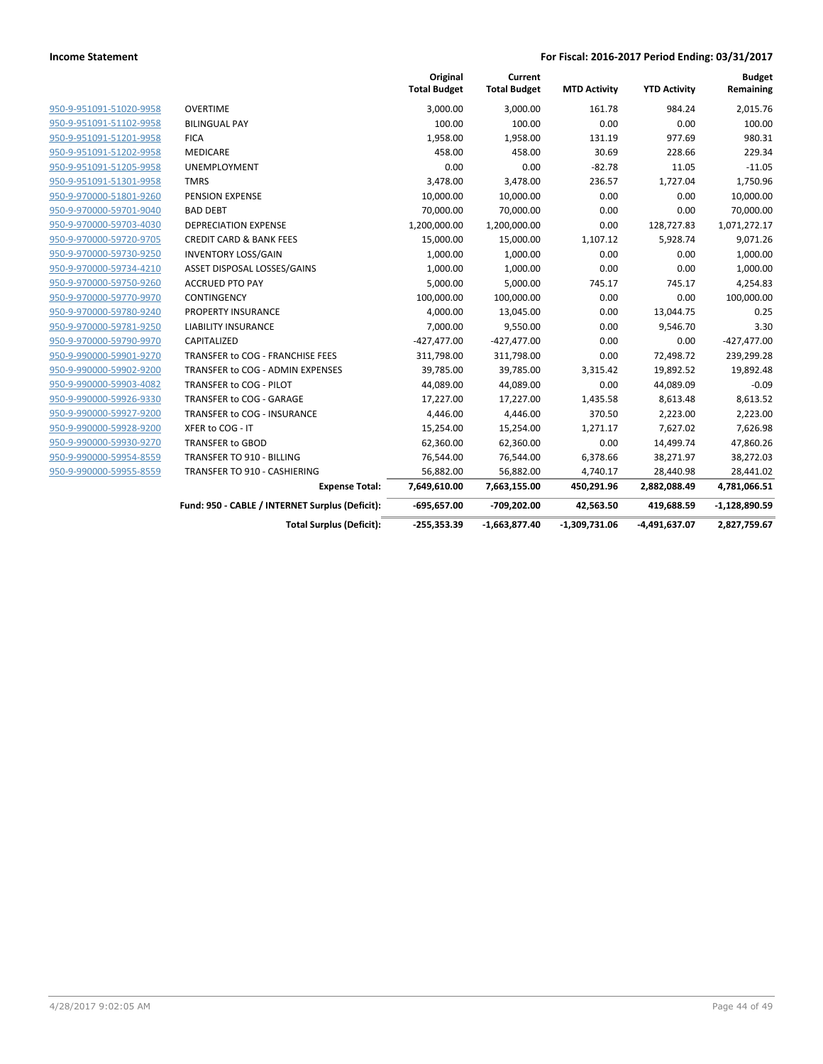| | | Original Total Budget | Current Total Budget | MTD Activity | YTD Activity | Budget Remaining |
|---|---|---|---|---|---|---|
| 950-9-951091-51020-9958 | OVERTIME | 3,000.00 | 3,000.00 | 161.78 | 984.24 | 2,015.76 |
| 950-9-951091-51102-9958 | BILINGUAL PAY | 100.00 | 100.00 | 0.00 | 0.00 | 100.00 |
| 950-9-951091-51201-9958 | FICA | 1,958.00 | 1,958.00 | 131.19 | 977.69 | 980.31 |
| 950-9-951091-51202-9958 | MEDICARE | 458.00 | 458.00 | 30.69 | 228.66 | 229.34 |
| 950-9-951091-51205-9958 | UNEMPLOYMENT | 0.00 | 0.00 | -82.78 | 11.05 | -11.05 |
| 950-9-951091-51301-9958 | TMRS | 3,478.00 | 3,478.00 | 236.57 | 1,727.04 | 1,750.96 |
| 950-9-970000-51801-9260 | PENSION EXPENSE | 10,000.00 | 10,000.00 | 0.00 | 0.00 | 10,000.00 |
| 950-9-970000-59701-9040 | BAD DEBT | 70,000.00 | 70,000.00 | 0.00 | 0.00 | 70,000.00 |
| 950-9-970000-59703-4030 | DEPRECIATION EXPENSE | 1,200,000.00 | 1,200,000.00 | 0.00 | 128,727.83 | 1,071,272.17 |
| 950-9-970000-59720-9705 | CREDIT CARD & BANK FEES | 15,000.00 | 15,000.00 | 1,107.12 | 5,928.74 | 9,071.26 |
| 950-9-970000-59730-9250 | INVENTORY LOSS/GAIN | 1,000.00 | 1,000.00 | 0.00 | 0.00 | 1,000.00 |
| 950-9-970000-59734-4210 | ASSET DISPOSAL LOSSES/GAINS | 1,000.00 | 1,000.00 | 0.00 | 0.00 | 1,000.00 |
| 950-9-970000-59750-9260 | ACCRUED PTO PAY | 5,000.00 | 5,000.00 | 745.17 | 745.17 | 4,254.83 |
| 950-9-970000-59770-9970 | CONTINGENCY | 100,000.00 | 100,000.00 | 0.00 | 0.00 | 100,000.00 |
| 950-9-970000-59780-9240 | PROPERTY INSURANCE | 4,000.00 | 13,045.00 | 0.00 | 13,044.75 | 0.25 |
| 950-9-970000-59781-9250 | LIABILITY INSURANCE | 7,000.00 | 9,550.00 | 0.00 | 9,546.70 | 3.30 |
| 950-9-970000-59790-9970 | CAPITALIZED | -427,477.00 | -427,477.00 | 0.00 | 0.00 | -427,477.00 |
| 950-9-990000-59901-9270 | TRANSFER to COG - FRANCHISE FEES | 311,798.00 | 311,798.00 | 0.00 | 72,498.72 | 239,299.28 |
| 950-9-990000-59902-9200 | TRANSFER to COG - ADMIN EXPENSES | 39,785.00 | 39,785.00 | 3,315.42 | 19,892.52 | 19,892.48 |
| 950-9-990000-59903-4082 | TRANSFER to COG - PILOT | 44,089.00 | 44,089.00 | 0.00 | 44,089.09 | -0.09 |
| 950-9-990000-59926-9330 | TRANSFER to COG - GARAGE | 17,227.00 | 17,227.00 | 1,435.58 | 8,613.48 | 8,613.52 |
| 950-9-990000-59927-9200 | TRANSFER to COG - INSURANCE | 4,446.00 | 4,446.00 | 370.50 | 2,223.00 | 2,223.00 |
| 950-9-990000-59928-9200 | XFER to COG - IT | 15,254.00 | 15,254.00 | 1,271.17 | 7,627.02 | 7,626.98 |
| 950-9-990000-59930-9270 | TRANSFER to GBOD | 62,360.00 | 62,360.00 | 0.00 | 14,499.74 | 47,860.26 |
| 950-9-990000-59954-8559 | TRANSFER TO 910 - BILLING | 76,544.00 | 76,544.00 | 6,378.66 | 38,271.97 | 38,272.03 |
| 950-9-990000-59955-8559 | TRANSFER TO 910 - CASHIERING | 56,882.00 | 56,882.00 | 4,740.17 | 28,440.98 | 28,441.02 |
| | **Expense Total:** | **7,649,610.00** | **7,663,155.00** | **450,291.96** | **2,882,088.49** | **4,781,066.51** |
| | **Fund: 950 - CABLE / INTERNET Surplus (Deficit):** | **-695,657.00** | **-709,202.00** | **42,563.50** | **419,688.59** | **-1,128,890.59** |
| | **Total Surplus (Deficit):** | **-255,353.39** | **-1,663,877.40** | **-1,309,731.06** | **-4,491,637.07** | **2,827,759.67** |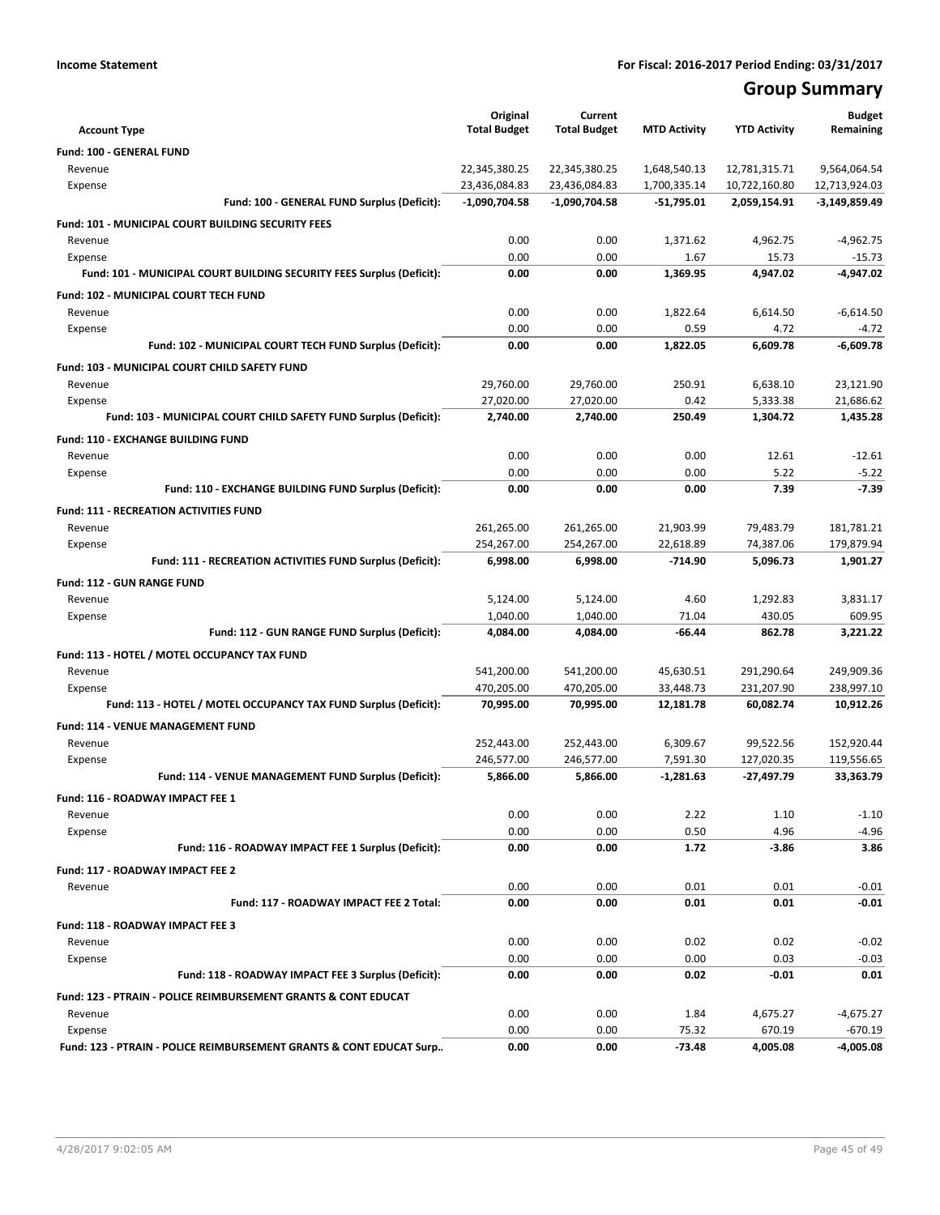**Income Statement** **For Fiscal: 2016-2017 Period Ending: 03/31/2017**

# Group Summary

| Account Type | Original Total Budget | Current Total Budget | MTD Activity | YTD Activity | Budget Remaining |
|---|---|---|---|---|---|
| **Fund: 100 - GENERAL FUND** | | | | | |
| Revenue | 22,345,380.25 | 22,345,380.25 | 1,648,540.13 | 12,781,315.71 | 9,564,064.54 |
| Expense | 23,436,084.83 | 23,436,084.83 | 1,700,335.14 | 10,722,160.80 | 12,713,924.03 |
| **Fund: 100 - GENERAL FUND Surplus (Deficit):** | **-1,090,704.58** | **-1,090,704.58** | **-51,795.01** | **2,059,154.91** | **-3,149,859.49** |
| **Fund: 101 - MUNICIPAL COURT BUILDING SECURITY FEES** | | | | | |
| Revenue | 0.00 | 0.00 | 1,371.62 | 4,962.75 | -4,962.75 |
| Expense | 0.00 | 0.00 | 1.67 | 15.73 | -15.73 |
| **Fund: 101 - MUNICIPAL COURT BUILDING SECURITY FEES Surplus (Deficit):** | **0.00** | **0.00** | **1,369.95** | **4,947.02** | **-4,947.02** |
| **Fund: 102 - MUNICIPAL COURT TECH FUND** | | | | | |
| Revenue | 0.00 | 0.00 | 1,822.64 | 6,614.50 | -6,614.50 |
| Expense | 0.00 | 0.00 | 0.59 | 4.72 | -4.72 |
| **Fund: 102 - MUNICIPAL COURT TECH FUND Surplus (Deficit):** | **0.00** | **0.00** | **1,822.05** | **6,609.78** | **-6,609.78** |
| **Fund: 103 - MUNICIPAL COURT CHILD SAFETY FUND** | | | | | |
| Revenue | 29,760.00 | 29,760.00 | 250.91 | 6,638.10 | 23,121.90 |
| Expense | 27,020.00 | 27,020.00 | 0.42 | 5,333.38 | 21,686.62 |
| **Fund: 103 - MUNICIPAL COURT CHILD SAFETY FUND Surplus (Deficit):** | **2,740.00** | **2,740.00** | **250.49** | **1,304.72** | **1,435.28** |
| **Fund: 110 - EXCHANGE BUILDING FUND** | | | | | |
| Revenue | 0.00 | 0.00 | 0.00 | 12.61 | -12.61 |
| Expense | 0.00 | 0.00 | 0.00 | 5.22 | -5.22 |
| **Fund: 110 - EXCHANGE BUILDING FUND Surplus (Deficit):** | **0.00** | **0.00** | **0.00** | **7.39** | **-7.39** |
| **Fund: 111 - RECREATION ACTIVITIES FUND** | | | | | |
| Revenue | 261,265.00 | 261,265.00 | 21,903.99 | 79,483.79 | 181,781.21 |
| Expense | 254,267.00 | 254,267.00 | 22,618.89 | 74,387.06 | 179,879.94 |
| **Fund: 111 - RECREATION ACTIVITIES FUND Surplus (Deficit):** | **6,998.00** | **6,998.00** | **-714.90** | **5,096.73** | **1,901.27** |
| **Fund: 112 - GUN RANGE FUND** | | | | | |
| Revenue | 5,124.00 | 5,124.00 | 4.60 | 1,292.83 | 3,831.17 |
| Expense | 1,040.00 | 1,040.00 | 71.04 | 430.05 | 609.95 |
| **Fund: 112 - GUN RANGE FUND Surplus (Deficit):** | **4,084.00** | **4,084.00** | **-66.44** | **862.78** | **3,221.22** |
| **Fund: 113 - HOTEL / MOTEL OCCUPANCY TAX FUND** | | | | | |
| Revenue | 541,200.00 | 541,200.00 | 45,630.51 | 291,290.64 | 249,909.36 |
| Expense | 470,205.00 | 470,205.00 | 33,448.73 | 231,207.90 | 238,997.10 |
| **Fund: 113 - HOTEL / MOTEL OCCUPANCY TAX FUND Surplus (Deficit):** | **70,995.00** | **70,995.00** | **12,181.78** | **60,082.74** | **10,912.26** |
| **Fund: 114 - VENUE MANAGEMENT FUND** | | | | | |
| Revenue | 252,443.00 | 252,443.00 | 6,309.67 | 99,522.56 | 152,920.44 |
| Expense | 246,577.00 | 246,577.00 | 7,591.30 | 127,020.35 | 119,556.65 |
| **Fund: 114 - VENUE MANAGEMENT FUND Surplus (Deficit):** | **5,866.00** | **5,866.00** | **-1,281.63** | **-27,497.79** | **33,363.79** |
| **Fund: 116 - ROADWAY IMPACT FEE 1** | | | | | |
| Revenue | 0.00 | 0.00 | 2.22 | 1.10 | -1.10 |
| Expense | 0.00 | 0.00 | 0.50 | 4.96 | -4.96 |
| **Fund: 116 - ROADWAY IMPACT FEE 1 Surplus (Deficit):** | **0.00** | **0.00** | **1.72** | **-3.86** | **3.86** |
| **Fund: 117 - ROADWAY IMPACT FEE 2** | | | | | |
| Revenue | 0.00 | 0.00 | 0.01 | 0.01 | -0.01 |
| **Fund: 117 - ROADWAY IMPACT FEE 2 Total:** | **0.00** | **0.00** | **0.01** | **0.01** | **-0.01** |
| **Fund: 118 - ROADWAY IMPACT FEE 3** | | | | | |
| Revenue | 0.00 | 0.00 | 0.02 | 0.02 | -0.02 |
| Expense | 0.00 | 0.00 | 0.00 | 0.03 | -0.03 |
| **Fund: 118 - ROADWAY IMPACT FEE 3 Surplus (Deficit):** | **0.00** | **0.00** | **0.02** | **-0.01** | **0.01** |
| **Fund: 123 - PTRAIN - POLICE REIMBURSEMENT GRANTS & CONT EDUCAT** | | | | | |
| Revenue | 0.00 | 0.00 | 1.84 | 4,675.27 | -4,675.27 |
| Expense | 0.00 | 0.00 | 75.32 | 670.19 | -670.19 |
| **Fund: 123 - PTRAIN - POLICE REIMBURSEMENT GRANTS & CONT EDUCAT Surp..** | **0.00** | **0.00** | **-73.48** | **4,005.08** | **-4,005.08** |

4/28/2017 9:02:05 AM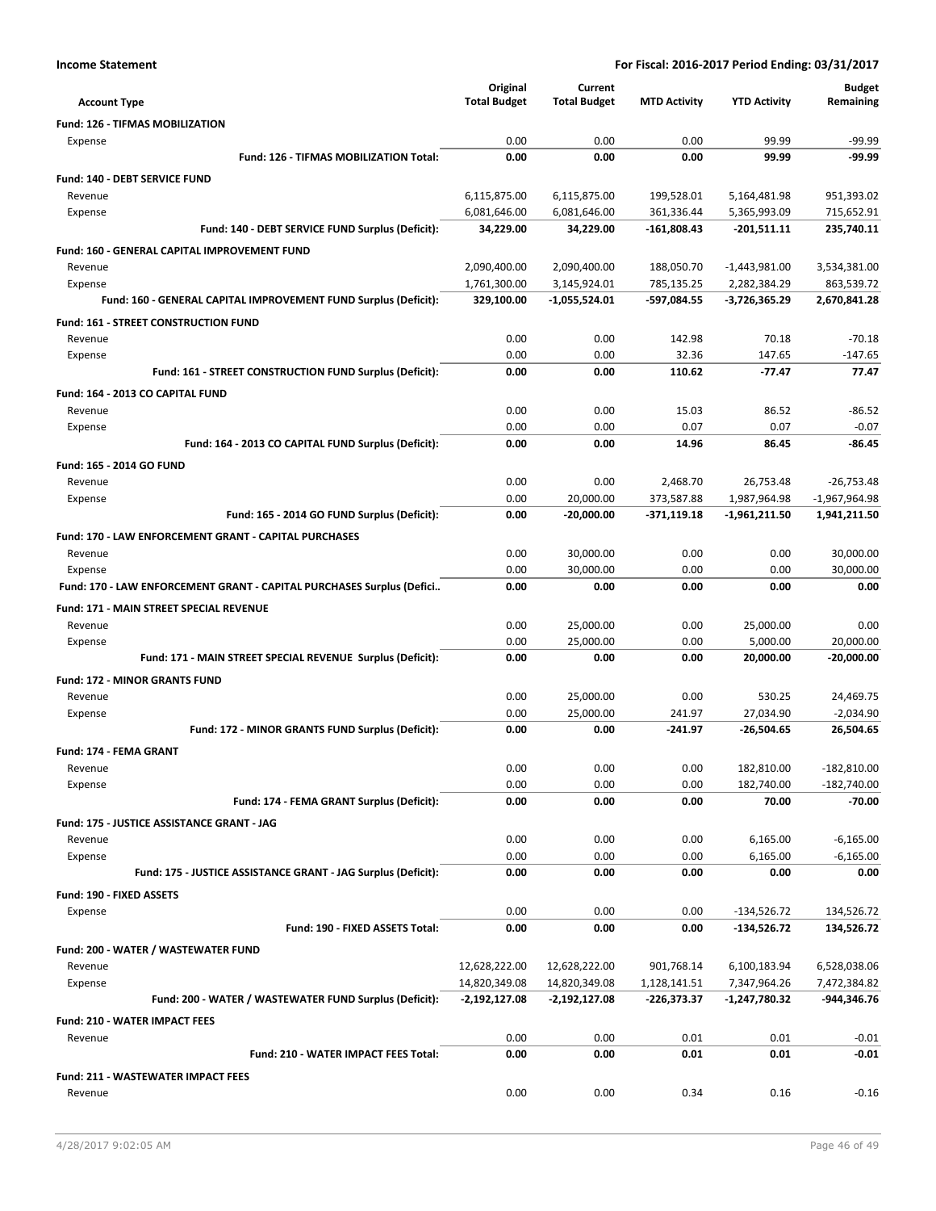**Income Statement** — **For Fiscal: 2016-2017 Period Ending: 03/31/2017**

| Account Type | Original Total Budget | Current Total Budget | MTD Activity | YTD Activity | Budget Remaining |
|---|---|---|---|---|---|
| **Fund: 126 - TIFMAS MOBILIZATION** | | | | | |
| Expense | 0.00 | 0.00 | 0.00 | 99.99 | -99.99 |
| **Fund: 126 - TIFMAS MOBILIZATION Total:** | **0.00** | **0.00** | **0.00** | **99.99** | **-99.99** |
| **Fund: 140 - DEBT SERVICE FUND** | | | | | |
| Revenue | 6,115,875.00 | 6,115,875.00 | 199,528.01 | 5,164,481.98 | 951,393.02 |
| Expense | 6,081,646.00 | 6,081,646.00 | 361,336.44 | 5,365,993.09 | 715,652.91 |
| **Fund: 140 - DEBT SERVICE FUND Surplus (Deficit):** | **34,229.00** | **34,229.00** | **-161,808.43** | **-201,511.11** | **235,740.11** |
| **Fund: 160 - GENERAL CAPITAL IMPROVEMENT FUND** | | | | | |
| Revenue | 2,090,400.00 | 2,090,400.00 | 188,050.70 | -1,443,981.00 | 3,534,381.00 |
| Expense | 1,761,300.00 | 3,145,924.01 | 785,135.25 | 2,282,384.29 | 863,539.72 |
| **Fund: 160 - GENERAL CAPITAL IMPROVEMENT FUND Surplus (Deficit):** | **329,100.00** | **-1,055,524.01** | **-597,084.55** | **-3,726,365.29** | **2,670,841.28** |
| **Fund: 161 - STREET CONSTRUCTION FUND** | | | | | |
| Revenue | 0.00 | 0.00 | 142.98 | 70.18 | -70.18 |
| Expense | 0.00 | 0.00 | 32.36 | 147.65 | -147.65 |
| **Fund: 161 - STREET CONSTRUCTION FUND Surplus (Deficit):** | **0.00** | **0.00** | **110.62** | **-77.47** | **77.47** |
| **Fund: 164 - 2013 CO CAPITAL FUND** | | | | | |
| Revenue | 0.00 | 0.00 | 15.03 | 86.52 | -86.52 |
| Expense | 0.00 | 0.00 | 0.07 | 0.07 | -0.07 |
| **Fund: 164 - 2013 CO CAPITAL FUND Surplus (Deficit):** | **0.00** | **0.00** | **14.96** | **86.45** | **-86.45** |
| **Fund: 165 - 2014 GO FUND** | | | | | |
| Revenue | 0.00 | 0.00 | 2,468.70 | 26,753.48 | -26,753.48 |
| Expense | 0.00 | 20,000.00 | 373,587.88 | 1,987,964.98 | -1,967,964.98 |
| **Fund: 165 - 2014 GO FUND Surplus (Deficit):** | **0.00** | **-20,000.00** | **-371,119.18** | **-1,961,211.50** | **1,941,211.50** |
| **Fund: 170 - LAW ENFORCEMENT GRANT - CAPITAL PURCHASES** | | | | | |
| Revenue | 0.00 | 30,000.00 | 0.00 | 0.00 | 30,000.00 |
| Expense | 0.00 | 30,000.00 | 0.00 | 0.00 | 30,000.00 |
| **Fund: 170 - LAW ENFORCEMENT GRANT - CAPITAL PURCHASES Surplus (Defici..** | **0.00** | **0.00** | **0.00** | **0.00** | **0.00** |
| **Fund: 171 - MAIN STREET SPECIAL REVENUE** | | | | | |
| Revenue | 0.00 | 25,000.00 | 0.00 | 25,000.00 | 0.00 |
| Expense | 0.00 | 25,000.00 | 0.00 | 5,000.00 | 20,000.00 |
| **Fund: 171 - MAIN STREET SPECIAL REVENUE Surplus (Deficit):** | **0.00** | **0.00** | **0.00** | **20,000.00** | **-20,000.00** |
| **Fund: 172 - MINOR GRANTS FUND** | | | | | |
| Revenue | 0.00 | 25,000.00 | 0.00 | 530.25 | 24,469.75 |
| Expense | 0.00 | 25,000.00 | 241.97 | 27,034.90 | -2,034.90 |
| **Fund: 172 - MINOR GRANTS FUND Surplus (Deficit):** | **0.00** | **0.00** | **-241.97** | **-26,504.65** | **26,504.65** |
| **Fund: 174 - FEMA GRANT** | | | | | |
| Revenue | 0.00 | 0.00 | 0.00 | 182,810.00 | -182,810.00 |
| Expense | 0.00 | 0.00 | 0.00 | 182,740.00 | -182,740.00 |
| **Fund: 174 - FEMA GRANT Surplus (Deficit):** | **0.00** | **0.00** | **0.00** | **70.00** | **-70.00** |
| **Fund: 175 - JUSTICE ASSISTANCE GRANT - JAG** | | | | | |
| Revenue | 0.00 | 0.00 | 0.00 | 6,165.00 | -6,165.00 |
| Expense | 0.00 | 0.00 | 0.00 | 6,165.00 | -6,165.00 |
| **Fund: 175 - JUSTICE ASSISTANCE GRANT - JAG Surplus (Deficit):** | **0.00** | **0.00** | **0.00** | **0.00** | **0.00** |
| **Fund: 190 - FIXED ASSETS** | | | | | |
| Expense | 0.00 | 0.00 | 0.00 | -134,526.72 | 134,526.72 |
| **Fund: 190 - FIXED ASSETS Total:** | **0.00** | **0.00** | **0.00** | **-134,526.72** | **134,526.72** |
| **Fund: 200 - WATER / WASTEWATER FUND** | | | | | |
| Revenue | 12,628,222.00 | 12,628,222.00 | 901,768.14 | 6,100,183.94 | 6,528,038.06 |
| Expense | 14,820,349.08 | 14,820,349.08 | 1,128,141.51 | 7,347,964.26 | 7,472,384.82 |
| **Fund: 200 - WATER / WASTEWATER FUND Surplus (Deficit):** | **-2,192,127.08** | **-2,192,127.08** | **-226,373.37** | **-1,247,780.32** | **-944,346.76** |
| **Fund: 210 - WATER IMPACT FEES** | | | | | |
| Revenue | 0.00 | 0.00 | 0.01 | 0.01 | -0.01 |
| **Fund: 210 - WATER IMPACT FEES Total:** | **0.00** | **0.00** | **0.01** | **0.01** | **-0.01** |
| **Fund: 211 - WASTEWATER IMPACT FEES** | | | | | |
| Revenue | 0.00 | 0.00 | 0.34 | 0.16 | -0.16 |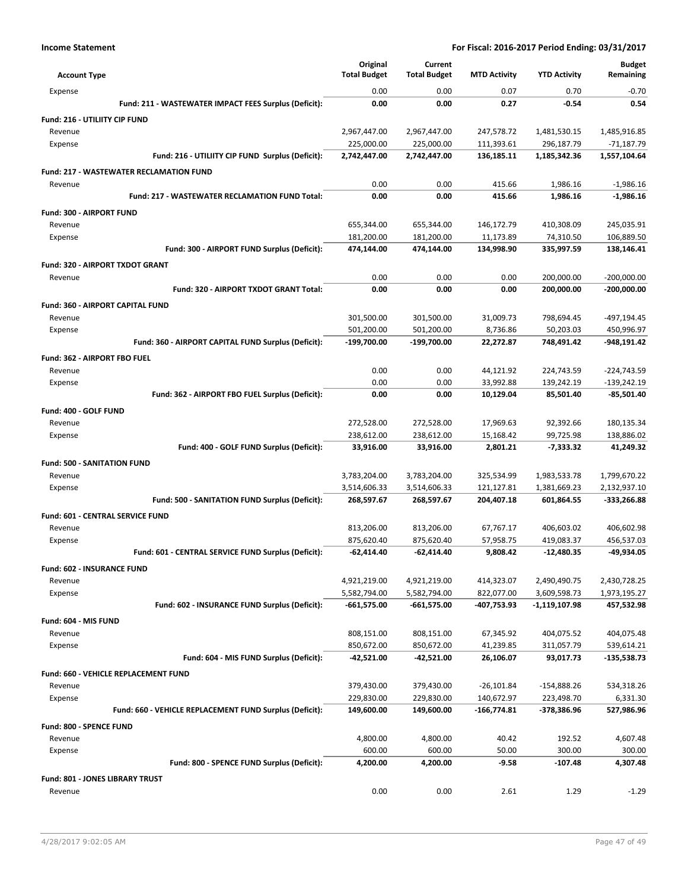**Income Statement** — For Fiscal: 2016-2017 Period Ending: 03/31/2017

| Account Type | Original Total Budget | Current Total Budget | MTD Activity | YTD Activity | Budget Remaining |
|---|---|---|---|---|---|
| Expense | 0.00 | 0.00 | 0.07 | 0.70 | -0.70 |
| **Fund: 211 - WASTEWATER IMPACT FEES Surplus (Deficit):** | **0.00** | **0.00** | **0.27** | **-0.54** | **0.54** |
| **Fund: 216 - UTILIITY CIP FUND** | | | | | |
| Revenue | 2,967,447.00 | 2,967,447.00 | 247,578.72 | 1,481,530.15 | 1,485,916.85 |
| Expense | 225,000.00 | 225,000.00 | 111,393.61 | 296,187.79 | -71,187.79 |
| **Fund: 216 - UTILIITY CIP FUND Surplus (Deficit):** | **2,742,447.00** | **2,742,447.00** | **136,185.11** | **1,185,342.36** | **1,557,104.64** |
| **Fund: 217 - WASTEWATER RECLAMATION FUND** | | | | | |
| Revenue | 0.00 | 0.00 | 415.66 | 1,986.16 | -1,986.16 |
| **Fund: 217 - WASTEWATER RECLAMATION FUND Total:** | **0.00** | **0.00** | **415.66** | **1,986.16** | **-1,986.16** |
| **Fund: 300 - AIRPORT FUND** | | | | | |
| Revenue | 655,344.00 | 655,344.00 | 146,172.79 | 410,308.09 | 245,035.91 |
| Expense | 181,200.00 | 181,200.00 | 11,173.89 | 74,310.50 | 106,889.50 |
| **Fund: 300 - AIRPORT FUND Surplus (Deficit):** | **474,144.00** | **474,144.00** | **134,998.90** | **335,997.59** | **138,146.41** |
| **Fund: 320 - AIRPORT TXDOT GRANT** | | | | | |
| Revenue | 0.00 | 0.00 | 0.00 | 200,000.00 | -200,000.00 |
| **Fund: 320 - AIRPORT TXDOT GRANT Total:** | **0.00** | **0.00** | **0.00** | **200,000.00** | **-200,000.00** |
| **Fund: 360 - AIRPORT CAPITAL FUND** | | | | | |
| Revenue | 301,500.00 | 301,500.00 | 31,009.73 | 798,694.45 | -497,194.45 |
| Expense | 501,200.00 | 501,200.00 | 8,736.86 | 50,203.03 | 450,996.97 |
| **Fund: 360 - AIRPORT CAPITAL FUND Surplus (Deficit):** | **-199,700.00** | **-199,700.00** | **22,272.87** | **748,491.42** | **-948,191.42** |
| **Fund: 362 - AIRPORT FBO FUEL** | | | | | |
| Revenue | 0.00 | 0.00 | 44,121.92 | 224,743.59 | -224,743.59 |
| Expense | 0.00 | 0.00 | 33,992.88 | 139,242.19 | -139,242.19 |
| **Fund: 362 - AIRPORT FBO FUEL Surplus (Deficit):** | **0.00** | **0.00** | **10,129.04** | **85,501.40** | **-85,501.40** |
| **Fund: 400 - GOLF FUND** | | | | | |
| Revenue | 272,528.00 | 272,528.00 | 17,969.63 | 92,392.66 | 180,135.34 |
| Expense | 238,612.00 | 238,612.00 | 15,168.42 | 99,725.98 | 138,886.02 |
| **Fund: 400 - GOLF FUND Surplus (Deficit):** | **33,916.00** | **33,916.00** | **2,801.21** | **-7,333.32** | **41,249.32** |
| **Fund: 500 - SANITATION FUND** | | | | | |
| Revenue | 3,783,204.00 | 3,783,204.00 | 325,534.99 | 1,983,533.78 | 1,799,670.22 |
| Expense | 3,514,606.33 | 3,514,606.33 | 121,127.81 | 1,381,669.23 | 2,132,937.10 |
| **Fund: 500 - SANITATION FUND Surplus (Deficit):** | **268,597.67** | **268,597.67** | **204,407.18** | **601,864.55** | **-333,266.88** |
| **Fund: 601 - CENTRAL SERVICE FUND** | | | | | |
| Revenue | 813,206.00 | 813,206.00 | 67,767.17 | 406,603.02 | 406,602.98 |
| Expense | 875,620.40 | 875,620.40 | 57,958.75 | 419,083.37 | 456,537.03 |
| **Fund: 601 - CENTRAL SERVICE FUND Surplus (Deficit):** | **-62,414.40** | **-62,414.40** | **9,808.42** | **-12,480.35** | **-49,934.05** |
| **Fund: 602 - INSURANCE FUND** | | | | | |
| Revenue | 4,921,219.00 | 4,921,219.00 | 414,323.07 | 2,490,490.75 | 2,430,728.25 |
| Expense | 5,582,794.00 | 5,582,794.00 | 822,077.00 | 3,609,598.73 | 1,973,195.27 |
| **Fund: 602 - INSURANCE FUND Surplus (Deficit):** | **-661,575.00** | **-661,575.00** | **-407,753.93** | **-1,119,107.98** | **457,532.98** |
| **Fund: 604 - MIS FUND** | | | | | |
| Revenue | 808,151.00 | 808,151.00 | 67,345.92 | 404,075.52 | 404,075.48 |
| Expense | 850,672.00 | 850,672.00 | 41,239.85 | 311,057.79 | 539,614.21 |
| **Fund: 604 - MIS FUND Surplus (Deficit):** | **-42,521.00** | **-42,521.00** | **26,106.07** | **93,017.73** | **-135,538.73** |
| **Fund: 660 - VEHICLE REPLACEMENT FUND** | | | | | |
| Revenue | 379,430.00 | 379,430.00 | -26,101.84 | -154,888.26 | 534,318.26 |
| Expense | 229,830.00 | 229,830.00 | 140,672.97 | 223,498.70 | 6,331.30 |
| **Fund: 660 - VEHICLE REPLACEMENT FUND Surplus (Deficit):** | **149,600.00** | **149,600.00** | **-166,774.81** | **-378,386.96** | **527,986.96** |
| **Fund: 800 - SPENCE FUND** | | | | | |
| Revenue | 4,800.00 | 4,800.00 | 40.42 | 192.52 | 4,607.48 |
| Expense | 600.00 | 600.00 | 50.00 | 300.00 | 300.00 |
| **Fund: 800 - SPENCE FUND Surplus (Deficit):** | **4,200.00** | **4,200.00** | **-9.58** | **-107.48** | **4,307.48** |
| **Fund: 801 - JONES LIBRARY TRUST** | | | | | |
| Revenue | 0.00 | 0.00 | 2.61 | 1.29 | -1.29 |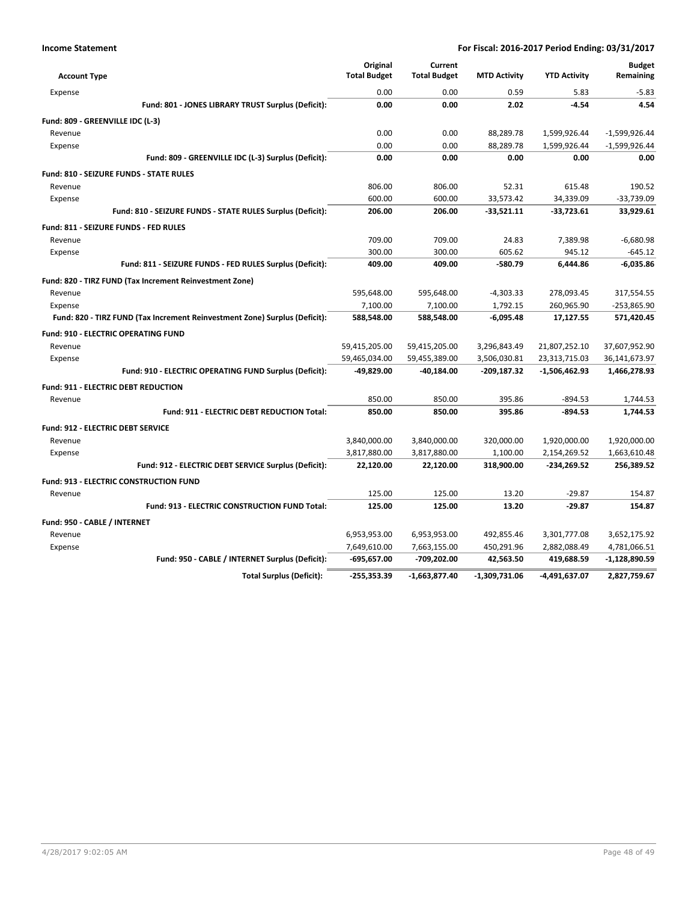| Account Type | Original Total Budget | Current Total Budget | MTD Activity | YTD Activity | Budget Remaining |
|---|---|---|---|---|---|
| Expense | 0.00 | 0.00 | 0.59 | 5.83 | -5.83 |
| **Fund: 801 - JONES LIBRARY TRUST Surplus (Deficit):** | **0.00** | **0.00** | **2.02** | **-4.54** | **4.54** |
| **Fund: 809 - GREENVILLE IDC (L-3)** | | | | | |
| Revenue | 0.00 | 0.00 | 88,289.78 | 1,599,926.44 | -1,599,926.44 |
| Expense | 0.00 | 0.00 | 88,289.78 | 1,599,926.44 | -1,599,926.44 |
| **Fund: 809 - GREENVILLE IDC (L-3) Surplus (Deficit):** | **0.00** | **0.00** | **0.00** | **0.00** | **0.00** |
| **Fund: 810 - SEIZURE FUNDS - STATE RULES** | | | | | |
| Revenue | 806.00 | 806.00 | 52.31 | 615.48 | 190.52 |
| Expense | 600.00 | 600.00 | 33,573.42 | 34,339.09 | -33,739.09 |
| **Fund: 810 - SEIZURE FUNDS - STATE RULES Surplus (Deficit):** | **206.00** | **206.00** | **-33,521.11** | **-33,723.61** | **33,929.61** |
| **Fund: 811 - SEIZURE FUNDS - FED RULES** | | | | | |
| Revenue | 709.00 | 709.00 | 24.83 | 7,389.98 | -6,680.98 |
| Expense | 300.00 | 300.00 | 605.62 | 945.12 | -645.12 |
| **Fund: 811 - SEIZURE FUNDS - FED RULES Surplus (Deficit):** | **409.00** | **409.00** | **-580.79** | **6,444.86** | **-6,035.86** |
| **Fund: 820 - TIRZ FUND (Tax Increment Reinvestment Zone)** | | | | | |
| Revenue | 595,648.00 | 595,648.00 | -4,303.33 | 278,093.45 | 317,554.55 |
| Expense | 7,100.00 | 7,100.00 | 1,792.15 | 260,965.90 | -253,865.90 |
| **Fund: 820 - TIRZ FUND (Tax Increment Reinvestment Zone) Surplus (Deficit):** | **588,548.00** | **588,548.00** | **-6,095.48** | **17,127.55** | **571,420.45** |
| **Fund: 910 - ELECTRIC OPERATING FUND** | | | | | |
| Revenue | 59,415,205.00 | 59,415,205.00 | 3,296,843.49 | 21,807,252.10 | 37,607,952.90 |
| Expense | 59,465,034.00 | 59,455,389.00 | 3,506,030.81 | 23,313,715.03 | 36,141,673.97 |
| **Fund: 910 - ELECTRIC OPERATING FUND Surplus (Deficit):** | **-49,829.00** | **-40,184.00** | **-209,187.32** | **-1,506,462.93** | **1,466,278.93** |
| **Fund: 911 - ELECTRIC DEBT REDUCTION** | | | | | |
| Revenue | 850.00 | 850.00 | 395.86 | -894.53 | 1,744.53 |
| **Fund: 911 - ELECTRIC DEBT REDUCTION Total:** | **850.00** | **850.00** | **395.86** | **-894.53** | **1,744.53** |
| **Fund: 912 - ELECTRIC DEBT SERVICE** | | | | | |
| Revenue | 3,840,000.00 | 3,840,000.00 | 320,000.00 | 1,920,000.00 | 1,920,000.00 |
| Expense | 3,817,880.00 | 3,817,880.00 | 1,100.00 | 2,154,269.52 | 1,663,610.48 |
| **Fund: 912 - ELECTRIC DEBT SERVICE Surplus (Deficit):** | **22,120.00** | **22,120.00** | **318,900.00** | **-234,269.52** | **256,389.52** |
| **Fund: 913 - ELECTRIC CONSTRUCTION FUND** | | | | | |
| Revenue | 125.00 | 125.00 | 13.20 | -29.87 | 154.87 |
| **Fund: 913 - ELECTRIC CONSTRUCTION FUND Total:** | **125.00** | **125.00** | **13.20** | **-29.87** | **154.87** |
| **Fund: 950 - CABLE / INTERNET** | | | | | |
| Revenue | 6,953,953.00 | 6,953,953.00 | 492,855.46 | 3,301,777.08 | 3,652,175.92 |
| Expense | 7,649,610.00 | 7,663,155.00 | 450,291.96 | 2,882,088.49 | 4,781,066.51 |
| **Fund: 950 - CABLE / INTERNET Surplus (Deficit):** | **-695,657.00** | **-709,202.00** | **42,563.50** | **419,688.59** | **-1,128,890.59** |
| **Total Surplus (Deficit):** | **-255,353.39** | **-1,663,877.40** | **-1,309,731.06** | **-4,491,637.07** | **2,827,759.67** |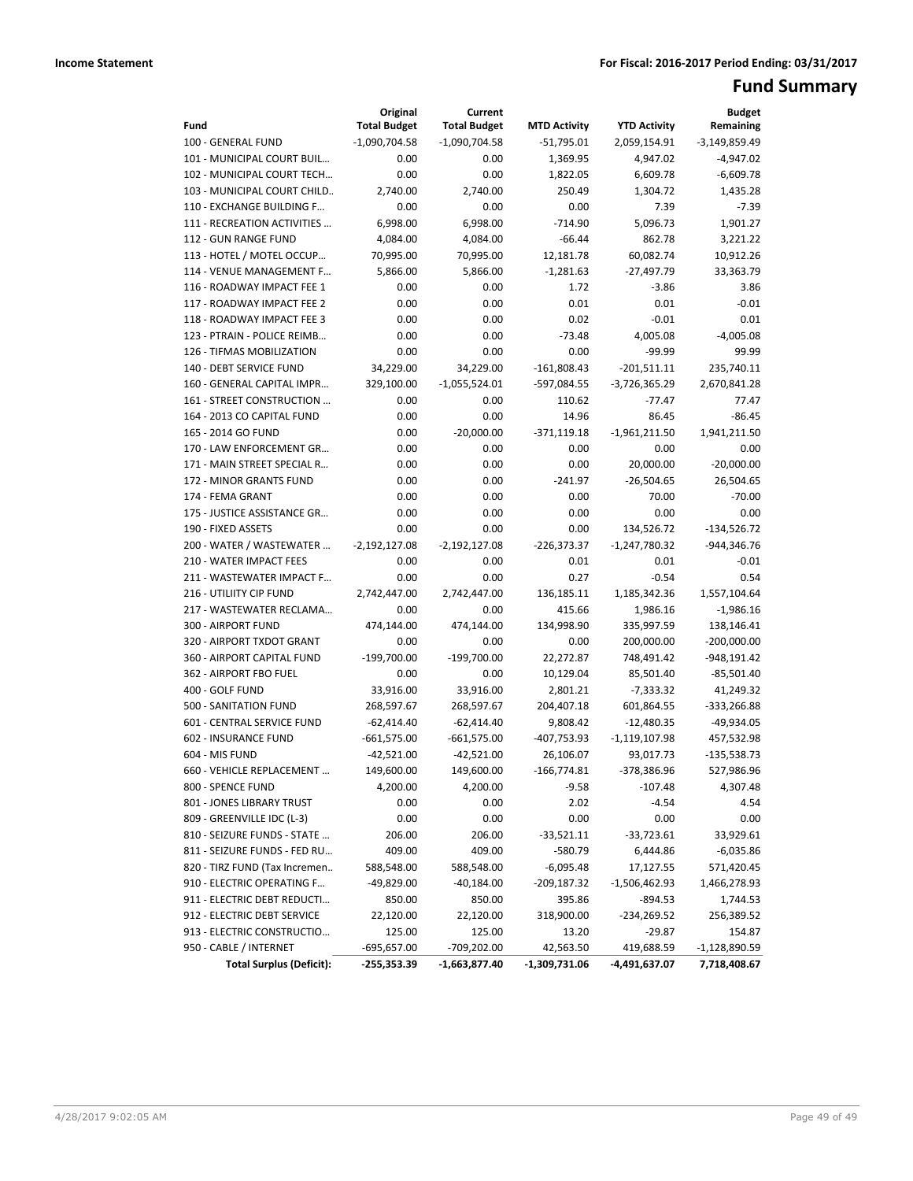**Income Statement** **For Fiscal: 2016-2017 Period Ending: 03/31/2017**

# Fund Summary

| Fund | Original Total Budget | Current Total Budget | MTD Activity | YTD Activity | Budget Remaining |
|---|---|---|---|---|---|
| 100 - GENERAL FUND | -1,090,704.58 | -1,090,704.58 | -51,795.01 | 2,059,154.91 | -3,149,859.49 |
| 101 - MUNICIPAL COURT BUIL… | 0.00 | 0.00 | 1,369.95 | 4,947.02 | -4,947.02 |
| 102 - MUNICIPAL COURT TECH… | 0.00 | 0.00 | 1,822.05 | 6,609.78 | -6,609.78 |
| 103 - MUNICIPAL COURT CHILD.. | 2,740.00 | 2,740.00 | 250.49 | 1,304.72 | 1,435.28 |
| 110 - EXCHANGE BUILDING F… | 0.00 | 0.00 | 0.00 | 7.39 | -7.39 |
| 111 - RECREATION ACTIVITIES … | 6,998.00 | 6,998.00 | -714.90 | 5,096.73 | 1,901.27 |
| 112 - GUN RANGE FUND | 4,084.00 | 4,084.00 | -66.44 | 862.78 | 3,221.22 |
| 113 - HOTEL / MOTEL OCCUP… | 70,995.00 | 70,995.00 | 12,181.78 | 60,082.74 | 10,912.26 |
| 114 - VENUE MANAGEMENT F… | 5,866.00 | 5,866.00 | -1,281.63 | -27,497.79 | 33,363.79 |
| 116 - ROADWAY IMPACT FEE 1 | 0.00 | 0.00 | 1.72 | -3.86 | 3.86 |
| 117 - ROADWAY IMPACT FEE 2 | 0.00 | 0.00 | 0.01 | 0.01 | -0.01 |
| 118 - ROADWAY IMPACT FEE 3 | 0.00 | 0.00 | 0.02 | -0.01 | 0.01 |
| 123 - PTRAIN - POLICE REIMB… | 0.00 | 0.00 | -73.48 | 4,005.08 | -4,005.08 |
| 126 - TIFMAS MOBILIZATION | 0.00 | 0.00 | 0.00 | -99.99 | 99.99 |
| 140 - DEBT SERVICE FUND | 34,229.00 | 34,229.00 | -161,808.43 | -201,511.11 | 235,740.11 |
| 160 - GENERAL CAPITAL IMPR… | 329,100.00 | -1,055,524.01 | -597,084.55 | -3,726,365.29 | 2,670,841.28 |
| 161 - STREET CONSTRUCTION … | 0.00 | 0.00 | 110.62 | -77.47 | 77.47 |
| 164 - 2013 CO CAPITAL FUND | 0.00 | 0.00 | 14.96 | 86.45 | -86.45 |
| 165 - 2014 GO FUND | 0.00 | -20,000.00 | -371,119.18 | -1,961,211.50 | 1,941,211.50 |
| 170 - LAW ENFORCEMENT GR… | 0.00 | 0.00 | 0.00 | 0.00 | 0.00 |
| 171 - MAIN STREET SPECIAL R… | 0.00 | 0.00 | 0.00 | 20,000.00 | -20,000.00 |
| 172 - MINOR GRANTS FUND | 0.00 | 0.00 | -241.97 | -26,504.65 | 26,504.65 |
| 174 - FEMA GRANT | 0.00 | 0.00 | 0.00 | 70.00 | -70.00 |
| 175 - JUSTICE ASSISTANCE GR… | 0.00 | 0.00 | 0.00 | 0.00 | 0.00 |
| 190 - FIXED ASSETS | 0.00 | 0.00 | 0.00 | 134,526.72 | -134,526.72 |
| 200 - WATER / WASTEWATER … | -2,192,127.08 | -2,192,127.08 | -226,373.37 | -1,247,780.32 | -944,346.76 |
| 210 - WATER IMPACT FEES | 0.00 | 0.00 | 0.01 | 0.01 | -0.01 |
| 211 - WASTEWATER IMPACT F… | 0.00 | 0.00 | 0.27 | -0.54 | 0.54 |
| 216 - UTILIITY CIP FUND | 2,742,447.00 | 2,742,447.00 | 136,185.11 | 1,185,342.36 | 1,557,104.64 |
| 217 - WASTEWATER RECLAMA… | 0.00 | 0.00 | 415.66 | 1,986.16 | -1,986.16 |
| 300 - AIRPORT FUND | 474,144.00 | 474,144.00 | 134,998.90 | 335,997.59 | 138,146.41 |
| 320 - AIRPORT TXDOT GRANT | 0.00 | 0.00 | 0.00 | 200,000.00 | -200,000.00 |
| 360 - AIRPORT CAPITAL FUND | -199,700.00 | -199,700.00 | 22,272.87 | 748,491.42 | -948,191.42 |
| 362 - AIRPORT FBO FUEL | 0.00 | 0.00 | 10,129.04 | 85,501.40 | -85,501.40 |
| 400 - GOLF FUND | 33,916.00 | 33,916.00 | 2,801.21 | -7,333.32 | 41,249.32 |
| 500 - SANITATION FUND | 268,597.67 | 268,597.67 | 204,407.18 | 601,864.55 | -333,266.88 |
| 601 - CENTRAL SERVICE FUND | -62,414.40 | -62,414.40 | 9,808.42 | -12,480.35 | -49,934.05 |
| 602 - INSURANCE FUND | -661,575.00 | -661,575.00 | -407,753.93 | -1,119,107.98 | 457,532.98 |
| 604 - MIS FUND | -42,521.00 | -42,521.00 | 26,106.07 | 93,017.73 | -135,538.73 |
| 660 - VEHICLE REPLACEMENT … | 149,600.00 | 149,600.00 | -166,774.81 | -378,386.96 | 527,986.96 |
| 800 - SPENCE FUND | 4,200.00 | 4,200.00 | -9.58 | -107.48 | 4,307.48 |
| 801 - JONES LIBRARY TRUST | 0.00 | 0.00 | 2.02 | -4.54 | 4.54 |
| 809 - GREENVILLE IDC (L-3) | 0.00 | 0.00 | 0.00 | 0.00 | 0.00 |
| 810 - SEIZURE FUNDS - STATE … | 206.00 | 206.00 | -33,521.11 | -33,723.61 | 33,929.61 |
| 811 - SEIZURE FUNDS - FED RU… | 409.00 | 409.00 | -580.79 | 6,444.86 | -6,035.86 |
| 820 - TIRZ FUND (Tax Incremen.. | 588,548.00 | 588,548.00 | -6,095.48 | 17,127.55 | 571,420.45 |
| 910 - ELECTRIC OPERATING F… | -49,829.00 | -40,184.00 | -209,187.32 | -1,506,462.93 | 1,466,278.93 |
| 911 - ELECTRIC DEBT REDUCTI… | 850.00 | 850.00 | 395.86 | -894.53 | 1,744.53 |
| 912 - ELECTRIC DEBT SERVICE | 22,120.00 | 22,120.00 | 318,900.00 | -234,269.52 | 256,389.52 |
| 913 - ELECTRIC CONSTRUCTIO… | 125.00 | 125.00 | 13.20 | -29.87 | 154.87 |
| 950 - CABLE / INTERNET | -695,657.00 | -709,202.00 | 42,563.50 | 419,688.59 | -1,128,890.59 |
| **Total Surplus (Deficit):** | **-255,353.39** | **-1,663,877.40** | **-1,309,731.06** | **-4,491,637.07** | **7,718,408.67** |